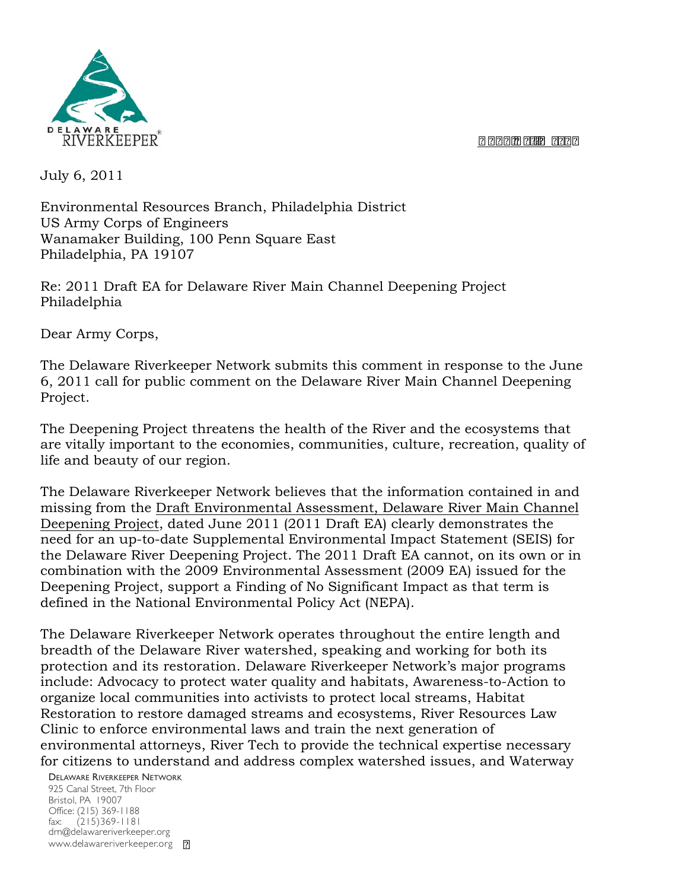July 6, 2011

Environmental Resources Branch, Philadelphia District
US Army Corps of Engineers
Wanamaker Building, 100 Penn Square East
Philadelphia, PA 19107

Re: 2011 Draft EA for Delaware River Main Channel Deepening Project
Philadelphia

Dear Army Corps,

The Delaware Riverkeeper Network submits this comment in response to the June 6, 2011 call for public comment on the Delaware River Main Channel Deepening Project.

The Deepening Project threatens the health of the River and the ecosystems that are vitally important to the economies, communities, culture, recreation, quality of life and beauty of our region.

The Delaware Riverkeeper Network believes that the information contained in and missing from the Draft Environmental Assessment, Delaware River Main Channel Deepening Project, dated June 2011 (2011 Draft EA) clearly demonstrates the need for an up-to-date Supplemental Environmental Impact Statement (SEIS) for the Delaware River Deepening Project. The 2011 Draft EA cannot, on its own or in combination with the 2009 Environmental Assessment (2009 EA) issued for the Deepening Project, support a Finding of No Significant Impact as that term is defined in the National Environmental Policy Act (NEPA).

The Delaware Riverkeeper Network operates throughout the entire length and breadth of the Delaware River watershed, speaking and working for both its protection and its restoration. Delaware Riverkeeper Network's major programs include: Advocacy to protect water quality and habitats, Awareness-to-Action to organize local communities into activists to protect local streams, Habitat Restoration to restore damaged streams and ecosystems, River Resources Law Clinic to enforce environmental laws and train the next generation of environmental attorneys, River Tech to provide the technical expertise necessary for citizens to understand and address complex watershed issues, and Waterway

DELAWARE RIVERKEEPER NETWORK
925 Canal Street, 7th Floor
Bristol, PA 19007
Office: (215) 369-1188
fax: (215)369-1181
drn@delawareriverkeeper.org
www.delawareriverkeeper.org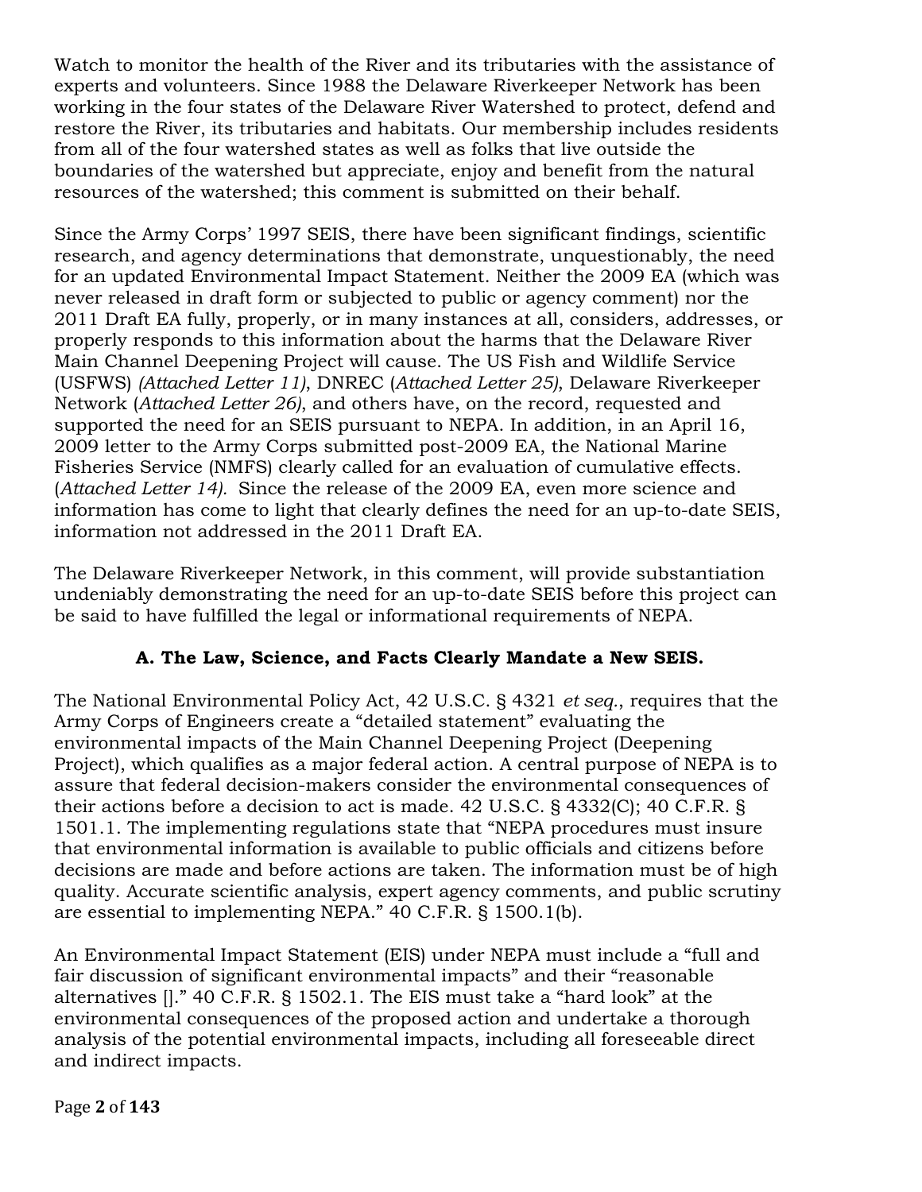Watch to monitor the health of the River and its tributaries with the assistance of experts and volunteers. Since 1988 the Delaware Riverkeeper Network has been working in the four states of the Delaware River Watershed to protect, defend and restore the River, its tributaries and habitats. Our membership includes residents from all of the four watershed states as well as folks that live outside the boundaries of the watershed but appreciate, enjoy and benefit from the natural resources of the watershed; this comment is submitted on their behalf.

Since the Army Corps' 1997 SEIS, there have been significant findings, scientific research, and agency determinations that demonstrate, unquestionably, the need for an updated Environmental Impact Statement. Neither the 2009 EA (which was never released in draft form or subjected to public or agency comment) nor the 2011 Draft EA fully, properly, or in many instances at all, considers, addresses, or properly responds to this information about the harms that the Delaware River Main Channel Deepening Project will cause. The US Fish and Wildlife Service (USFWS) *(Attached Letter 11)*, DNREC (*Attached Letter 25)*, Delaware Riverkeeper Network (*Attached Letter 26)*, and others have, on the record, requested and supported the need for an SEIS pursuant to NEPA. In addition, in an April 16, 2009 letter to the Army Corps submitted post-2009 EA, the National Marine Fisheries Service (NMFS) clearly called for an evaluation of cumulative effects. (*Attached Letter 14).* Since the release of the 2009 EA, even more science and information has come to light that clearly defines the need for an up-to-date SEIS, information not addressed in the 2011 Draft EA.

The Delaware Riverkeeper Network, in this comment, will provide substantiation undeniably demonstrating the need for an up-to-date SEIS before this project can be said to have fulfilled the legal or informational requirements of NEPA.

### A. The Law, Science, and Facts Clearly Mandate a New SEIS.

The National Environmental Policy Act, 42 U.S.C. § 4321 *et seq.*, requires that the Army Corps of Engineers create a "detailed statement" evaluating the environmental impacts of the Main Channel Deepening Project (Deepening Project), which qualifies as a major federal action. A central purpose of NEPA is to assure that federal decision-makers consider the environmental consequences of their actions before a decision to act is made. 42 U.S.C. § 4332(C); 40 C.F.R. § 1501.1. The implementing regulations state that "NEPA procedures must insure that environmental information is available to public officials and citizens before decisions are made and before actions are taken. The information must be of high quality. Accurate scientific analysis, expert agency comments, and public scrutiny are essential to implementing NEPA." 40 C.F.R. § 1500.1(b).

An Environmental Impact Statement (EIS) under NEPA must include a "full and fair discussion of significant environmental impacts" and their "reasonable alternatives []." 40 C.F.R. § 1502.1. The EIS must take a "hard look" at the environmental consequences of the proposed action and undertake a thorough analysis of the potential environmental impacts, including all foreseeable direct and indirect impacts.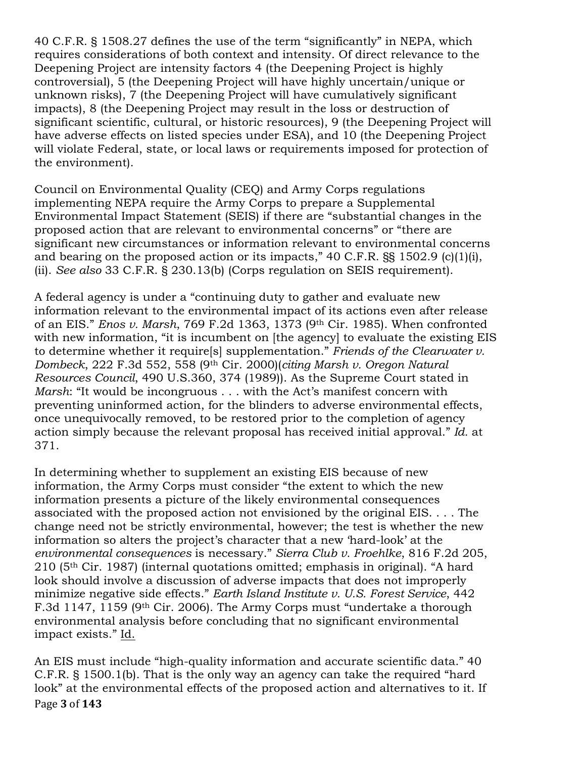40 C.F.R. § 1508.27 defines the use of the term "significantly" in NEPA, which requires considerations of both context and intensity. Of direct relevance to the Deepening Project are intensity factors 4 (the Deepening Project is highly controversial), 5 (the Deepening Project will have highly uncertain/unique or unknown risks), 7 (the Deepening Project will have cumulatively significant impacts), 8 (the Deepening Project may result in the loss or destruction of significant scientific, cultural, or historic resources), 9 (the Deepening Project will have adverse effects on listed species under ESA), and 10 (the Deepening Project will violate Federal, state, or local laws or requirements imposed for protection of the environment).

Council on Environmental Quality (CEQ) and Army Corps regulations implementing NEPA require the Army Corps to prepare a Supplemental Environmental Impact Statement (SEIS) if there are "substantial changes in the proposed action that are relevant to environmental concerns" or "there are significant new circumstances or information relevant to environmental concerns and bearing on the proposed action or its impacts," 40 C.F.R. §§ 1502.9 (c)(1)(i), (ii). *See also* 33 C.F.R. § 230.13(b) (Corps regulation on SEIS requirement).

A federal agency is under a "continuing duty to gather and evaluate new information relevant to the environmental impact of its actions even after release of an EIS." *Enos v. Marsh*, 769 F.2d 1363, 1373 (9th Cir. 1985). When confronted with new information, "it is incumbent on [the agency] to evaluate the existing EIS to determine whether it require[s] supplementation." *Friends of the Clearwater v. Dombeck*, 222 F.3d 552, 558 (9th Cir. 2000)(*citing Marsh v. Oregon Natural Resources Council*, 490 U.S.360, 374 (1989)). As the Supreme Court stated in *Marsh*: "It would be incongruous . . . with the Act's manifest concern with preventing uninformed action, for the blinders to adverse environmental effects, once unequivocally removed, to be restored prior to the completion of agency action simply because the relevant proposal has received initial approval." *Id.* at 371.

In determining whether to supplement an existing EIS because of new information, the Army Corps must consider "the extent to which the new information presents a picture of the likely environmental consequences associated with the proposed action not envisioned by the original EIS. . . . The change need not be strictly environmental, however; the test is whether the new information so alters the project's character that a new 'hard-look' at the *environmental consequences* is necessary." *Sierra Club v. Froehlke*, 816 F.2d 205, 210 (5th Cir. 1987) (internal quotations omitted; emphasis in original). "A hard look should involve a discussion of adverse impacts that does not improperly minimize negative side effects." *Earth Island Institute v. U.S. Forest Service*, 442 F.3d 1147, 1159 (9th Cir. 2006). The Army Corps must "undertake a thorough environmental analysis before concluding that no significant environmental impact exists." Id.

An EIS must include "high-quality information and accurate scientific data." 40 C.F.R. § 1500.1(b). That is the only way an agency can take the required "hard look" at the environmental effects of the proposed action and alternatives to it. If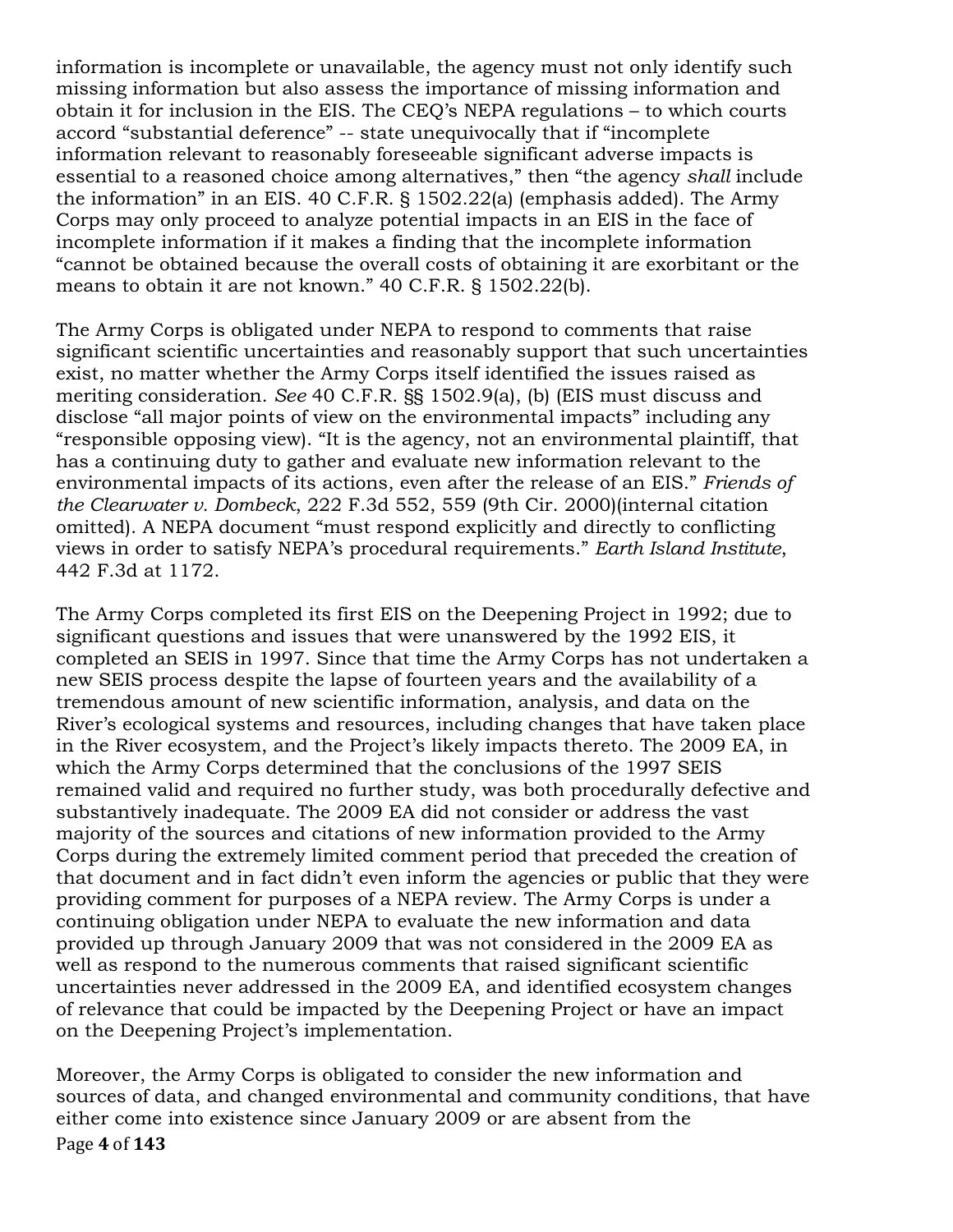information is incomplete or unavailable, the agency must not only identify such missing information but also assess the importance of missing information and obtain it for inclusion in the EIS. The CEQ's NEPA regulations – to which courts accord "substantial deference" -- state unequivocally that if "incomplete information relevant to reasonably foreseeable significant adverse impacts is essential to a reasoned choice among alternatives," then "the agency *shall* include the information" in an EIS. 40 C.F.R. § 1502.22(a) (emphasis added). The Army Corps may only proceed to analyze potential impacts in an EIS in the face of incomplete information if it makes a finding that the incomplete information "cannot be obtained because the overall costs of obtaining it are exorbitant or the means to obtain it are not known." 40 C.F.R. § 1502.22(b).

The Army Corps is obligated under NEPA to respond to comments that raise significant scientific uncertainties and reasonably support that such uncertainties exist, no matter whether the Army Corps itself identified the issues raised as meriting consideration. *See* 40 C.F.R. §§ 1502.9(a), (b) (EIS must discuss and disclose "all major points of view on the environmental impacts" including any "responsible opposing view). "It is the agency, not an environmental plaintiff, that has a continuing duty to gather and evaluate new information relevant to the environmental impacts of its actions, even after the release of an EIS." *Friends of the Clearwater v. Dombeck*, 222 F.3d 552, 559 (9th Cir. 2000)(internal citation omitted). A NEPA document "must respond explicitly and directly to conflicting views in order to satisfy NEPA's procedural requirements." *Earth Island Institute*, 442 F.3d at 1172.

The Army Corps completed its first EIS on the Deepening Project in 1992; due to significant questions and issues that were unanswered by the 1992 EIS, it completed an SEIS in 1997. Since that time the Army Corps has not undertaken a new SEIS process despite the lapse of fourteen years and the availability of a tremendous amount of new scientific information, analysis, and data on the River's ecological systems and resources, including changes that have taken place in the River ecosystem, and the Project's likely impacts thereto. The 2009 EA, in which the Army Corps determined that the conclusions of the 1997 SEIS remained valid and required no further study, was both procedurally defective and substantively inadequate. The 2009 EA did not consider or address the vast majority of the sources and citations of new information provided to the Army Corps during the extremely limited comment period that preceded the creation of that document and in fact didn't even inform the agencies or public that they were providing comment for purposes of a NEPA review. The Army Corps is under a continuing obligation under NEPA to evaluate the new information and data provided up through January 2009 that was not considered in the 2009 EA as well as respond to the numerous comments that raised significant scientific uncertainties never addressed in the 2009 EA, and identified ecosystem changes of relevance that could be impacted by the Deepening Project or have an impact on the Deepening Project's implementation.

Moreover, the Army Corps is obligated to consider the new information and sources of data, and changed environmental and community conditions, that have either come into existence since January 2009 or are absent from the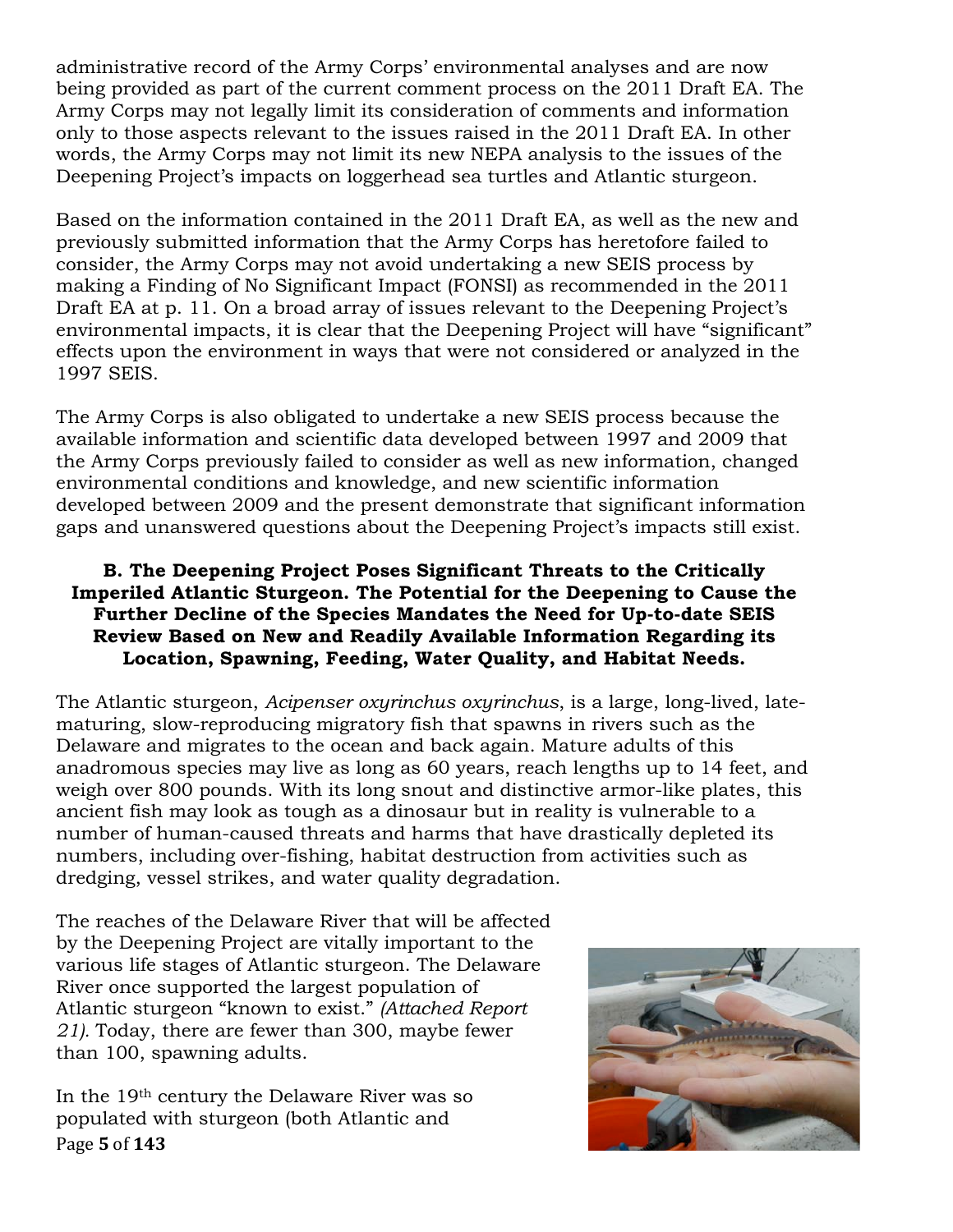administrative record of the Army Corps' environmental analyses and are now being provided as part of the current comment process on the 2011 Draft EA. The Army Corps may not legally limit its consideration of comments and information only to those aspects relevant to the issues raised in the 2011 Draft EA. In other words, the Army Corps may not limit its new NEPA analysis to the issues of the Deepening Project's impacts on loggerhead sea turtles and Atlantic sturgeon.

Based on the information contained in the 2011 Draft EA, as well as the new and previously submitted information that the Army Corps has heretofore failed to consider, the Army Corps may not avoid undertaking a new SEIS process by making a Finding of No Significant Impact (FONSI) as recommended in the 2011 Draft EA at p. 11. On a broad array of issues relevant to the Deepening Project's environmental impacts, it is clear that the Deepening Project will have "significant" effects upon the environment in ways that were not considered or analyzed in the 1997 SEIS.

The Army Corps is also obligated to undertake a new SEIS process because the available information and scientific data developed between 1997 and 2009 that the Army Corps previously failed to consider as well as new information, changed environmental conditions and knowledge, and new scientific information developed between 2009 and the present demonstrate that significant information gaps and unanswered questions about the Deepening Project's impacts still exist.

### B. The Deepening Project Poses Significant Threats to the Critically Imperiled Atlantic Sturgeon. The Potential for the Deepening to Cause the Further Decline of the Species Mandates the Need for Up-to-date SEIS Review Based on New and Readily Available Information Regarding its Location, Spawning, Feeding, Water Quality, and Habitat Needs.

The Atlantic sturgeon, *Acipenser oxyrinchus oxyrinchus*, is a large, long-lived, late-maturing, slow-reproducing migratory fish that spawns in rivers such as the Delaware and migrates to the ocean and back again. Mature adults of this anadromous species may live as long as 60 years, reach lengths up to 14 feet, and weigh over 800 pounds. With its long snout and distinctive armor-like plates, this ancient fish may look as tough as a dinosaur but in reality is vulnerable to a number of human-caused threats and harms that have drastically depleted its numbers, including over-fishing, habitat destruction from activities such as dredging, vessel strikes, and water quality degradation.

The reaches of the Delaware River that will be affected by the Deepening Project are vitally important to the various life stages of Atlantic sturgeon. The Delaware River once supported the largest population of Atlantic sturgeon "known to exist." *(Attached Report 21).* Today, there are fewer than 300, maybe fewer than 100, spawning adults.

In the 19th century the Delaware River was so populated with sturgeon (both Atlantic and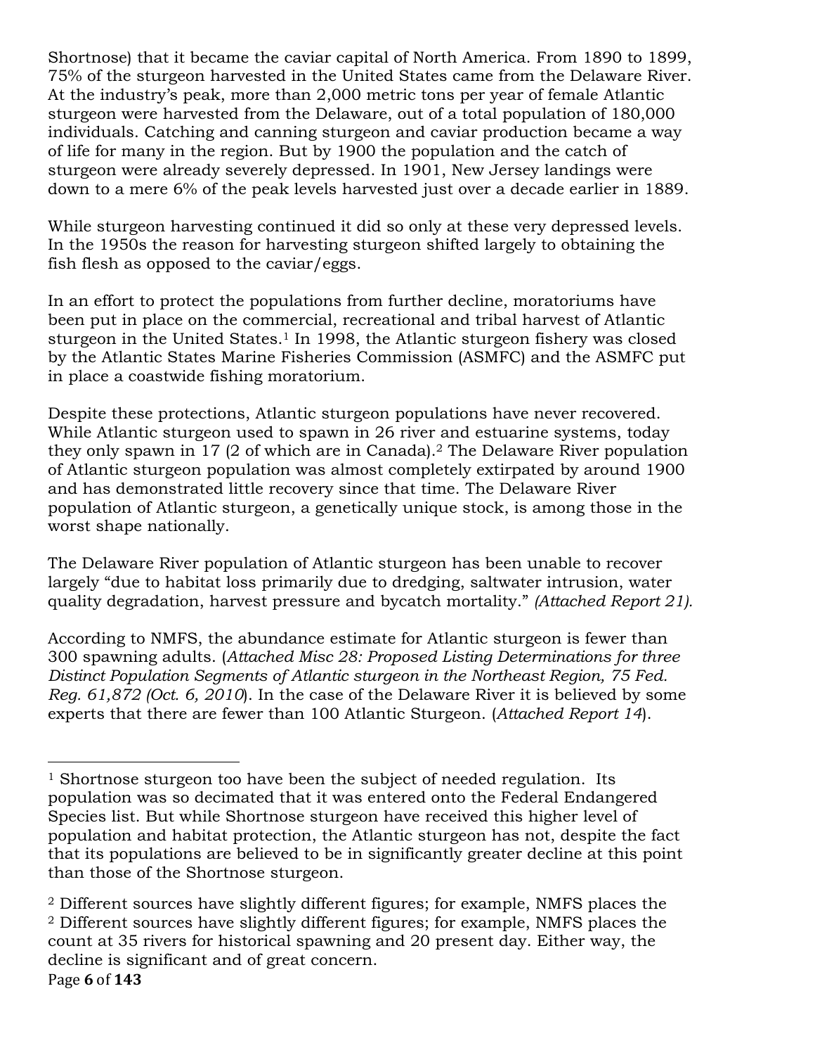Shortnose) that it became the caviar capital of North America. From 1890 to 1899, 75% of the sturgeon harvested in the United States came from the Delaware River. At the industry's peak, more than 2,000 metric tons per year of female Atlantic sturgeon were harvested from the Delaware, out of a total population of 180,000 individuals. Catching and canning sturgeon and caviar production became a way of life for many in the region. But by 1900 the population and the catch of sturgeon were already severely depressed. In 1901, New Jersey landings were down to a mere 6% of the peak levels harvested just over a decade earlier in 1889.

While sturgeon harvesting continued it did so only at these very depressed levels. In the 1950s the reason for harvesting sturgeon shifted largely to obtaining the fish flesh as opposed to the caviar/eggs.

In an effort to protect the populations from further decline, moratoriums have been put in place on the commercial, recreational and tribal harvest of Atlantic sturgeon in the United States.[1] In 1998, the Atlantic sturgeon fishery was closed by the Atlantic States Marine Fisheries Commission (ASMFC) and the ASMFC put in place a coastwide fishing moratorium.

Despite these protections, Atlantic sturgeon populations have never recovered. While Atlantic sturgeon used to spawn in 26 river and estuarine systems, today they only spawn in 17 (2 of which are in Canada).[2] The Delaware River population of Atlantic sturgeon population was almost completely extirpated by around 1900 and has demonstrated little recovery since that time. The Delaware River population of Atlantic sturgeon, a genetically unique stock, is among those in the worst shape nationally.

The Delaware River population of Atlantic sturgeon has been unable to recover largely "due to habitat loss primarily due to dredging, saltwater intrusion, water quality degradation, harvest pressure and bycatch mortality." *(Attached Report 21).*

According to NMFS, the abundance estimate for Atlantic sturgeon is fewer than 300 spawning adults. (*Attached Misc 28: Proposed Listing Determinations for three Distinct Population Segments of Atlantic sturgeon in the Northeast Region, 75 Fed. Reg. 61,872 (Oct. 6, 2010*). In the case of the Delaware River it is believed by some experts that there are fewer than 100 Atlantic Sturgeon. (*Attached Report 14*).

---

[1] Shortnose sturgeon too have been the subject of needed regulation. Its population was so decimated that it was entered onto the Federal Endangered Species list. But while Shortnose sturgeon have received this higher level of population and habitat protection, the Atlantic sturgeon has not, despite the fact that its populations are believed to be in significantly greater decline at this point than those of the Shortnose sturgeon.

[2] Different sources have slightly different figures; for example, NMFS places the
[2] Different sources have slightly different figures; for example, NMFS places the count at 35 rivers for historical spawning and 20 present day. Either way, the decline is significant and of great concern.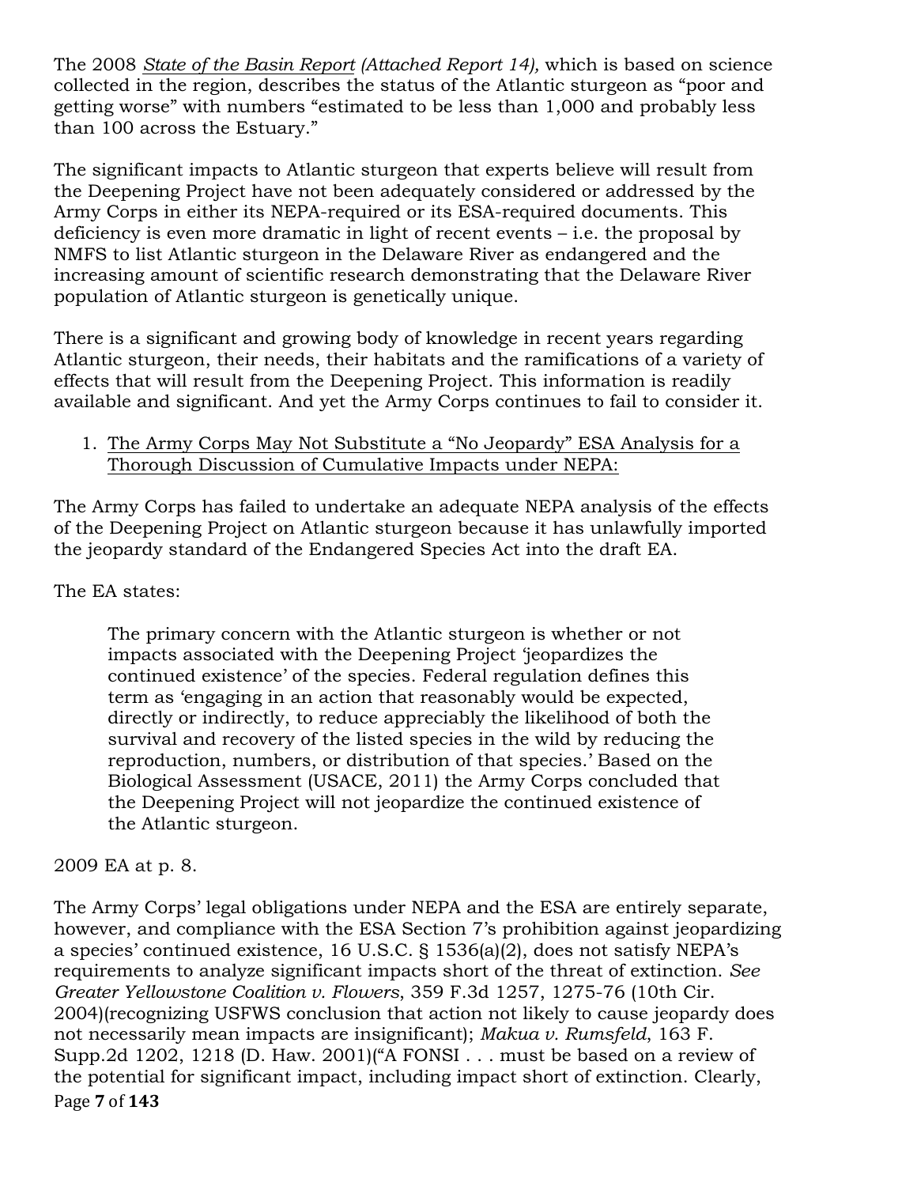The 2008 *State of the Basin Report (Attached Report 14),* which is based on science collected in the region, describes the status of the Atlantic sturgeon as "poor and getting worse" with numbers "estimated to be less than 1,000 and probably less than 100 across the Estuary."

The significant impacts to Atlantic sturgeon that experts believe will result from the Deepening Project have not been adequately considered or addressed by the Army Corps in either its NEPA-required or its ESA-required documents. This deficiency is even more dramatic in light of recent events – i.e. the proposal by NMFS to list Atlantic sturgeon in the Delaware River as endangered and the increasing amount of scientific research demonstrating that the Delaware River population of Atlantic sturgeon is genetically unique.

There is a significant and growing body of knowledge in recent years regarding Atlantic sturgeon, their needs, their habitats and the ramifications of a variety of effects that will result from the Deepening Project. This information is readily available and significant. And yet the Army Corps continues to fail to consider it.

1. <u>The Army Corps May Not Substitute a "No Jeopardy" ESA Analysis for a Thorough Discussion of Cumulative Impacts under NEPA:</u>

The Army Corps has failed to undertake an adequate NEPA analysis of the effects of the Deepening Project on Atlantic sturgeon because it has unlawfully imported the jeopardy standard of the Endangered Species Act into the draft EA.

The EA states:

> The primary concern with the Atlantic sturgeon is whether or not impacts associated with the Deepening Project 'jeopardizes the continued existence' of the species. Federal regulation defines this term as 'engaging in an action that reasonably would be expected, directly or indirectly, to reduce appreciably the likelihood of both the survival and recovery of the listed species in the wild by reducing the reproduction, numbers, or distribution of that species.' Based on the Biological Assessment (USACE, 2011) the Army Corps concluded that the Deepening Project will not jeopardize the continued existence of the Atlantic sturgeon.

2009 EA at p. 8.

The Army Corps' legal obligations under NEPA and the ESA are entirely separate, however, and compliance with the ESA Section 7's prohibition against jeopardizing a species' continued existence, 16 U.S.C. § 1536(a)(2), does not satisfy NEPA's requirements to analyze significant impacts short of the threat of extinction. *See Greater Yellowstone Coalition v. Flowers*, 359 F.3d 1257, 1275-76 (10th Cir. 2004)(recognizing USFWS conclusion that action not likely to cause jeopardy does not necessarily mean impacts are insignificant); *Makua v. Rumsfeld*, 163 F. Supp.2d 1202, 1218 (D. Haw. 2001)("A FONSI . . . must be based on a review of the potential for significant impact, including impact short of extinction. Clearly,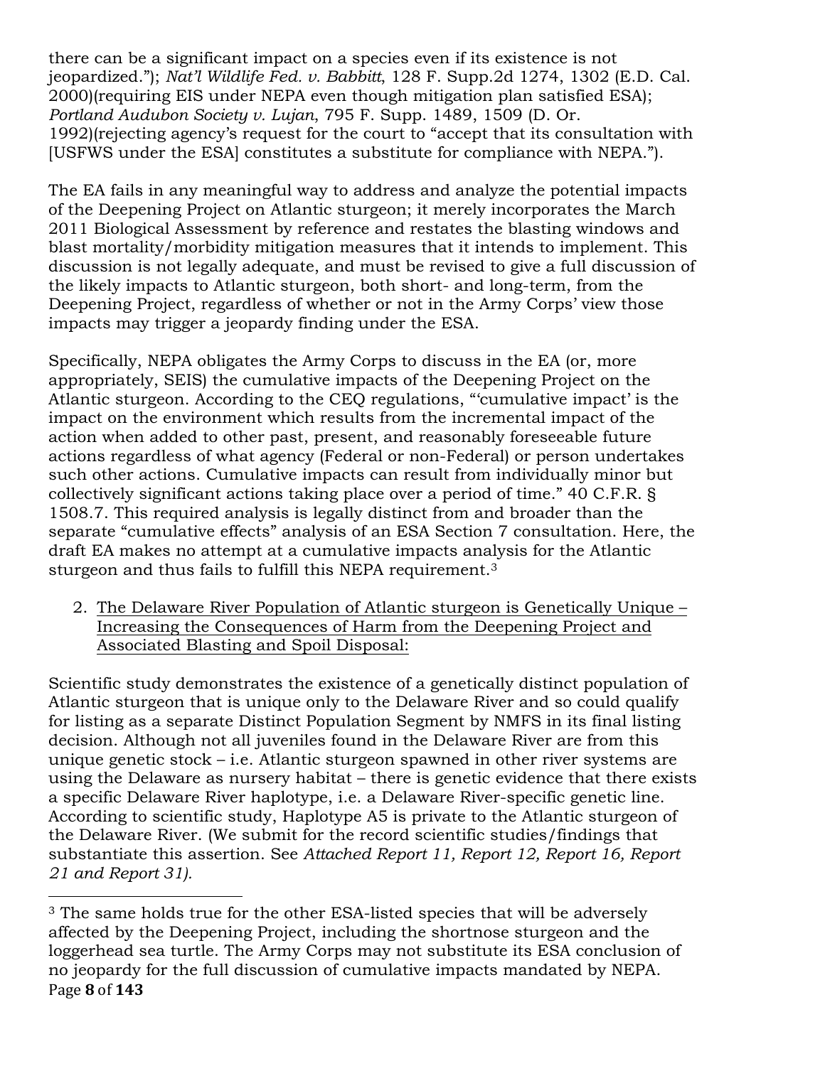there can be a significant impact on a species even if its existence is not jeopardized."); *Nat'l Wildlife Fed. v. Babbitt*, 128 F. Supp.2d 1274, 1302 (E.D. Cal. 2000)(requiring EIS under NEPA even though mitigation plan satisfied ESA); *Portland Audubon Society v. Lujan*, 795 F. Supp. 1489, 1509 (D. Or. 1992)(rejecting agency's request for the court to "accept that its consultation with [USFWS under the ESA] constitutes a substitute for compliance with NEPA.").

The EA fails in any meaningful way to address and analyze the potential impacts of the Deepening Project on Atlantic sturgeon; it merely incorporates the March 2011 Biological Assessment by reference and restates the blasting windows and blast mortality/morbidity mitigation measures that it intends to implement. This discussion is not legally adequate, and must be revised to give a full discussion of the likely impacts to Atlantic sturgeon, both short- and long-term, from the Deepening Project, regardless of whether or not in the Army Corps' view those impacts may trigger a jeopardy finding under the ESA.

Specifically, NEPA obligates the Army Corps to discuss in the EA (or, more appropriately, SEIS) the cumulative impacts of the Deepening Project on the Atlantic sturgeon. According to the CEQ regulations, "'cumulative impact' is the impact on the environment which results from the incremental impact of the action when added to other past, present, and reasonably foreseeable future actions regardless of what agency (Federal or non-Federal) or person undertakes such other actions. Cumulative impacts can result from individually minor but collectively significant actions taking place over a period of time." 40 C.F.R. § 1508.7. This required analysis is legally distinct from and broader than the separate "cumulative effects" analysis of an ESA Section 7 consultation. Here, the draft EA makes no attempt at a cumulative impacts analysis for the Atlantic sturgeon and thus fails to fulfill this NEPA requirement.[3]

2. <u>The Delaware River Population of Atlantic sturgeon is Genetically Unique – Increasing the Consequences of Harm from the Deepening Project and Associated Blasting and Spoil Disposal:</u>

Scientific study demonstrates the existence of a genetically distinct population of Atlantic sturgeon that is unique only to the Delaware River and so could qualify for listing as a separate Distinct Population Segment by NMFS in its final listing decision. Although not all juveniles found in the Delaware River are from this unique genetic stock – i.e. Atlantic sturgeon spawned in other river systems are using the Delaware as nursery habitat – there is genetic evidence that there exists a specific Delaware River haplotype, i.e. a Delaware River-specific genetic line. According to scientific study, Haplotype A5 is private to the Atlantic sturgeon of the Delaware River. (We submit for the record scientific studies/findings that substantiate this assertion. See *Attached Report 11, Report 12, Report 16, Report 21 and Report 31).*

---

[3] The same holds true for the other ESA-listed species that will be adversely affected by the Deepening Project, including the shortnose sturgeon and the loggerhead sea turtle. The Army Corps may not substitute its ESA conclusion of no jeopardy for the full discussion of cumulative impacts mandated by NEPA.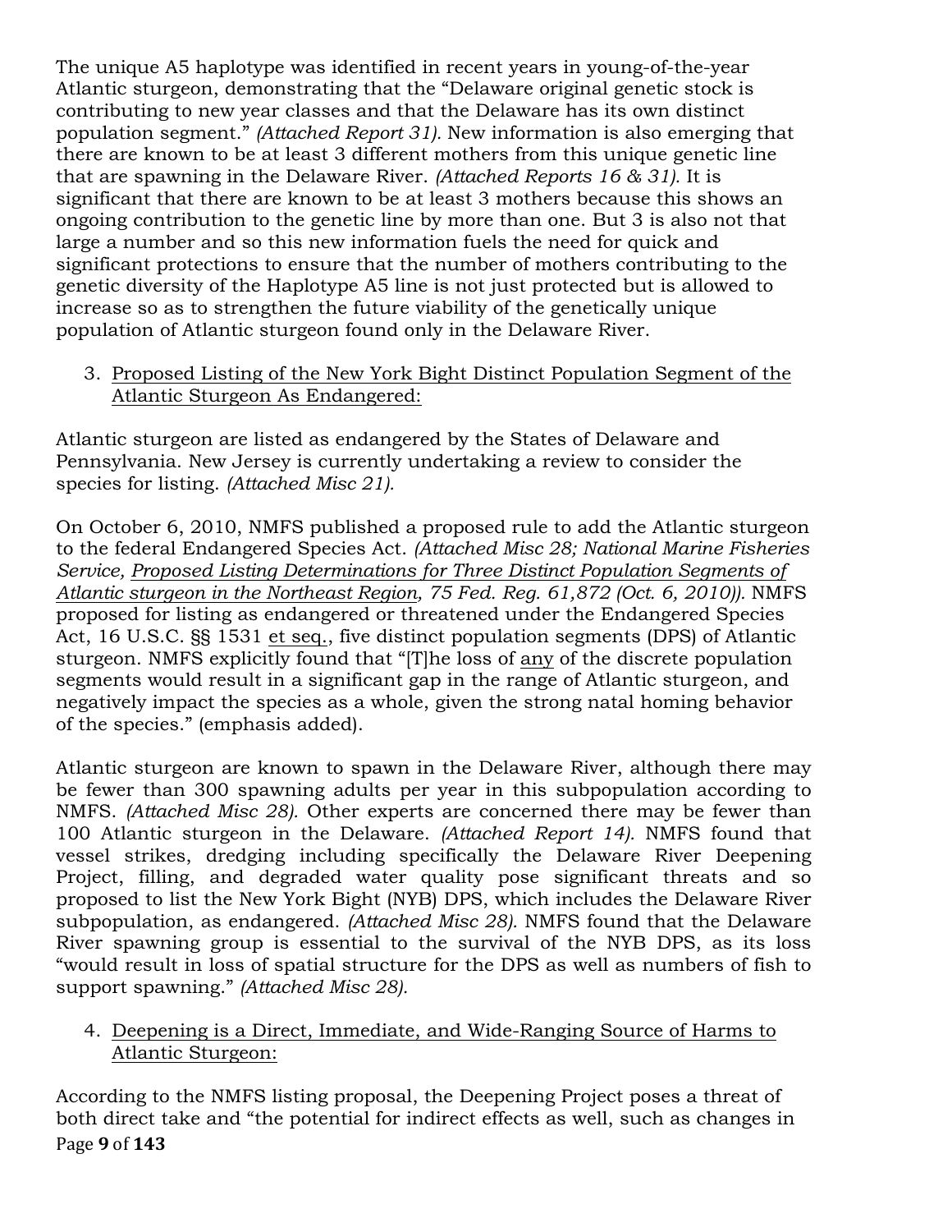The unique A5 haplotype was identified in recent years in young-of-the-year Atlantic sturgeon, demonstrating that the "Delaware original genetic stock is contributing to new year classes and that the Delaware has its own distinct population segment." *(Attached Report 31).* New information is also emerging that there are known to be at least 3 different mothers from this unique genetic line that are spawning in the Delaware River. *(Attached Reports 16 & 31).* It is significant that there are known to be at least 3 mothers because this shows an ongoing contribution to the genetic line by more than one. But 3 is also not that large a number and so this new information fuels the need for quick and significant protections to ensure that the number of mothers contributing to the genetic diversity of the Haplotype A5 line is not just protected but is allowed to increase so as to strengthen the future viability of the genetically unique population of Atlantic sturgeon found only in the Delaware River.

3. <u>Proposed Listing of the New York Bight Distinct Population Segment of the Atlantic Sturgeon As Endangered:</u>

Atlantic sturgeon are listed as endangered by the States of Delaware and Pennsylvania. New Jersey is currently undertaking a review to consider the species for listing. *(Attached Misc 21).*

On October 6, 2010, NMFS published a proposed rule to add the Atlantic sturgeon to the federal Endangered Species Act. *(Attached Misc 28; National Marine Fisheries Service, <u>Proposed Listing Determinations for Three Distinct Population Segments of Atlantic sturgeon in the Northeast Region</u>, 75 Fed. Reg. 61,872 (Oct. 6, 2010)).* NMFS proposed for listing as endangered or threatened under the Endangered Species Act, 16 U.S.C. §§ 1531 <u>et seq.</u>, five distinct population segments (DPS) of Atlantic sturgeon. NMFS explicitly found that "[T]he loss of <u>any</u> of the discrete population segments would result in a significant gap in the range of Atlantic sturgeon, and negatively impact the species as a whole, given the strong natal homing behavior of the species." (emphasis added).

Atlantic sturgeon are known to spawn in the Delaware River, although there may be fewer than 300 spawning adults per year in this subpopulation according to NMFS. *(Attached Misc 28).* Other experts are concerned there may be fewer than 100 Atlantic sturgeon in the Delaware. *(Attached Report 14).* NMFS found that vessel strikes, dredging including specifically the Delaware River Deepening Project, filling, and degraded water quality pose significant threats and so proposed to list the New York Bight (NYB) DPS, which includes the Delaware River subpopulation, as endangered. *(Attached Misc 28).* NMFS found that the Delaware River spawning group is essential to the survival of the NYB DPS, as its loss "would result in loss of spatial structure for the DPS as well as numbers of fish to support spawning." *(Attached Misc 28).*

4. <u>Deepening is a Direct, Immediate, and Wide-Ranging Source of Harms to Atlantic Sturgeon:</u>

According to the NMFS listing proposal, the Deepening Project poses a threat of both direct take and "the potential for indirect effects as well, such as changes in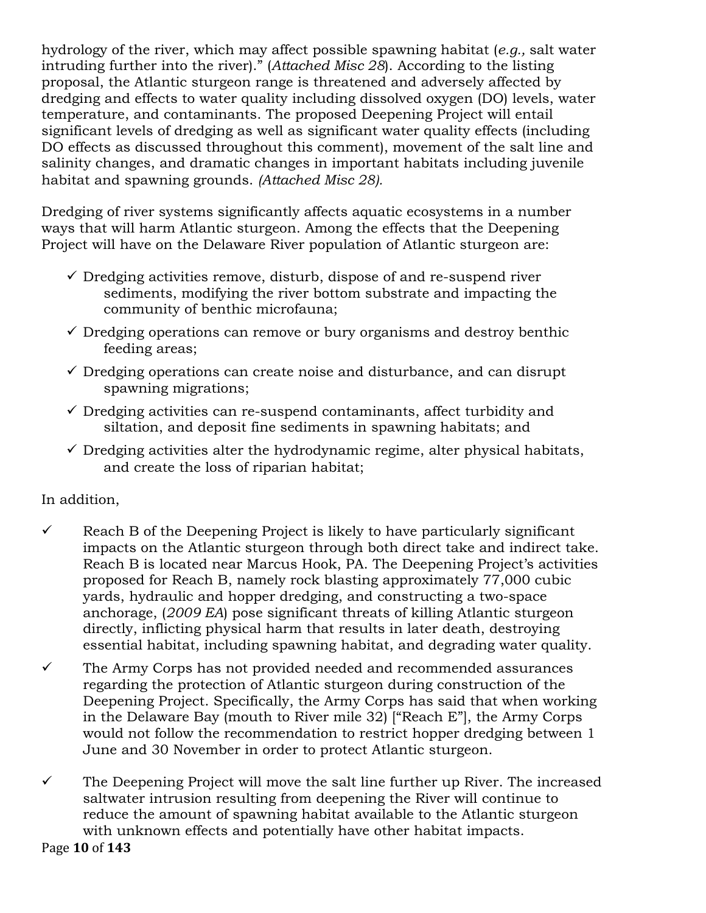hydrology of the river, which may affect possible spawning habitat (*e.g.,* salt water intruding further into the river)." (*Attached Misc 28*). According to the listing proposal, the Atlantic sturgeon range is threatened and adversely affected by dredging and effects to water quality including dissolved oxygen (DO) levels, water temperature, and contaminants. The proposed Deepening Project will entail significant levels of dredging as well as significant water quality effects (including DO effects as discussed throughout this comment), movement of the salt line and salinity changes, and dramatic changes in important habitats including juvenile habitat and spawning grounds. *(Attached Misc 28).*

Dredging of river systems significantly affects aquatic ecosystems in a number ways that will harm Atlantic sturgeon. Among the effects that the Deepening Project will have on the Delaware River population of Atlantic sturgeon are:

- ✓ Dredging activities remove, disturb, dispose of and re-suspend river sediments, modifying the river bottom substrate and impacting the community of benthic microfauna;
- ✓ Dredging operations can remove or bury organisms and destroy benthic feeding areas;
- ✓ Dredging operations can create noise and disturbance, and can disrupt spawning migrations;
- ✓ Dredging activities can re-suspend contaminants, affect turbidity and siltation, and deposit fine sediments in spawning habitats; and
- ✓ Dredging activities alter the hydrodynamic regime, alter physical habitats, and create the loss of riparian habitat;

In addition,

- ✓ Reach B of the Deepening Project is likely to have particularly significant impacts on the Atlantic sturgeon through both direct take and indirect take. Reach B is located near Marcus Hook, PA. The Deepening Project's activities proposed for Reach B, namely rock blasting approximately 77,000 cubic yards, hydraulic and hopper dredging, and constructing a two-space anchorage, (*2009 EA*) pose significant threats of killing Atlantic sturgeon directly, inflicting physical harm that results in later death, destroying essential habitat, including spawning habitat, and degrading water quality.
- ✓ The Army Corps has not provided needed and recommended assurances regarding the protection of Atlantic sturgeon during construction of the Deepening Project. Specifically, the Army Corps has said that when working in the Delaware Bay (mouth to River mile 32) ["Reach E"], the Army Corps would not follow the recommendation to restrict hopper dredging between 1 June and 30 November in order to protect Atlantic sturgeon.
- ✓ The Deepening Project will move the salt line further up River. The increased saltwater intrusion resulting from deepening the River will continue to reduce the amount of spawning habitat available to the Atlantic sturgeon with unknown effects and potentially have other habitat impacts.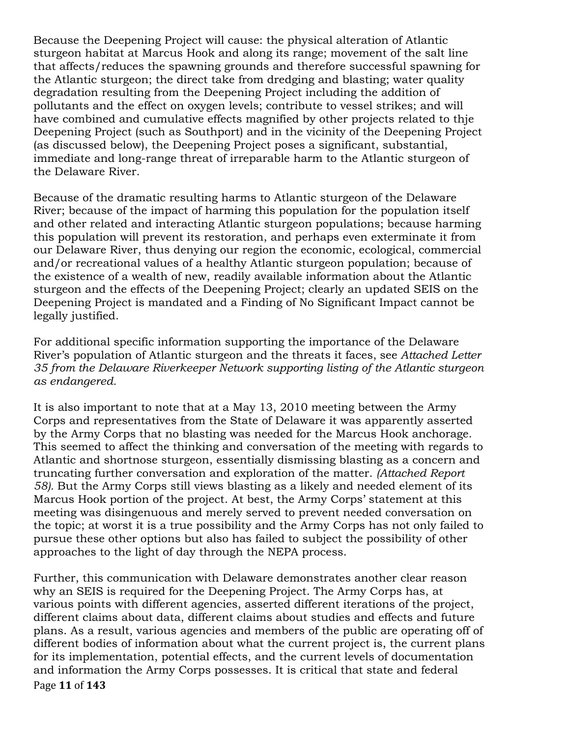Because the Deepening Project will cause: the physical alteration of Atlantic sturgeon habitat at Marcus Hook and along its range; movement of the salt line that affects/reduces the spawning grounds and therefore successful spawning for the Atlantic sturgeon; the direct take from dredging and blasting; water quality degradation resulting from the Deepening Project including the addition of pollutants and the effect on oxygen levels; contribute to vessel strikes; and will have combined and cumulative effects magnified by other projects related to thje Deepening Project (such as Southport) and in the vicinity of the Deepening Project (as discussed below), the Deepening Project poses a significant, substantial, immediate and long-range threat of irreparable harm to the Atlantic sturgeon of the Delaware River.

Because of the dramatic resulting harms to Atlantic sturgeon of the Delaware River; because of the impact of harming this population for the population itself and other related and interacting Atlantic sturgeon populations; because harming this population will prevent its restoration, and perhaps even exterminate it from our Delaware River, thus denying our region the economic, ecological, commercial and/or recreational values of a healthy Atlantic sturgeon population; because of the existence of a wealth of new, readily available information about the Atlantic sturgeon and the effects of the Deepening Project; clearly an updated SEIS on the Deepening Project is mandated and a Finding of No Significant Impact cannot be legally justified.

For additional specific information supporting the importance of the Delaware River's population of Atlantic sturgeon and the threats it faces, see *Attached Letter 35 from the Delaware Riverkeeper Network supporting listing of the Atlantic sturgeon as endangered.*

It is also important to note that at a May 13, 2010 meeting between the Army Corps and representatives from the State of Delaware it was apparently asserted by the Army Corps that no blasting was needed for the Marcus Hook anchorage. This seemed to affect the thinking and conversation of the meeting with regards to Atlantic and shortnose sturgeon, essentially dismissing blasting as a concern and truncating further conversation and exploration of the matter. *(Attached Report 58).* But the Army Corps still views blasting as a likely and needed element of its Marcus Hook portion of the project. At best, the Army Corps' statement at this meeting was disingenuous and merely served to prevent needed conversation on the topic; at worst it is a true possibility and the Army Corps has not only failed to pursue these other options but also has failed to subject the possibility of other approaches to the light of day through the NEPA process.

Further, this communication with Delaware demonstrates another clear reason why an SEIS is required for the Deepening Project. The Army Corps has, at various points with different agencies, asserted different iterations of the project, different claims about data, different claims about studies and effects and future plans. As a result, various agencies and members of the public are operating off of different bodies of information about what the current project is, the current plans for its implementation, potential effects, and the current levels of documentation and information the Army Corps possesses. It is critical that state and federal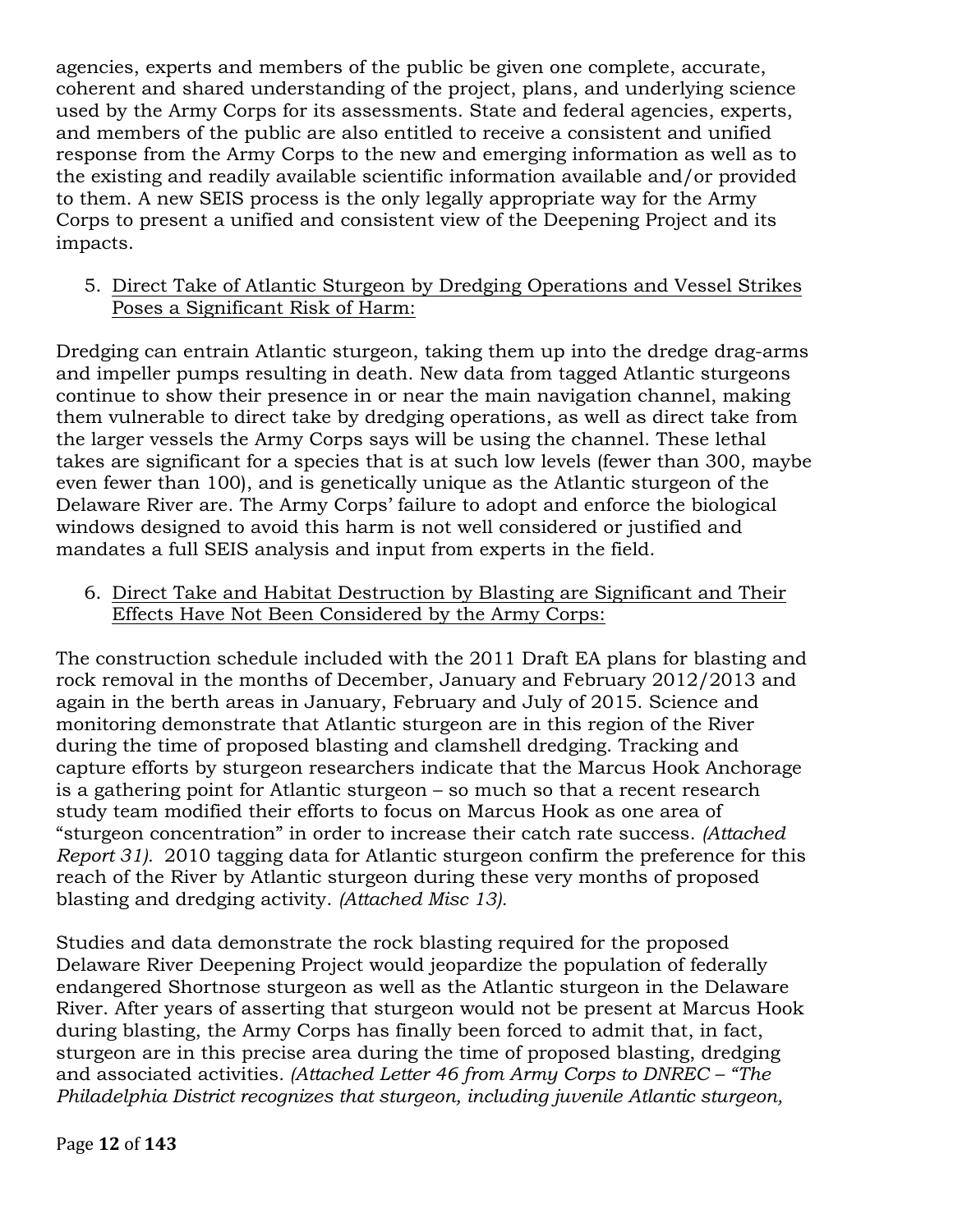agencies, experts and members of the public be given one complete, accurate, coherent and shared understanding of the project, plans, and underlying science used by the Army Corps for its assessments. State and federal agencies, experts, and members of the public are also entitled to receive a consistent and unified response from the Army Corps to the new and emerging information as well as to the existing and readily available scientific information available and/or provided to them. A new SEIS process is the only legally appropriate way for the Army Corps to present a unified and consistent view of the Deepening Project and its impacts.

5. <u>Direct Take of Atlantic Sturgeon by Dredging Operations and Vessel Strikes Poses a Significant Risk of Harm:</u>

Dredging can entrain Atlantic sturgeon, taking them up into the dredge drag-arms and impeller pumps resulting in death. New data from tagged Atlantic sturgeons continue to show their presence in or near the main navigation channel, making them vulnerable to direct take by dredging operations, as well as direct take from the larger vessels the Army Corps says will be using the channel. These lethal takes are significant for a species that is at such low levels (fewer than 300, maybe even fewer than 100), and is genetically unique as the Atlantic sturgeon of the Delaware River are. The Army Corps' failure to adopt and enforce the biological windows designed to avoid this harm is not well considered or justified and mandates a full SEIS analysis and input from experts in the field.

6. <u>Direct Take and Habitat Destruction by Blasting are Significant and Their Effects Have Not Been Considered by the Army Corps:</u>

The construction schedule included with the 2011 Draft EA plans for blasting and rock removal in the months of December, January and February 2012/2013 and again in the berth areas in January, February and July of 2015. Science and monitoring demonstrate that Atlantic sturgeon are in this region of the River during the time of proposed blasting and clamshell dredging. Tracking and capture efforts by sturgeon researchers indicate that the Marcus Hook Anchorage is a gathering point for Atlantic sturgeon – so much so that a recent research study team modified their efforts to focus on Marcus Hook as one area of "sturgeon concentration" in order to increase their catch rate success. *(Attached Report 31).* 2010 tagging data for Atlantic sturgeon confirm the preference for this reach of the River by Atlantic sturgeon during these very months of proposed blasting and dredging activity. *(Attached Misc 13).*

Studies and data demonstrate the rock blasting required for the proposed Delaware River Deepening Project would jeopardize the population of federally endangered Shortnose sturgeon as well as the Atlantic sturgeon in the Delaware River. After years of asserting that sturgeon would not be present at Marcus Hook during blasting, the Army Corps has finally been forced to admit that, in fact, sturgeon are in this precise area during the time of proposed blasting, dredging and associated activities. *(Attached Letter 46 from Army Corps to DNREC – "The Philadelphia District recognizes that sturgeon, including juvenile Atlantic sturgeon,*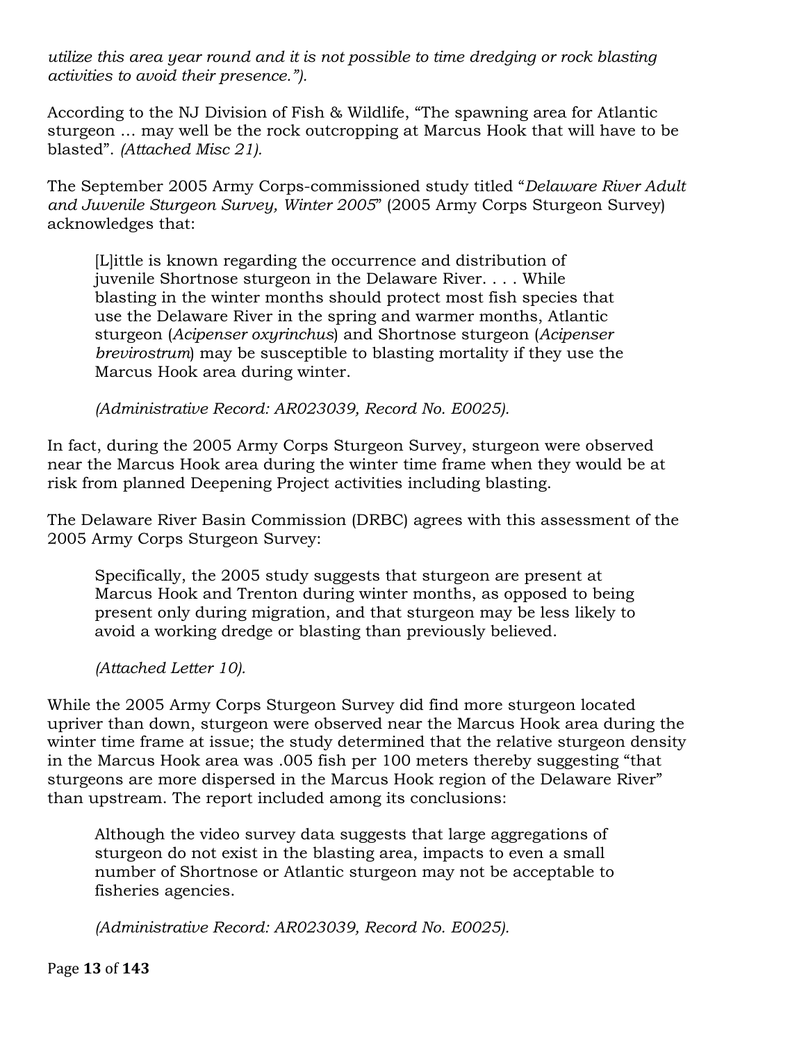*utilize this area year round and it is not possible to time dredging or rock blasting activities to avoid their presence.").*

According to the NJ Division of Fish & Wildlife, "The spawning area for Atlantic sturgeon … may well be the rock outcropping at Marcus Hook that will have to be blasted". *(Attached Misc 21).*

The September 2005 Army Corps-commissioned study titled "*Delaware River Adult and Juvenile Sturgeon Survey, Winter 2005*" (2005 Army Corps Sturgeon Survey) acknowledges that:

> [L]ittle is known regarding the occurrence and distribution of juvenile Shortnose sturgeon in the Delaware River. . . . While blasting in the winter months should protect most fish species that use the Delaware River in the spring and warmer months, Atlantic sturgeon (*Acipenser oxyrinchus*) and Shortnose sturgeon (*Acipenser brevirostrum*) may be susceptible to blasting mortality if they use the Marcus Hook area during winter.
>
> *(Administrative Record: AR023039, Record No. E0025).*

In fact, during the 2005 Army Corps Sturgeon Survey, sturgeon were observed near the Marcus Hook area during the winter time frame when they would be at risk from planned Deepening Project activities including blasting.

The Delaware River Basin Commission (DRBC) agrees with this assessment of the 2005 Army Corps Sturgeon Survey:

> Specifically, the 2005 study suggests that sturgeon are present at Marcus Hook and Trenton during winter months, as opposed to being present only during migration, and that sturgeon may be less likely to avoid a working dredge or blasting than previously believed.
>
> *(Attached Letter 10).*

While the 2005 Army Corps Sturgeon Survey did find more sturgeon located upriver than down, sturgeon were observed near the Marcus Hook area during the winter time frame at issue; the study determined that the relative sturgeon density in the Marcus Hook area was .005 fish per 100 meters thereby suggesting "that sturgeons are more dispersed in the Marcus Hook region of the Delaware River" than upstream. The report included among its conclusions:

> Although the video survey data suggests that large aggregations of sturgeon do not exist in the blasting area, impacts to even a small number of Shortnose or Atlantic sturgeon may not be acceptable to fisheries agencies.
>
> *(Administrative Record: AR023039, Record No. E0025).*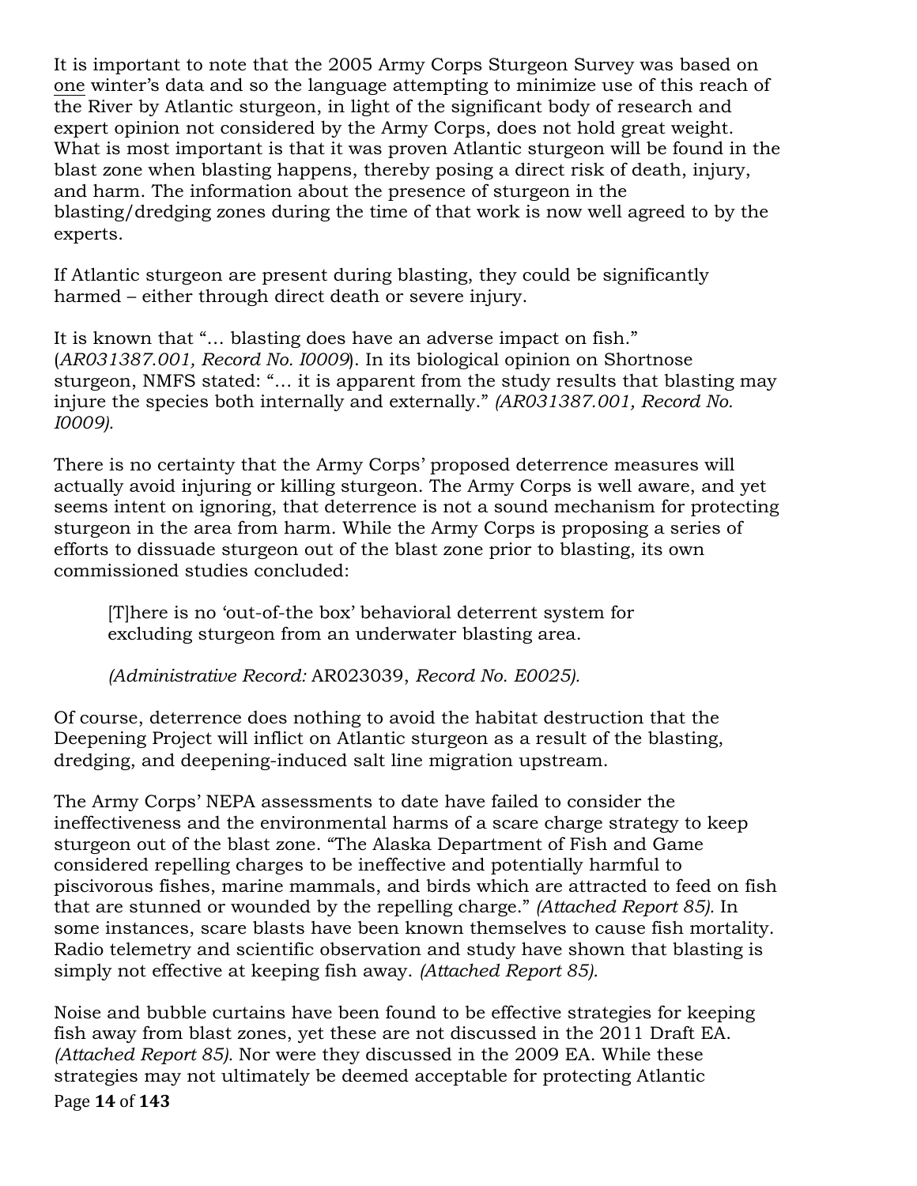It is important to note that the 2005 Army Corps Sturgeon Survey was based on one winter's data and so the language attempting to minimize use of this reach of the River by Atlantic sturgeon, in light of the significant body of research and expert opinion not considered by the Army Corps, does not hold great weight. What is most important is that it was proven Atlantic sturgeon will be found in the blast zone when blasting happens, thereby posing a direct risk of death, injury, and harm. The information about the presence of sturgeon in the blasting/dredging zones during the time of that work is now well agreed to by the experts.

If Atlantic sturgeon are present during blasting, they could be significantly harmed – either through direct death or severe injury.

It is known that "… blasting does have an adverse impact on fish." (*AR031387.001, Record No. I0009*). In its biological opinion on Shortnose sturgeon, NMFS stated: "… it is apparent from the study results that blasting may injure the species both internally and externally." *(AR031387.001, Record No. I0009).*

There is no certainty that the Army Corps' proposed deterrence measures will actually avoid injuring or killing sturgeon. The Army Corps is well aware, and yet seems intent on ignoring, that deterrence is not a sound mechanism for protecting sturgeon in the area from harm. While the Army Corps is proposing a series of efforts to dissuade sturgeon out of the blast zone prior to blasting, its own commissioned studies concluded:

> [T]here is no 'out-of-the box' behavioral deterrent system for excluding sturgeon from an underwater blasting area.
>
> *(Administrative Record:* AR023039, *Record No. E0025).*

Of course, deterrence does nothing to avoid the habitat destruction that the Deepening Project will inflict on Atlantic sturgeon as a result of the blasting, dredging, and deepening-induced salt line migration upstream.

The Army Corps' NEPA assessments to date have failed to consider the ineffectiveness and the environmental harms of a scare charge strategy to keep sturgeon out of the blast zone. "The Alaska Department of Fish and Game considered repelling charges to be ineffective and potentially harmful to piscivorous fishes, marine mammals, and birds which are attracted to feed on fish that are stunned or wounded by the repelling charge." *(Attached Report 85).* In some instances, scare blasts have been known themselves to cause fish mortality. Radio telemetry and scientific observation and study have shown that blasting is simply not effective at keeping fish away. *(Attached Report 85).*

Noise and bubble curtains have been found to be effective strategies for keeping fish away from blast zones, yet these are not discussed in the 2011 Draft EA. *(Attached Report 85).* Nor were they discussed in the 2009 EA. While these strategies may not ultimately be deemed acceptable for protecting Atlantic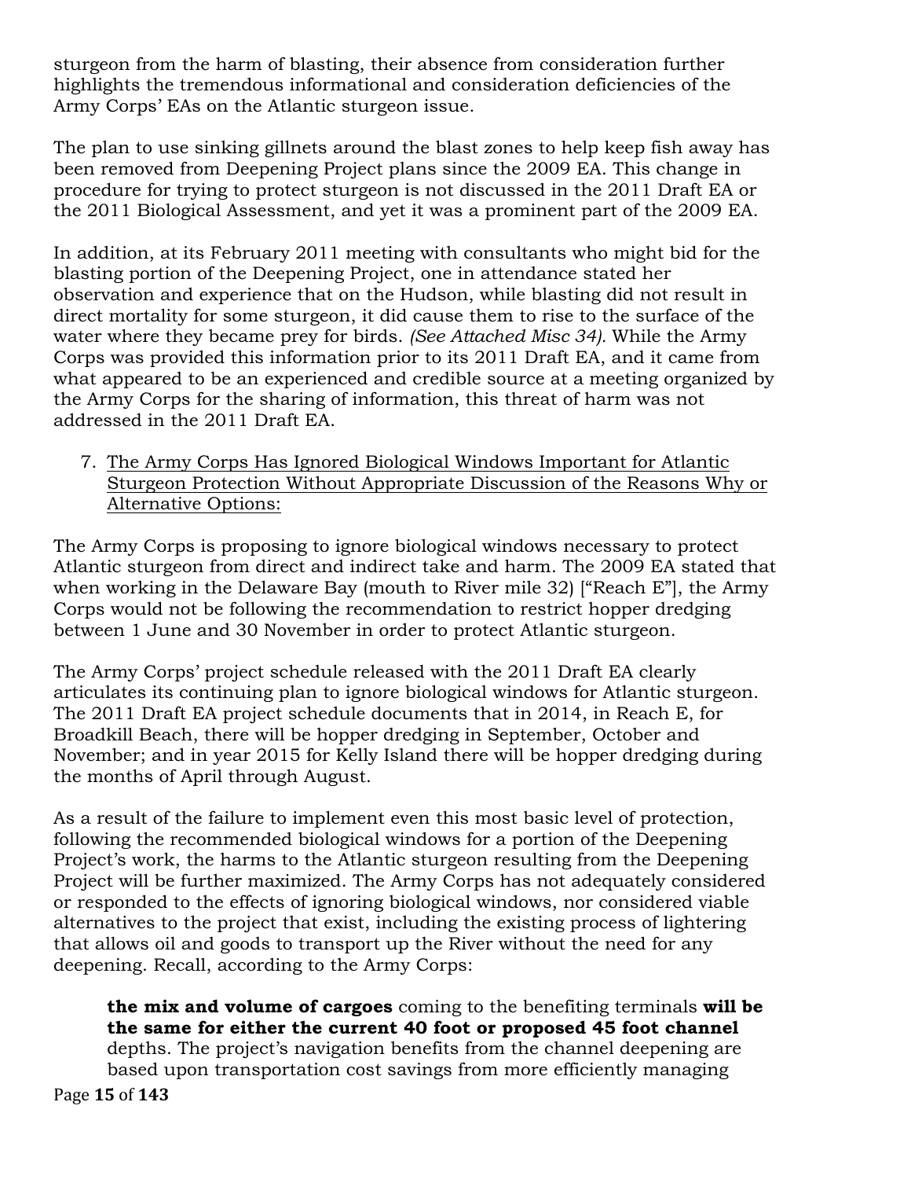sturgeon from the harm of blasting, their absence from consideration further highlights the tremendous informational and consideration deficiencies of the Army Corps' EAs on the Atlantic sturgeon issue.

The plan to use sinking gillnets around the blast zones to help keep fish away has been removed from Deepening Project plans since the 2009 EA. This change in procedure for trying to protect sturgeon is not discussed in the 2011 Draft EA or the 2011 Biological Assessment, and yet it was a prominent part of the 2009 EA.

In addition, at its February 2011 meeting with consultants who might bid for the blasting portion of the Deepening Project, one in attendance stated her observation and experience that on the Hudson, while blasting did not result in direct mortality for some sturgeon, it did cause them to rise to the surface of the water where they became prey for birds. *(See Attached Misc 34).* While the Army Corps was provided this information prior to its 2011 Draft EA, and it came from what appeared to be an experienced and credible source at a meeting organized by the Army Corps for the sharing of information, this threat of harm was not addressed in the 2011 Draft EA.

7. <u>The Army Corps Has Ignored Biological Windows Important for Atlantic Sturgeon Protection Without Appropriate Discussion of the Reasons Why or Alternative Options:</u>

The Army Corps is proposing to ignore biological windows necessary to protect Atlantic sturgeon from direct and indirect take and harm. The 2009 EA stated that when working in the Delaware Bay (mouth to River mile 32) ["Reach E"], the Army Corps would not be following the recommendation to restrict hopper dredging between 1 June and 30 November in order to protect Atlantic sturgeon.

The Army Corps' project schedule released with the 2011 Draft EA clearly articulates its continuing plan to ignore biological windows for Atlantic sturgeon. The 2011 Draft EA project schedule documents that in 2014, in Reach E, for Broadkill Beach, there will be hopper dredging in September, October and November; and in year 2015 for Kelly Island there will be hopper dredging during the months of April through August.

As a result of the failure to implement even this most basic level of protection, following the recommended biological windows for a portion of the Deepening Project's work, the harms to the Atlantic sturgeon resulting from the Deepening Project will be further maximized. The Army Corps has not adequately considered or responded to the effects of ignoring biological windows, nor considered viable alternatives to the project that exist, including the existing process of lightering that allows oil and goods to transport up the River without the need for any deepening. Recall, according to the Army Corps:

> **the mix and volume of cargoes** coming to the benefiting terminals **will be the same for either the current 40 foot or proposed 45 foot channel** depths. The project's navigation benefits from the channel deepening are based upon transportation cost savings from more efficiently managing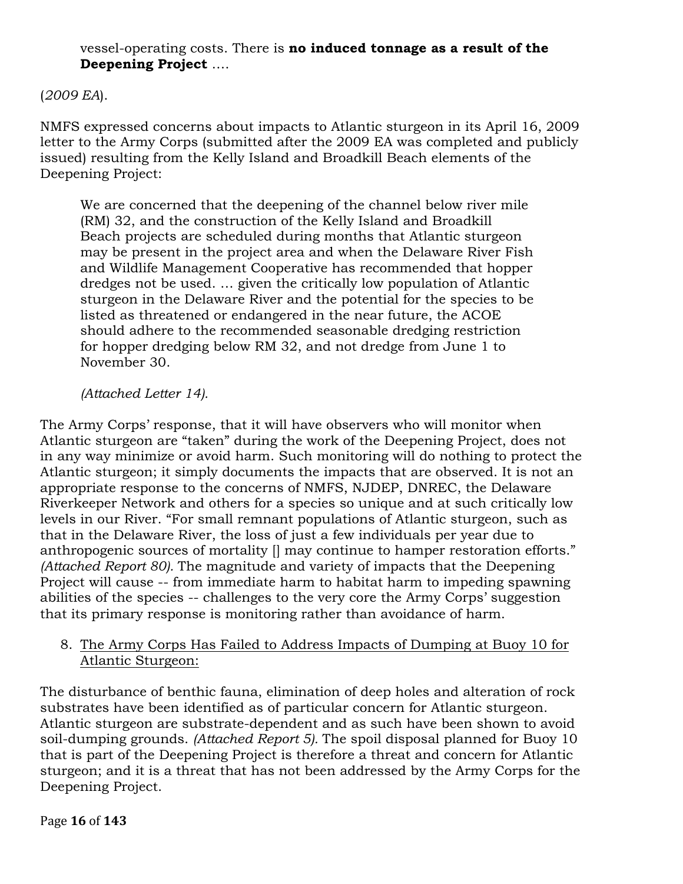> vessel-operating costs. There is **no induced tonnage as a result of the Deepening Project** ….

(*2009 EA*).

NMFS expressed concerns about impacts to Atlantic sturgeon in its April 16, 2009 letter to the Army Corps (submitted after the 2009 EA was completed and publicly issued) resulting from the Kelly Island and Broadkill Beach elements of the Deepening Project:

> We are concerned that the deepening of the channel below river mile (RM) 32, and the construction of the Kelly Island and Broadkill Beach projects are scheduled during months that Atlantic sturgeon may be present in the project area and when the Delaware River Fish and Wildlife Management Cooperative has recommended that hopper dredges not be used. … given the critically low population of Atlantic sturgeon in the Delaware River and the potential for the species to be listed as threatened or endangered in the near future, the ACOE should adhere to the recommended seasonable dredging restriction for hopper dredging below RM 32, and not dredge from June 1 to November 30.
>
> *(Attached Letter 14).*

The Army Corps' response, that it will have observers who will monitor when Atlantic sturgeon are "taken" during the work of the Deepening Project, does not in any way minimize or avoid harm. Such monitoring will do nothing to protect the Atlantic sturgeon; it simply documents the impacts that are observed. It is not an appropriate response to the concerns of NMFS, NJDEP, DNREC, the Delaware Riverkeeper Network and others for a species so unique and at such critically low levels in our River. "For small remnant populations of Atlantic sturgeon, such as that in the Delaware River, the loss of just a few individuals per year due to anthropogenic sources of mortality [] may continue to hamper restoration efforts." *(Attached Report 80).* The magnitude and variety of impacts that the Deepening Project will cause -- from immediate harm to habitat harm to impeding spawning abilities of the species -- challenges to the very core the Army Corps' suggestion that its primary response is monitoring rather than avoidance of harm.

8. <u>The Army Corps Has Failed to Address Impacts of Dumping at Buoy 10 for Atlantic Sturgeon:</u>

The disturbance of benthic fauna, elimination of deep holes and alteration of rock substrates have been identified as of particular concern for Atlantic sturgeon. Atlantic sturgeon are substrate-dependent and as such have been shown to avoid soil-dumping grounds. *(Attached Report 5).* The spoil disposal planned for Buoy 10 that is part of the Deepening Project is therefore a threat and concern for Atlantic sturgeon; and it is a threat that has not been addressed by the Army Corps for the Deepening Project.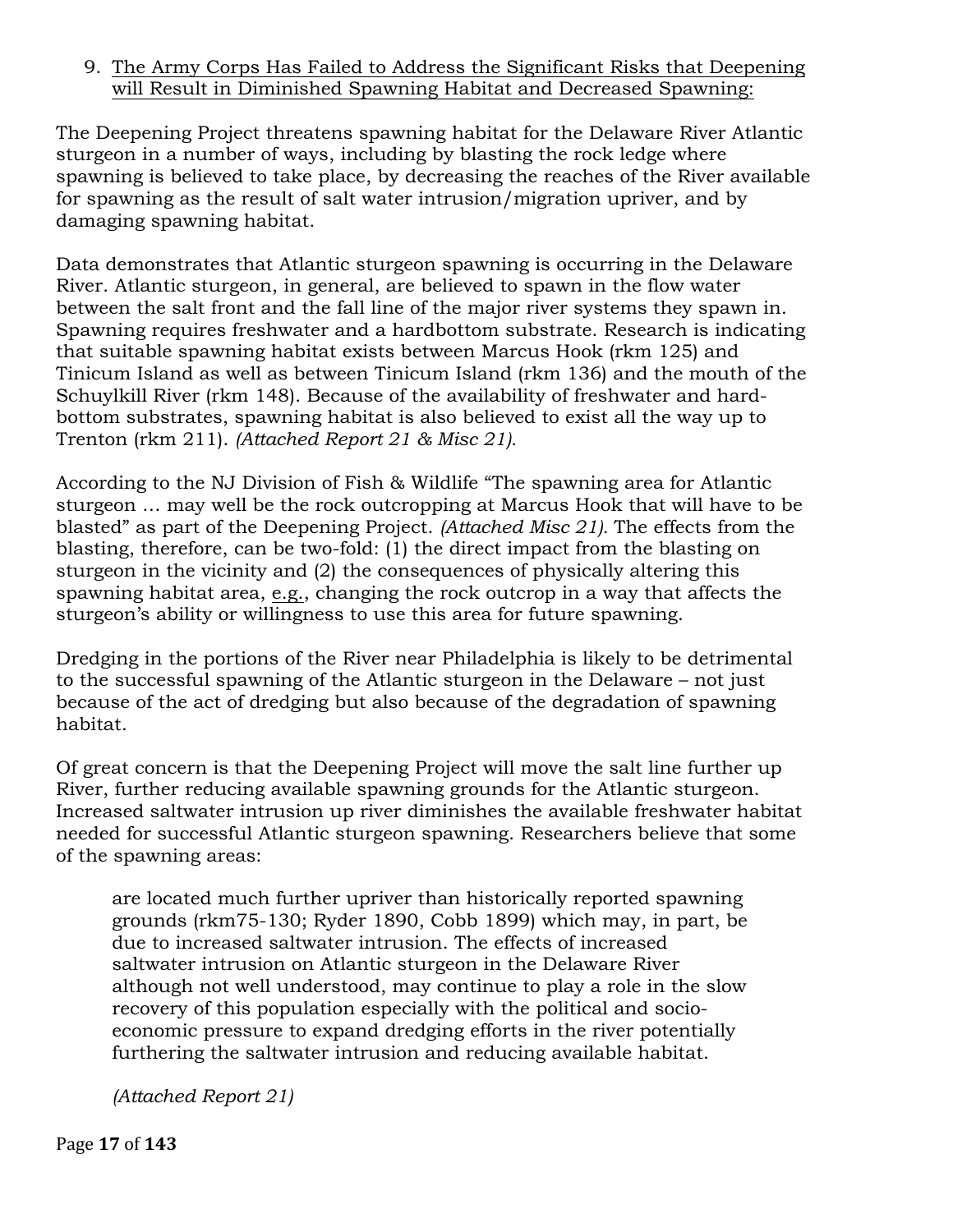9. <u>The Army Corps Has Failed to Address the Significant Risks that Deepening will Result in Diminished Spawning Habitat and Decreased Spawning:</u>

The Deepening Project threatens spawning habitat for the Delaware River Atlantic sturgeon in a number of ways, including by blasting the rock ledge where spawning is believed to take place, by decreasing the reaches of the River available for spawning as the result of salt water intrusion/migration upriver, and by damaging spawning habitat.

Data demonstrates that Atlantic sturgeon spawning is occurring in the Delaware River. Atlantic sturgeon, in general, are believed to spawn in the flow water between the salt front and the fall line of the major river systems they spawn in. Spawning requires freshwater and a hardbottom substrate. Research is indicating that suitable spawning habitat exists between Marcus Hook (rkm 125) and Tinicum Island as well as between Tinicum Island (rkm 136) and the mouth of the Schuylkill River (rkm 148). Because of the availability of freshwater and hard-bottom substrates, spawning habitat is also believed to exist all the way up to Trenton (rkm 211). *(Attached Report 21 & Misc 21).*

According to the NJ Division of Fish & Wildlife "The spawning area for Atlantic sturgeon … may well be the rock outcropping at Marcus Hook that will have to be blasted" as part of the Deepening Project. *(Attached Misc 21).* The effects from the blasting, therefore, can be two-fold: (1) the direct impact from the blasting on sturgeon in the vicinity and (2) the consequences of physically altering this spawning habitat area, <u>e.g.</u>, changing the rock outcrop in a way that affects the sturgeon's ability or willingness to use this area for future spawning.

Dredging in the portions of the River near Philadelphia is likely to be detrimental to the successful spawning of the Atlantic sturgeon in the Delaware – not just because of the act of dredging but also because of the degradation of spawning habitat.

Of great concern is that the Deepening Project will move the salt line further up River, further reducing available spawning grounds for the Atlantic sturgeon. Increased saltwater intrusion up river diminishes the available freshwater habitat needed for successful Atlantic sturgeon spawning. Researchers believe that some of the spawning areas:

> are located much further upriver than historically reported spawning grounds (rkm75-130; Ryder 1890, Cobb 1899) which may, in part, be due to increased saltwater intrusion. The effects of increased saltwater intrusion on Atlantic sturgeon in the Delaware River although not well understood, may continue to play a role in the slow recovery of this population especially with the political and socio-economic pressure to expand dredging efforts in the river potentially furthering the saltwater intrusion and reducing available habitat.
>
> *(Attached Report 21)*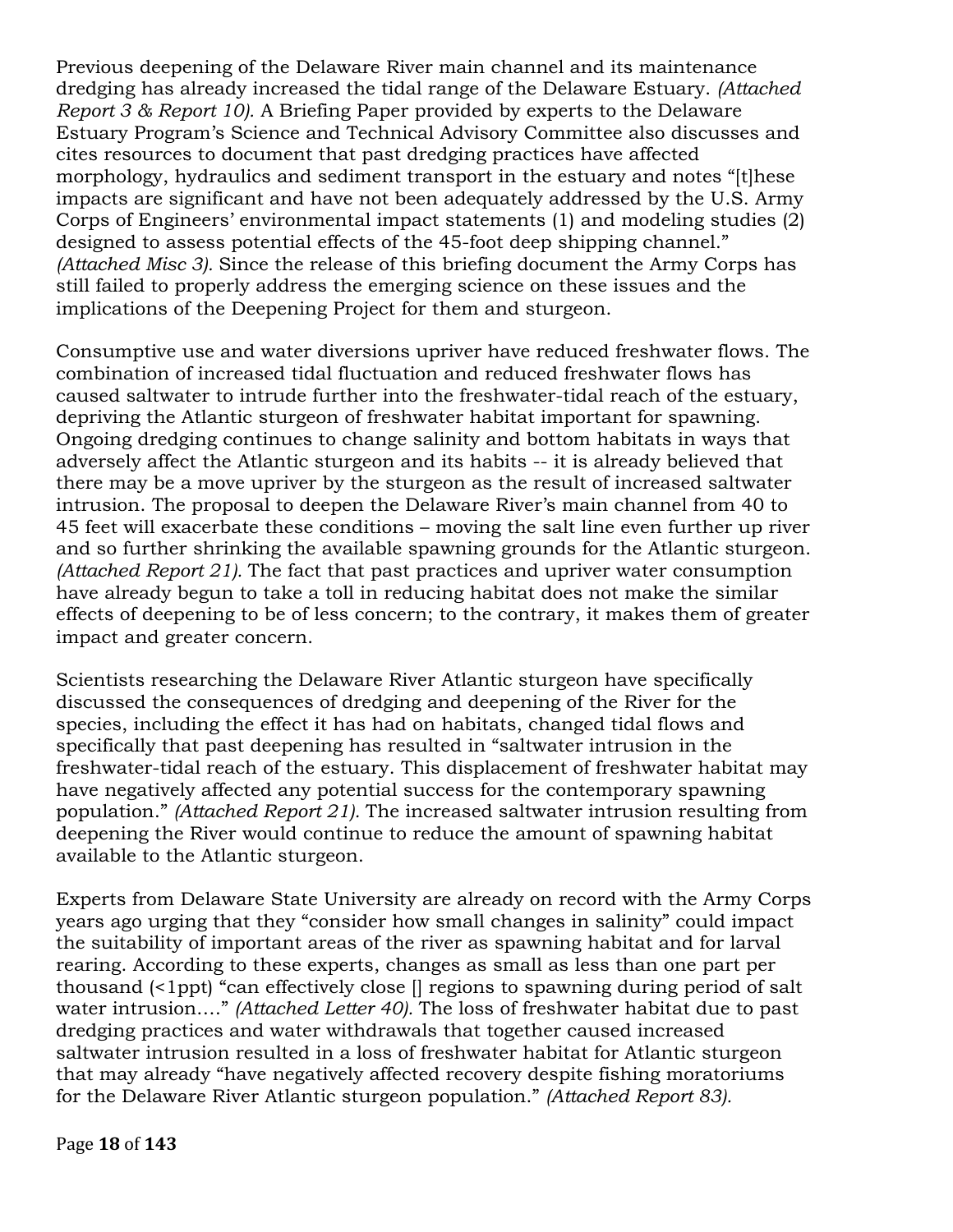Previous deepening of the Delaware River main channel and its maintenance dredging has already increased the tidal range of the Delaware Estuary. *(Attached Report 3 & Report 10).* A Briefing Paper provided by experts to the Delaware Estuary Program's Science and Technical Advisory Committee also discusses and cites resources to document that past dredging practices have affected morphology, hydraulics and sediment transport in the estuary and notes "[t]hese impacts are significant and have not been adequately addressed by the U.S. Army Corps of Engineers' environmental impact statements (1) and modeling studies (2) designed to assess potential effects of the 45-foot deep shipping channel." *(Attached Misc 3).* Since the release of this briefing document the Army Corps has still failed to properly address the emerging science on these issues and the implications of the Deepening Project for them and sturgeon.

Consumptive use and water diversions upriver have reduced freshwater flows. The combination of increased tidal fluctuation and reduced freshwater flows has caused saltwater to intrude further into the freshwater-tidal reach of the estuary, depriving the Atlantic sturgeon of freshwater habitat important for spawning. Ongoing dredging continues to change salinity and bottom habitats in ways that adversely affect the Atlantic sturgeon and its habits -- it is already believed that there may be a move upriver by the sturgeon as the result of increased saltwater intrusion. The proposal to deepen the Delaware River's main channel from 40 to 45 feet will exacerbate these conditions – moving the salt line even further up river and so further shrinking the available spawning grounds for the Atlantic sturgeon. *(Attached Report 21).* The fact that past practices and upriver water consumption have already begun to take a toll in reducing habitat does not make the similar effects of deepening to be of less concern; to the contrary, it makes them of greater impact and greater concern.

Scientists researching the Delaware River Atlantic sturgeon have specifically discussed the consequences of dredging and deepening of the River for the species, including the effect it has had on habitats, changed tidal flows and specifically that past deepening has resulted in "saltwater intrusion in the freshwater-tidal reach of the estuary. This displacement of freshwater habitat may have negatively affected any potential success for the contemporary spawning population." *(Attached Report 21).* The increased saltwater intrusion resulting from deepening the River would continue to reduce the amount of spawning habitat available to the Atlantic sturgeon.

Experts from Delaware State University are already on record with the Army Corps years ago urging that they "consider how small changes in salinity" could impact the suitability of important areas of the river as spawning habitat and for larval rearing. According to these experts, changes as small as less than one part per thousand (<1ppt) "can effectively close [] regions to spawning during period of salt water intrusion…." *(Attached Letter 40).* The loss of freshwater habitat due to past dredging practices and water withdrawals that together caused increased saltwater intrusion resulted in a loss of freshwater habitat for Atlantic sturgeon that may already "have negatively affected recovery despite fishing moratoriums for the Delaware River Atlantic sturgeon population." *(Attached Report 83).*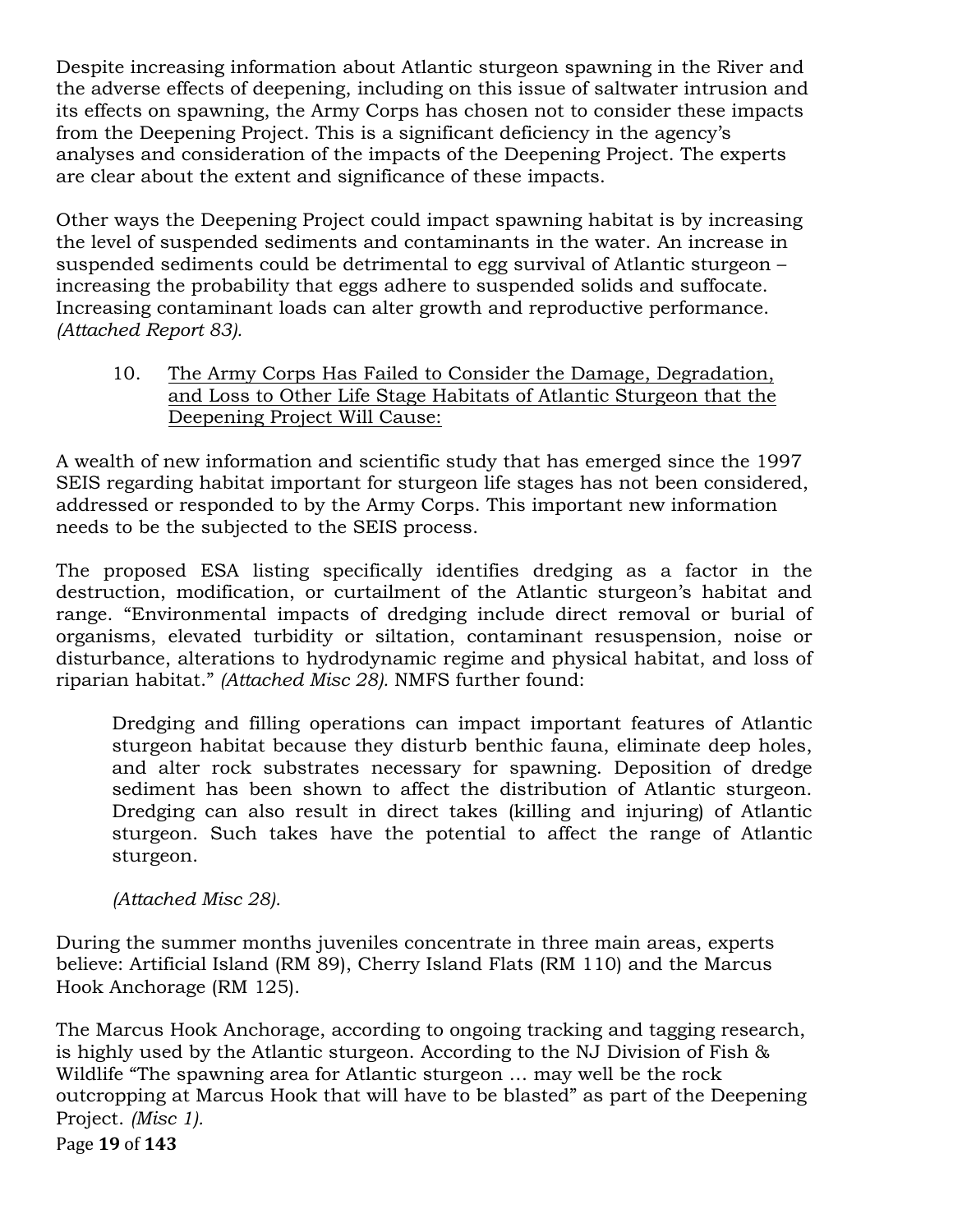Despite increasing information about Atlantic sturgeon spawning in the River and the adverse effects of deepening, including on this issue of saltwater intrusion and its effects on spawning, the Army Corps has chosen not to consider these impacts from the Deepening Project. This is a significant deficiency in the agency's analyses and consideration of the impacts of the Deepening Project. The experts are clear about the extent and significance of these impacts.

Other ways the Deepening Project could impact spawning habitat is by increasing the level of suspended sediments and contaminants in the water. An increase in suspended sediments could be detrimental to egg survival of Atlantic sturgeon – increasing the probability that eggs adhere to suspended solids and suffocate. Increasing contaminant loads can alter growth and reproductive performance. *(Attached Report 83).*

10. <u>The Army Corps Has Failed to Consider the Damage, Degradation, and Loss to Other Life Stage Habitats of Atlantic Sturgeon that the Deepening Project Will Cause:</u>

A wealth of new information and scientific study that has emerged since the 1997 SEIS regarding habitat important for sturgeon life stages has not been considered, addressed or responded to by the Army Corps. This important new information needs to be the subjected to the SEIS process.

The proposed ESA listing specifically identifies dredging as a factor in the destruction, modification, or curtailment of the Atlantic sturgeon's habitat and range. "Environmental impacts of dredging include direct removal or burial of organisms, elevated turbidity or siltation, contaminant resuspension, noise or disturbance, alterations to hydrodynamic regime and physical habitat, and loss of riparian habitat." *(Attached Misc 28).* NMFS further found:

> Dredging and filling operations can impact important features of Atlantic sturgeon habitat because they disturb benthic fauna, eliminate deep holes, and alter rock substrates necessary for spawning. Deposition of dredge sediment has been shown to affect the distribution of Atlantic sturgeon. Dredging can also result in direct takes (killing and injuring) of Atlantic sturgeon. Such takes have the potential to affect the range of Atlantic sturgeon.
>
> *(Attached Misc 28).*

During the summer months juveniles concentrate in three main areas, experts believe: Artificial Island (RM 89), Cherry Island Flats (RM 110) and the Marcus Hook Anchorage (RM 125).

The Marcus Hook Anchorage, according to ongoing tracking and tagging research, is highly used by the Atlantic sturgeon. According to the NJ Division of Fish & Wildlife "The spawning area for Atlantic sturgeon … may well be the rock outcropping at Marcus Hook that will have to be blasted" as part of the Deepening Project. *(Misc 1).*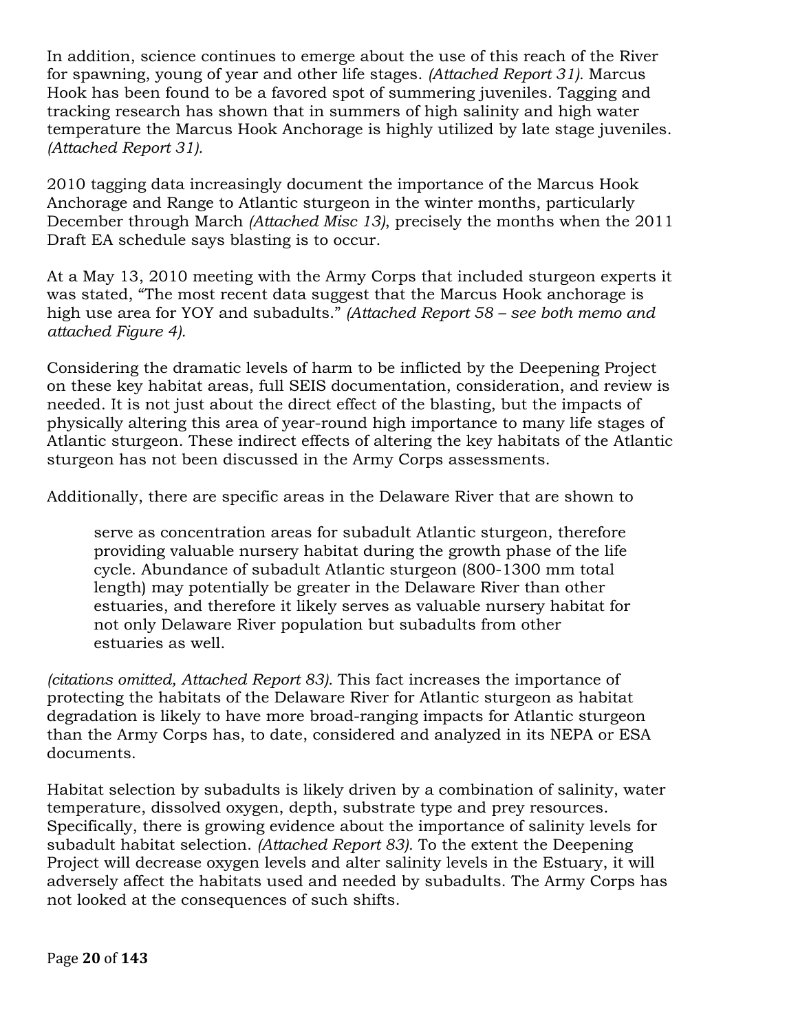In addition, science continues to emerge about the use of this reach of the River for spawning, young of year and other life stages. *(Attached Report 31).* Marcus Hook has been found to be a favored spot of summering juveniles. Tagging and tracking research has shown that in summers of high salinity and high water temperature the Marcus Hook Anchorage is highly utilized by late stage juveniles. *(Attached Report 31).*

2010 tagging data increasingly document the importance of the Marcus Hook Anchorage and Range to Atlantic sturgeon in the winter months, particularly December through March *(Attached Misc 13)*, precisely the months when the 2011 Draft EA schedule says blasting is to occur.

At a May 13, 2010 meeting with the Army Corps that included sturgeon experts it was stated, "The most recent data suggest that the Marcus Hook anchorage is high use area for YOY and subadults." *(Attached Report 58 – see both memo and attached Figure 4).*

Considering the dramatic levels of harm to be inflicted by the Deepening Project on these key habitat areas, full SEIS documentation, consideration, and review is needed. It is not just about the direct effect of the blasting, but the impacts of physically altering this area of year-round high importance to many life stages of Atlantic sturgeon. These indirect effects of altering the key habitats of the Atlantic sturgeon has not been discussed in the Army Corps assessments.

Additionally, there are specific areas in the Delaware River that are shown to

> serve as concentration areas for subadult Atlantic sturgeon, therefore providing valuable nursery habitat during the growth phase of the life cycle. Abundance of subadult Atlantic sturgeon (800-1300 mm total length) may potentially be greater in the Delaware River than other estuaries, and therefore it likely serves as valuable nursery habitat for not only Delaware River population but subadults from other estuaries as well.

*(citations omitted, Attached Report 83).* This fact increases the importance of protecting the habitats of the Delaware River for Atlantic sturgeon as habitat degradation is likely to have more broad-ranging impacts for Atlantic sturgeon than the Army Corps has, to date, considered and analyzed in its NEPA or ESA documents.

Habitat selection by subadults is likely driven by a combination of salinity, water temperature, dissolved oxygen, depth, substrate type and prey resources. Specifically, there is growing evidence about the importance of salinity levels for subadult habitat selection. *(Attached Report 83).* To the extent the Deepening Project will decrease oxygen levels and alter salinity levels in the Estuary, it will adversely affect the habitats used and needed by subadults. The Army Corps has not looked at the consequences of such shifts.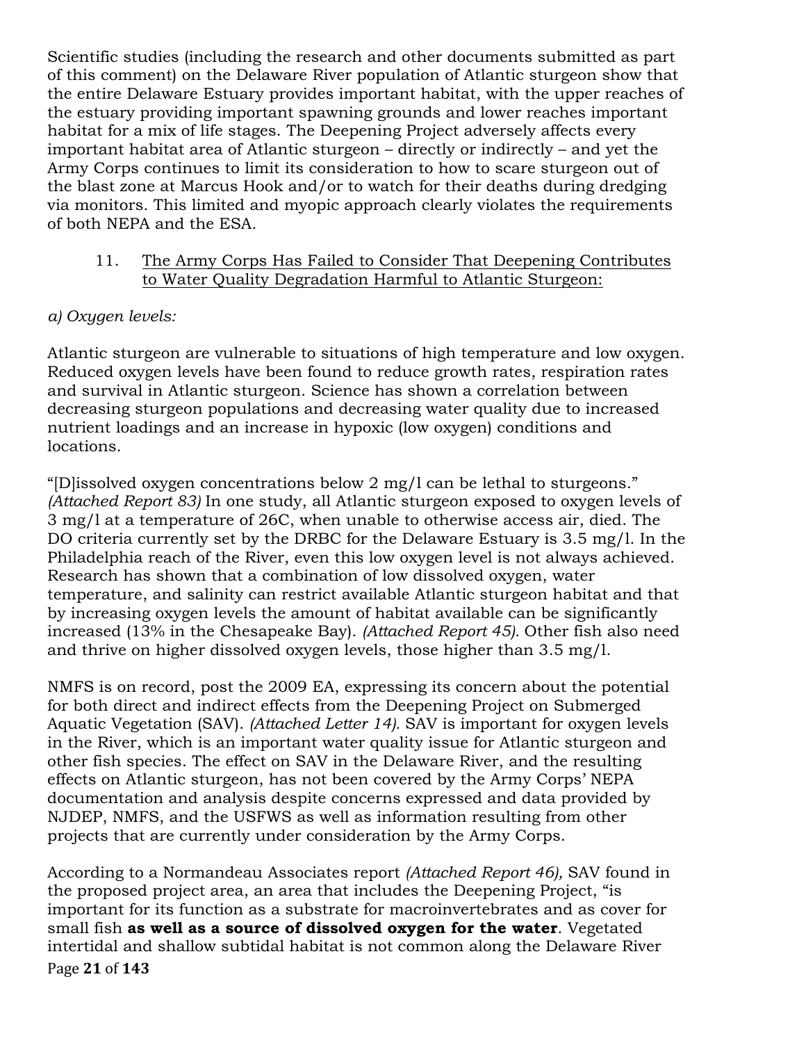Scientific studies (including the research and other documents submitted as part of this comment) on the Delaware River population of Atlantic sturgeon show that the entire Delaware Estuary provides important habitat, with the upper reaches of the estuary providing important spawning grounds and lower reaches important habitat for a mix of life stages. The Deepening Project adversely affects every important habitat area of Atlantic sturgeon – directly or indirectly – and yet the Army Corps continues to limit its consideration to how to scare sturgeon out of the blast zone at Marcus Hook and/or to watch for their deaths during dredging via monitors. This limited and myopic approach clearly violates the requirements of both NEPA and the ESA.

11. <u>The Army Corps Has Failed to Consider That Deepening Contributes to Water Quality Degradation Harmful to Atlantic Sturgeon:</u>

*a) Oxygen levels:*

Atlantic sturgeon are vulnerable to situations of high temperature and low oxygen. Reduced oxygen levels have been found to reduce growth rates, respiration rates and survival in Atlantic sturgeon. Science has shown a correlation between decreasing sturgeon populations and decreasing water quality due to increased nutrient loadings and an increase in hypoxic (low oxygen) conditions and locations.

"[D]issolved oxygen concentrations below 2 mg/l can be lethal to sturgeons." *(Attached Report 83)* In one study, all Atlantic sturgeon exposed to oxygen levels of 3 mg/l at a temperature of 26C, when unable to otherwise access air, died. The DO criteria currently set by the DRBC for the Delaware Estuary is 3.5 mg/l. In the Philadelphia reach of the River, even this low oxygen level is not always achieved. Research has shown that a combination of low dissolved oxygen, water temperature, and salinity can restrict available Atlantic sturgeon habitat and that by increasing oxygen levels the amount of habitat available can be significantly increased (13% in the Chesapeake Bay). *(Attached Report 45).* Other fish also need and thrive on higher dissolved oxygen levels, those higher than 3.5 mg/l.

NMFS is on record, post the 2009 EA, expressing its concern about the potential for both direct and indirect effects from the Deepening Project on Submerged Aquatic Vegetation (SAV). *(Attached Letter 14).* SAV is important for oxygen levels in the River, which is an important water quality issue for Atlantic sturgeon and other fish species. The effect on SAV in the Delaware River, and the resulting effects on Atlantic sturgeon, has not been covered by the Army Corps' NEPA documentation and analysis despite concerns expressed and data provided by NJDEP, NMFS, and the USFWS as well as information resulting from other projects that are currently under consideration by the Army Corps.

According to a Normandeau Associates report *(Attached Report 46),* SAV found in the proposed project area, an area that includes the Deepening Project, "is important for its function as a substrate for macroinvertebrates and as cover for small fish **as well as a source of dissolved oxygen for the water**. Vegetated intertidal and shallow subtidal habitat is not common along the Delaware River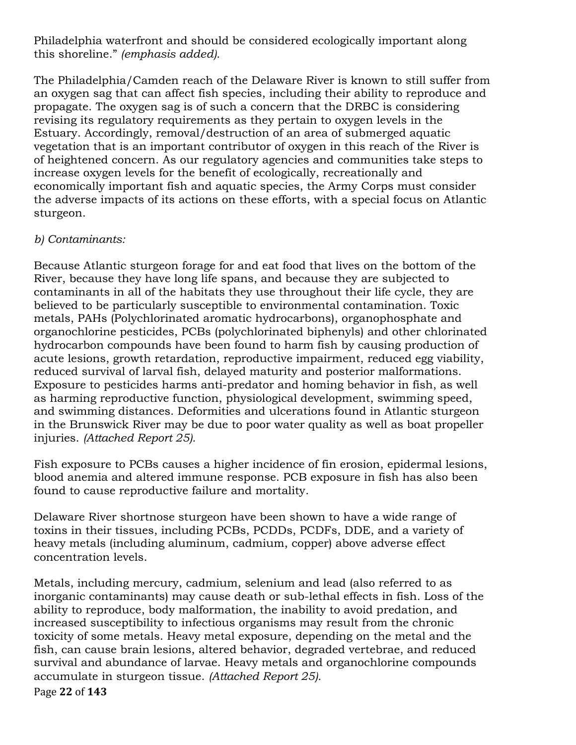Philadelphia waterfront and should be considered ecologically important along this shoreline." *(emphasis added).*

The Philadelphia/Camden reach of the Delaware River is known to still suffer from an oxygen sag that can affect fish species, including their ability to reproduce and propagate. The oxygen sag is of such a concern that the DRBC is considering revising its regulatory requirements as they pertain to oxygen levels in the Estuary. Accordingly, removal/destruction of an area of submerged aquatic vegetation that is an important contributor of oxygen in this reach of the River is of heightened concern. As our regulatory agencies and communities take steps to increase oxygen levels for the benefit of ecologically, recreationally and economically important fish and aquatic species, the Army Corps must consider the adverse impacts of its actions on these efforts, with a special focus on Atlantic sturgeon.

*b) Contaminants:*

Because Atlantic sturgeon forage for and eat food that lives on the bottom of the River, because they have long life spans, and because they are subjected to contaminants in all of the habitats they use throughout their life cycle, they are believed to be particularly susceptible to environmental contamination. Toxic metals, PAHs (Polychlorinated aromatic hydrocarbons), organophosphate and organochlorine pesticides, PCBs (polychlorinated biphenyls) and other chlorinated hydrocarbon compounds have been found to harm fish by causing production of acute lesions, growth retardation, reproductive impairment, reduced egg viability, reduced survival of larval fish, delayed maturity and posterior malformations. Exposure to pesticides harms anti-predator and homing behavior in fish, as well as harming reproductive function, physiological development, swimming speed, and swimming distances. Deformities and ulcerations found in Atlantic sturgeon in the Brunswick River may be due to poor water quality as well as boat propeller injuries. *(Attached Report 25).*

Fish exposure to PCBs causes a higher incidence of fin erosion, epidermal lesions, blood anemia and altered immune response. PCB exposure in fish has also been found to cause reproductive failure and mortality.

Delaware River shortnose sturgeon have been shown to have a wide range of toxins in their tissues, including PCBs, PCDDs, PCDFs, DDE, and a variety of heavy metals (including aluminum, cadmium, copper) above adverse effect concentration levels.

Metals, including mercury, cadmium, selenium and lead (also referred to as inorganic contaminants) may cause death or sub-lethal effects in fish. Loss of the ability to reproduce, body malformation, the inability to avoid predation, and increased susceptibility to infectious organisms may result from the chronic toxicity of some metals. Heavy metal exposure, depending on the metal and the fish, can cause brain lesions, altered behavior, degraded vertebrae, and reduced survival and abundance of larvae. Heavy metals and organochlorine compounds accumulate in sturgeon tissue. *(Attached Report 25).*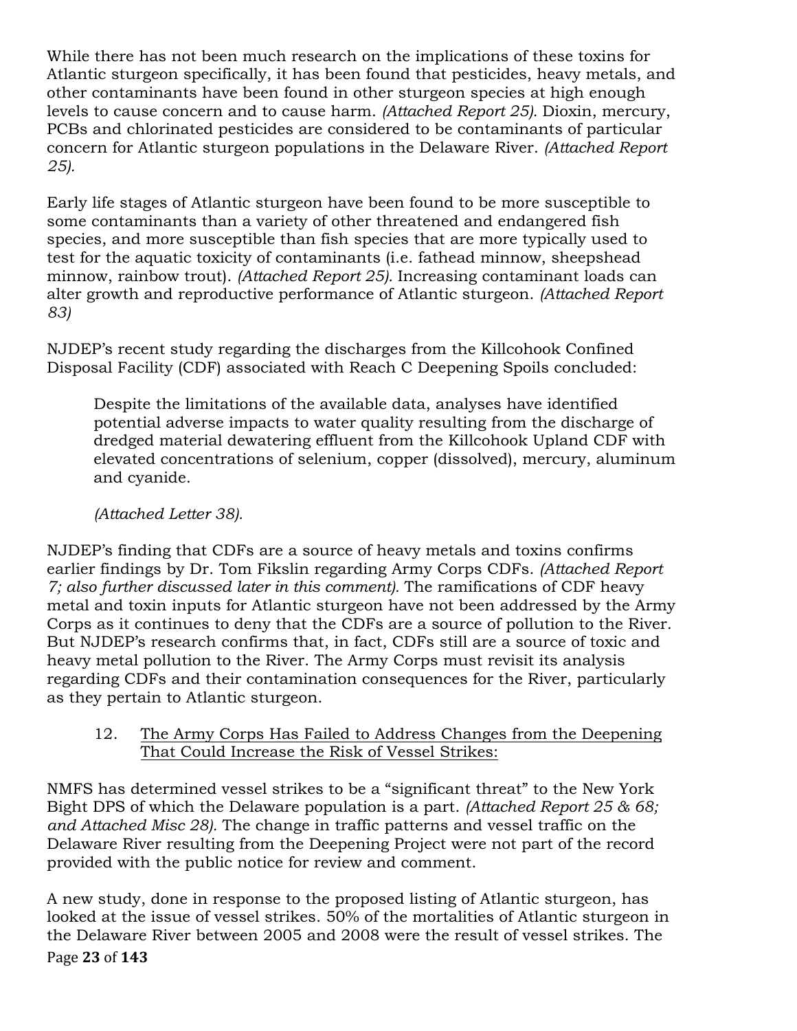While there has not been much research on the implications of these toxins for Atlantic sturgeon specifically, it has been found that pesticides, heavy metals, and other contaminants have been found in other sturgeon species at high enough levels to cause concern and to cause harm. *(Attached Report 25).* Dioxin, mercury, PCBs and chlorinated pesticides are considered to be contaminants of particular concern for Atlantic sturgeon populations in the Delaware River. *(Attached Report 25).*

Early life stages of Atlantic sturgeon have been found to be more susceptible to some contaminants than a variety of other threatened and endangered fish species, and more susceptible than fish species that are more typically used to test for the aquatic toxicity of contaminants (i.e. fathead minnow, sheepshead minnow, rainbow trout). *(Attached Report 25).* Increasing contaminant loads can alter growth and reproductive performance of Atlantic sturgeon. *(Attached Report 83)*

NJDEP's recent study regarding the discharges from the Killcohook Confined Disposal Facility (CDF) associated with Reach C Deepening Spoils concluded:

> Despite the limitations of the available data, analyses have identified potential adverse impacts to water quality resulting from the discharge of dredged material dewatering effluent from the Killcohook Upland CDF with elevated concentrations of selenium, copper (dissolved), mercury, aluminum and cyanide.
>
> *(Attached Letter 38).*

NJDEP's finding that CDFs are a source of heavy metals and toxins confirms earlier findings by Dr. Tom Fikslin regarding Army Corps CDFs. *(Attached Report 7; also further discussed later in this comment).* The ramifications of CDF heavy metal and toxin inputs for Atlantic sturgeon have not been addressed by the Army Corps as it continues to deny that the CDFs are a source of pollution to the River. But NJDEP's research confirms that, in fact, CDFs still are a source of toxic and heavy metal pollution to the River. The Army Corps must revisit its analysis regarding CDFs and their contamination consequences for the River, particularly as they pertain to Atlantic sturgeon.

12. <u>The Army Corps Has Failed to Address Changes from the Deepening That Could Increase the Risk of Vessel Strikes:</u>

NMFS has determined vessel strikes to be a "significant threat" to the New York Bight DPS of which the Delaware population is a part. *(Attached Report 25 & 68; and Attached Misc 28).* The change in traffic patterns and vessel traffic on the Delaware River resulting from the Deepening Project were not part of the record provided with the public notice for review and comment.

A new study, done in response to the proposed listing of Atlantic sturgeon, has looked at the issue of vessel strikes. 50% of the mortalities of Atlantic sturgeon in the Delaware River between 2005 and 2008 were the result of vessel strikes. The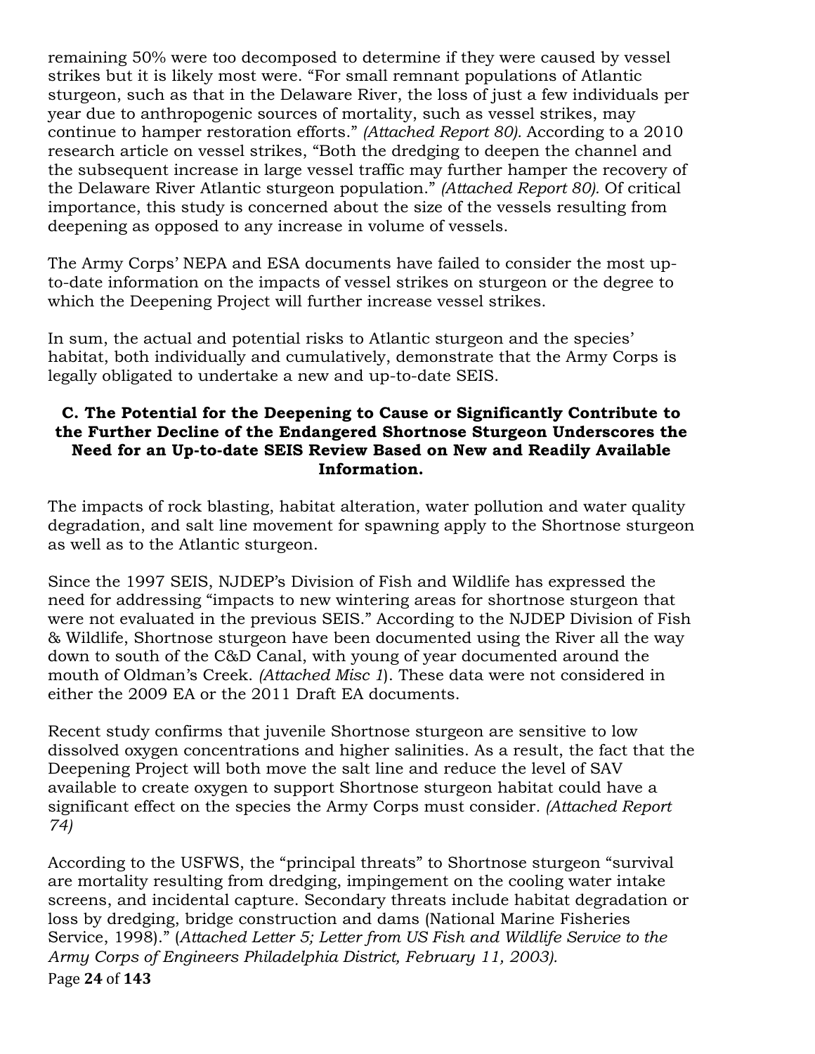remaining 50% were too decomposed to determine if they were caused by vessel strikes but it is likely most were. "For small remnant populations of Atlantic sturgeon, such as that in the Delaware River, the loss of just a few individuals per year due to anthropogenic sources of mortality, such as vessel strikes, may continue to hamper restoration efforts." *(Attached Report 80).* According to a 2010 research article on vessel strikes, "Both the dredging to deepen the channel and the subsequent increase in large vessel traffic may further hamper the recovery of the Delaware River Atlantic sturgeon population." *(Attached Report 80).* Of critical importance, this study is concerned about the size of the vessels resulting from deepening as opposed to any increase in volume of vessels.

The Army Corps' NEPA and ESA documents have failed to consider the most up-to-date information on the impacts of vessel strikes on sturgeon or the degree to which the Deepening Project will further increase vessel strikes.

In sum, the actual and potential risks to Atlantic sturgeon and the species' habitat, both individually and cumulatively, demonstrate that the Army Corps is legally obligated to undertake a new and up-to-date SEIS.

### C. The Potential for the Deepening to Cause or Significantly Contribute to the Further Decline of the Endangered Shortnose Sturgeon Underscores the Need for an Up-to-date SEIS Review Based on New and Readily Available Information.

The impacts of rock blasting, habitat alteration, water pollution and water quality degradation, and salt line movement for spawning apply to the Shortnose sturgeon as well as to the Atlantic sturgeon.

Since the 1997 SEIS, NJDEP's Division of Fish and Wildlife has expressed the need for addressing "impacts to new wintering areas for shortnose sturgeon that were not evaluated in the previous SEIS." According to the NJDEP Division of Fish & Wildlife, Shortnose sturgeon have been documented using the River all the way down to south of the C&D Canal, with young of year documented around the mouth of Oldman's Creek. *(Attached Misc 1*). These data were not considered in either the 2009 EA or the 2011 Draft EA documents.

Recent study confirms that juvenile Shortnose sturgeon are sensitive to low dissolved oxygen concentrations and higher salinities. As a result, the fact that the Deepening Project will both move the salt line and reduce the level of SAV available to create oxygen to support Shortnose sturgeon habitat could have a significant effect on the species the Army Corps must consider. *(Attached Report 74)*

According to the USFWS, the "principal threats" to Shortnose sturgeon "survival are mortality resulting from dredging, impingement on the cooling water intake screens, and incidental capture. Secondary threats include habitat degradation or loss by dredging, bridge construction and dams (National Marine Fisheries Service, 1998)." (*Attached Letter 5; Letter from US Fish and Wildlife Service to the Army Corps of Engineers Philadelphia District, February 11, 2003).*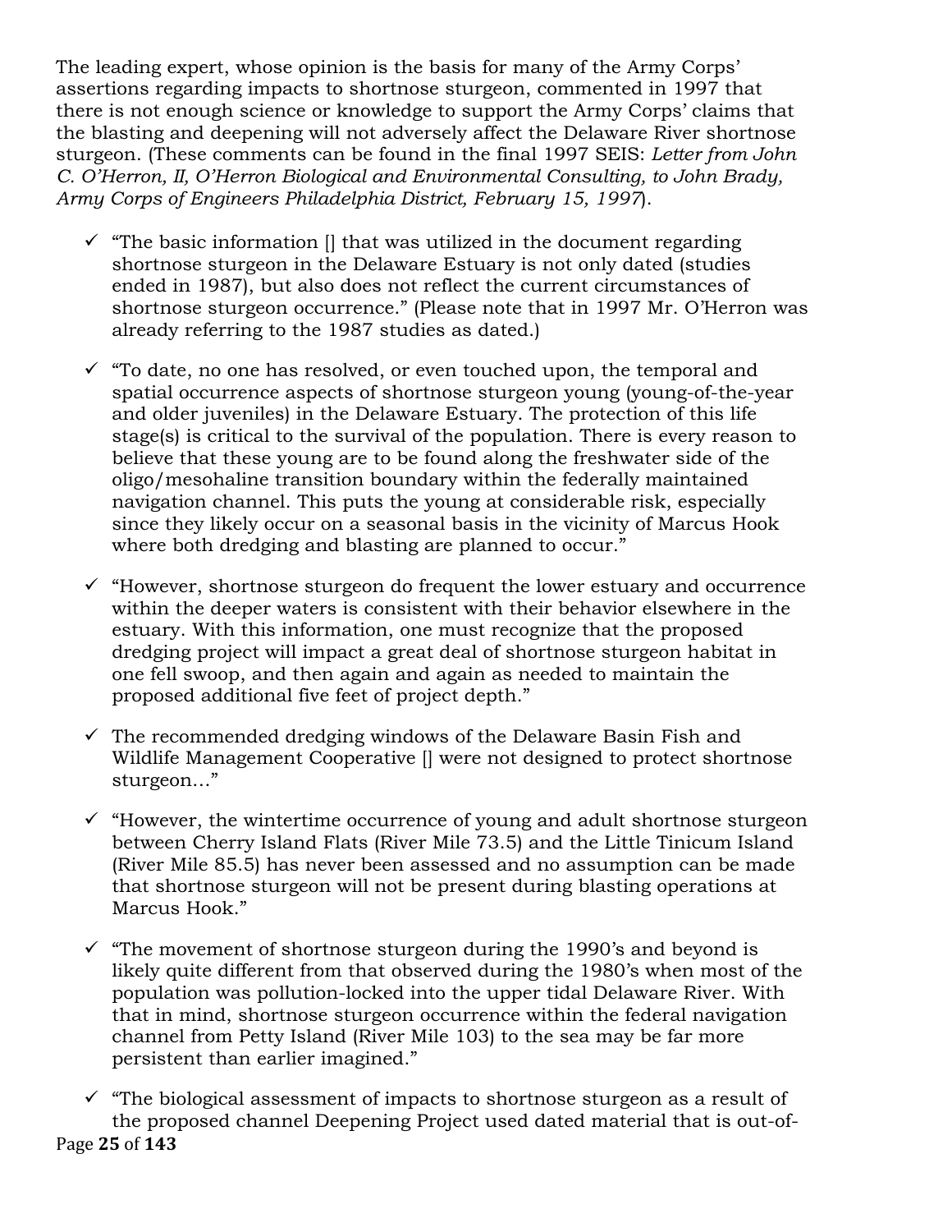The leading expert, whose opinion is the basis for many of the Army Corps' assertions regarding impacts to shortnose sturgeon, commented in 1997 that there is not enough science or knowledge to support the Army Corps' claims that the blasting and deepening will not adversely affect the Delaware River shortnose sturgeon. (These comments can be found in the final 1997 SEIS: *Letter from John C. O'Herron, II, O'Herron Biological and Environmental Consulting, to John Brady, Army Corps of Engineers Philadelphia District, February 15, 1997*).

- ✓ "The basic information [] that was utilized in the document regarding shortnose sturgeon in the Delaware Estuary is not only dated (studies ended in 1987), but also does not reflect the current circumstances of shortnose sturgeon occurrence." (Please note that in 1997 Mr. O'Herron was already referring to the 1987 studies as dated.)

- ✓ "To date, no one has resolved, or even touched upon, the temporal and spatial occurrence aspects of shortnose sturgeon young (young-of-the-year and older juveniles) in the Delaware Estuary. The protection of this life stage(s) is critical to the survival of the population. There is every reason to believe that these young are to be found along the freshwater side of the oligo/mesohaline transition boundary within the federally maintained navigation channel. This puts the young at considerable risk, especially since they likely occur on a seasonal basis in the vicinity of Marcus Hook where both dredging and blasting are planned to occur."

- ✓ "However, shortnose sturgeon do frequent the lower estuary and occurrence within the deeper waters is consistent with their behavior elsewhere in the estuary. With this information, one must recognize that the proposed dredging project will impact a great deal of shortnose sturgeon habitat in one fell swoop, and then again and again as needed to maintain the proposed additional five feet of project depth."

- ✓ The recommended dredging windows of the Delaware Basin Fish and Wildlife Management Cooperative [] were not designed to protect shortnose sturgeon…"

- ✓ "However, the wintertime occurrence of young and adult shortnose sturgeon between Cherry Island Flats (River Mile 73.5) and the Little Tinicum Island (River Mile 85.5) has never been assessed and no assumption can be made that shortnose sturgeon will not be present during blasting operations at Marcus Hook."

- ✓ "The movement of shortnose sturgeon during the 1990's and beyond is likely quite different from that observed during the 1980's when most of the population was pollution-locked into the upper tidal Delaware River. With that in mind, shortnose sturgeon occurrence within the federal navigation channel from Petty Island (River Mile 103) to the sea may be far more persistent than earlier imagined."

- ✓ "The biological assessment of impacts to shortnose sturgeon as a result of the proposed channel Deepening Project used dated material that is out-of-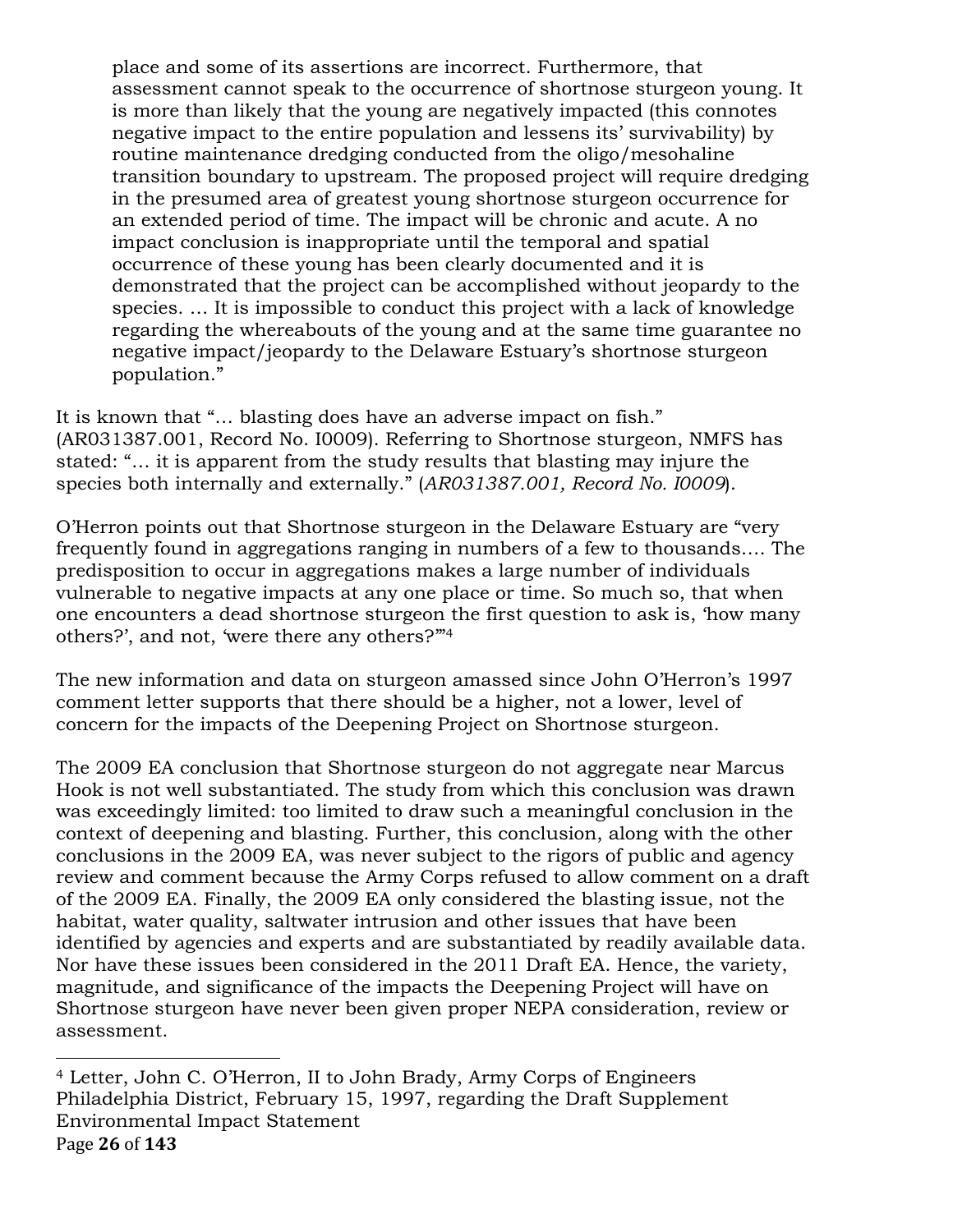> place and some of its assertions are incorrect. Furthermore, that assessment cannot speak to the occurrence of shortnose sturgeon young. It is more than likely that the young are negatively impacted (this connotes negative impact to the entire population and lessens its' survivability) by routine maintenance dredging conducted from the oligo/mesohaline transition boundary to upstream. The proposed project will require dredging in the presumed area of greatest young shortnose sturgeon occurrence for an extended period of time. The impact will be chronic and acute. A no impact conclusion is inappropriate until the temporal and spatial occurrence of these young has been clearly documented and it is demonstrated that the project can be accomplished without jeopardy to the species. … It is impossible to conduct this project with a lack of knowledge regarding the whereabouts of the young and at the same time guarantee no negative impact/jeopardy to the Delaware Estuary's shortnose sturgeon population."

It is known that "… blasting does have an adverse impact on fish." (AR031387.001, Record No. I0009). Referring to Shortnose sturgeon, NMFS has stated: "… it is apparent from the study results that blasting may injure the species both internally and externally." (*AR031387.001, Record No. I0009*).

O'Herron points out that Shortnose sturgeon in the Delaware Estuary are "very frequently found in aggregations ranging in numbers of a few to thousands…. The predisposition to occur in aggregations makes a large number of individuals vulnerable to negative impacts at any one place or time. So much so, that when one encounters a dead shortnose sturgeon the first question to ask is, 'how many others?', and not, 'were there any others?'"[4]

The new information and data on sturgeon amassed since John O'Herron's 1997 comment letter supports that there should be a higher, not a lower, level of concern for the impacts of the Deepening Project on Shortnose sturgeon.

The 2009 EA conclusion that Shortnose sturgeon do not aggregate near Marcus Hook is not well substantiated. The study from which this conclusion was drawn was exceedingly limited: too limited to draw such a meaningful conclusion in the context of deepening and blasting. Further, this conclusion, along with the other conclusions in the 2009 EA, was never subject to the rigors of public and agency review and comment because the Army Corps refused to allow comment on a draft of the 2009 EA. Finally, the 2009 EA only considered the blasting issue, not the habitat, water quality, saltwater intrusion and other issues that have been identified by agencies and experts and are substantiated by readily available data. Nor have these issues been considered in the 2011 Draft EA. Hence, the variety, magnitude, and significance of the impacts the Deepening Project will have on Shortnose sturgeon have never been given proper NEPA consideration, review or assessment.

---

[4] Letter, John C. O'Herron, II to John Brady, Army Corps of Engineers Philadelphia District, February 15, 1997, regarding the Draft Supplement Environmental Impact Statement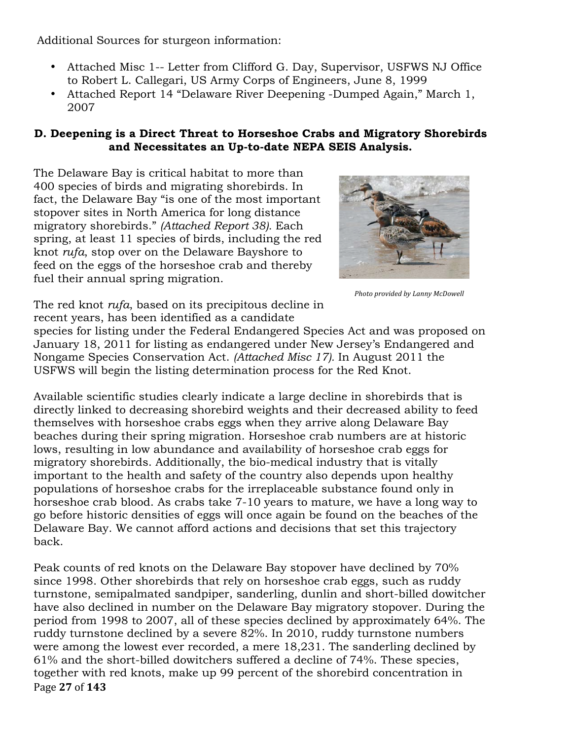Additional Sources for sturgeon information:

- Attached Misc 1-- Letter from Clifford G. Day, Supervisor, USFWS NJ Office to Robert L. Callegari, US Army Corps of Engineers, June 8, 1999
- Attached Report 14 "Delaware River Deepening -Dumped Again," March 1, 2007

### D. Deepening is a Direct Threat to Horseshoe Crabs and Migratory Shorebirds and Necessitates an Up-to-date NEPA SEIS Analysis.

The Delaware Bay is critical habitat to more than 400 species of birds and migrating shorebirds. In fact, the Delaware Bay "is one of the most important stopover sites in North America for long distance migratory shorebirds." *(Attached Report 38).* Each spring, at least 11 species of birds, including the red knot *rufa*, stop over on the Delaware Bayshore to feed on the eggs of the horseshoe crab and thereby fuel their annual spring migration.

*Photo provided by Lanny McDowell*

The red knot *rufa*, based on its precipitous decline in recent years, has been identified as a candidate species for listing under the Federal Endangered Species Act and was proposed on January 18, 2011 for listing as endangered under New Jersey's Endangered and Nongame Species Conservation Act. *(Attached Misc 17).* In August 2011 the USFWS will begin the listing determination process for the Red Knot.

Available scientific studies clearly indicate a large decline in shorebirds that is directly linked to decreasing shorebird weights and their decreased ability to feed themselves with horseshoe crabs eggs when they arrive along Delaware Bay beaches during their spring migration. Horseshoe crab numbers are at historic lows, resulting in low abundance and availability of horseshoe crab eggs for migratory shorebirds. Additionally, the bio-medical industry that is vitally important to the health and safety of the country also depends upon healthy populations of horseshoe crabs for the irreplaceable substance found only in horseshoe crab blood. As crabs take 7-10 years to mature, we have a long way to go before historic densities of eggs will once again be found on the beaches of the Delaware Bay. We cannot afford actions and decisions that set this trajectory back.

Peak counts of red knots on the Delaware Bay stopover have declined by 70% since 1998. Other shorebirds that rely on horseshoe crab eggs, such as ruddy turnstone, semipalmated sandpiper, sanderling, dunlin and short-billed dowitcher have also declined in number on the Delaware Bay migratory stopover. During the period from 1998 to 2007, all of these species declined by approximately 64%. The ruddy turnstone declined by a severe 82%. In 2010, ruddy turnstone numbers were among the lowest ever recorded, a mere 18,231. The sanderling declined by 61% and the short-billed dowitchers suffered a decline of 74%. These species, together with red knots, make up 99 percent of the shorebird concentration in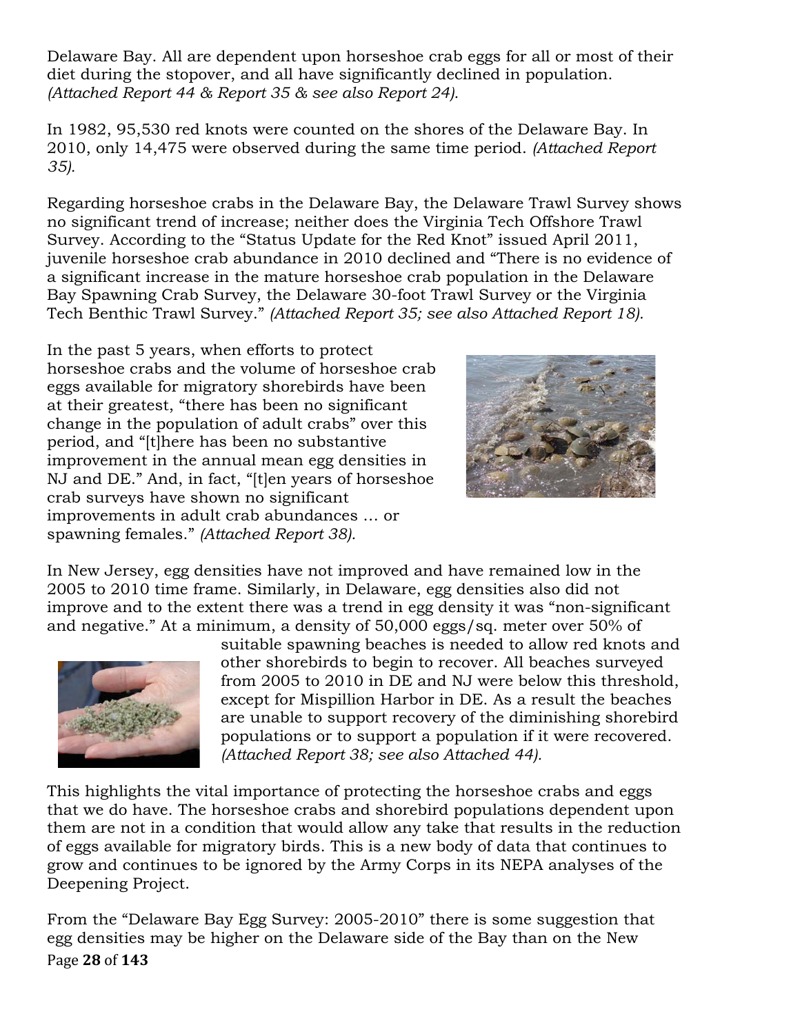Delaware Bay. All are dependent upon horseshoe crab eggs for all or most of their diet during the stopover, and all have significantly declined in population. *(Attached Report 44 & Report 35 & see also Report 24).*

In 1982, 95,530 red knots were counted on the shores of the Delaware Bay. In 2010, only 14,475 were observed during the same time period. *(Attached Report 35).*

Regarding horseshoe crabs in the Delaware Bay, the Delaware Trawl Survey shows no significant trend of increase; neither does the Virginia Tech Offshore Trawl Survey. According to the "Status Update for the Red Knot" issued April 2011, juvenile horseshoe crab abundance in 2010 declined and "There is no evidence of a significant increase in the mature horseshoe crab population in the Delaware Bay Spawning Crab Survey, the Delaware 30-foot Trawl Survey or the Virginia Tech Benthic Trawl Survey." *(Attached Report 35; see also Attached Report 18).*

In the past 5 years, when efforts to protect horseshoe crabs and the volume of horseshoe crab eggs available for migratory shorebirds have been at their greatest, "there has been no significant change in the population of adult crabs" over this period, and "[t]here has been no substantive improvement in the annual mean egg densities in NJ and DE." And, in fact, "[t]en years of horseshoe crab surveys have shown no significant improvements in adult crab abundances … or spawning females." *(Attached Report 38).*

In New Jersey, egg densities have not improved and have remained low in the 2005 to 2010 time frame. Similarly, in Delaware, egg densities also did not improve and to the extent there was a trend in egg density it was "non-significant and negative." At a minimum, a density of 50,000 eggs/sq. meter over 50% of suitable spawning beaches is needed to allow red knots and other shorebirds to begin to recover. All beaches surveyed from 2005 to 2010 in DE and NJ were below this threshold, except for Mispillion Harbor in DE. As a result the beaches are unable to support recovery of the diminishing shorebird populations or to support a population if it were recovered. *(Attached Report 38; see also Attached 44).*

This highlights the vital importance of protecting the horseshoe crabs and eggs that we do have. The horseshoe crabs and shorebird populations dependent upon them are not in a condition that would allow any take that results in the reduction of eggs available for migratory birds. This is a new body of data that continues to grow and continues to be ignored by the Army Corps in its NEPA analyses of the Deepening Project.

From the "Delaware Bay Egg Survey: 2005-2010" there is some suggestion that egg densities may be higher on the Delaware side of the Bay than on the New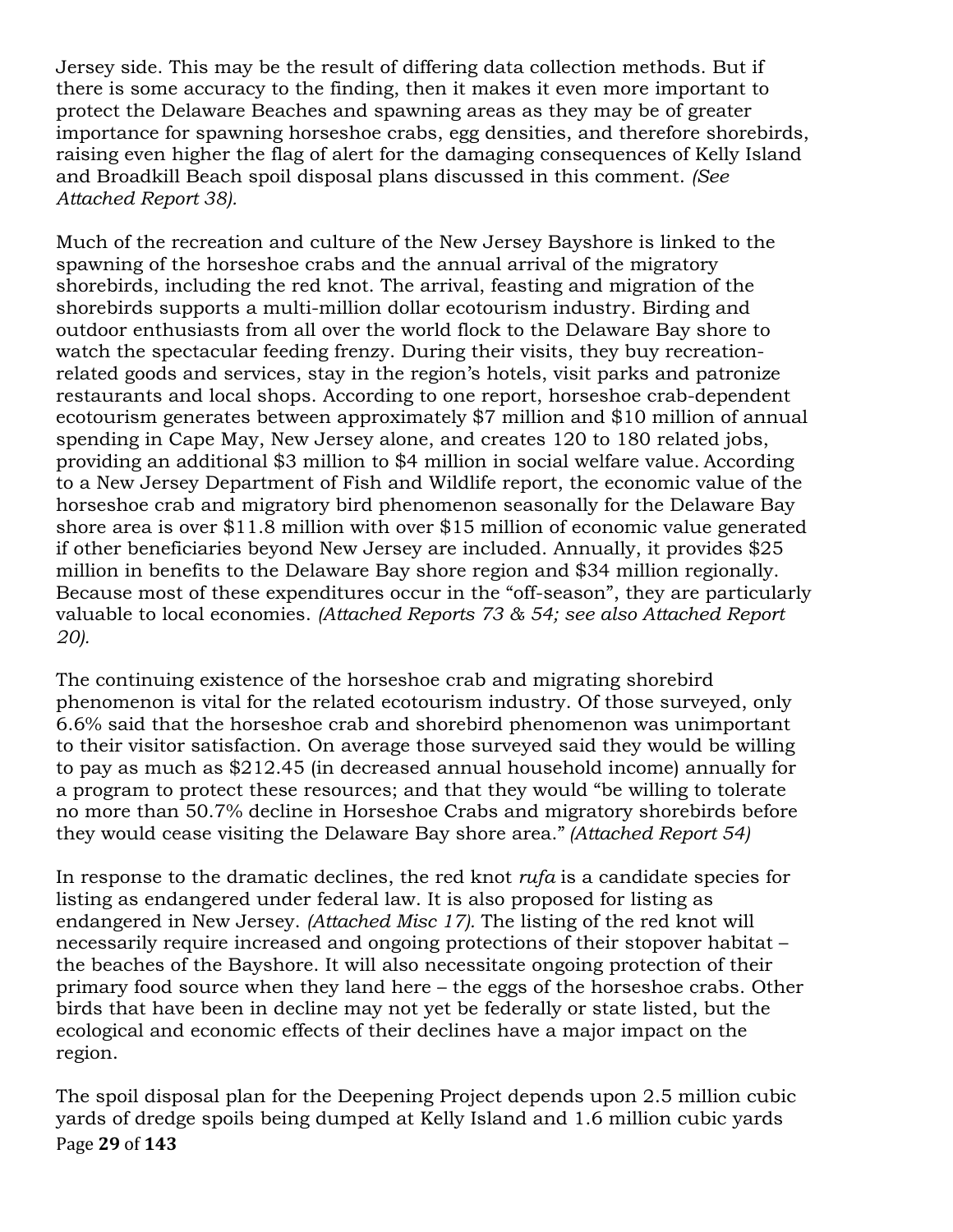Jersey side. This may be the result of differing data collection methods. But if there is some accuracy to the finding, then it makes it even more important to protect the Delaware Beaches and spawning areas as they may be of greater importance for spawning horseshoe crabs, egg densities, and therefore shorebirds, raising even higher the flag of alert for the damaging consequences of Kelly Island and Broadkill Beach spoil disposal plans discussed in this comment. *(See Attached Report 38).*

Much of the recreation and culture of the New Jersey Bayshore is linked to the spawning of the horseshoe crabs and the annual arrival of the migratory shorebirds, including the red knot. The arrival, feasting and migration of the shorebirds supports a multi-million dollar ecotourism industry. Birding and outdoor enthusiasts from all over the world flock to the Delaware Bay shore to watch the spectacular feeding frenzy. During their visits, they buy recreation-related goods and services, stay in the region's hotels, visit parks and patronize restaurants and local shops. According to one report, horseshoe crab-dependent ecotourism generates between approximately $7 million and $10 million of annual spending in Cape May, New Jersey alone, and creates 120 to 180 related jobs, providing an additional $3 million to $4 million in social welfare value. According to a New Jersey Department of Fish and Wildlife report, the economic value of the horseshoe crab and migratory bird phenomenon seasonally for the Delaware Bay shore area is over $11.8 million with over $15 million of economic value generated if other beneficiaries beyond New Jersey are included. Annually, it provides $25 million in benefits to the Delaware Bay shore region and $34 million regionally. Because most of these expenditures occur in the "off-season", they are particularly valuable to local economies. *(Attached Reports 73 & 54; see also Attached Report 20).*

The continuing existence of the horseshoe crab and migrating shorebird phenomenon is vital for the related ecotourism industry. Of those surveyed, only 6.6% said that the horseshoe crab and shorebird phenomenon was unimportant to their visitor satisfaction. On average those surveyed said they would be willing to pay as much as $212.45 (in decreased annual household income) annually for a program to protect these resources; and that they would "be willing to tolerate no more than 50.7% decline in Horseshoe Crabs and migratory shorebirds before they would cease visiting the Delaware Bay shore area." *(Attached Report 54)*

In response to the dramatic declines, the red knot *rufa* is a candidate species for listing as endangered under federal law. It is also proposed for listing as endangered in New Jersey. *(Attached Misc 17).* The listing of the red knot will necessarily require increased and ongoing protections of their stopover habitat – the beaches of the Bayshore. It will also necessitate ongoing protection of their primary food source when they land here – the eggs of the horseshoe crabs. Other birds that have been in decline may not yet be federally or state listed, but the ecological and economic effects of their declines have a major impact on the region.

The spoil disposal plan for the Deepening Project depends upon 2.5 million cubic yards of dredge spoils being dumped at Kelly Island and 1.6 million cubic yards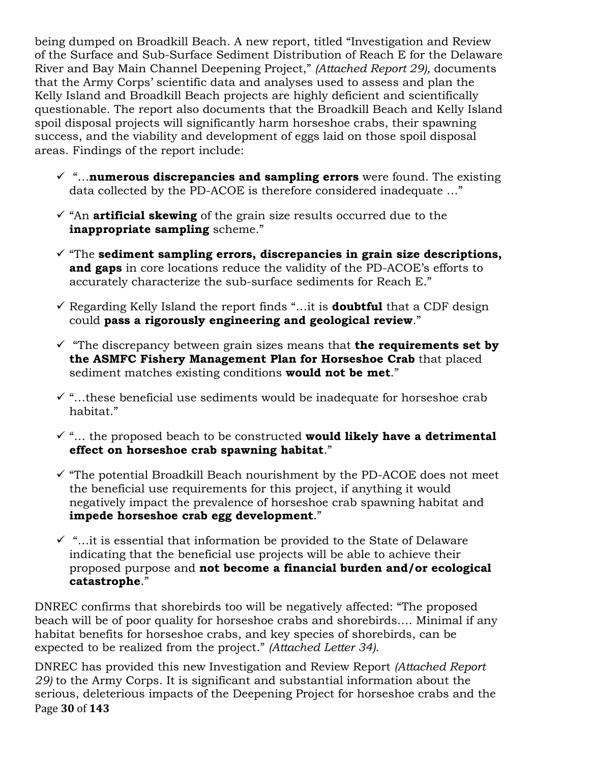being dumped on Broadkill Beach. A new report, titled "Investigation and Review of the Surface and Sub-Surface Sediment Distribution of Reach E for the Delaware River and Bay Main Channel Deepening Project," *(Attached Report 29),* documents that the Army Corps' scientific data and analyses used to assess and plan the Kelly Island and Broadkill Beach projects are highly deficient and scientifically questionable. The report also documents that the Broadkill Beach and Kelly Island spoil disposal projects will significantly harm horseshoe crabs, their spawning success, and the viability and development of eggs laid on those spoil disposal areas. Findings of the report include:

- ✓ "…**numerous discrepancies and sampling errors** were found. The existing data collected by the PD-ACOE is therefore considered inadequate …"
- ✓ "An **artificial skewing** of the grain size results occurred due to the **inappropriate sampling** scheme."
- ✓ "The **sediment sampling errors, discrepancies in grain size descriptions, and gaps** in core locations reduce the validity of the PD-ACOE's efforts to accurately characterize the sub-surface sediments for Reach E."
- ✓ Regarding Kelly Island the report finds "…it is **doubtful** that a CDF design could **pass a rigorously engineering and geological review**."
- ✓ "The discrepancy between grain sizes means that **the requirements set by the ASMFC Fishery Management Plan for Horseshoe Crab** that placed sediment matches existing conditions **would not be met**."
- ✓ "…these beneficial use sediments would be inadequate for horseshoe crab habitat."
- ✓ "… the proposed beach to be constructed **would likely have a detrimental effect on horseshoe crab spawning habitat**."
- ✓ "The potential Broadkill Beach nourishment by the PD-ACOE does not meet the beneficial use requirements for this project, if anything it would negatively impact the prevalence of horseshoe crab spawning habitat and **impede horseshoe crab egg development**."
- ✓ "…it is essential that information be provided to the State of Delaware indicating that the beneficial use projects will be able to achieve their proposed purpose and **not become a financial burden and/or ecological catastrophe**."

DNREC confirms that shorebirds too will be negatively affected: "The proposed beach will be of poor quality for horseshoe crabs and shorebirds…. Minimal if any habitat benefits for horseshoe crabs, and key species of shorebirds, can be expected to be realized from the project." *(Attached Letter 34).*

DNREC has provided this new Investigation and Review Report *(Attached Report 29)* to the Army Corps. It is significant and substantial information about the serious, deleterious impacts of the Deepening Project for horseshoe crabs and the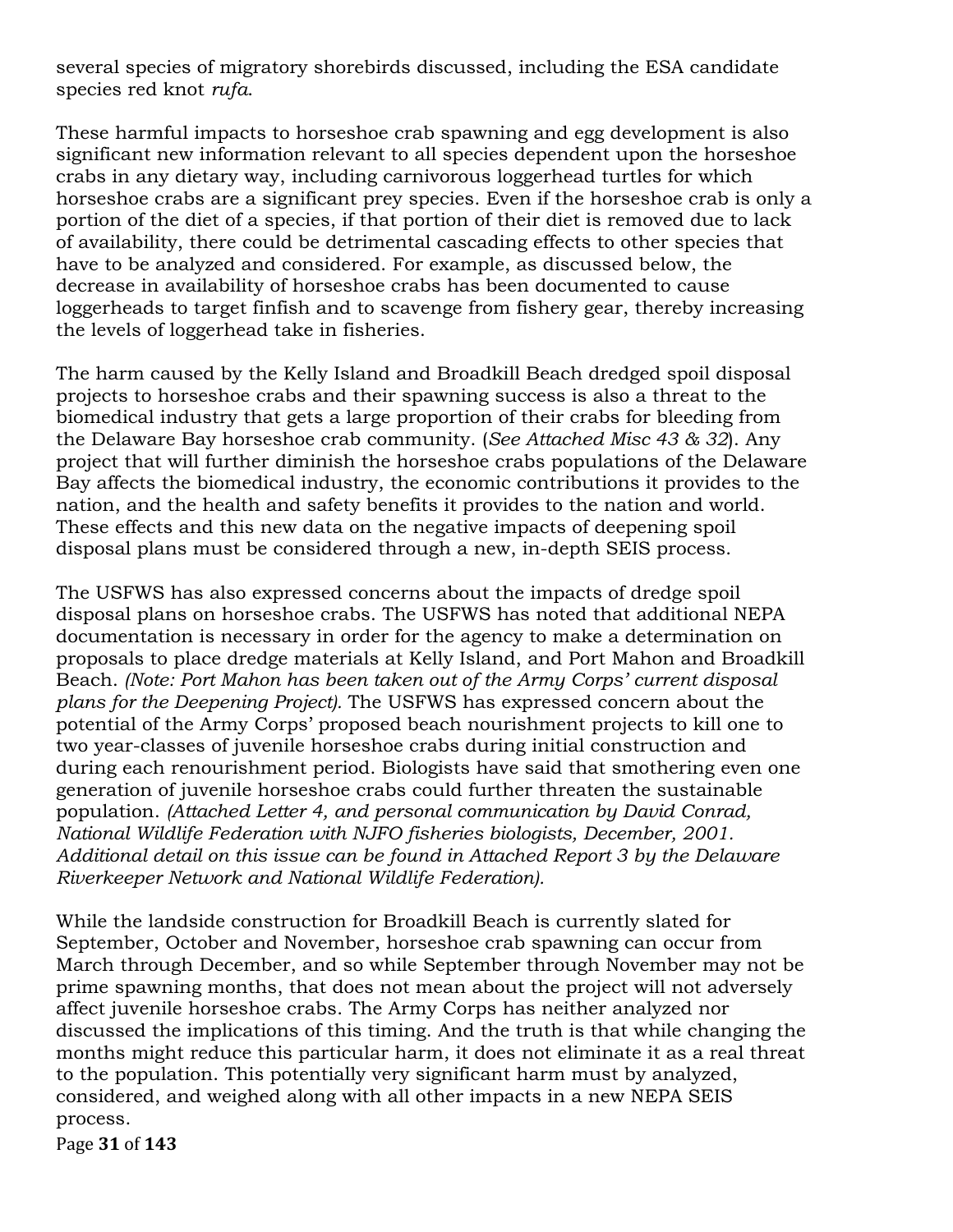several species of migratory shorebirds discussed, including the ESA candidate species red knot *rufa*.

These harmful impacts to horseshoe crab spawning and egg development is also significant new information relevant to all species dependent upon the horseshoe crabs in any dietary way, including carnivorous loggerhead turtles for which horseshoe crabs are a significant prey species. Even if the horseshoe crab is only a portion of the diet of a species, if that portion of their diet is removed due to lack of availability, there could be detrimental cascading effects to other species that have to be analyzed and considered. For example, as discussed below, the decrease in availability of horseshoe crabs has been documented to cause loggerheads to target finfish and to scavenge from fishery gear, thereby increasing the levels of loggerhead take in fisheries.

The harm caused by the Kelly Island and Broadkill Beach dredged spoil disposal projects to horseshoe crabs and their spawning success is also a threat to the biomedical industry that gets a large proportion of their crabs for bleeding from the Delaware Bay horseshoe crab community. (*See Attached Misc 43 & 32*). Any project that will further diminish the horseshoe crabs populations of the Delaware Bay affects the biomedical industry, the economic contributions it provides to the nation, and the health and safety benefits it provides to the nation and world. These effects and this new data on the negative impacts of deepening spoil disposal plans must be considered through a new, in-depth SEIS process.

The USFWS has also expressed concerns about the impacts of dredge spoil disposal plans on horseshoe crabs. The USFWS has noted that additional NEPA documentation is necessary in order for the agency to make a determination on proposals to place dredge materials at Kelly Island, and Port Mahon and Broadkill Beach. *(Note: Port Mahon has been taken out of the Army Corps' current disposal plans for the Deepening Project).* The USFWS has expressed concern about the potential of the Army Corps' proposed beach nourishment projects to kill one to two year-classes of juvenile horseshoe crabs during initial construction and during each renourishment period. Biologists have said that smothering even one generation of juvenile horseshoe crabs could further threaten the sustainable population. *(Attached Letter 4, and personal communication by David Conrad, National Wildlife Federation with NJFO fisheries biologists, December, 2001. Additional detail on this issue can be found in Attached Report 3 by the Delaware Riverkeeper Network and National Wildlife Federation).*

While the landside construction for Broadkill Beach is currently slated for September, October and November, horseshoe crab spawning can occur from March through December, and so while September through November may not be prime spawning months, that does not mean about the project will not adversely affect juvenile horseshoe crabs. The Army Corps has neither analyzed nor discussed the implications of this timing. And the truth is that while changing the months might reduce this particular harm, it does not eliminate it as a real threat to the population. This potentially very significant harm must by analyzed, considered, and weighed along with all other impacts in a new NEPA SEIS process.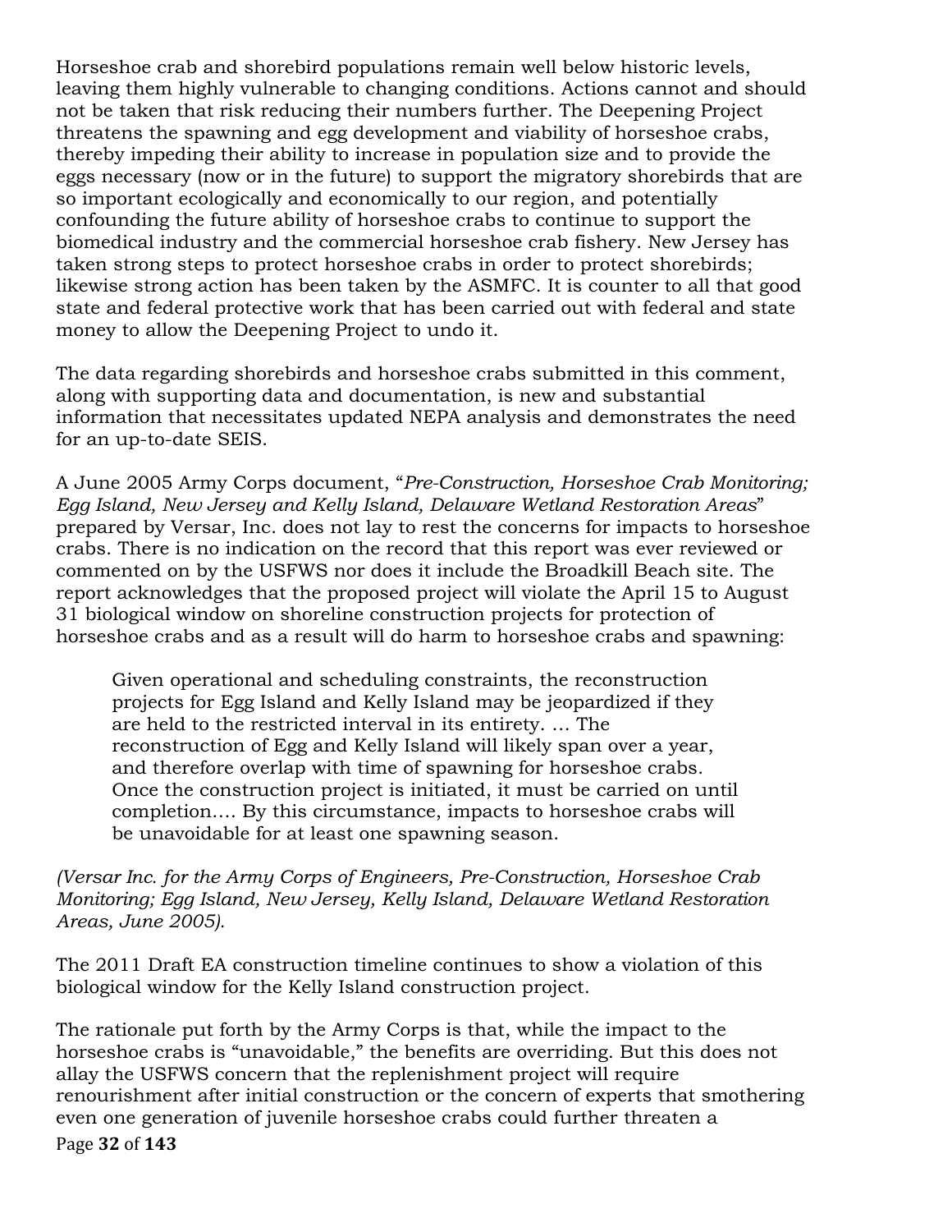Horseshoe crab and shorebird populations remain well below historic levels, leaving them highly vulnerable to changing conditions. Actions cannot and should not be taken that risk reducing their numbers further. The Deepening Project threatens the spawning and egg development and viability of horseshoe crabs, thereby impeding their ability to increase in population size and to provide the eggs necessary (now or in the future) to support the migratory shorebirds that are so important ecologically and economically to our region, and potentially confounding the future ability of horseshoe crabs to continue to support the biomedical industry and the commercial horseshoe crab fishery. New Jersey has taken strong steps to protect horseshoe crabs in order to protect shorebirds; likewise strong action has been taken by the ASMFC. It is counter to all that good state and federal protective work that has been carried out with federal and state money to allow the Deepening Project to undo it.

The data regarding shorebirds and horseshoe crabs submitted in this comment, along with supporting data and documentation, is new and substantial information that necessitates updated NEPA analysis and demonstrates the need for an up-to-date SEIS.

A June 2005 Army Corps document, "*Pre-Construction, Horseshoe Crab Monitoring; Egg Island, New Jersey and Kelly Island, Delaware Wetland Restoration Areas*" prepared by Versar, Inc. does not lay to rest the concerns for impacts to horseshoe crabs. There is no indication on the record that this report was ever reviewed or commented on by the USFWS nor does it include the Broadkill Beach site. The report acknowledges that the proposed project will violate the April 15 to August 31 biological window on shoreline construction projects for protection of horseshoe crabs and as a result will do harm to horseshoe crabs and spawning:

> Given operational and scheduling constraints, the reconstruction projects for Egg Island and Kelly Island may be jeopardized if they are held to the restricted interval in its entirety. … The reconstruction of Egg and Kelly Island will likely span over a year, and therefore overlap with time of spawning for horseshoe crabs. Once the construction project is initiated, it must be carried on until completion…. By this circumstance, impacts to horseshoe crabs will be unavoidable for at least one spawning season.

*(Versar Inc. for the Army Corps of Engineers, Pre-Construction, Horseshoe Crab Monitoring; Egg Island, New Jersey, Kelly Island, Delaware Wetland Restoration Areas, June 2005).*

The 2011 Draft EA construction timeline continues to show a violation of this biological window for the Kelly Island construction project.

The rationale put forth by the Army Corps is that, while the impact to the horseshoe crabs is "unavoidable," the benefits are overriding. But this does not allay the USFWS concern that the replenishment project will require renourishment after initial construction or the concern of experts that smothering even one generation of juvenile horseshoe crabs could further threaten a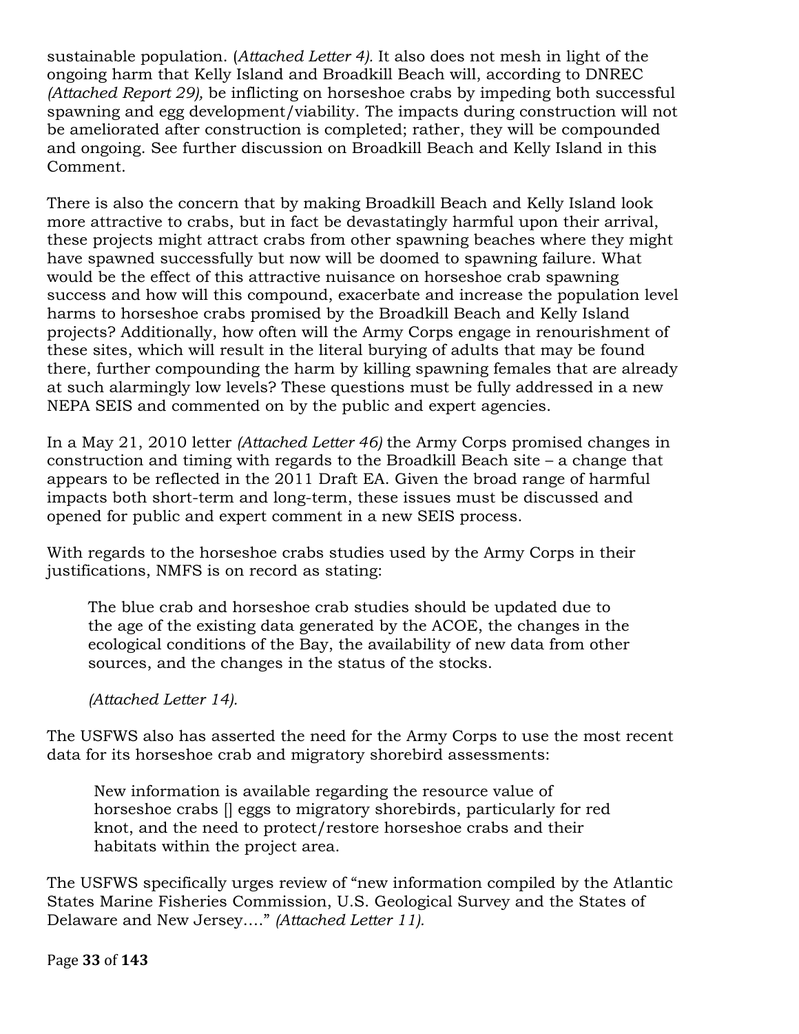sustainable population. (*Attached Letter 4).* It also does not mesh in light of the ongoing harm that Kelly Island and Broadkill Beach will, according to DNREC *(Attached Report 29),* be inflicting on horseshoe crabs by impeding both successful spawning and egg development/viability. The impacts during construction will not be ameliorated after construction is completed; rather, they will be compounded and ongoing. See further discussion on Broadkill Beach and Kelly Island in this Comment.

There is also the concern that by making Broadkill Beach and Kelly Island look more attractive to crabs, but in fact be devastatingly harmful upon their arrival, these projects might attract crabs from other spawning beaches where they might have spawned successfully but now will be doomed to spawning failure. What would be the effect of this attractive nuisance on horseshoe crab spawning success and how will this compound, exacerbate and increase the population level harms to horseshoe crabs promised by the Broadkill Beach and Kelly Island projects? Additionally, how often will the Army Corps engage in renourishment of these sites, which will result in the literal burying of adults that may be found there, further compounding the harm by killing spawning females that are already at such alarmingly low levels? These questions must be fully addressed in a new NEPA SEIS and commented on by the public and expert agencies.

In a May 21, 2010 letter *(Attached Letter 46)* the Army Corps promised changes in construction and timing with regards to the Broadkill Beach site – a change that appears to be reflected in the 2011 Draft EA. Given the broad range of harmful impacts both short-term and long-term, these issues must be discussed and opened for public and expert comment in a new SEIS process.

With regards to the horseshoe crabs studies used by the Army Corps in their justifications, NMFS is on record as stating:

> The blue crab and horseshoe crab studies should be updated due to the age of the existing data generated by the ACOE, the changes in the ecological conditions of the Bay, the availability of new data from other sources, and the changes in the status of the stocks.
>
> *(Attached Letter 14).*

The USFWS also has asserted the need for the Army Corps to use the most recent data for its horseshoe crab and migratory shorebird assessments:

> New information is available regarding the resource value of horseshoe crabs [] eggs to migratory shorebirds, particularly for red knot, and the need to protect/restore horseshoe crabs and their habitats within the project area.

The USFWS specifically urges review of "new information compiled by the Atlantic States Marine Fisheries Commission, U.S. Geological Survey and the States of Delaware and New Jersey…." *(Attached Letter 11).*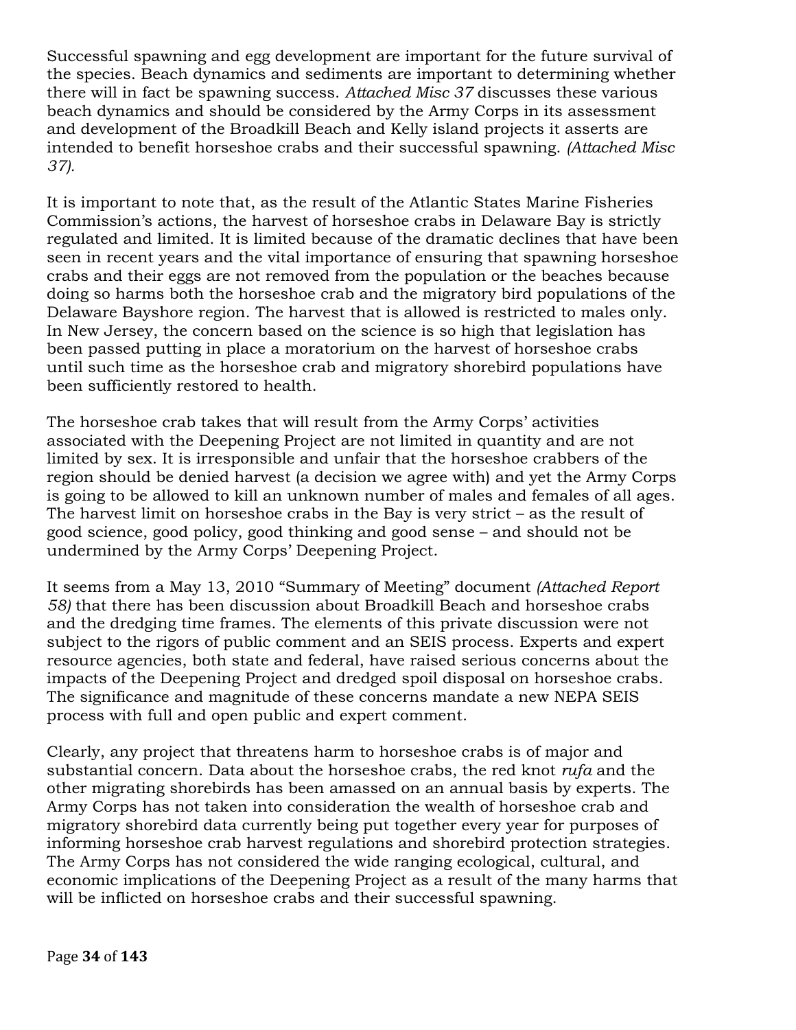Successful spawning and egg development are important for the future survival of the species. Beach dynamics and sediments are important to determining whether there will in fact be spawning success. *Attached Misc 37* discusses these various beach dynamics and should be considered by the Army Corps in its assessment and development of the Broadkill Beach and Kelly island projects it asserts are intended to benefit horseshoe crabs and their successful spawning. *(Attached Misc 37).*

It is important to note that, as the result of the Atlantic States Marine Fisheries Commission's actions, the harvest of horseshoe crabs in Delaware Bay is strictly regulated and limited. It is limited because of the dramatic declines that have been seen in recent years and the vital importance of ensuring that spawning horseshoe crabs and their eggs are not removed from the population or the beaches because doing so harms both the horseshoe crab and the migratory bird populations of the Delaware Bayshore region. The harvest that is allowed is restricted to males only. In New Jersey, the concern based on the science is so high that legislation has been passed putting in place a moratorium on the harvest of horseshoe crabs until such time as the horseshoe crab and migratory shorebird populations have been sufficiently restored to health.

The horseshoe crab takes that will result from the Army Corps' activities associated with the Deepening Project are not limited in quantity and are not limited by sex. It is irresponsible and unfair that the horseshoe crabbers of the region should be denied harvest (a decision we agree with) and yet the Army Corps is going to be allowed to kill an unknown number of males and females of all ages. The harvest limit on horseshoe crabs in the Bay is very strict – as the result of good science, good policy, good thinking and good sense – and should not be undermined by the Army Corps' Deepening Project.

It seems from a May 13, 2010 "Summary of Meeting" document *(Attached Report 58)* that there has been discussion about Broadkill Beach and horseshoe crabs and the dredging time frames. The elements of this private discussion were not subject to the rigors of public comment and an SEIS process. Experts and expert resource agencies, both state and federal, have raised serious concerns about the impacts of the Deepening Project and dredged spoil disposal on horseshoe crabs. The significance and magnitude of these concerns mandate a new NEPA SEIS process with full and open public and expert comment.

Clearly, any project that threatens harm to horseshoe crabs is of major and substantial concern. Data about the horseshoe crabs, the red knot *rufa* and the other migrating shorebirds has been amassed on an annual basis by experts. The Army Corps has not taken into consideration the wealth of horseshoe crab and migratory shorebird data currently being put together every year for purposes of informing horseshoe crab harvest regulations and shorebird protection strategies. The Army Corps has not considered the wide ranging ecological, cultural, and economic implications of the Deepening Project as a result of the many harms that will be inflicted on horseshoe crabs and their successful spawning.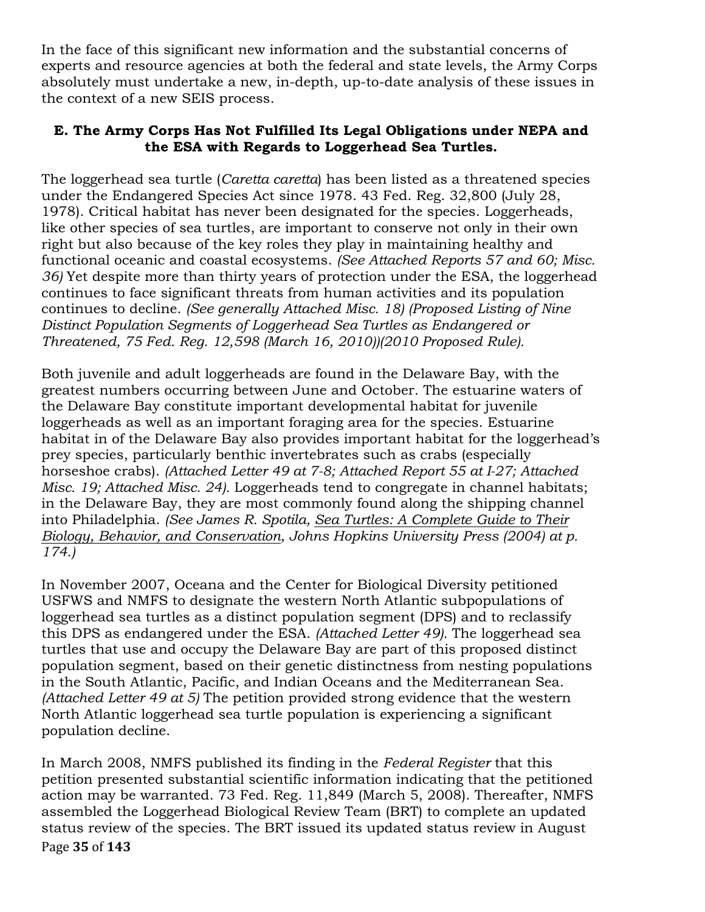In the face of this significant new information and the substantial concerns of experts and resource agencies at both the federal and state levels, the Army Corps absolutely must undertake a new, in-depth, up-to-date analysis of these issues in the context of a new SEIS process.

### E. The Army Corps Has Not Fulfilled Its Legal Obligations under NEPA and the ESA with Regards to Loggerhead Sea Turtles.

The loggerhead sea turtle (*Caretta caretta*) has been listed as a threatened species under the Endangered Species Act since 1978. 43 Fed. Reg. 32,800 (July 28, 1978). Critical habitat has never been designated for the species. Loggerheads, like other species of sea turtles, are important to conserve not only in their own right but also because of the key roles they play in maintaining healthy and functional oceanic and coastal ecosystems. *(See Attached Reports 57 and 60; Misc. 36)* Yet despite more than thirty years of protection under the ESA, the loggerhead continues to face significant threats from human activities and its population continues to decline. *(See generally Attached Misc. 18) (Proposed Listing of Nine Distinct Population Segments of Loggerhead Sea Turtles as Endangered or Threatened, 75 Fed. Reg. 12,598 (March 16, 2010))(2010 Proposed Rule).*

Both juvenile and adult loggerheads are found in the Delaware Bay, with the greatest numbers occurring between June and October. The estuarine waters of the Delaware Bay constitute important developmental habitat for juvenile loggerheads as well as an important foraging area for the species. Estuarine habitat in of the Delaware Bay also provides important habitat for the loggerhead's prey species, particularly benthic invertebrates such as crabs (especially horseshoe crabs). *(Attached Letter 49 at 7-8; Attached Report 55 at I-27; Attached Misc. 19; Attached Misc. 24).* Loggerheads tend to congregate in channel habitats; in the Delaware Bay, they are most commonly found along the shipping channel into Philadelphia. *(See James R. Spotila, Sea Turtles: A Complete Guide to Their Biology, Behavior, and Conservation, Johns Hopkins University Press (2004) at p. 174.)*

In November 2007, Oceana and the Center for Biological Diversity petitioned USFWS and NMFS to designate the western North Atlantic subpopulations of loggerhead sea turtles as a distinct population segment (DPS) and to reclassify this DPS as endangered under the ESA. *(Attached Letter 49).* The loggerhead sea turtles that use and occupy the Delaware Bay are part of this proposed distinct population segment, based on their genetic distinctness from nesting populations in the South Atlantic, Pacific, and Indian Oceans and the Mediterranean Sea. *(Attached Letter 49 at 5)* The petition provided strong evidence that the western North Atlantic loggerhead sea turtle population is experiencing a significant population decline.

In March 2008, NMFS published its finding in the *Federal Register* that this petition presented substantial scientific information indicating that the petitioned action may be warranted. 73 Fed. Reg. 11,849 (March 5, 2008). Thereafter, NMFS assembled the Loggerhead Biological Review Team (BRT) to complete an updated status review of the species. The BRT issued its updated status review in August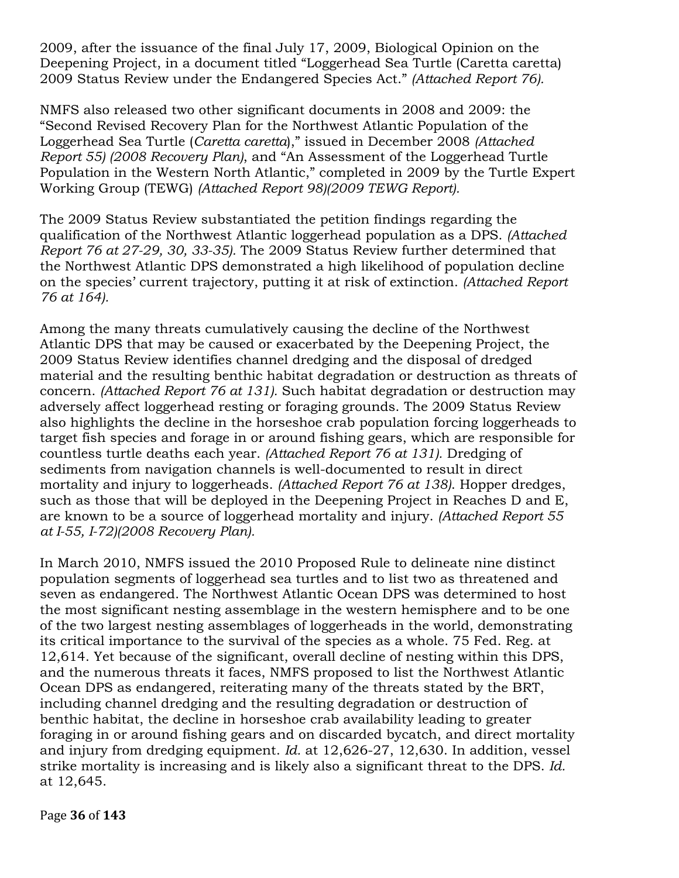2009, after the issuance of the final July 17, 2009, Biological Opinion on the Deepening Project, in a document titled "Loggerhead Sea Turtle (Caretta caretta) 2009 Status Review under the Endangered Species Act." *(Attached Report 76).*

NMFS also released two other significant documents in 2008 and 2009: the "Second Revised Recovery Plan for the Northwest Atlantic Population of the Loggerhead Sea Turtle (*Caretta caretta*)," issued in December 2008 *(Attached Report 55) (2008 Recovery Plan)*, and "An Assessment of the Loggerhead Turtle Population in the Western North Atlantic," completed in 2009 by the Turtle Expert Working Group (TEWG) *(Attached Report 98)(2009 TEWG Report).*

The 2009 Status Review substantiated the petition findings regarding the qualification of the Northwest Atlantic loggerhead population as a DPS. *(Attached Report 76 at 27-29, 30, 33-35).* The 2009 Status Review further determined that the Northwest Atlantic DPS demonstrated a high likelihood of population decline on the species' current trajectory, putting it at risk of extinction. *(Attached Report 76 at 164).*

Among the many threats cumulatively causing the decline of the Northwest Atlantic DPS that may be caused or exacerbated by the Deepening Project, the 2009 Status Review identifies channel dredging and the disposal of dredged material and the resulting benthic habitat degradation or destruction as threats of concern. *(Attached Report 76 at 131).* Such habitat degradation or destruction may adversely affect loggerhead resting or foraging grounds. The 2009 Status Review also highlights the decline in the horseshoe crab population forcing loggerheads to target fish species and forage in or around fishing gears, which are responsible for countless turtle deaths each year. *(Attached Report 76 at 131).* Dredging of sediments from navigation channels is well-documented to result in direct mortality and injury to loggerheads. *(Attached Report 76 at 138).* Hopper dredges, such as those that will be deployed in the Deepening Project in Reaches D and E, are known to be a source of loggerhead mortality and injury. *(Attached Report 55 at I-55, I-72)(2008 Recovery Plan).*

In March 2010, NMFS issued the 2010 Proposed Rule to delineate nine distinct population segments of loggerhead sea turtles and to list two as threatened and seven as endangered. The Northwest Atlantic Ocean DPS was determined to host the most significant nesting assemblage in the western hemisphere and to be one of the two largest nesting assemblages of loggerheads in the world, demonstrating its critical importance to the survival of the species as a whole. 75 Fed. Reg. at 12,614. Yet because of the significant, overall decline of nesting within this DPS, and the numerous threats it faces, NMFS proposed to list the Northwest Atlantic Ocean DPS as endangered, reiterating many of the threats stated by the BRT, including channel dredging and the resulting degradation or destruction of benthic habitat, the decline in horseshoe crab availability leading to greater foraging in or around fishing gears and on discarded bycatch, and direct mortality and injury from dredging equipment. *Id.* at 12,626-27, 12,630. In addition, vessel strike mortality is increasing and is likely also a significant threat to the DPS. *Id.* at 12,645.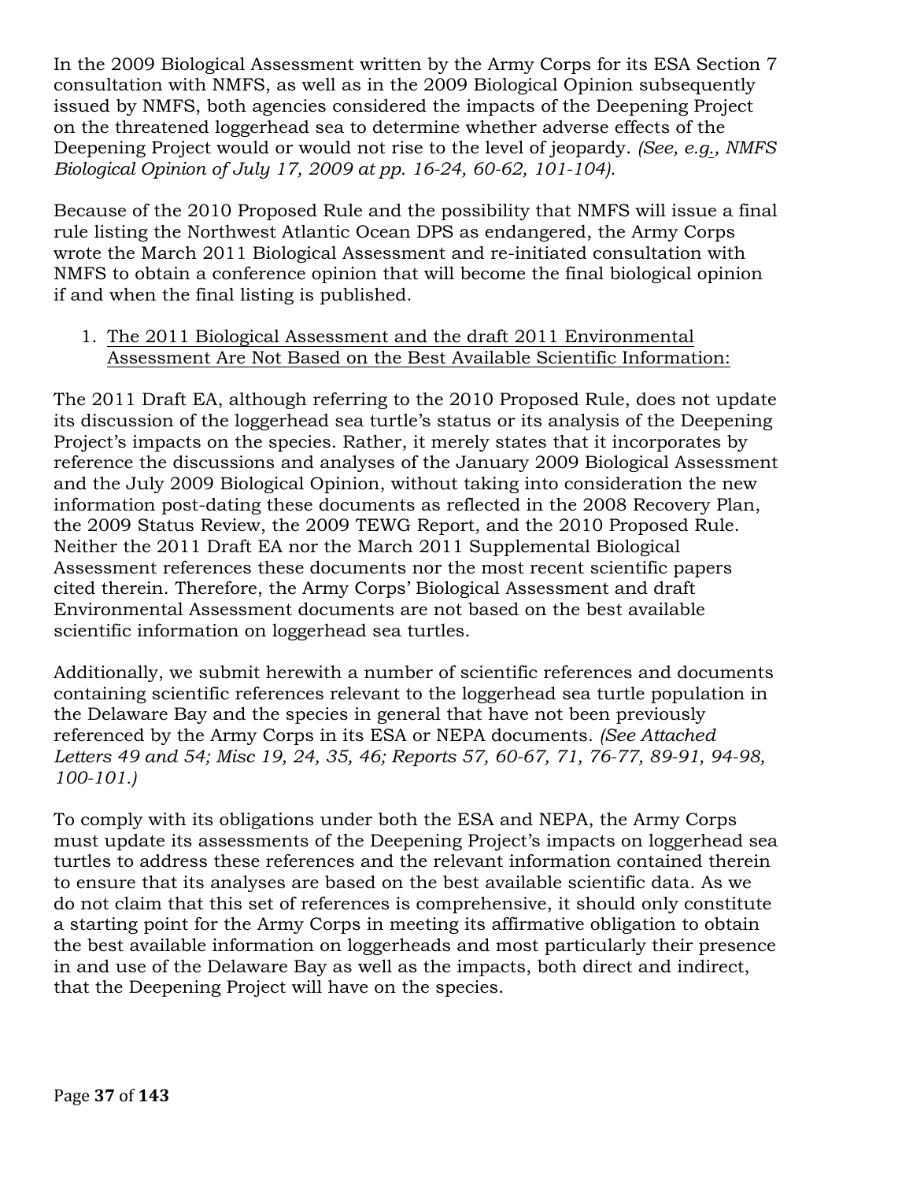In the 2009 Biological Assessment written by the Army Corps for its ESA Section 7 consultation with NMFS, as well as in the 2009 Biological Opinion subsequently issued by NMFS, both agencies considered the impacts of the Deepening Project on the threatened loggerhead sea to determine whether adverse effects of the Deepening Project would or would not rise to the level of jeopardy. *(See, e.g., NMFS Biological Opinion of July 17, 2009 at pp. 16-24, 60-62, 101-104).*

Because of the 2010 Proposed Rule and the possibility that NMFS will issue a final rule listing the Northwest Atlantic Ocean DPS as endangered, the Army Corps wrote the March 2011 Biological Assessment and re-initiated consultation with NMFS to obtain a conference opinion that will become the final biological opinion if and when the final listing is published.

1. The 2011 Biological Assessment and the draft 2011 Environmental Assessment Are Not Based on the Best Available Scientific Information:

The 2011 Draft EA, although referring to the 2010 Proposed Rule, does not update its discussion of the loggerhead sea turtle's status or its analysis of the Deepening Project's impacts on the species. Rather, it merely states that it incorporates by reference the discussions and analyses of the January 2009 Biological Assessment and the July 2009 Biological Opinion, without taking into consideration the new information post-dating these documents as reflected in the 2008 Recovery Plan, the 2009 Status Review, the 2009 TEWG Report, and the 2010 Proposed Rule. Neither the 2011 Draft EA nor the March 2011 Supplemental Biological Assessment references these documents nor the most recent scientific papers cited therein. Therefore, the Army Corps' Biological Assessment and draft Environmental Assessment documents are not based on the best available scientific information on loggerhead sea turtles.

Additionally, we submit herewith a number of scientific references and documents containing scientific references relevant to the loggerhead sea turtle population in the Delaware Bay and the species in general that have not been previously referenced by the Army Corps in its ESA or NEPA documents. *(See Attached Letters 49 and 54; Misc 19, 24, 35, 46; Reports 57, 60-67, 71, 76-77, 89-91, 94-98, 100-101.)*

To comply with its obligations under both the ESA and NEPA, the Army Corps must update its assessments of the Deepening Project's impacts on loggerhead sea turtles to address these references and the relevant information contained therein to ensure that its analyses are based on the best available scientific data. As we do not claim that this set of references is comprehensive, it should only constitute a starting point for the Army Corps in meeting its affirmative obligation to obtain the best available information on loggerheads and most particularly their presence in and use of the Delaware Bay as well as the impacts, both direct and indirect, that the Deepening Project will have on the species.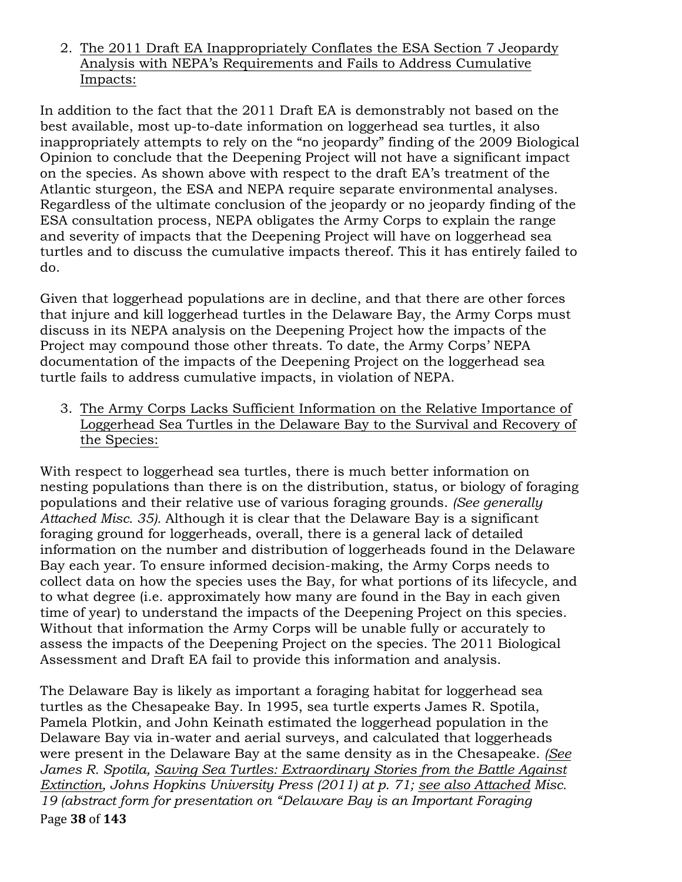2. <u>The 2011 Draft EA Inappropriately Conflates the ESA Section 7 Jeopardy Analysis with NEPA's Requirements and Fails to Address Cumulative Impacts:</u>

In addition to the fact that the 2011 Draft EA is demonstrably not based on the best available, most up-to-date information on loggerhead sea turtles, it also inappropriately attempts to rely on the "no jeopardy" finding of the 2009 Biological Opinion to conclude that the Deepening Project will not have a significant impact on the species. As shown above with respect to the draft EA's treatment of the Atlantic sturgeon, the ESA and NEPA require separate environmental analyses. Regardless of the ultimate conclusion of the jeopardy or no jeopardy finding of the ESA consultation process, NEPA obligates the Army Corps to explain the range and severity of impacts that the Deepening Project will have on loggerhead sea turtles and to discuss the cumulative impacts thereof. This it has entirely failed to do.

Given that loggerhead populations are in decline, and that there are other forces that injure and kill loggerhead turtles in the Delaware Bay, the Army Corps must discuss in its NEPA analysis on the Deepening Project how the impacts of the Project may compound those other threats. To date, the Army Corps' NEPA documentation of the impacts of the Deepening Project on the loggerhead sea turtle fails to address cumulative impacts, in violation of NEPA.

3. <u>The Army Corps Lacks Sufficient Information on the Relative Importance of Loggerhead Sea Turtles in the Delaware Bay to the Survival and Recovery of the Species:</u>

With respect to loggerhead sea turtles, there is much better information on nesting populations than there is on the distribution, status, or biology of foraging populations and their relative use of various foraging grounds. *(See generally Attached Misc. 35).* Although it is clear that the Delaware Bay is a significant foraging ground for loggerheads, overall, there is a general lack of detailed information on the number and distribution of loggerheads found in the Delaware Bay each year. To ensure informed decision-making, the Army Corps needs to collect data on how the species uses the Bay, for what portions of its lifecycle, and to what degree (i.e. approximately how many are found in the Bay in each given time of year) to understand the impacts of the Deepening Project on this species. Without that information the Army Corps will be unable fully or accurately to assess the impacts of the Deepening Project on the species. The 2011 Biological Assessment and Draft EA fail to provide this information and analysis.

The Delaware Bay is likely as important a foraging habitat for loggerhead sea turtles as the Chesapeake Bay. In 1995, sea turtle experts James R. Spotila, Pamela Plotkin, and John Keinath estimated the loggerhead population in the Delaware Bay via in-water and aerial surveys, and calculated that loggerheads were present in the Delaware Bay at the same density as in the Chesapeake. *(<u>See</u> James R. Spotila, <u>Saving Sea Turtles: Extraordinary Stories from the Battle Against Extinction</u>, Johns Hopkins University Press (2011) at p. 71; <u>see also Attached</u> Misc. 19 (abstract form for presentation on "Delaware Bay is an Important Foraging*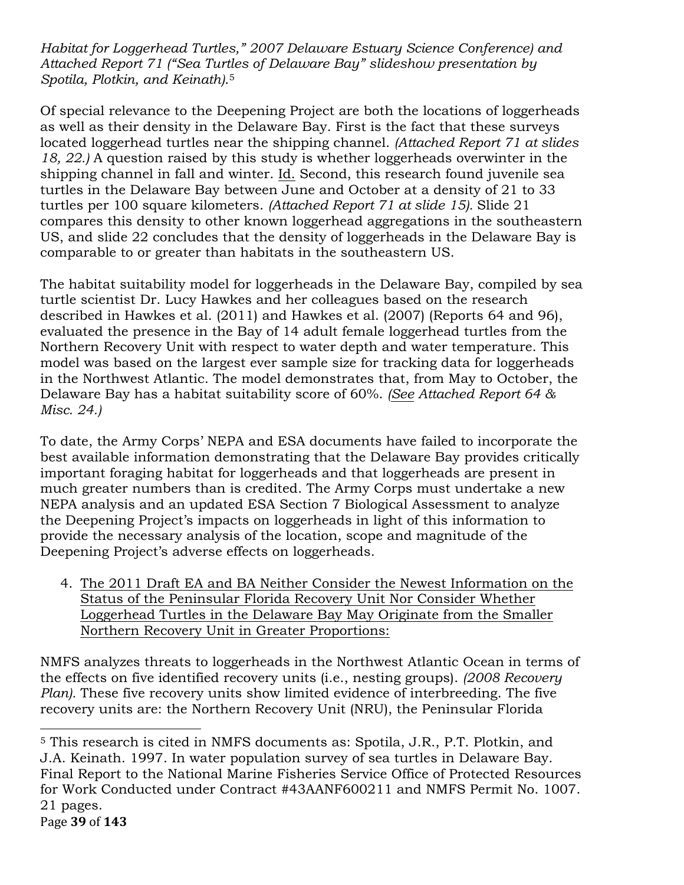*Habitat for Loggerhead Turtles," 2007 Delaware Estuary Science Conference) and Attached Report 71 ("Sea Turtles of Delaware Bay" slideshow presentation by Spotila, Plotkin, and Keinath).*[5]

Of special relevance to the Deepening Project are both the locations of loggerheads as well as their density in the Delaware Bay. First is the fact that these surveys located loggerhead turtles near the shipping channel. *(Attached Report 71 at slides 18, 22.)* A question raised by this study is whether loggerheads overwinter in the shipping channel in fall and winter. Id. Second, this research found juvenile sea turtles in the Delaware Bay between June and October at a density of 21 to 33 turtles per 100 square kilometers. *(Attached Report 71 at slide 15).* Slide 21 compares this density to other known loggerhead aggregations in the southeastern US, and slide 22 concludes that the density of loggerheads in the Delaware Bay is comparable to or greater than habitats in the southeastern US.

The habitat suitability model for loggerheads in the Delaware Bay, compiled by sea turtle scientist Dr. Lucy Hawkes and her colleagues based on the research described in Hawkes et al. (2011) and Hawkes et al. (2007) (Reports 64 and 96), evaluated the presence in the Bay of 14 adult female loggerhead turtles from the Northern Recovery Unit with respect to water depth and water temperature. This model was based on the largest ever sample size for tracking data for loggerheads in the Northwest Atlantic. The model demonstrates that, from May to October, the Delaware Bay has a habitat suitability score of 60%. *(See Attached Report 64 & Misc. 24.)*

To date, the Army Corps' NEPA and ESA documents have failed to incorporate the best available information demonstrating that the Delaware Bay provides critically important foraging habitat for loggerheads and that loggerheads are present in much greater numbers than is credited. The Army Corps must undertake a new NEPA analysis and an updated ESA Section 7 Biological Assessment to analyze the Deepening Project's impacts on loggerheads in light of this information to provide the necessary analysis of the location, scope and magnitude of the Deepening Project's adverse effects on loggerheads.

4. The 2011 Draft EA and BA Neither Consider the Newest Information on the Status of the Peninsular Florida Recovery Unit Nor Consider Whether Loggerhead Turtles in the Delaware Bay May Originate from the Smaller Northern Recovery Unit in Greater Proportions:

NMFS analyzes threats to loggerheads in the Northwest Atlantic Ocean in terms of the effects on five identified recovery units (i.e., nesting groups). *(2008 Recovery Plan).* These five recovery units show limited evidence of interbreeding. The five recovery units are: the Northern Recovery Unit (NRU), the Peninsular Florida

[5] This research is cited in NMFS documents as: Spotila, J.R., P.T. Plotkin, and J.A. Keinath. 1997. In water population survey of sea turtles in Delaware Bay. Final Report to the National Marine Fisheries Service Office of Protected Resources for Work Conducted under Contract #43AANF600211 and NMFS Permit No. 1007. 21 pages.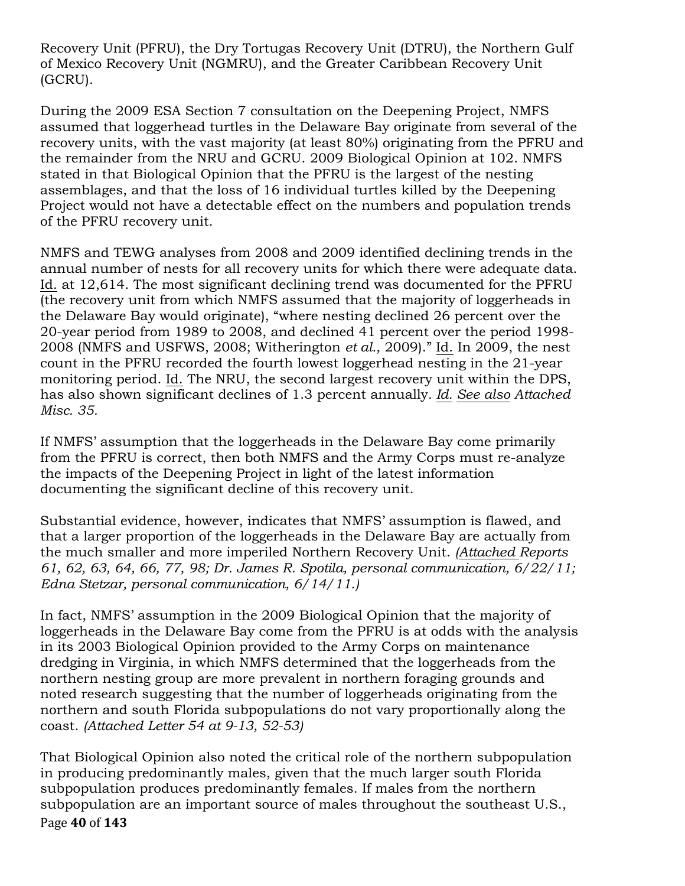Recovery Unit (PFRU), the Dry Tortugas Recovery Unit (DTRU), the Northern Gulf of Mexico Recovery Unit (NGMRU), and the Greater Caribbean Recovery Unit (GCRU).

During the 2009 ESA Section 7 consultation on the Deepening Project, NMFS assumed that loggerhead turtles in the Delaware Bay originate from several of the recovery units, with the vast majority (at least 80%) originating from the PFRU and the remainder from the NRU and GCRU. 2009 Biological Opinion at 102. NMFS stated in that Biological Opinion that the PFRU is the largest of the nesting assemblages, and that the loss of 16 individual turtles killed by the Deepening Project would not have a detectable effect on the numbers and population trends of the PFRU recovery unit.

NMFS and TEWG analyses from 2008 and 2009 identified declining trends in the annual number of nests for all recovery units for which there were adequate data. Id. at 12,614. The most significant declining trend was documented for the PFRU (the recovery unit from which NMFS assumed that the majority of loggerheads in the Delaware Bay would originate), "where nesting declined 26 percent over the 20-year period from 1989 to 2008, and declined 41 percent over the period 1998-2008 (NMFS and USFWS, 2008; Witherington *et al.*, 2009)." Id. In 2009, the nest count in the PFRU recorded the fourth lowest loggerhead nesting in the 21-year monitoring period. Id. The NRU, the second largest recovery unit within the DPS, has also shown significant declines of 1.3 percent annually. *Id. See also Attached Misc. 35.*

If NMFS' assumption that the loggerheads in the Delaware Bay come primarily from the PFRU is correct, then both NMFS and the Army Corps must re-analyze the impacts of the Deepening Project in light of the latest information documenting the significant decline of this recovery unit.

Substantial evidence, however, indicates that NMFS' assumption is flawed, and that a larger proportion of the loggerheads in the Delaware Bay are actually from the much smaller and more imperiled Northern Recovery Unit. *(Attached Reports 61, 62, 63, 64, 66, 77, 98; Dr. James R. Spotila, personal communication, 6/22/11; Edna Stetzar, personal communication, 6/14/11.)*

In fact, NMFS' assumption in the 2009 Biological Opinion that the majority of loggerheads in the Delaware Bay come from the PFRU is at odds with the analysis in its 2003 Biological Opinion provided to the Army Corps on maintenance dredging in Virginia, in which NMFS determined that the loggerheads from the northern nesting group are more prevalent in northern foraging grounds and noted research suggesting that the number of loggerheads originating from the northern and south Florida subpopulations do not vary proportionally along the coast. *(Attached Letter 54 at 9-13, 52-53)*

That Biological Opinion also noted the critical role of the northern subpopulation in producing predominantly males, given that the much larger south Florida subpopulation produces predominantly females. If males from the northern subpopulation are an important source of males throughout the southeast U.S.,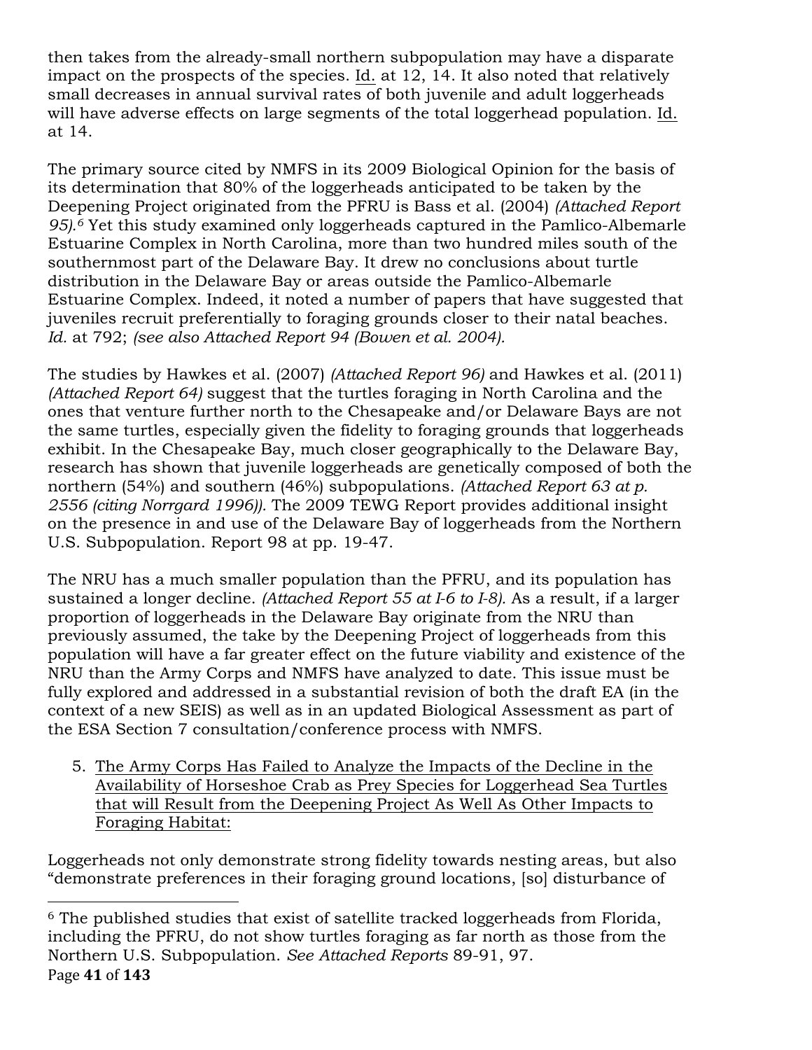then takes from the already-small northern subpopulation may have a disparate impact on the prospects of the species. Id. at 12, 14. It also noted that relatively small decreases in annual survival rates of both juvenile and adult loggerheads will have adverse effects on large segments of the total loggerhead population. Id. at 14.

The primary source cited by NMFS in its 2009 Biological Opinion for the basis of its determination that 80% of the loggerheads anticipated to be taken by the Deepening Project originated from the PFRU is Bass et al. (2004) *(Attached Report 95).*[6] Yet this study examined only loggerheads captured in the Pamlico-Albemarle Estuarine Complex in North Carolina, more than two hundred miles south of the southernmost part of the Delaware Bay. It drew no conclusions about turtle distribution in the Delaware Bay or areas outside the Pamlico-Albemarle Estuarine Complex. Indeed, it noted a number of papers that have suggested that juveniles recruit preferentially to foraging grounds closer to their natal beaches. *Id.* at 792; *(see also Attached Report 94 (Bowen et al. 2004).*

The studies by Hawkes et al. (2007) *(Attached Report 96)* and Hawkes et al. (2011) *(Attached Report 64)* suggest that the turtles foraging in North Carolina and the ones that venture further north to the Chesapeake and/or Delaware Bays are not the same turtles, especially given the fidelity to foraging grounds that loggerheads exhibit. In the Chesapeake Bay, much closer geographically to the Delaware Bay, research has shown that juvenile loggerheads are genetically composed of both the northern (54%) and southern (46%) subpopulations. *(Attached Report 63 at p. 2556 (citing Norrgard 1996)).* The 2009 TEWG Report provides additional insight on the presence in and use of the Delaware Bay of loggerheads from the Northern U.S. Subpopulation. Report 98 at pp. 19-47.

The NRU has a much smaller population than the PFRU, and its population has sustained a longer decline. *(Attached Report 55 at I-6 to I-8).* As a result, if a larger proportion of loggerheads in the Delaware Bay originate from the NRU than previously assumed, the take by the Deepening Project of loggerheads from this population will have a far greater effect on the future viability and existence of the NRU than the Army Corps and NMFS have analyzed to date. This issue must be fully explored and addressed in a substantial revision of both the draft EA (in the context of a new SEIS) as well as in an updated Biological Assessment as part of the ESA Section 7 consultation/conference process with NMFS.

5. <u>The Army Corps Has Failed to Analyze the Impacts of the Decline in the Availability of Horseshoe Crab as Prey Species for Loggerhead Sea Turtles that will Result from the Deepening Project As Well As Other Impacts to Foraging Habitat:</u>

Loggerheads not only demonstrate strong fidelity towards nesting areas, but also "demonstrate preferences in their foraging ground locations, [so] disturbance of

[6] The published studies that exist of satellite tracked loggerheads from Florida, including the PFRU, do not show turtles foraging as far north as those from the Northern U.S. Subpopulation. *See Attached Reports* 89-91, 97.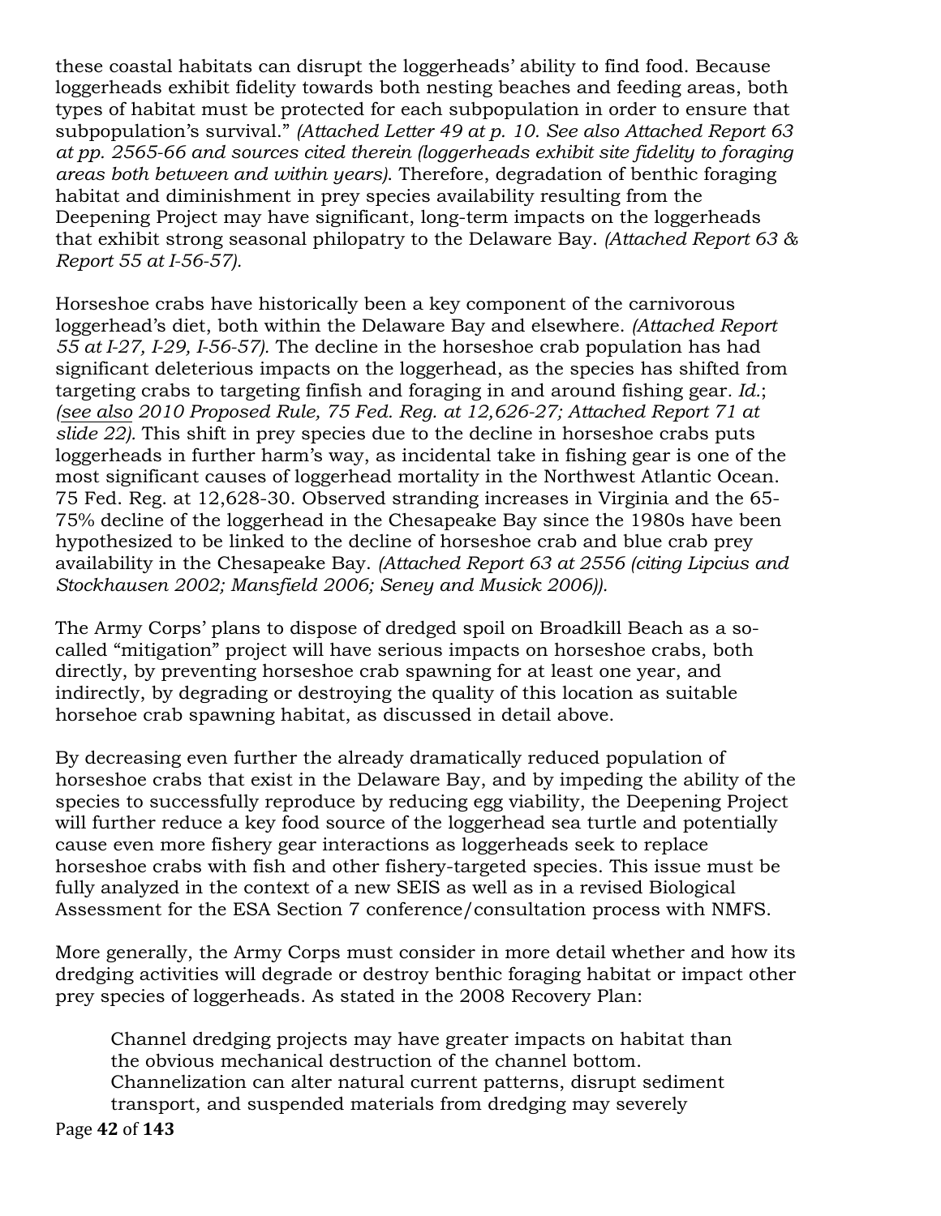these coastal habitats can disrupt the loggerheads' ability to find food. Because loggerheads exhibit fidelity towards both nesting beaches and feeding areas, both types of habitat must be protected for each subpopulation in order to ensure that subpopulation's survival." *(Attached Letter 49 at p. 10. See also Attached Report 63 at pp. 2565-66 and sources cited therein (loggerheads exhibit site fidelity to foraging areas both between and within years).* Therefore, degradation of benthic foraging habitat and diminishment in prey species availability resulting from the Deepening Project may have significant, long-term impacts on the loggerheads that exhibit strong seasonal philopatry to the Delaware Bay. *(Attached Report 63 & Report 55 at I-56-57).*

Horseshoe crabs have historically been a key component of the carnivorous loggerhead's diet, both within the Delaware Bay and elsewhere. *(Attached Report 55 at I-27, I-29, I-56-57).* The decline in the horseshoe crab population has had significant deleterious impacts on the loggerhead, as the species has shifted from targeting crabs to targeting finfish and foraging in and around fishing gear. *Id.*; *(<u>see also</u> 2010 Proposed Rule, 75 Fed. Reg. at 12,626-27; Attached Report 71 at slide 22).* This shift in prey species due to the decline in horseshoe crabs puts loggerheads in further harm's way, as incidental take in fishing gear is one of the most significant causes of loggerhead mortality in the Northwest Atlantic Ocean. 75 Fed. Reg. at 12,628-30. Observed stranding increases in Virginia and the 65-75% decline of the loggerhead in the Chesapeake Bay since the 1980s have been hypothesized to be linked to the decline of horseshoe crab and blue crab prey availability in the Chesapeake Bay. *(Attached Report 63 at 2556 (citing Lipcius and Stockhausen 2002; Mansfield 2006; Seney and Musick 2006)).*

The Army Corps' plans to dispose of dredged spoil on Broadkill Beach as a so-called "mitigation" project will have serious impacts on horseshoe crabs, both directly, by preventing horseshoe crab spawning for at least one year, and indirectly, by degrading or destroying the quality of this location as suitable horsehoe crab spawning habitat, as discussed in detail above.

By decreasing even further the already dramatically reduced population of horseshoe crabs that exist in the Delaware Bay, and by impeding the ability of the species to successfully reproduce by reducing egg viability, the Deepening Project will further reduce a key food source of the loggerhead sea turtle and potentially cause even more fishery gear interactions as loggerheads seek to replace horseshoe crabs with fish and other fishery-targeted species. This issue must be fully analyzed in the context of a new SEIS as well as in a revised Biological Assessment for the ESA Section 7 conference/consultation process with NMFS.

More generally, the Army Corps must consider in more detail whether and how its dredging activities will degrade or destroy benthic foraging habitat or impact other prey species of loggerheads. As stated in the 2008 Recovery Plan:

> Channel dredging projects may have greater impacts on habitat than the obvious mechanical destruction of the channel bottom. Channelization can alter natural current patterns, disrupt sediment transport, and suspended materials from dredging may severely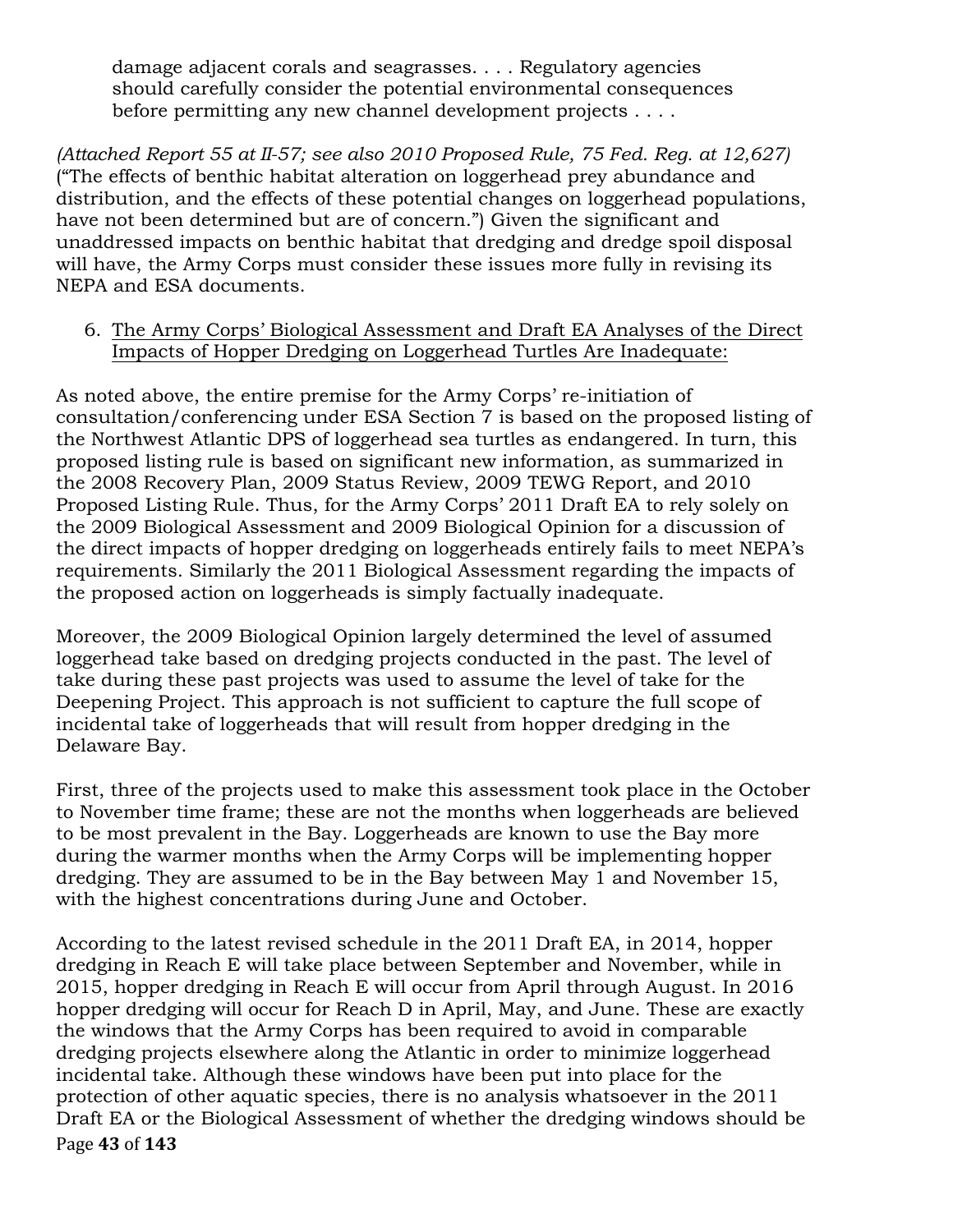> damage adjacent corals and seagrasses. . . . Regulatory agencies should carefully consider the potential environmental consequences before permitting any new channel development projects . . . .

*(Attached Report 55 at II-57; see also 2010 Proposed Rule, 75 Fed. Reg. at 12,627)* ("The effects of benthic habitat alteration on loggerhead prey abundance and distribution, and the effects of these potential changes on loggerhead populations, have not been determined but are of concern.") Given the significant and unaddressed impacts on benthic habitat that dredging and dredge spoil disposal will have, the Army Corps must consider these issues more fully in revising its NEPA and ESA documents.

6. <u>The Army Corps' Biological Assessment and Draft EA Analyses of the Direct Impacts of Hopper Dredging on Loggerhead Turtles Are Inadequate:</u>

As noted above, the entire premise for the Army Corps' re-initiation of consultation/conferencing under ESA Section 7 is based on the proposed listing of the Northwest Atlantic DPS of loggerhead sea turtles as endangered. In turn, this proposed listing rule is based on significant new information, as summarized in the 2008 Recovery Plan, 2009 Status Review, 2009 TEWG Report, and 2010 Proposed Listing Rule. Thus, for the Army Corps' 2011 Draft EA to rely solely on the 2009 Biological Assessment and 2009 Biological Opinion for a discussion of the direct impacts of hopper dredging on loggerheads entirely fails to meet NEPA's requirements. Similarly the 2011 Biological Assessment regarding the impacts of the proposed action on loggerheads is simply factually inadequate.

Moreover, the 2009 Biological Opinion largely determined the level of assumed loggerhead take based on dredging projects conducted in the past. The level of take during these past projects was used to assume the level of take for the Deepening Project. This approach is not sufficient to capture the full scope of incidental take of loggerheads that will result from hopper dredging in the Delaware Bay.

First, three of the projects used to make this assessment took place in the October to November time frame; these are not the months when loggerheads are believed to be most prevalent in the Bay. Loggerheads are known to use the Bay more during the warmer months when the Army Corps will be implementing hopper dredging. They are assumed to be in the Bay between May 1 and November 15, with the highest concentrations during June and October.

According to the latest revised schedule in the 2011 Draft EA, in 2014, hopper dredging in Reach E will take place between September and November, while in 2015, hopper dredging in Reach E will occur from April through August. In 2016 hopper dredging will occur for Reach D in April, May, and June. These are exactly the windows that the Army Corps has been required to avoid in comparable dredging projects elsewhere along the Atlantic in order to minimize loggerhead incidental take. Although these windows have been put into place for the protection of other aquatic species, there is no analysis whatsoever in the 2011 Draft EA or the Biological Assessment of whether the dredging windows should be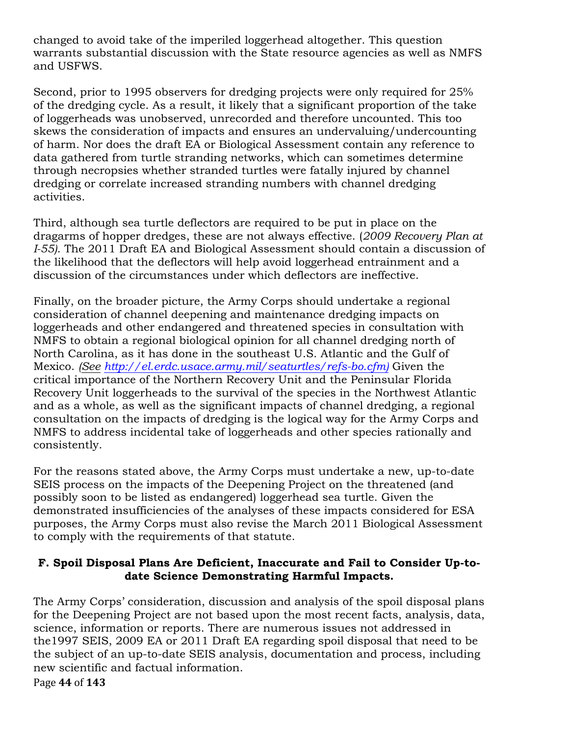changed to avoid take of the imperiled loggerhead altogether. This question warrants substantial discussion with the State resource agencies as well as NMFS and USFWS.

Second, prior to 1995 observers for dredging projects were only required for 25% of the dredging cycle. As a result, it likely that a significant proportion of the take of loggerheads was unobserved, unrecorded and therefore uncounted. This too skews the consideration of impacts and ensures an undervaluing/undercounting of harm. Nor does the draft EA or Biological Assessment contain any reference to data gathered from turtle stranding networks, which can sometimes determine through necropsies whether stranded turtles were fatally injured by channel dredging or correlate increased stranding numbers with channel dredging activities.

Third, although sea turtle deflectors are required to be put in place on the dragarms of hopper dredges, these are not always effective. (*2009 Recovery Plan at I-55*). The 2011 Draft EA and Biological Assessment should contain a discussion of the likelihood that the deflectors will help avoid loggerhead entrainment and a discussion of the circumstances under which deflectors are ineffective.

Finally, on the broader picture, the Army Corps should undertake a regional consideration of channel deepening and maintenance dredging impacts on loggerheads and other endangered and threatened species in consultation with NMFS to obtain a regional biological opinion for all channel dredging north of North Carolina, as it has done in the southeast U.S. Atlantic and the Gulf of Mexico. *(See http://el.erdc.usace.army.mil/seaturtles/refs-bo.cfm)* Given the critical importance of the Northern Recovery Unit and the Peninsular Florida Recovery Unit loggerheads to the survival of the species in the Northwest Atlantic and as a whole, as well as the significant impacts of channel dredging, a regional consultation on the impacts of dredging is the logical way for the Army Corps and NMFS to address incidental take of loggerheads and other species rationally and consistently.

For the reasons stated above, the Army Corps must undertake a new, up-to-date SEIS process on the impacts of the Deepening Project on the threatened (and possibly soon to be listed as endangered) loggerhead sea turtle. Given the demonstrated insufficiencies of the analyses of these impacts considered for ESA purposes, the Army Corps must also revise the March 2011 Biological Assessment to comply with the requirements of that statute.

### F. Spoil Disposal Plans Are Deficient, Inaccurate and Fail to Consider Up-to-date Science Demonstrating Harmful Impacts.

The Army Corps' consideration, discussion and analysis of the spoil disposal plans for the Deepening Project are not based upon the most recent facts, analysis, data, science, information or reports. There are numerous issues not addressed in the1997 SEIS, 2009 EA or 2011 Draft EA regarding spoil disposal that need to be the subject of an up-to-date SEIS analysis, documentation and process, including new scientific and factual information.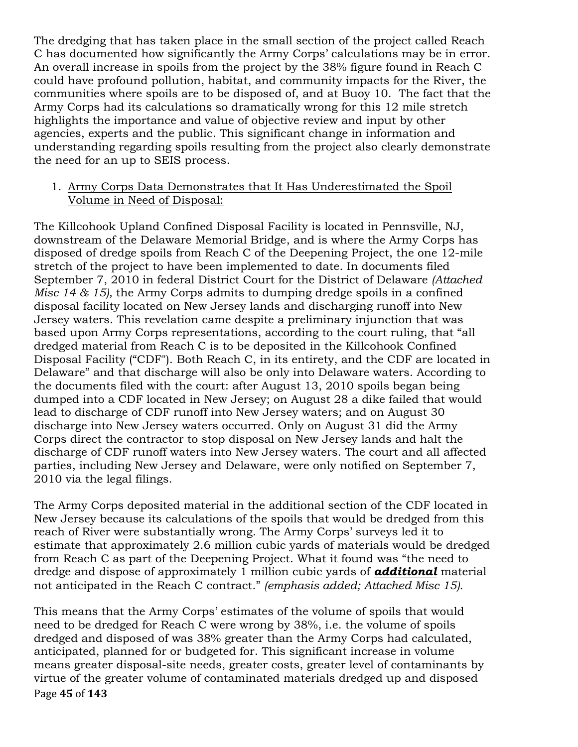The dredging that has taken place in the small section of the project called Reach C has documented how significantly the Army Corps' calculations may be in error. An overall increase in spoils from the project by the 38% figure found in Reach C could have profound pollution, habitat, and community impacts for the River, the communities where spoils are to be disposed of, and at Buoy 10. The fact that the Army Corps had its calculations so dramatically wrong for this 12 mile stretch highlights the importance and value of objective review and input by other agencies, experts and the public. This significant change in information and understanding regarding spoils resulting from the project also clearly demonstrate the need for an up to SEIS process.

1. <u>Army Corps Data Demonstrates that It Has Underestimated the Spoil Volume in Need of Disposal:</u>

The Killcohook Upland Confined Disposal Facility is located in Pennsville, NJ, downstream of the Delaware Memorial Bridge, and is where the Army Corps has disposed of dredge spoils from Reach C of the Deepening Project, the one 12-mile stretch of the project to have been implemented to date. In documents filed September 7, 2010 in federal District Court for the District of Delaware *(Attached Misc 14 & 15),* the Army Corps admits to dumping dredge spoils in a confined disposal facility located on New Jersey lands and discharging runoff into New Jersey waters. This revelation came despite a preliminary injunction that was based upon Army Corps representations, according to the court ruling, that "all dredged material from Reach C is to be deposited in the Killcohook Confined Disposal Facility ("CDF"). Both Reach C, in its entirety, and the CDF are located in Delaware" and that discharge will also be only into Delaware waters. According to the documents filed with the court: after August 13, 2010 spoils began being dumped into a CDF located in New Jersey; on August 28 a dike failed that would lead to discharge of CDF runoff into New Jersey waters; and on August 30 discharge into New Jersey waters occurred. Only on August 31 did the Army Corps direct the contractor to stop disposal on New Jersey lands and halt the discharge of CDF runoff waters into New Jersey waters. The court and all affected parties, including New Jersey and Delaware, were only notified on September 7, 2010 via the legal filings.

The Army Corps deposited material in the additional section of the CDF located in New Jersey because its calculations of the spoils that would be dredged from this reach of River were substantially wrong. The Army Corps' surveys led it to estimate that approximately 2.6 million cubic yards of materials would be dredged from Reach C as part of the Deepening Project. What it found was "the need to dredge and dispose of approximately 1 million cubic yards of ***<u>additional</u>*** material not anticipated in the Reach C contract." *(emphasis added; Attached Misc 15).*

This means that the Army Corps' estimates of the volume of spoils that would need to be dredged for Reach C were wrong by 38%, i.e. the volume of spoils dredged and disposed of was 38% greater than the Army Corps had calculated, anticipated, planned for or budgeted for. This significant increase in volume means greater disposal-site needs, greater costs, greater level of contaminants by virtue of the greater volume of contaminated materials dredged up and disposed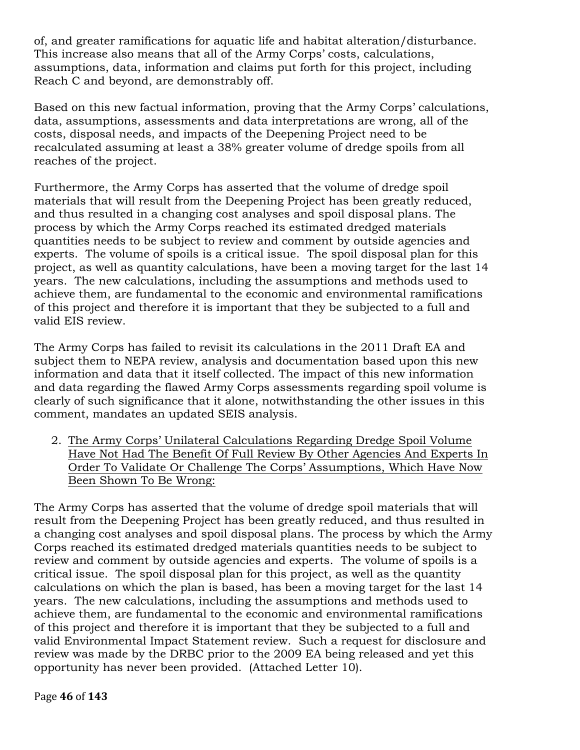of, and greater ramifications for aquatic life and habitat alteration/disturbance. This increase also means that all of the Army Corps' costs, calculations, assumptions, data, information and claims put forth for this project, including Reach C and beyond, are demonstrably off.

Based on this new factual information, proving that the Army Corps' calculations, data, assumptions, assessments and data interpretations are wrong, all of the costs, disposal needs, and impacts of the Deepening Project need to be recalculated assuming at least a 38% greater volume of dredge spoils from all reaches of the project.

Furthermore, the Army Corps has asserted that the volume of dredge spoil materials that will result from the Deepening Project has been greatly reduced, and thus resulted in a changing cost analyses and spoil disposal plans. The process by which the Army Corps reached its estimated dredged materials quantities needs to be subject to review and comment by outside agencies and experts. The volume of spoils is a critical issue. The spoil disposal plan for this project, as well as quantity calculations, have been a moving target for the last 14 years. The new calculations, including the assumptions and methods used to achieve them, are fundamental to the economic and environmental ramifications of this project and therefore it is important that they be subjected to a full and valid EIS review.

The Army Corps has failed to revisit its calculations in the 2011 Draft EA and subject them to NEPA review, analysis and documentation based upon this new information and data that it itself collected. The impact of this new information and data regarding the flawed Army Corps assessments regarding spoil volume is clearly of such significance that it alone, notwithstanding the other issues in this comment, mandates an updated SEIS analysis.

2. <u>The Army Corps' Unilateral Calculations Regarding Dredge Spoil Volume Have Not Had The Benefit Of Full Review By Other Agencies And Experts In Order To Validate Or Challenge The Corps' Assumptions, Which Have Now Been Shown To Be Wrong:</u>

The Army Corps has asserted that the volume of dredge spoil materials that will result from the Deepening Project has been greatly reduced, and thus resulted in a changing cost analyses and spoil disposal plans. The process by which the Army Corps reached its estimated dredged materials quantities needs to be subject to review and comment by outside agencies and experts. The volume of spoils is a critical issue. The spoil disposal plan for this project, as well as the quantity calculations on which the plan is based, has been a moving target for the last 14 years. The new calculations, including the assumptions and methods used to achieve them, are fundamental to the economic and environmental ramifications of this project and therefore it is important that they be subjected to a full and valid Environmental Impact Statement review. Such a request for disclosure and review was made by the DRBC prior to the 2009 EA being released and yet this opportunity has never been provided. (Attached Letter 10).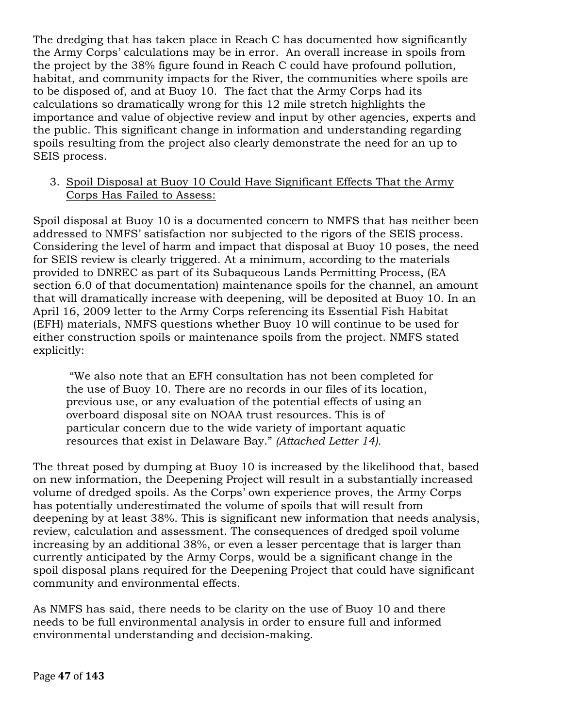The dredging that has taken place in Reach C has documented how significantly the Army Corps' calculations may be in error. An overall increase in spoils from the project by the 38% figure found in Reach C could have profound pollution, habitat, and community impacts for the River, the communities where spoils are to be disposed of, and at Buoy 10. The fact that the Army Corps had its calculations so dramatically wrong for this 12 mile stretch highlights the importance and value of objective review and input by other agencies, experts and the public. This significant change in information and understanding regarding spoils resulting from the project also clearly demonstrate the need for an up to SEIS process.

3. <u>Spoil Disposal at Buoy 10 Could Have Significant Effects That the Army Corps Has Failed to Assess:</u>

Spoil disposal at Buoy 10 is a documented concern to NMFS that has neither been addressed to NMFS' satisfaction nor subjected to the rigors of the SEIS process. Considering the level of harm and impact that disposal at Buoy 10 poses, the need for SEIS review is clearly triggered. At a minimum, according to the materials provided to DNREC as part of its Subaqueous Lands Permitting Process, (EA section 6.0 of that documentation) maintenance spoils for the channel, an amount that will dramatically increase with deepening, will be deposited at Buoy 10. In an April 16, 2009 letter to the Army Corps referencing its Essential Fish Habitat (EFH) materials, NMFS questions whether Buoy 10 will continue to be used for either construction spoils or maintenance spoils from the project. NMFS stated explicitly:

> "We also note that an EFH consultation has not been completed for the use of Buoy 10. There are no records in our files of its location, previous use, or any evaluation of the potential effects of using an overboard disposal site on NOAA trust resources. This is of particular concern due to the wide variety of important aquatic resources that exist in Delaware Bay." *(Attached Letter 14).*

The threat posed by dumping at Buoy 10 is increased by the likelihood that, based on new information, the Deepening Project will result in a substantially increased volume of dredged spoils. As the Corps' own experience proves, the Army Corps has potentially underestimated the volume of spoils that will result from deepening by at least 38%. This is significant new information that needs analysis, review, calculation and assessment. The consequences of dredged spoil volume increasing by an additional 38%, or even a lesser percentage that is larger than currently anticipated by the Army Corps, would be a significant change in the spoil disposal plans required for the Deepening Project that could have significant community and environmental effects.

As NMFS has said, there needs to be clarity on the use of Buoy 10 and there needs to be full environmental analysis in order to ensure full and informed environmental understanding and decision-making.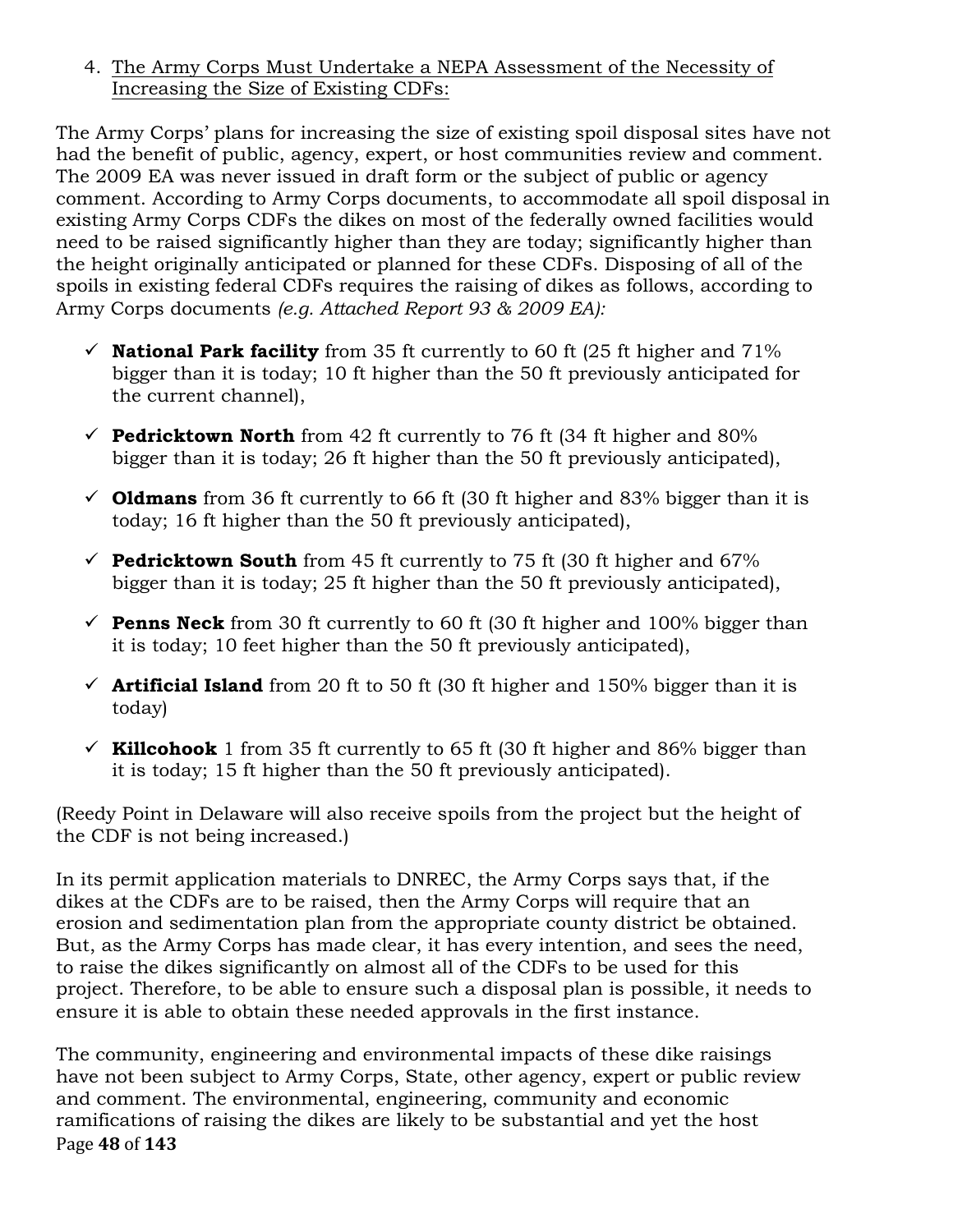4. The Army Corps Must Undertake a NEPA Assessment of the Necessity of Increasing the Size of Existing CDFs:

The Army Corps' plans for increasing the size of existing spoil disposal sites have not had the benefit of public, agency, expert, or host communities review and comment. The 2009 EA was never issued in draft form or the subject of public or agency comment. According to Army Corps documents, to accommodate all spoil disposal in existing Army Corps CDFs the dikes on most of the federally owned facilities would need to be raised significantly higher than they are today; significantly higher than the height originally anticipated or planned for these CDFs. Disposing of all of the spoils in existing federal CDFs requires the raising of dikes as follows, according to Army Corps documents *(e.g. Attached Report 93 & 2009 EA):*

- ✓ **National Park facility** from 35 ft currently to 60 ft (25 ft higher and 71% bigger than it is today; 10 ft higher than the 50 ft previously anticipated for the current channel),
- ✓ **Pedricktown North** from 42 ft currently to 76 ft (34 ft higher and 80% bigger than it is today; 26 ft higher than the 50 ft previously anticipated),
- ✓ **Oldmans** from 36 ft currently to 66 ft (30 ft higher and 83% bigger than it is today; 16 ft higher than the 50 ft previously anticipated),
- ✓ **Pedricktown South** from 45 ft currently to 75 ft (30 ft higher and 67% bigger than it is today; 25 ft higher than the 50 ft previously anticipated),
- ✓ **Penns Neck** from 30 ft currently to 60 ft (30 ft higher and 100% bigger than it is today; 10 feet higher than the 50 ft previously anticipated),
- ✓ **Artificial Island** from 20 ft to 50 ft (30 ft higher and 150% bigger than it is today)
- ✓ **Killcohook** 1 from 35 ft currently to 65 ft (30 ft higher and 86% bigger than it is today; 15 ft higher than the 50 ft previously anticipated).

(Reedy Point in Delaware will also receive spoils from the project but the height of the CDF is not being increased.)

In its permit application materials to DNREC, the Army Corps says that, if the dikes at the CDFs are to be raised, then the Army Corps will require that an erosion and sedimentation plan from the appropriate county district be obtained. But, as the Army Corps has made clear, it has every intention, and sees the need, to raise the dikes significantly on almost all of the CDFs to be used for this project. Therefore, to be able to ensure such a disposal plan is possible, it needs to ensure it is able to obtain these needed approvals in the first instance.

The community, engineering and environmental impacts of these dike raisings have not been subject to Army Corps, State, other agency, expert or public review and comment. The environmental, engineering, community and economic ramifications of raising the dikes are likely to be substantial and yet the host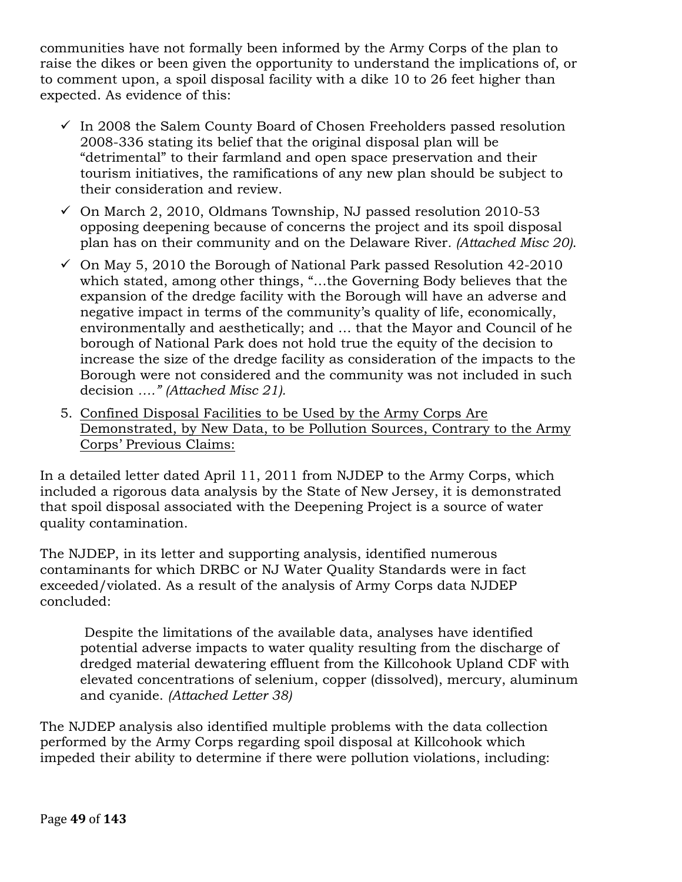communities have not formally been informed by the Army Corps of the plan to raise the dikes or been given the opportunity to understand the implications of, or to comment upon, a spoil disposal facility with a dike 10 to 26 feet higher than expected. As evidence of this:

- ✓ In 2008 the Salem County Board of Chosen Freeholders passed resolution 2008-336 stating its belief that the original disposal plan will be "detrimental" to their farmland and open space preservation and their tourism initiatives, the ramifications of any new plan should be subject to their consideration and review.
- ✓ On March 2, 2010, Oldmans Township, NJ passed resolution 2010-53 opposing deepening because of concerns the project and its spoil disposal plan has on their community and on the Delaware River. *(Attached Misc 20).*
- ✓ On May 5, 2010 the Borough of National Park passed Resolution 42-2010 which stated, among other things, "…the Governing Body believes that the expansion of the dredge facility with the Borough will have an adverse and negative impact in terms of the community's quality of life, economically, environmentally and aesthetically; and … that the Mayor and Council of he borough of National Park does not hold true the equity of the decision to increase the size of the dredge facility as consideration of the impacts to the Borough were not considered and the community was not included in such decision *…." (Attached Misc 21).*

5. <u>Confined Disposal Facilities to be Used by the Army Corps Are Demonstrated, by New Data, to be Pollution Sources, Contrary to the Army Corps' Previous Claims:</u>

In a detailed letter dated April 11, 2011 from NJDEP to the Army Corps, which included a rigorous data analysis by the State of New Jersey, it is demonstrated that spoil disposal associated with the Deepening Project is a source of water quality contamination.

The NJDEP, in its letter and supporting analysis, identified numerous contaminants for which DRBC or NJ Water Quality Standards were in fact exceeded/violated. As a result of the analysis of Army Corps data NJDEP concluded:

> Despite the limitations of the available data, analyses have identified potential adverse impacts to water quality resulting from the discharge of dredged material dewatering effluent from the Killcohook Upland CDF with elevated concentrations of selenium, copper (dissolved), mercury, aluminum and cyanide. *(Attached Letter 38)*

The NJDEP analysis also identified multiple problems with the data collection performed by the Army Corps regarding spoil disposal at Killcohook which impeded their ability to determine if there were pollution violations, including: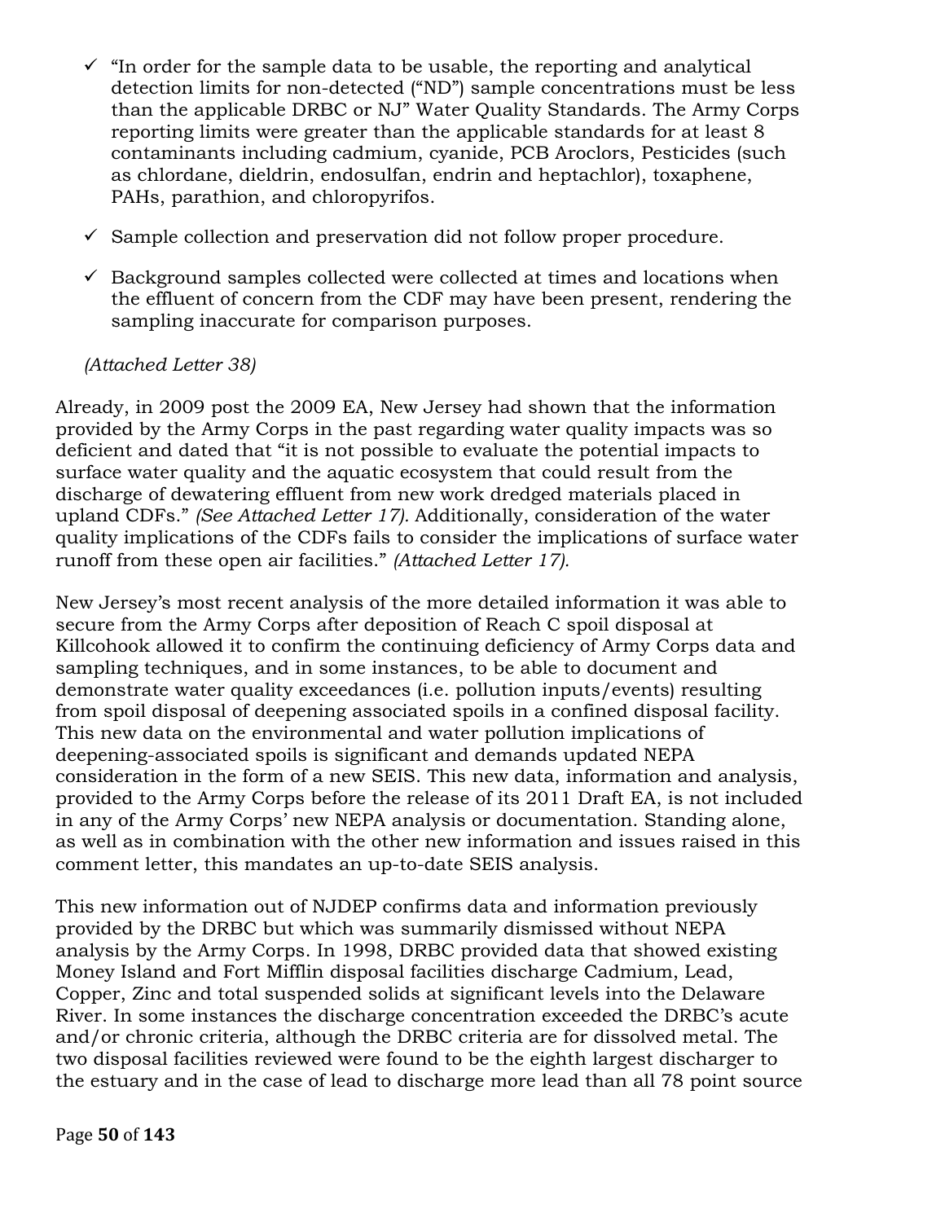- ✓ "In order for the sample data to be usable, the reporting and analytical detection limits for non-detected ("ND") sample concentrations must be less than the applicable DRBC or NJ" Water Quality Standards. The Army Corps reporting limits were greater than the applicable standards for at least 8 contaminants including cadmium, cyanide, PCB Aroclors, Pesticides (such as chlordane, dieldrin, endosulfan, endrin and heptachlor), toxaphene, PAHs, parathion, and chloropyrifos.
- ✓ Sample collection and preservation did not follow proper procedure.
- ✓ Background samples collected were collected at times and locations when the effluent of concern from the CDF may have been present, rendering the sampling inaccurate for comparison purposes.

*(Attached Letter 38)*

Already, in 2009 post the 2009 EA, New Jersey had shown that the information provided by the Army Corps in the past regarding water quality impacts was so deficient and dated that "it is not possible to evaluate the potential impacts to surface water quality and the aquatic ecosystem that could result from the discharge of dewatering effluent from new work dredged materials placed in upland CDFs." *(See Attached Letter 17).* Additionally, consideration of the water quality implications of the CDFs fails to consider the implications of surface water runoff from these open air facilities." *(Attached Letter 17).*

New Jersey's most recent analysis of the more detailed information it was able to secure from the Army Corps after deposition of Reach C spoil disposal at Killcohook allowed it to confirm the continuing deficiency of Army Corps data and sampling techniques, and in some instances, to be able to document and demonstrate water quality exceedances (i.e. pollution inputs/events) resulting from spoil disposal of deepening associated spoils in a confined disposal facility. This new data on the environmental and water pollution implications of deepening-associated spoils is significant and demands updated NEPA consideration in the form of a new SEIS. This new data, information and analysis, provided to the Army Corps before the release of its 2011 Draft EA, is not included in any of the Army Corps' new NEPA analysis or documentation. Standing alone, as well as in combination with the other new information and issues raised in this comment letter, this mandates an up-to-date SEIS analysis.

This new information out of NJDEP confirms data and information previously provided by the DRBC but which was summarily dismissed without NEPA analysis by the Army Corps. In 1998, DRBC provided data that showed existing Money Island and Fort Mifflin disposal facilities discharge Cadmium, Lead, Copper, Zinc and total suspended solids at significant levels into the Delaware River. In some instances the discharge concentration exceeded the DRBC's acute and/or chronic criteria, although the DRBC criteria are for dissolved metal. The two disposal facilities reviewed were found to be the eighth largest discharger to the estuary and in the case of lead to discharge more lead than all 78 point source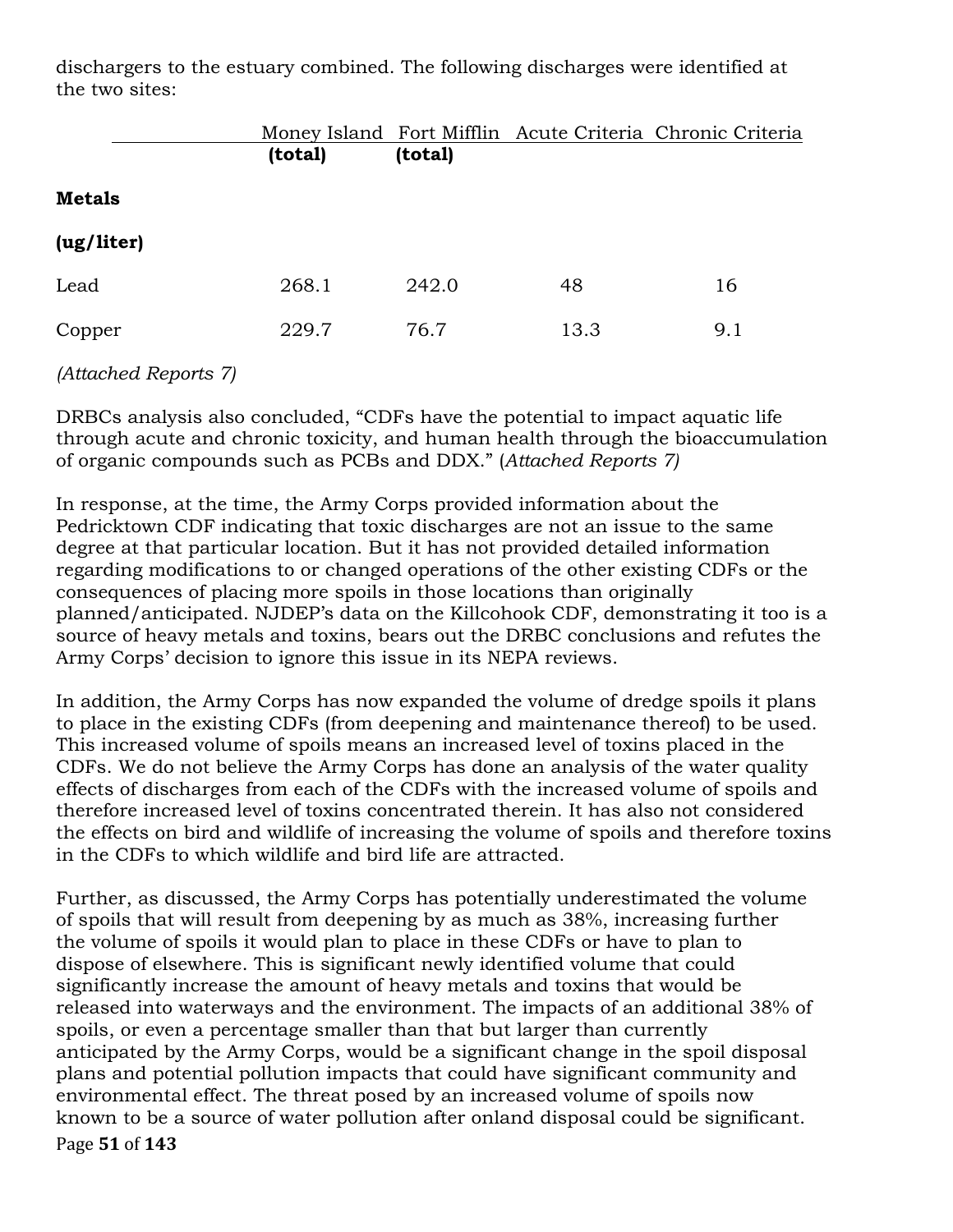dischargers to the estuary combined. The following discharges were identified at the two sites:

| | Money Island (total) | Fort Mifflin (total) | Acute Criteria | Chronic Criteria |
|---|---|---|---|---|
| **Metals** | | | | |
| **(ug/liter)** | | | | |
| Lead | 268.1 | 242.0 | 48 | 16 |
| Copper | 229.7 | 76.7 | 13.3 | 9.1 |

*(Attached Reports 7)*

DRBCs analysis also concluded, "CDFs have the potential to impact aquatic life through acute and chronic toxicity, and human health through the bioaccumulation of organic compounds such as PCBs and DDX." (*Attached Reports 7)*

In response, at the time, the Army Corps provided information about the Pedricktown CDF indicating that toxic discharges are not an issue to the same degree at that particular location. But it has not provided detailed information regarding modifications to or changed operations of the other existing CDFs or the consequences of placing more spoils in those locations than originally planned/anticipated. NJDEP's data on the Killcohook CDF, demonstrating it too is a source of heavy metals and toxins, bears out the DRBC conclusions and refutes the Army Corps' decision to ignore this issue in its NEPA reviews.

In addition, the Army Corps has now expanded the volume of dredge spoils it plans to place in the existing CDFs (from deepening and maintenance thereof) to be used. This increased volume of spoils means an increased level of toxins placed in the CDFs. We do not believe the Army Corps has done an analysis of the water quality effects of discharges from each of the CDFs with the increased volume of spoils and therefore increased level of toxins concentrated therein. It has also not considered the effects on bird and wildlife of increasing the volume of spoils and therefore toxins in the CDFs to which wildlife and bird life are attracted.

Further, as discussed, the Army Corps has potentially underestimated the volume of spoils that will result from deepening by as much as 38%, increasing further the volume of spoils it would plan to place in these CDFs or have to plan to dispose of elsewhere. This is significant newly identified volume that could significantly increase the amount of heavy metals and toxins that would be released into waterways and the environment. The impacts of an additional 38% of spoils, or even a percentage smaller than that but larger than currently anticipated by the Army Corps, would be a significant change in the spoil disposal plans and potential pollution impacts that could have significant community and environmental effect. The threat posed by an increased volume of spoils now known to be a source of water pollution after onland disposal could be significant.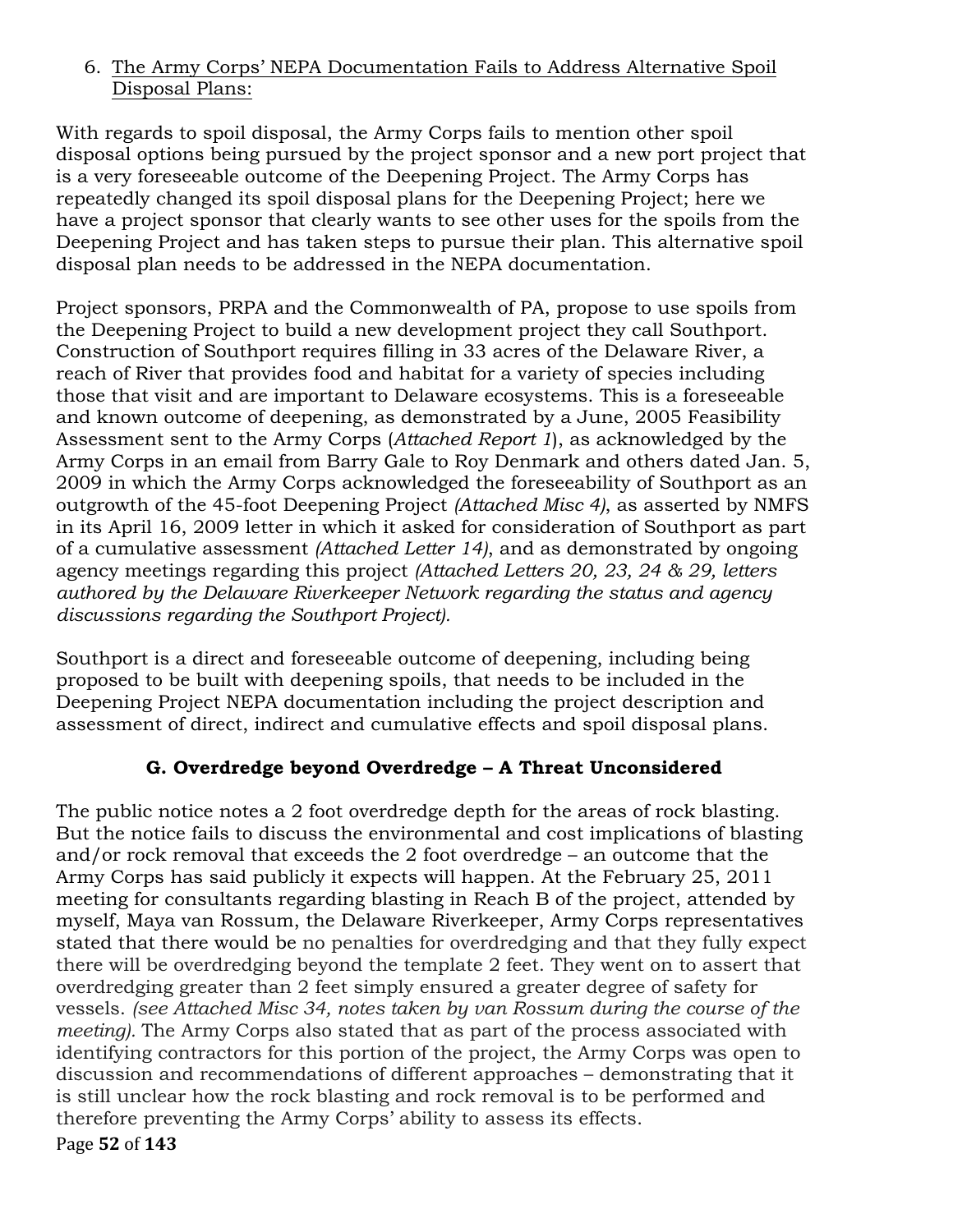6. <u>The Army Corps' NEPA Documentation Fails to Address Alternative Spoil Disposal Plans:</u>

With regards to spoil disposal, the Army Corps fails to mention other spoil disposal options being pursued by the project sponsor and a new port project that is a very foreseeable outcome of the Deepening Project. The Army Corps has repeatedly changed its spoil disposal plans for the Deepening Project; here we have a project sponsor that clearly wants to see other uses for the spoils from the Deepening Project and has taken steps to pursue their plan. This alternative spoil disposal plan needs to be addressed in the NEPA documentation.

Project sponsors, PRPA and the Commonwealth of PA, propose to use spoils from the Deepening Project to build a new development project they call Southport. Construction of Southport requires filling in 33 acres of the Delaware River, a reach of River that provides food and habitat for a variety of species including those that visit and are important to Delaware ecosystems. This is a foreseeable and known outcome of deepening, as demonstrated by a June, 2005 Feasibility Assessment sent to the Army Corps (*Attached Report 1*), as acknowledged by the Army Corps in an email from Barry Gale to Roy Denmark and others dated Jan. 5, 2009 in which the Army Corps acknowledged the foreseeability of Southport as an outgrowth of the 45-foot Deepening Project *(Attached Misc 4)*, as asserted by NMFS in its April 16, 2009 letter in which it asked for consideration of Southport as part of a cumulative assessment *(Attached Letter 14)*, and as demonstrated by ongoing agency meetings regarding this project *(Attached Letters 20, 23, 24 & 29, letters authored by the Delaware Riverkeeper Network regarding the status and agency discussions regarding the Southport Project).*

Southport is a direct and foreseeable outcome of deepening, including being proposed to be built with deepening spoils, that needs to be included in the Deepening Project NEPA documentation including the project description and assessment of direct, indirect and cumulative effects and spoil disposal plans.

### G. Overdredge beyond Overdredge – A Threat Unconsidered

The public notice notes a 2 foot overdredge depth for the areas of rock blasting. But the notice fails to discuss the environmental and cost implications of blasting and/or rock removal that exceeds the 2 foot overdredge – an outcome that the Army Corps has said publicly it expects will happen. At the February 25, 2011 meeting for consultants regarding blasting in Reach B of the project, attended by myself, Maya van Rossum, the Delaware Riverkeeper, Army Corps representatives stated that there would be no penalties for overdredging and that they fully expect there will be overdredging beyond the template 2 feet. They went on to assert that overdredging greater than 2 feet simply ensured a greater degree of safety for vessels. *(see Attached Misc 34, notes taken by van Rossum during the course of the meeting).* The Army Corps also stated that as part of the process associated with identifying contractors for this portion of the project, the Army Corps was open to discussion and recommendations of different approaches – demonstrating that it is still unclear how the rock blasting and rock removal is to be performed and therefore preventing the Army Corps' ability to assess its effects.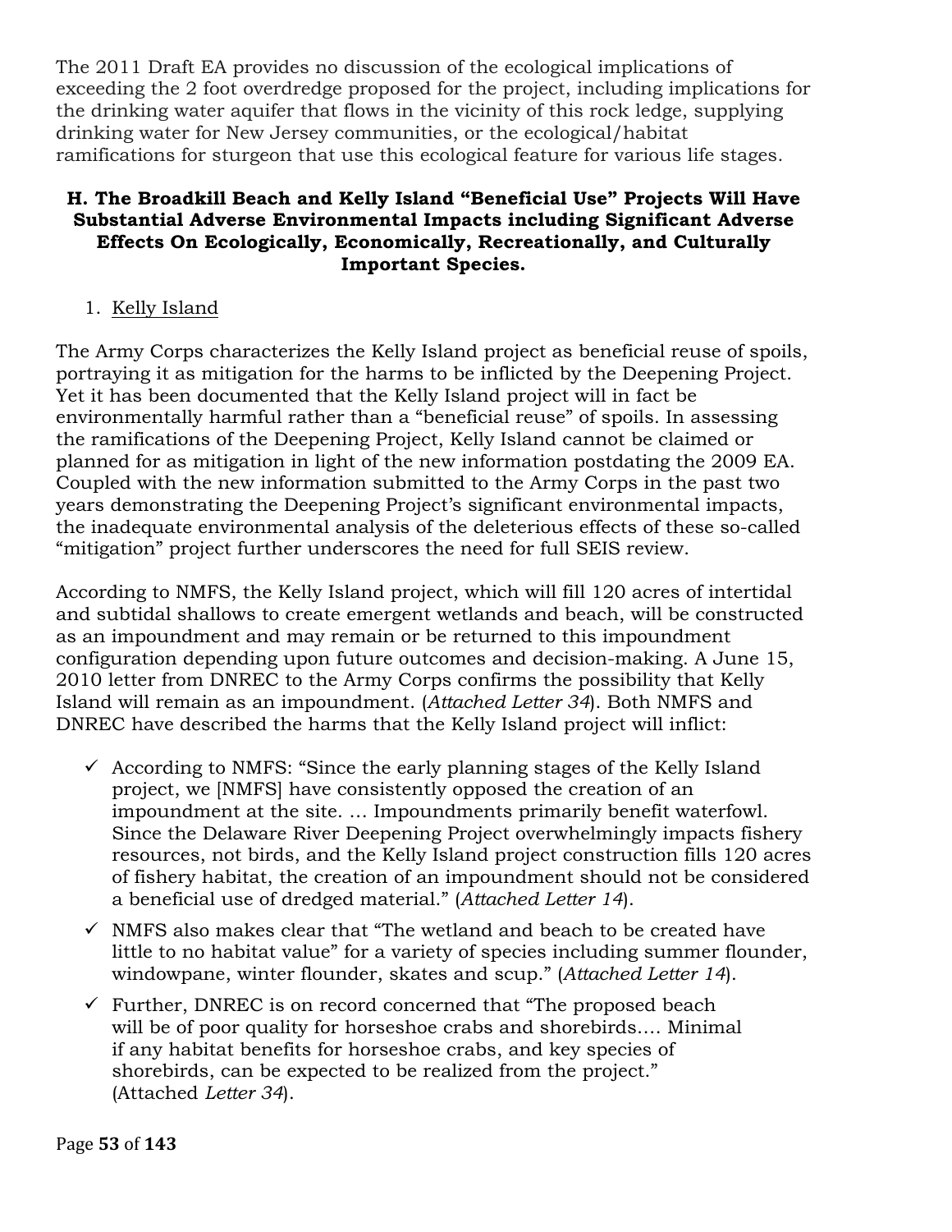The 2011 Draft EA provides no discussion of the ecological implications of exceeding the 2 foot overdredge proposed for the project, including implications for the drinking water aquifer that flows in the vicinity of this rock ledge, supplying drinking water for New Jersey communities, or the ecological/habitat ramifications for sturgeon that use this ecological feature for various life stages.

### H. The Broadkill Beach and Kelly Island "Beneficial Use" Projects Will Have Substantial Adverse Environmental Impacts including Significant Adverse Effects On Ecologically, Economically, Recreationally, and Culturally Important Species.

1. Kelly Island

The Army Corps characterizes the Kelly Island project as beneficial reuse of spoils, portraying it as mitigation for the harms to be inflicted by the Deepening Project. Yet it has been documented that the Kelly Island project will in fact be environmentally harmful rather than a "beneficial reuse" of spoils. In assessing the ramifications of the Deepening Project, Kelly Island cannot be claimed or planned for as mitigation in light of the new information postdating the 2009 EA. Coupled with the new information submitted to the Army Corps in the past two years demonstrating the Deepening Project's significant environmental impacts, the inadequate environmental analysis of the deleterious effects of these so-called "mitigation" project further underscores the need for full SEIS review.

According to NMFS, the Kelly Island project, which will fill 120 acres of intertidal and subtidal shallows to create emergent wetlands and beach, will be constructed as an impoundment and may remain or be returned to this impoundment configuration depending upon future outcomes and decision-making. A June 15, 2010 letter from DNREC to the Army Corps confirms the possibility that Kelly Island will remain as an impoundment. (*Attached Letter 34*). Both NMFS and DNREC have described the harms that the Kelly Island project will inflict:

- ✓ According to NMFS: "Since the early planning stages of the Kelly Island project, we [NMFS] have consistently opposed the creation of an impoundment at the site. … Impoundments primarily benefit waterfowl. Since the Delaware River Deepening Project overwhelmingly impacts fishery resources, not birds, and the Kelly Island project construction fills 120 acres of fishery habitat, the creation of an impoundment should not be considered a beneficial use of dredged material." (*Attached Letter 14*).
- ✓ NMFS also makes clear that "The wetland and beach to be created have little to no habitat value" for a variety of species including summer flounder, windowpane, winter flounder, skates and scup." (*Attached Letter 14*).
- ✓ Further, DNREC is on record concerned that "The proposed beach will be of poor quality for horseshoe crabs and shorebirds…. Minimal if any habitat benefits for horseshoe crabs, and key species of shorebirds, can be expected to be realized from the project." (Attached *Letter 34*).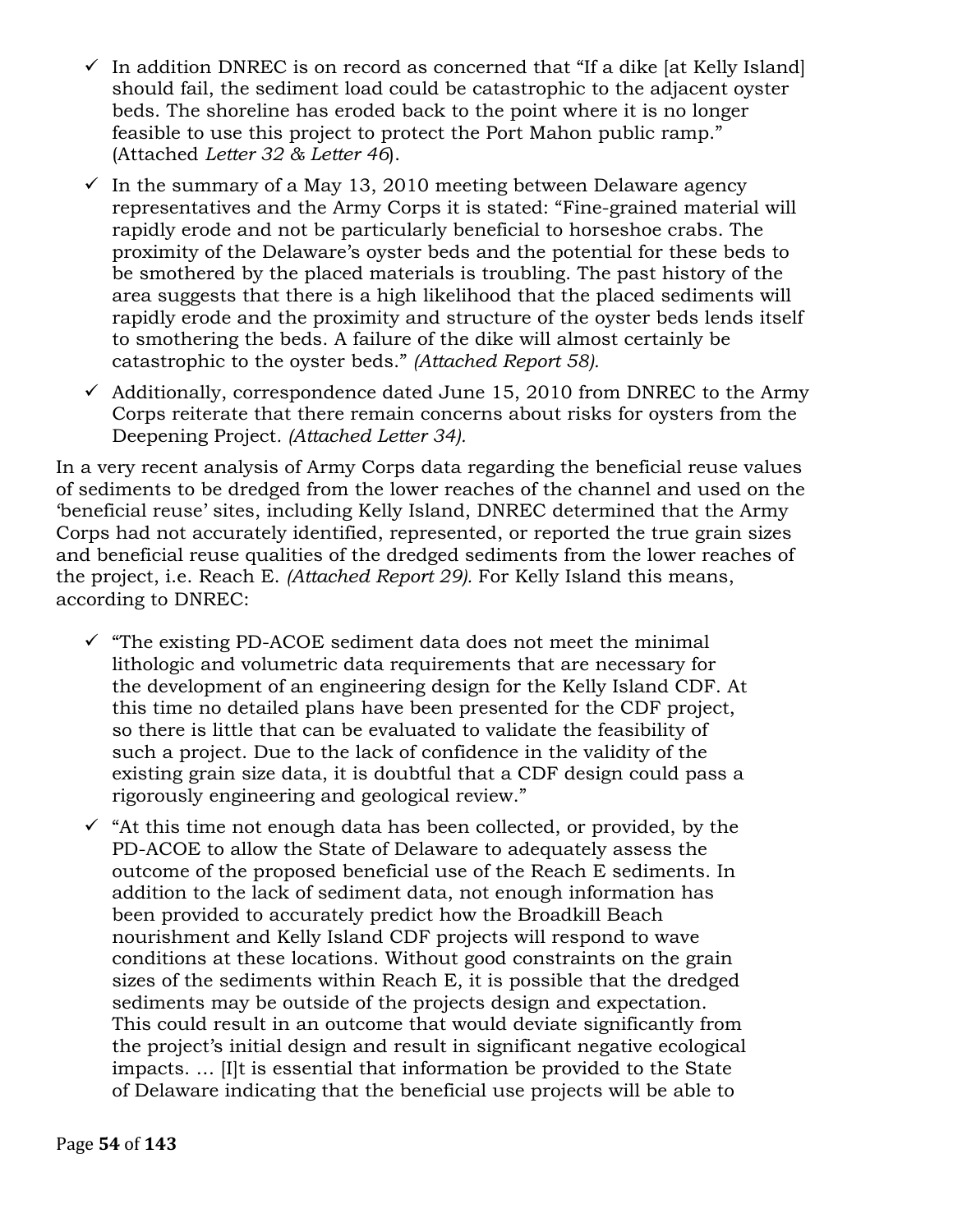- ✓ In addition DNREC is on record as concerned that "If a dike [at Kelly Island] should fail, the sediment load could be catastrophic to the adjacent oyster beds. The shoreline has eroded back to the point where it is no longer feasible to use this project to protect the Port Mahon public ramp." (Attached *Letter 32 & Letter 46*).
- ✓ In the summary of a May 13, 2010 meeting between Delaware agency representatives and the Army Corps it is stated: "Fine-grained material will rapidly erode and not be particularly beneficial to horseshoe crabs. The proximity of the Delaware's oyster beds and the potential for these beds to be smothered by the placed materials is troubling. The past history of the area suggests that there is a high likelihood that the placed sediments will rapidly erode and the proximity and structure of the oyster beds lends itself to smothering the beds. A failure of the dike will almost certainly be catastrophic to the oyster beds." *(Attached Report 58).*
- ✓ Additionally, correspondence dated June 15, 2010 from DNREC to the Army Corps reiterate that there remain concerns about risks for oysters from the Deepening Project. *(Attached Letter 34).*

In a very recent analysis of Army Corps data regarding the beneficial reuse values of sediments to be dredged from the lower reaches of the channel and used on the 'beneficial reuse' sites, including Kelly Island, DNREC determined that the Army Corps had not accurately identified, represented, or reported the true grain sizes and beneficial reuse qualities of the dredged sediments from the lower reaches of the project, i.e. Reach E. *(Attached Report 29).* For Kelly Island this means, according to DNREC:

- ✓ "The existing PD-ACOE sediment data does not meet the minimal lithologic and volumetric data requirements that are necessary for the development of an engineering design for the Kelly Island CDF. At this time no detailed plans have been presented for the CDF project, so there is little that can be evaluated to validate the feasibility of such a project. Due to the lack of confidence in the validity of the existing grain size data, it is doubtful that a CDF design could pass a rigorously engineering and geological review."
- ✓ "At this time not enough data has been collected, or provided, by the PD-ACOE to allow the State of Delaware to adequately assess the outcome of the proposed beneficial use of the Reach E sediments. In addition to the lack of sediment data, not enough information has been provided to accurately predict how the Broadkill Beach nourishment and Kelly Island CDF projects will respond to wave conditions at these locations. Without good constraints on the grain sizes of the sediments within Reach E, it is possible that the dredged sediments may be outside of the projects design and expectation. This could result in an outcome that would deviate significantly from the project's initial design and result in significant negative ecological impacts. … [I]t is essential that information be provided to the State of Delaware indicating that the beneficial use projects will be able to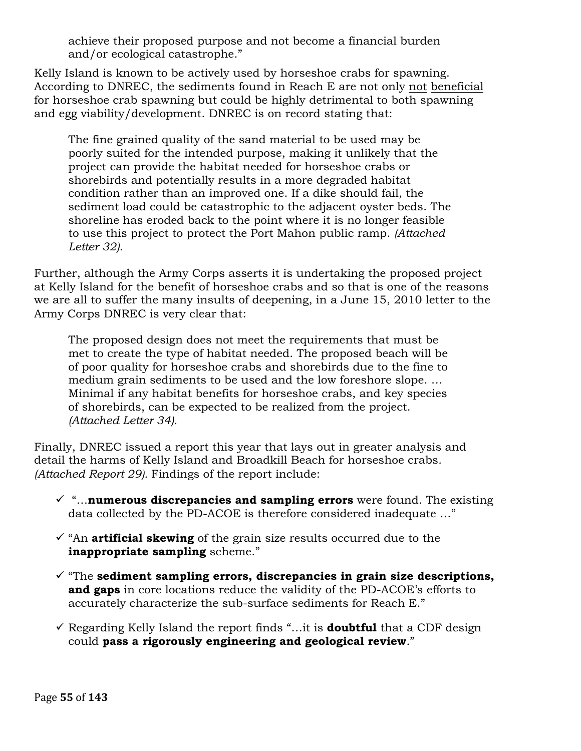achieve their proposed purpose and not become a financial burden and/or ecological catastrophe."

Kelly Island is known to be actively used by horseshoe crabs for spawning. According to DNREC, the sediments found in Reach E are not only not beneficial for horseshoe crab spawning but could be highly detrimental to both spawning and egg viability/development. DNREC is on record stating that:

> The fine grained quality of the sand material to be used may be poorly suited for the intended purpose, making it unlikely that the project can provide the habitat needed for horseshoe crabs or shorebirds and potentially results in a more degraded habitat condition rather than an improved one. If a dike should fail, the sediment load could be catastrophic to the adjacent oyster beds. The shoreline has eroded back to the point where it is no longer feasible to use this project to protect the Port Mahon public ramp. *(Attached Letter 32).*

Further, although the Army Corps asserts it is undertaking the proposed project at Kelly Island for the benefit of horseshoe crabs and so that is one of the reasons we are all to suffer the many insults of deepening, in a June 15, 2010 letter to the Army Corps DNREC is very clear that:

> The proposed design does not meet the requirements that must be met to create the type of habitat needed. The proposed beach will be of poor quality for horseshoe crabs and shorebirds due to the fine to medium grain sediments to be used and the low foreshore slope. … Minimal if any habitat benefits for horseshoe crabs, and key species of shorebirds, can be expected to be realized from the project. *(Attached Letter 34).*

Finally, DNREC issued a report this year that lays out in greater analysis and detail the harms of Kelly Island and Broadkill Beach for horseshoe crabs. *(Attached Report 29).* Findings of the report include:

- ✓ "…**numerous discrepancies and sampling errors** were found. The existing data collected by the PD-ACOE is therefore considered inadequate …"
- ✓ "An **artificial skewing** of the grain size results occurred due to the **inappropriate sampling** scheme."
- ✓ "The **sediment sampling errors, discrepancies in grain size descriptions, and gaps** in core locations reduce the validity of the PD-ACOE's efforts to accurately characterize the sub-surface sediments for Reach E."
- ✓ Regarding Kelly Island the report finds "…it is **doubtful** that a CDF design could **pass a rigorously engineering and geological review**."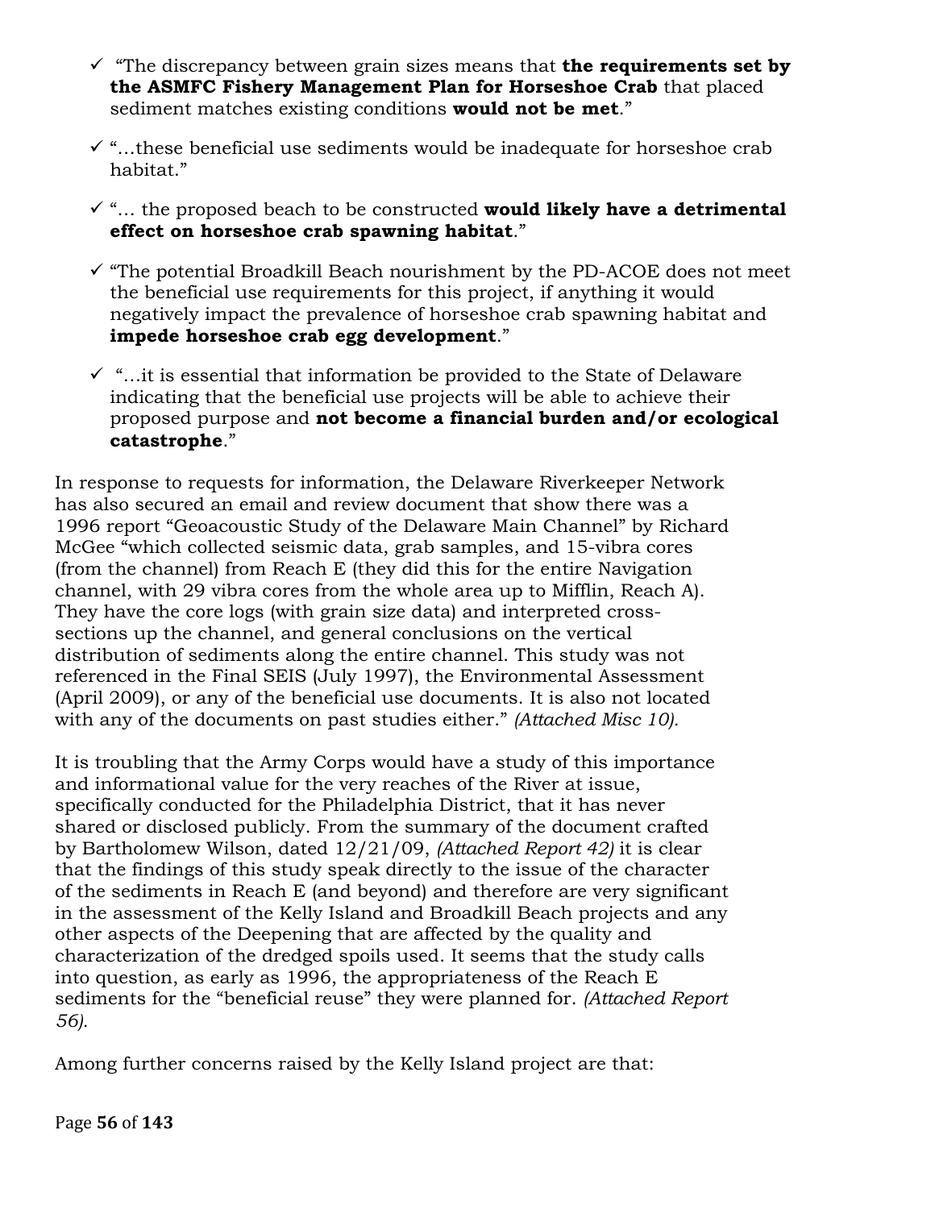- ✓ "The discrepancy between grain sizes means that **the requirements set by the ASMFC Fishery Management Plan for Horseshoe Crab** that placed sediment matches existing conditions **would not be met**."

- ✓ "…these beneficial use sediments would be inadequate for horseshoe crab habitat."

- ✓ "… the proposed beach to be constructed **would likely have a detrimental effect on horseshoe crab spawning habitat**."

- ✓ "The potential Broadkill Beach nourishment by the PD-ACOE does not meet the beneficial use requirements for this project, if anything it would negatively impact the prevalence of horseshoe crab spawning habitat and **impede horseshoe crab egg development**."

- ✓ "…it is essential that information be provided to the State of Delaware indicating that the beneficial use projects will be able to achieve their proposed purpose and **not become a financial burden and/or ecological catastrophe**."

In response to requests for information, the Delaware Riverkeeper Network has also secured an email and review document that show there was a 1996 report "Geoacoustic Study of the Delaware Main Channel" by Richard McGee "which collected seismic data, grab samples, and 15-vibra cores (from the channel) from Reach E (they did this for the entire Navigation channel, with 29 vibra cores from the whole area up to Mifflin, Reach A). They have the core logs (with grain size data) and interpreted cross-sections up the channel, and general conclusions on the vertical distribution of sediments along the entire channel. This study was not referenced in the Final SEIS (July 1997), the Environmental Assessment (April 2009), or any of the beneficial use documents. It is also not located with any of the documents on past studies either." *(Attached Misc 10).*

It is troubling that the Army Corps would have a study of this importance and informational value for the very reaches of the River at issue, specifically conducted for the Philadelphia District, that it has never shared or disclosed publicly. From the summary of the document crafted by Bartholomew Wilson, dated 12/21/09, *(Attached Report 42)* it is clear that the findings of this study speak directly to the issue of the character of the sediments in Reach E (and beyond) and therefore are very significant in the assessment of the Kelly Island and Broadkill Beach projects and any other aspects of the Deepening that are affected by the quality and characterization of the dredged spoils used. It seems that the study calls into question, as early as 1996, the appropriateness of the Reach E sediments for the "beneficial reuse" they were planned for. *(Attached Report 56).*

Among further concerns raised by the Kelly Island project are that: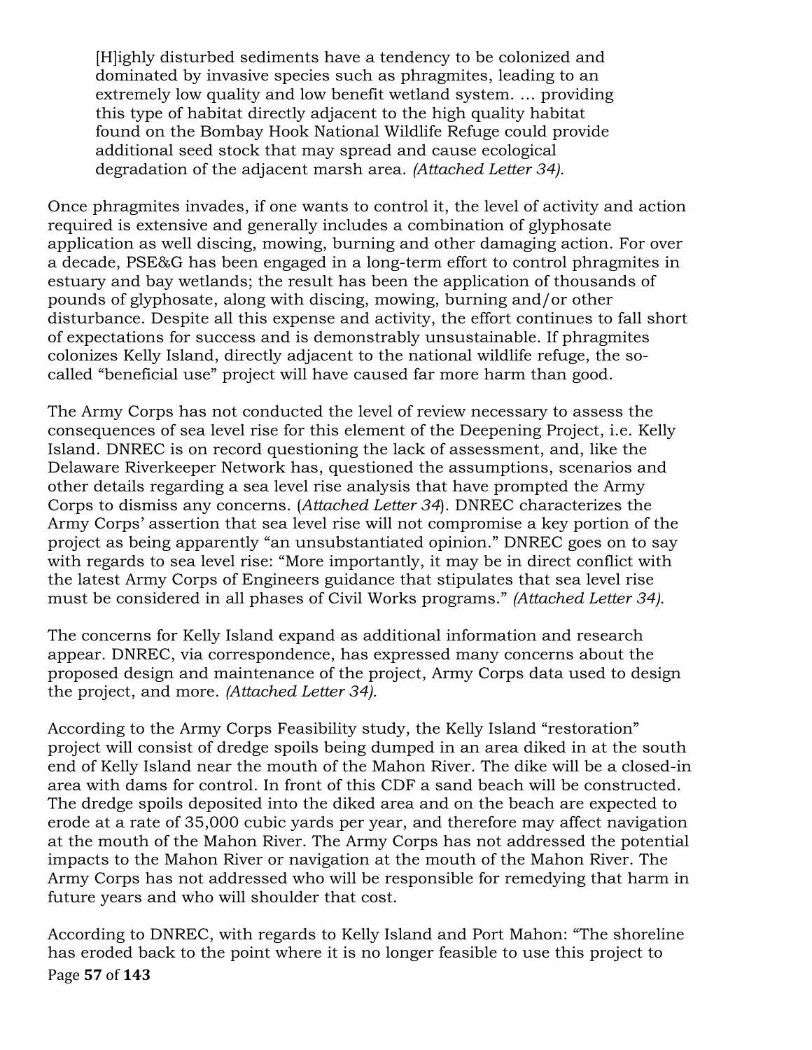> [H]ighly disturbed sediments have a tendency to be colonized and dominated by invasive species such as phragmites, leading to an extremely low quality and low benefit wetland system. … providing this type of habitat directly adjacent to the high quality habitat found on the Bombay Hook National Wildlife Refuge could provide additional seed stock that may spread and cause ecological degradation of the adjacent marsh area. *(Attached Letter 34).*

Once phragmites invades, if one wants to control it, the level of activity and action required is extensive and generally includes a combination of glyphosate application as well discing, mowing, burning and other damaging action. For over a decade, PSE&G has been engaged in a long-term effort to control phragmites in estuary and bay wetlands; the result has been the application of thousands of pounds of glyphosate, along with discing, mowing, burning and/or other disturbance. Despite all this expense and activity, the effort continues to fall short of expectations for success and is demonstrably unsustainable. If phragmites colonizes Kelly Island, directly adjacent to the national wildlife refuge, the so-called "beneficial use" project will have caused far more harm than good.

The Army Corps has not conducted the level of review necessary to assess the consequences of sea level rise for this element of the Deepening Project, i.e. Kelly Island. DNREC is on record questioning the lack of assessment, and, like the Delaware Riverkeeper Network has, questioned the assumptions, scenarios and other details regarding a sea level rise analysis that have prompted the Army Corps to dismiss any concerns. (*Attached Letter 34*). DNREC characterizes the Army Corps' assertion that sea level rise will not compromise a key portion of the project as being apparently "an unsubstantiated opinion." DNREC goes on to say with regards to sea level rise: "More importantly, it may be in direct conflict with the latest Army Corps of Engineers guidance that stipulates that sea level rise must be considered in all phases of Civil Works programs." *(Attached Letter 34).*

The concerns for Kelly Island expand as additional information and research appear. DNREC, via correspondence, has expressed many concerns about the proposed design and maintenance of the project, Army Corps data used to design the project, and more. *(Attached Letter 34).*

According to the Army Corps Feasibility study, the Kelly Island "restoration" project will consist of dredge spoils being dumped in an area diked in at the south end of Kelly Island near the mouth of the Mahon River. The dike will be a closed-in area with dams for control. In front of this CDF a sand beach will be constructed. The dredge spoils deposited into the diked area and on the beach are expected to erode at a rate of 35,000 cubic yards per year, and therefore may affect navigation at the mouth of the Mahon River. The Army Corps has not addressed the potential impacts to the Mahon River or navigation at the mouth of the Mahon River. The Army Corps has not addressed who will be responsible for remedying that harm in future years and who will shoulder that cost.

According to DNREC, with regards to Kelly Island and Port Mahon: "The shoreline has eroded back to the point where it is no longer feasible to use this project to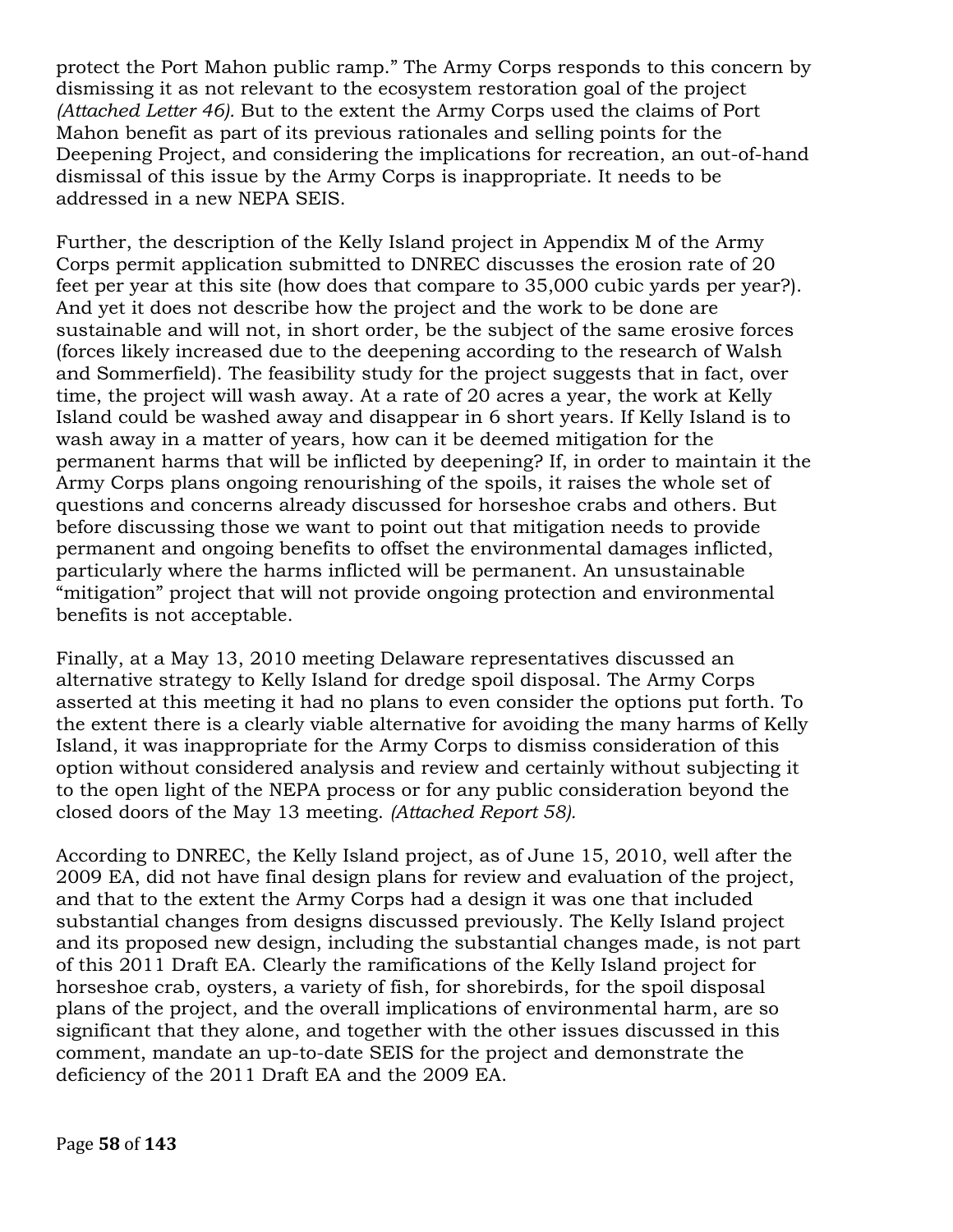protect the Port Mahon public ramp." The Army Corps responds to this concern by dismissing it as not relevant to the ecosystem restoration goal of the project *(Attached Letter 46).* But to the extent the Army Corps used the claims of Port Mahon benefit as part of its previous rationales and selling points for the Deepening Project, and considering the implications for recreation, an out-of-hand dismissal of this issue by the Army Corps is inappropriate. It needs to be addressed in a new NEPA SEIS.

Further, the description of the Kelly Island project in Appendix M of the Army Corps permit application submitted to DNREC discusses the erosion rate of 20 feet per year at this site (how does that compare to 35,000 cubic yards per year?). And yet it does not describe how the project and the work to be done are sustainable and will not, in short order, be the subject of the same erosive forces (forces likely increased due to the deepening according to the research of Walsh and Sommerfield). The feasibility study for the project suggests that in fact, over time, the project will wash away. At a rate of 20 acres a year, the work at Kelly Island could be washed away and disappear in 6 short years. If Kelly Island is to wash away in a matter of years, how can it be deemed mitigation for the permanent harms that will be inflicted by deepening? If, in order to maintain it the Army Corps plans ongoing renourishing of the spoils, it raises the whole set of questions and concerns already discussed for horseshoe crabs and others. But before discussing those we want to point out that mitigation needs to provide permanent and ongoing benefits to offset the environmental damages inflicted, particularly where the harms inflicted will be permanent. An unsustainable "mitigation" project that will not provide ongoing protection and environmental benefits is not acceptable.

Finally, at a May 13, 2010 meeting Delaware representatives discussed an alternative strategy to Kelly Island for dredge spoil disposal. The Army Corps asserted at this meeting it had no plans to even consider the options put forth. To the extent there is a clearly viable alternative for avoiding the many harms of Kelly Island, it was inappropriate for the Army Corps to dismiss consideration of this option without considered analysis and review and certainly without subjecting it to the open light of the NEPA process or for any public consideration beyond the closed doors of the May 13 meeting. *(Attached Report 58).*

According to DNREC, the Kelly Island project, as of June 15, 2010, well after the 2009 EA, did not have final design plans for review and evaluation of the project, and that to the extent the Army Corps had a design it was one that included substantial changes from designs discussed previously. The Kelly Island project and its proposed new design, including the substantial changes made, is not part of this 2011 Draft EA. Clearly the ramifications of the Kelly Island project for horseshoe crab, oysters, a variety of fish, for shorebirds, for the spoil disposal plans of the project, and the overall implications of environmental harm, are so significant that they alone, and together with the other issues discussed in this comment, mandate an up-to-date SEIS for the project and demonstrate the deficiency of the 2011 Draft EA and the 2009 EA.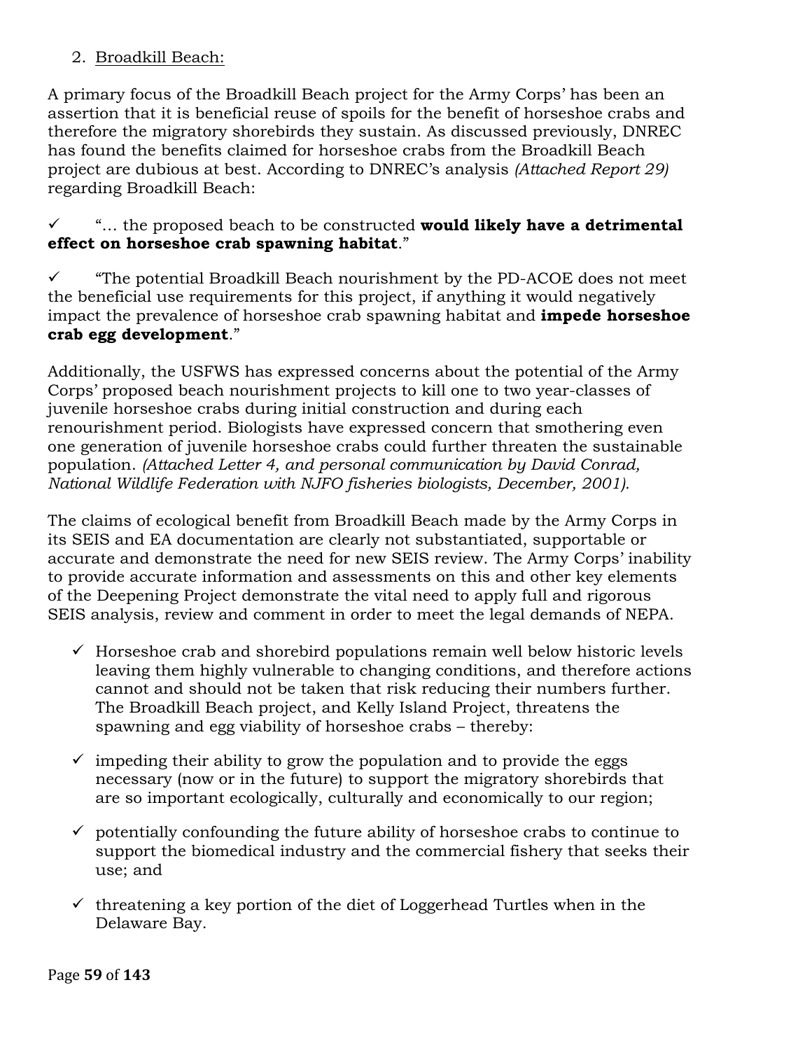2. Broadkill Beach:

A primary focus of the Broadkill Beach project for the Army Corps' has been an assertion that it is beneficial reuse of spoils for the benefit of horseshoe crabs and therefore the migratory shorebirds they sustain. As discussed previously, DNREC has found the benefits claimed for horseshoe crabs from the Broadkill Beach project are dubious at best. According to DNREC's analysis *(Attached Report 29)* regarding Broadkill Beach:

✓ "… the proposed beach to be constructed **would likely have a detrimental effect on horseshoe crab spawning habitat**."

✓ "The potential Broadkill Beach nourishment by the PD-ACOE does not meet the beneficial use requirements for this project, if anything it would negatively impact the prevalence of horseshoe crab spawning habitat and **impede horseshoe crab egg development**."

Additionally, the USFWS has expressed concerns about the potential of the Army Corps' proposed beach nourishment projects to kill one to two year-classes of juvenile horseshoe crabs during initial construction and during each renourishment period. Biologists have expressed concern that smothering even one generation of juvenile horseshoe crabs could further threaten the sustainable population. *(Attached Letter 4, and personal communication by David Conrad, National Wildlife Federation with NJFO fisheries biologists, December, 2001).*

The claims of ecological benefit from Broadkill Beach made by the Army Corps in its SEIS and EA documentation are clearly not substantiated, supportable or accurate and demonstrate the need for new SEIS review. The Army Corps' inability to provide accurate information and assessments on this and other key elements of the Deepening Project demonstrate the vital need to apply full and rigorous SEIS analysis, review and comment in order to meet the legal demands of NEPA.

- ✓ Horseshoe crab and shorebird populations remain well below historic levels leaving them highly vulnerable to changing conditions, and therefore actions cannot and should not be taken that risk reducing their numbers further. The Broadkill Beach project, and Kelly Island Project, threatens the spawning and egg viability of horseshoe crabs – thereby:
- ✓ impeding their ability to grow the population and to provide the eggs necessary (now or in the future) to support the migratory shorebirds that are so important ecologically, culturally and economically to our region;
- ✓ potentially confounding the future ability of horseshoe crabs to continue to support the biomedical industry and the commercial fishery that seeks their use; and
- ✓ threatening a key portion of the diet of Loggerhead Turtles when in the Delaware Bay.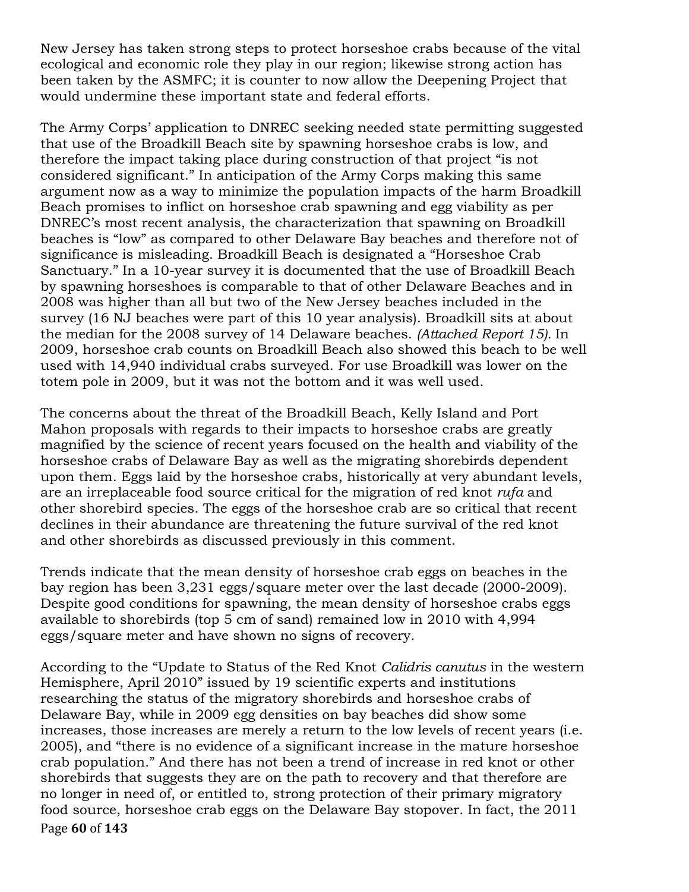New Jersey has taken strong steps to protect horseshoe crabs because of the vital ecological and economic role they play in our region; likewise strong action has been taken by the ASMFC; it is counter to now allow the Deepening Project that would undermine these important state and federal efforts.

The Army Corps' application to DNREC seeking needed state permitting suggested that use of the Broadkill Beach site by spawning horseshoe crabs is low, and therefore the impact taking place during construction of that project "is not considered significant." In anticipation of the Army Corps making this same argument now as a way to minimize the population impacts of the harm Broadkill Beach promises to inflict on horseshoe crab spawning and egg viability as per DNREC's most recent analysis, the characterization that spawning on Broadkill beaches is "low" as compared to other Delaware Bay beaches and therefore not of significance is misleading. Broadkill Beach is designated a "Horseshoe Crab Sanctuary." In a 10-year survey it is documented that the use of Broadkill Beach by spawning horseshoes is comparable to that of other Delaware Beaches and in 2008 was higher than all but two of the New Jersey beaches included in the survey (16 NJ beaches were part of this 10 year analysis). Broadkill sits at about the median for the 2008 survey of 14 Delaware beaches. *(Attached Report 15).* In 2009, horseshoe crab counts on Broadkill Beach also showed this beach to be well used with 14,940 individual crabs surveyed. For use Broadkill was lower on the totem pole in 2009, but it was not the bottom and it was well used.

The concerns about the threat of the Broadkill Beach, Kelly Island and Port Mahon proposals with regards to their impacts to horseshoe crabs are greatly magnified by the science of recent years focused on the health and viability of the horseshoe crabs of Delaware Bay as well as the migrating shorebirds dependent upon them. Eggs laid by the horseshoe crabs, historically at very abundant levels, are an irreplaceable food source critical for the migration of red knot *rufa* and other shorebird species. The eggs of the horseshoe crab are so critical that recent declines in their abundance are threatening the future survival of the red knot and other shorebirds as discussed previously in this comment.

Trends indicate that the mean density of horseshoe crab eggs on beaches in the bay region has been 3,231 eggs/square meter over the last decade (2000-2009). Despite good conditions for spawning, the mean density of horseshoe crabs eggs available to shorebirds (top 5 cm of sand) remained low in 2010 with 4,994 eggs/square meter and have shown no signs of recovery.

According to the "Update to Status of the Red Knot *Calidris canutus* in the western Hemisphere, April 2010" issued by 19 scientific experts and institutions researching the status of the migratory shorebirds and horseshoe crabs of Delaware Bay, while in 2009 egg densities on bay beaches did show some increases, those increases are merely a return to the low levels of recent years (i.e. 2005), and "there is no evidence of a significant increase in the mature horseshoe crab population." And there has not been a trend of increase in red knot or other shorebirds that suggests they are on the path to recovery and that therefore are no longer in need of, or entitled to, strong protection of their primary migratory food source, horseshoe crab eggs on the Delaware Bay stopover. In fact, the 2011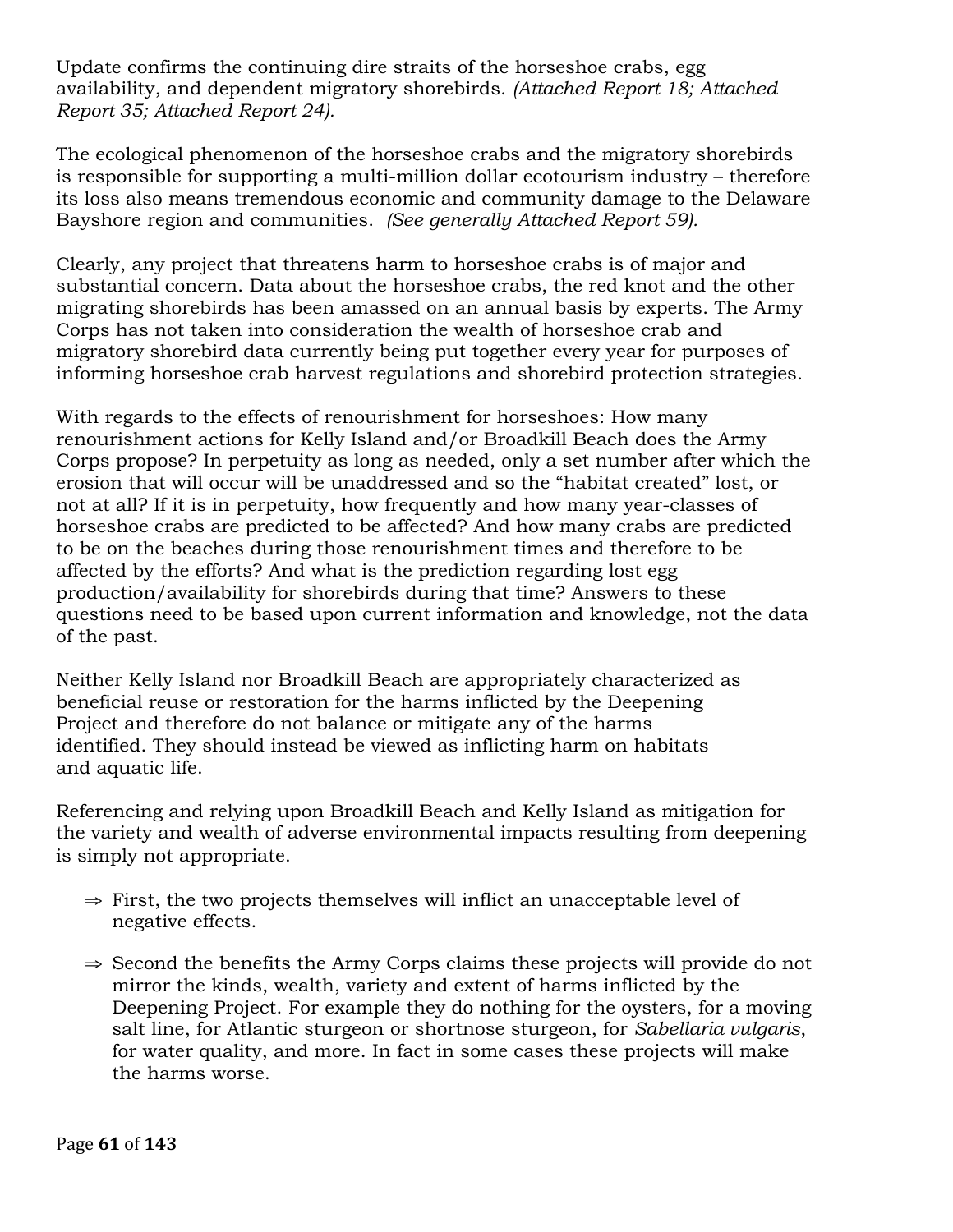Update confirms the continuing dire straits of the horseshoe crabs, egg availability, and dependent migratory shorebirds. *(Attached Report 18; Attached Report 35; Attached Report 24).*

The ecological phenomenon of the horseshoe crabs and the migratory shorebirds is responsible for supporting a multi-million dollar ecotourism industry – therefore its loss also means tremendous economic and community damage to the Delaware Bayshore region and communities. *(See generally Attached Report 59).*

Clearly, any project that threatens harm to horseshoe crabs is of major and substantial concern. Data about the horseshoe crabs, the red knot and the other migrating shorebirds has been amassed on an annual basis by experts. The Army Corps has not taken into consideration the wealth of horseshoe crab and migratory shorebird data currently being put together every year for purposes of informing horseshoe crab harvest regulations and shorebird protection strategies.

With regards to the effects of renourishment for horseshoes: How many renourishment actions for Kelly Island and/or Broadkill Beach does the Army Corps propose? In perpetuity as long as needed, only a set number after which the erosion that will occur will be unaddressed and so the "habitat created" lost, or not at all? If it is in perpetuity, how frequently and how many year-classes of horseshoe crabs are predicted to be affected? And how many crabs are predicted to be on the beaches during those renourishment times and therefore to be affected by the efforts? And what is the prediction regarding lost egg production/availability for shorebirds during that time? Answers to these questions need to be based upon current information and knowledge, not the data of the past.

Neither Kelly Island nor Broadkill Beach are appropriately characterized as beneficial reuse or restoration for the harms inflicted by the Deepening Project and therefore do not balance or mitigate any of the harms identified. They should instead be viewed as inflicting harm on habitats and aquatic life.

Referencing and relying upon Broadkill Beach and Kelly Island as mitigation for the variety and wealth of adverse environmental impacts resulting from deepening is simply not appropriate.

- ⇒ First, the two projects themselves will inflict an unacceptable level of negative effects.
- ⇒ Second the benefits the Army Corps claims these projects will provide do not mirror the kinds, wealth, variety and extent of harms inflicted by the Deepening Project. For example they do nothing for the oysters, for a moving salt line, for Atlantic sturgeon or shortnose sturgeon, for *Sabellaria vulgaris*, for water quality, and more. In fact in some cases these projects will make the harms worse.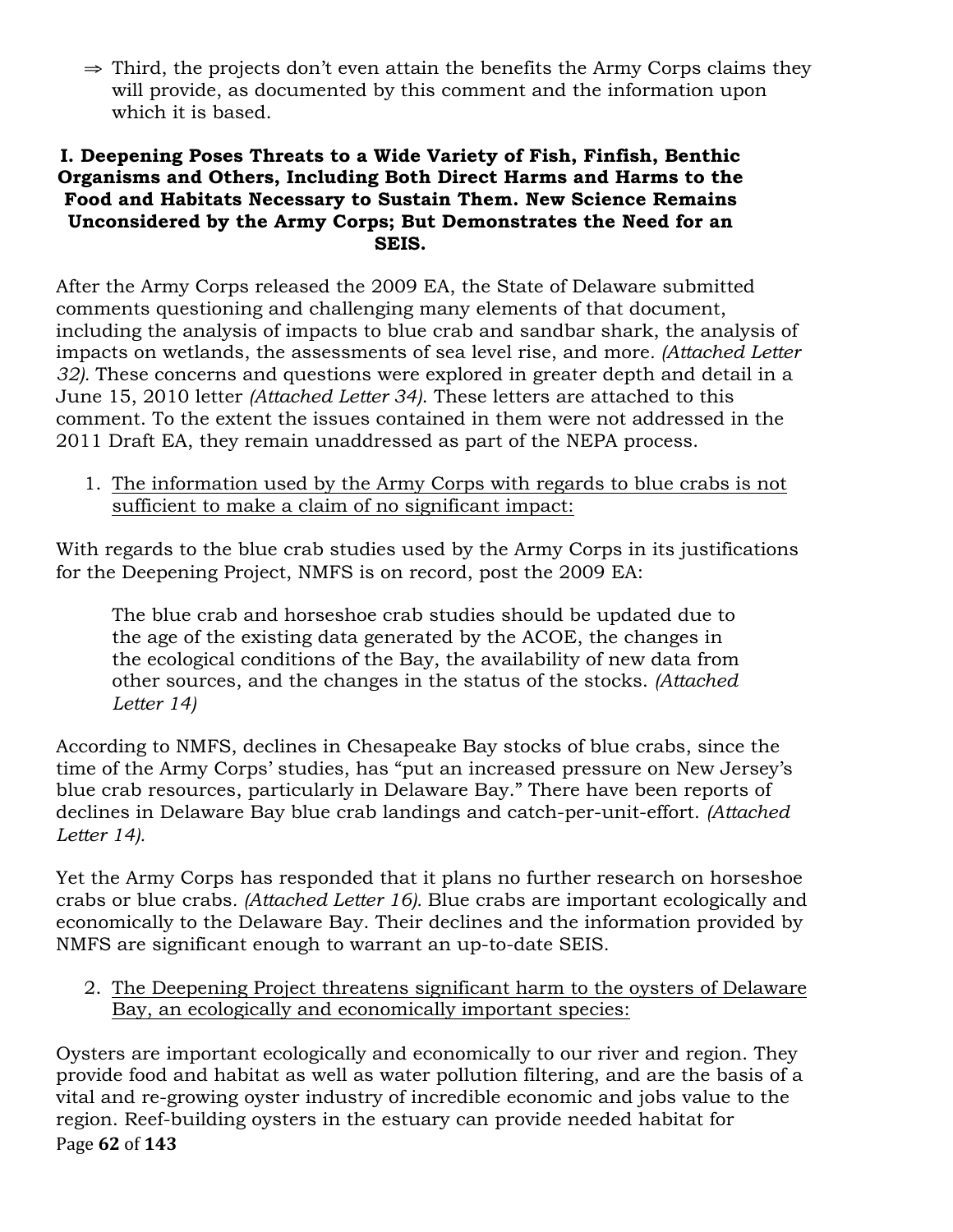⇒ Third, the projects don't even attain the benefits the Army Corps claims they will provide, as documented by this comment and the information upon which it is based.

## I. Deepening Poses Threats to a Wide Variety of Fish, Finfish, Benthic Organisms and Others, Including Both Direct Harms and Harms to the Food and Habitats Necessary to Sustain Them. New Science Remains Unconsidered by the Army Corps; But Demonstrates the Need for an SEIS.

After the Army Corps released the 2009 EA, the State of Delaware submitted comments questioning and challenging many elements of that document, including the analysis of impacts to blue crab and sandbar shark, the analysis of impacts on wetlands, the assessments of sea level rise, and more. *(Attached Letter 32).* These concerns and questions were explored in greater depth and detail in a June 15, 2010 letter *(Attached Letter 34).* These letters are attached to this comment. To the extent the issues contained in them were not addressed in the 2011 Draft EA, they remain unaddressed as part of the NEPA process.

1. <u>The information used by the Army Corps with regards to blue crabs is not sufficient to make a claim of no significant impact:</u>

With regards to the blue crab studies used by the Army Corps in its justifications for the Deepening Project, NMFS is on record, post the 2009 EA:

> The blue crab and horseshoe crab studies should be updated due to the age of the existing data generated by the ACOE, the changes in the ecological conditions of the Bay, the availability of new data from other sources, and the changes in the status of the stocks. *(Attached Letter 14)*

According to NMFS, declines in Chesapeake Bay stocks of blue crabs, since the time of the Army Corps' studies, has "put an increased pressure on New Jersey's blue crab resources, particularly in Delaware Bay." There have been reports of declines in Delaware Bay blue crab landings and catch-per-unit-effort. *(Attached Letter 14).*

Yet the Army Corps has responded that it plans no further research on horseshoe crabs or blue crabs. *(Attached Letter 16).* Blue crabs are important ecologically and economically to the Delaware Bay. Their declines and the information provided by NMFS are significant enough to warrant an up-to-date SEIS.

2. <u>The Deepening Project threatens significant harm to the oysters of Delaware Bay, an ecologically and economically important species:</u>

Oysters are important ecologically and economically to our river and region. They provide food and habitat as well as water pollution filtering, and are the basis of a vital and re-growing oyster industry of incredible economic and jobs value to the region. Reef-building oysters in the estuary can provide needed habitat for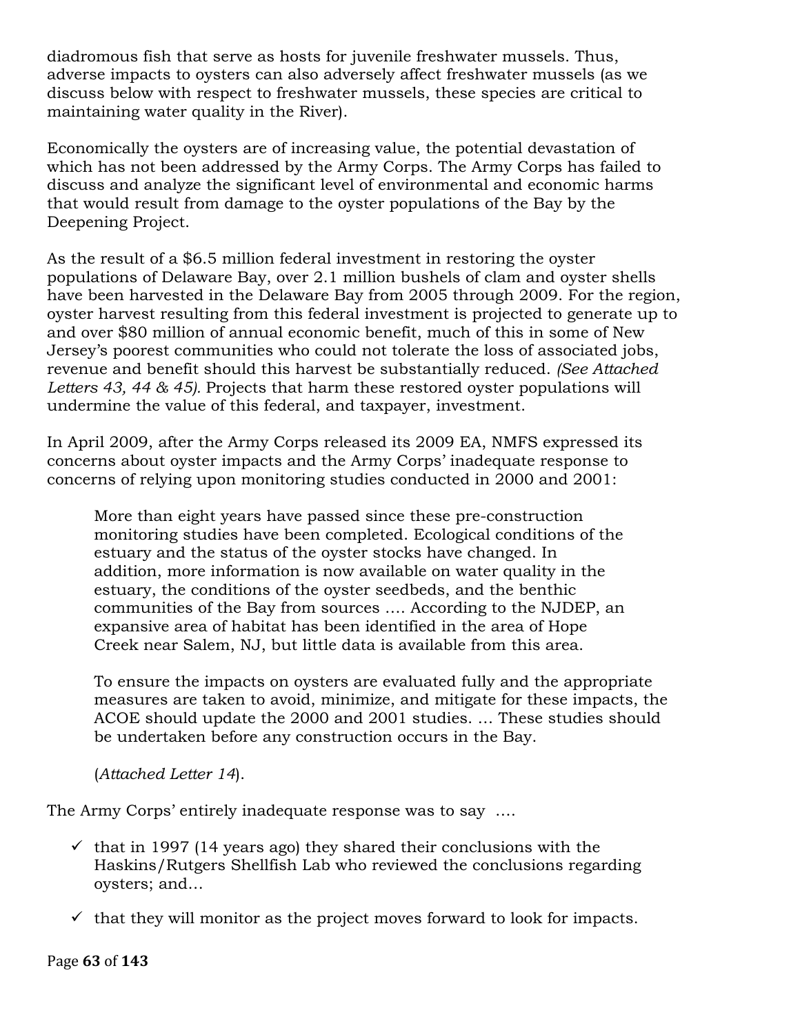diadromous fish that serve as hosts for juvenile freshwater mussels. Thus, adverse impacts to oysters can also adversely affect freshwater mussels (as we discuss below with respect to freshwater mussels, these species are critical to maintaining water quality in the River).

Economically the oysters are of increasing value, the potential devastation of which has not been addressed by the Army Corps. The Army Corps has failed to discuss and analyze the significant level of environmental and economic harms that would result from damage to the oyster populations of the Bay by the Deepening Project.

As the result of a $6.5 million federal investment in restoring the oyster populations of Delaware Bay, over 2.1 million bushels of clam and oyster shells have been harvested in the Delaware Bay from 2005 through 2009. For the region, oyster harvest resulting from this federal investment is projected to generate up to and over $80 million of annual economic benefit, much of this in some of New Jersey's poorest communities who could not tolerate the loss of associated jobs, revenue and benefit should this harvest be substantially reduced. *(See Attached Letters 43, 44 & 45).* Projects that harm these restored oyster populations will undermine the value of this federal, and taxpayer, investment.

In April 2009, after the Army Corps released its 2009 EA, NMFS expressed its concerns about oyster impacts and the Army Corps' inadequate response to concerns of relying upon monitoring studies conducted in 2000 and 2001:

> More than eight years have passed since these pre-construction monitoring studies have been completed. Ecological conditions of the estuary and the status of the oyster stocks have changed. In addition, more information is now available on water quality in the estuary, the conditions of the oyster seedbeds, and the benthic communities of the Bay from sources …. According to the NJDEP, an expansive area of habitat has been identified in the area of Hope Creek near Salem, NJ, but little data is available from this area.
>
> To ensure the impacts on oysters are evaluated fully and the appropriate measures are taken to avoid, minimize, and mitigate for these impacts, the ACOE should update the 2000 and 2001 studies. … These studies should be undertaken before any construction occurs in the Bay.
>
> (*Attached Letter 14*).

The Army Corps' entirely inadequate response was to say ….

- ✓ that in 1997 (14 years ago) they shared their conclusions with the Haskins/Rutgers Shellfish Lab who reviewed the conclusions regarding oysters; and…
- ✓ that they will monitor as the project moves forward to look for impacts.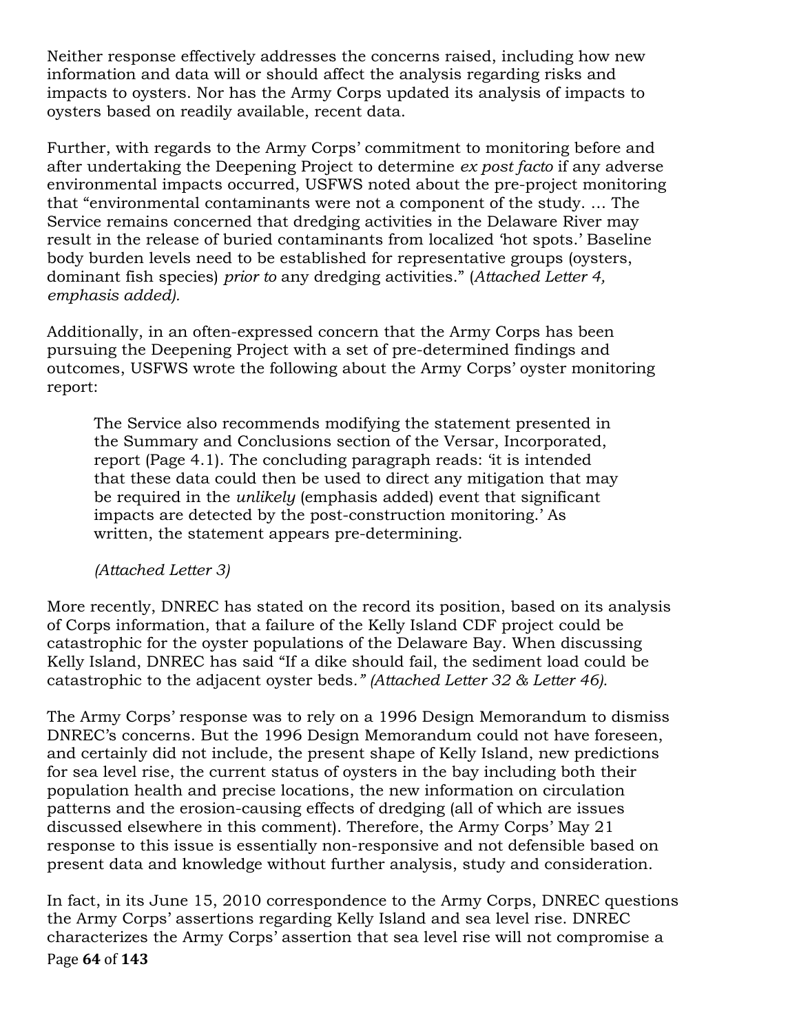Neither response effectively addresses the concerns raised, including how new information and data will or should affect the analysis regarding risks and impacts to oysters. Nor has the Army Corps updated its analysis of impacts to oysters based on readily available, recent data.

Further, with regards to the Army Corps' commitment to monitoring before and after undertaking the Deepening Project to determine *ex post facto* if any adverse environmental impacts occurred, USFWS noted about the pre-project monitoring that "environmental contaminants were not a component of the study. … The Service remains concerned that dredging activities in the Delaware River may result in the release of buried contaminants from localized 'hot spots.' Baseline body burden levels need to be established for representative groups (oysters, dominant fish species) *prior to* any dredging activities." (*Attached Letter 4, emphasis added).*

Additionally, in an often-expressed concern that the Army Corps has been pursuing the Deepening Project with a set of pre-determined findings and outcomes, USFWS wrote the following about the Army Corps' oyster monitoring report:

> The Service also recommends modifying the statement presented in the Summary and Conclusions section of the Versar, Incorporated, report (Page 4.1). The concluding paragraph reads: 'it is intended that these data could then be used to direct any mitigation that may be required in the *unlikely* (emphasis added) event that significant impacts are detected by the post-construction monitoring.' As written, the statement appears pre-determining.
>
> *(Attached Letter 3)*

More recently, DNREC has stated on the record its position, based on its analysis of Corps information, that a failure of the Kelly Island CDF project could be catastrophic for the oyster populations of the Delaware Bay. When discussing Kelly Island, DNREC has said "If a dike should fail, the sediment load could be catastrophic to the adjacent oyster beds*." (Attached Letter 32 & Letter 46).*

The Army Corps' response was to rely on a 1996 Design Memorandum to dismiss DNREC's concerns. But the 1996 Design Memorandum could not have foreseen, and certainly did not include, the present shape of Kelly Island, new predictions for sea level rise, the current status of oysters in the bay including both their population health and precise locations, the new information on circulation patterns and the erosion-causing effects of dredging (all of which are issues discussed elsewhere in this comment). Therefore, the Army Corps' May 21 response to this issue is essentially non-responsive and not defensible based on present data and knowledge without further analysis, study and consideration.

In fact, in its June 15, 2010 correspondence to the Army Corps, DNREC questions the Army Corps' assertions regarding Kelly Island and sea level rise. DNREC characterizes the Army Corps' assertion that sea level rise will not compromise a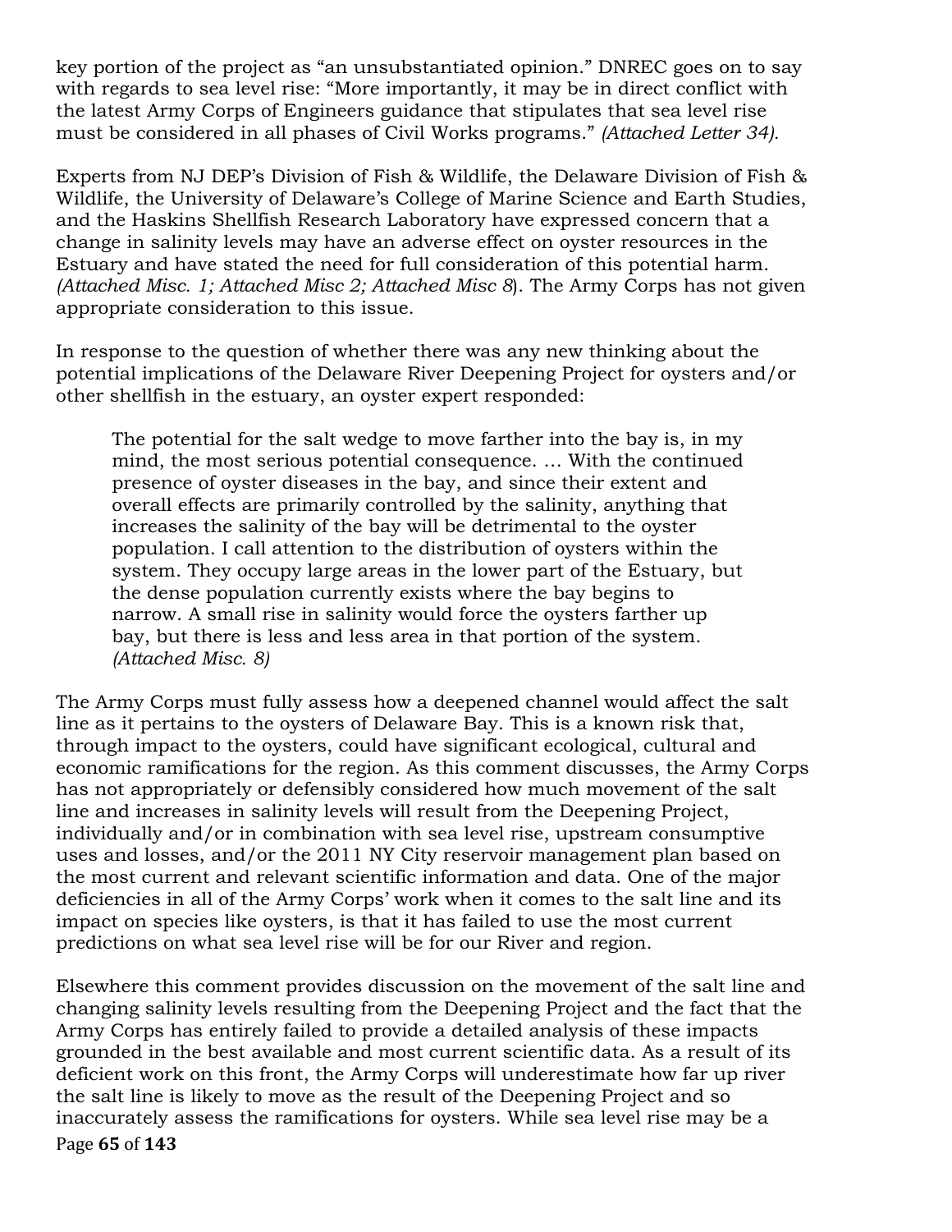key portion of the project as "an unsubstantiated opinion." DNREC goes on to say with regards to sea level rise: "More importantly, it may be in direct conflict with the latest Army Corps of Engineers guidance that stipulates that sea level rise must be considered in all phases of Civil Works programs." *(Attached Letter 34).*

Experts from NJ DEP's Division of Fish & Wildlife, the Delaware Division of Fish & Wildlife, the University of Delaware's College of Marine Science and Earth Studies, and the Haskins Shellfish Research Laboratory have expressed concern that a change in salinity levels may have an adverse effect on oyster resources in the Estuary and have stated the need for full consideration of this potential harm. *(Attached Misc. 1; Attached Misc 2; Attached Misc 8*). The Army Corps has not given appropriate consideration to this issue.

In response to the question of whether there was any new thinking about the potential implications of the Delaware River Deepening Project for oysters and/or other shellfish in the estuary, an oyster expert responded:

> The potential for the salt wedge to move farther into the bay is, in my mind, the most serious potential consequence. … With the continued presence of oyster diseases in the bay, and since their extent and overall effects are primarily controlled by the salinity, anything that increases the salinity of the bay will be detrimental to the oyster population. I call attention to the distribution of oysters within the system. They occupy large areas in the lower part of the Estuary, but the dense population currently exists where the bay begins to narrow. A small rise in salinity would force the oysters farther up bay, but there is less and less area in that portion of the system. *(Attached Misc. 8)*

The Army Corps must fully assess how a deepened channel would affect the salt line as it pertains to the oysters of Delaware Bay. This is a known risk that, through impact to the oysters, could have significant ecological, cultural and economic ramifications for the region. As this comment discusses, the Army Corps has not appropriately or defensibly considered how much movement of the salt line and increases in salinity levels will result from the Deepening Project, individually and/or in combination with sea level rise, upstream consumptive uses and losses, and/or the 2011 NY City reservoir management plan based on the most current and relevant scientific information and data. One of the major deficiencies in all of the Army Corps' work when it comes to the salt line and its impact on species like oysters, is that it has failed to use the most current predictions on what sea level rise will be for our River and region.

Elsewhere this comment provides discussion on the movement of the salt line and changing salinity levels resulting from the Deepening Project and the fact that the Army Corps has entirely failed to provide a detailed analysis of these impacts grounded in the best available and most current scientific data. As a result of its deficient work on this front, the Army Corps will underestimate how far up river the salt line is likely to move as the result of the Deepening Project and so inaccurately assess the ramifications for oysters. While sea level rise may be a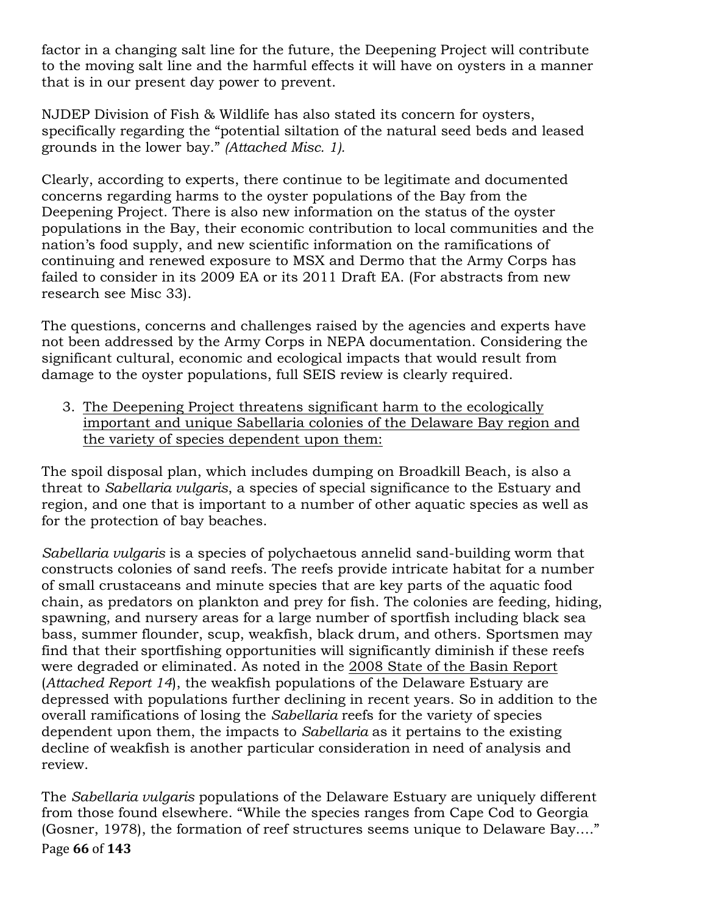factor in a changing salt line for the future, the Deepening Project will contribute to the moving salt line and the harmful effects it will have on oysters in a manner that is in our present day power to prevent.

NJDEP Division of Fish & Wildlife has also stated its concern for oysters, specifically regarding the "potential siltation of the natural seed beds and leased grounds in the lower bay." *(Attached Misc. 1).*

Clearly, according to experts, there continue to be legitimate and documented concerns regarding harms to the oyster populations of the Bay from the Deepening Project. There is also new information on the status of the oyster populations in the Bay, their economic contribution to local communities and the nation's food supply, and new scientific information on the ramifications of continuing and renewed exposure to MSX and Dermo that the Army Corps has failed to consider in its 2009 EA or its 2011 Draft EA. (For abstracts from new research see Misc 33).

The questions, concerns and challenges raised by the agencies and experts have not been addressed by the Army Corps in NEPA documentation. Considering the significant cultural, economic and ecological impacts that would result from damage to the oyster populations, full SEIS review is clearly required.

3. <u>The Deepening Project threatens significant harm to the ecologically important and unique Sabellaria colonies of the Delaware Bay region and the variety of species dependent upon them:</u>

The spoil disposal plan, which includes dumping on Broadkill Beach, is also a threat to *Sabellaria vulgaris*, a species of special significance to the Estuary and region, and one that is important to a number of other aquatic species as well as for the protection of bay beaches.

*Sabellaria vulgaris* is a species of polychaetous annelid sand-building worm that constructs colonies of sand reefs. The reefs provide intricate habitat for a number of small crustaceans and minute species that are key parts of the aquatic food chain, as predators on plankton and prey for fish. The colonies are feeding, hiding, spawning, and nursery areas for a large number of sportfish including black sea bass, summer flounder, scup, weakfish, black drum, and others. Sportsmen may find that their sportfishing opportunities will significantly diminish if these reefs were degraded or eliminated. As noted in the <u>2008 State of the Basin Report</u> (*Attached Report 14*), the weakfish populations of the Delaware Estuary are depressed with populations further declining in recent years. So in addition to the overall ramifications of losing the *Sabellaria* reefs for the variety of species dependent upon them, the impacts to *Sabellaria* as it pertains to the existing decline of weakfish is another particular consideration in need of analysis and review.

The *Sabellaria vulgaris* populations of the Delaware Estuary are uniquely different from those found elsewhere. "While the species ranges from Cape Cod to Georgia (Gosner, 1978), the formation of reef structures seems unique to Delaware Bay…."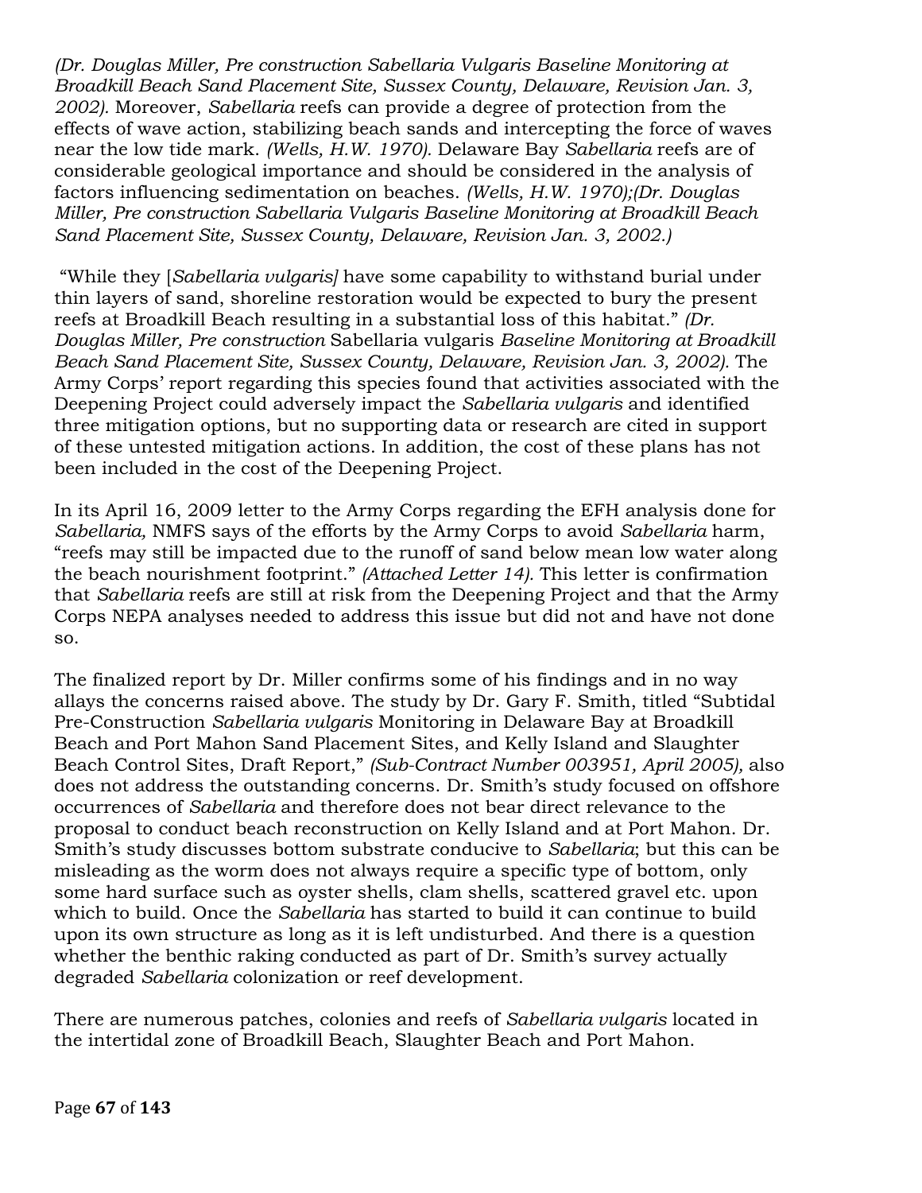*(Dr. Douglas Miller, Pre construction Sabellaria Vulgaris Baseline Monitoring at Broadkill Beach Sand Placement Site, Sussex County, Delaware, Revision Jan. 3, 2002).* Moreover, *Sabellaria* reefs can provide a degree of protection from the effects of wave action, stabilizing beach sands and intercepting the force of waves near the low tide mark. *(Wells, H.W. 1970).* Delaware Bay *Sabellaria* reefs are of considerable geological importance and should be considered in the analysis of factors influencing sedimentation on beaches. *(Wells, H.W. 1970);(Dr. Douglas Miller, Pre construction Sabellaria Vulgaris Baseline Monitoring at Broadkill Beach Sand Placement Site, Sussex County, Delaware, Revision Jan. 3, 2002.)*

"While they [*Sabellaria vulgaris]* have some capability to withstand burial under thin layers of sand, shoreline restoration would be expected to bury the present reefs at Broadkill Beach resulting in a substantial loss of this habitat." *(Dr. Douglas Miller, Pre construction* Sabellaria vulgaris *Baseline Monitoring at Broadkill Beach Sand Placement Site, Sussex County, Delaware, Revision Jan. 3, 2002).* The Army Corps' report regarding this species found that activities associated with the Deepening Project could adversely impact the *Sabellaria vulgaris* and identified three mitigation options, but no supporting data or research are cited in support of these untested mitigation actions. In addition, the cost of these plans has not been included in the cost of the Deepening Project.

In its April 16, 2009 letter to the Army Corps regarding the EFH analysis done for *Sabellaria,* NMFS says of the efforts by the Army Corps to avoid *Sabellaria* harm, "reefs may still be impacted due to the runoff of sand below mean low water along the beach nourishment footprint." *(Attached Letter 14).* This letter is confirmation that *Sabellaria* reefs are still at risk from the Deepening Project and that the Army Corps NEPA analyses needed to address this issue but did not and have not done so.

The finalized report by Dr. Miller confirms some of his findings and in no way allays the concerns raised above. The study by Dr. Gary F. Smith, titled "Subtidal Pre-Construction *Sabellaria vulgaris* Monitoring in Delaware Bay at Broadkill Beach and Port Mahon Sand Placement Sites, and Kelly Island and Slaughter Beach Control Sites, Draft Report," *(Sub-Contract Number 003951, April 2005),* also does not address the outstanding concerns. Dr. Smith's study focused on offshore occurrences of *Sabellaria* and therefore does not bear direct relevance to the proposal to conduct beach reconstruction on Kelly Island and at Port Mahon. Dr. Smith's study discusses bottom substrate conducive to *Sabellaria*; but this can be misleading as the worm does not always require a specific type of bottom, only some hard surface such as oyster shells, clam shells, scattered gravel etc. upon which to build. Once the *Sabellaria* has started to build it can continue to build upon its own structure as long as it is left undisturbed. And there is a question whether the benthic raking conducted as part of Dr. Smith's survey actually degraded *Sabellaria* colonization or reef development.

There are numerous patches, colonies and reefs of *Sabellaria vulgaris* located in the intertidal zone of Broadkill Beach, Slaughter Beach and Port Mahon.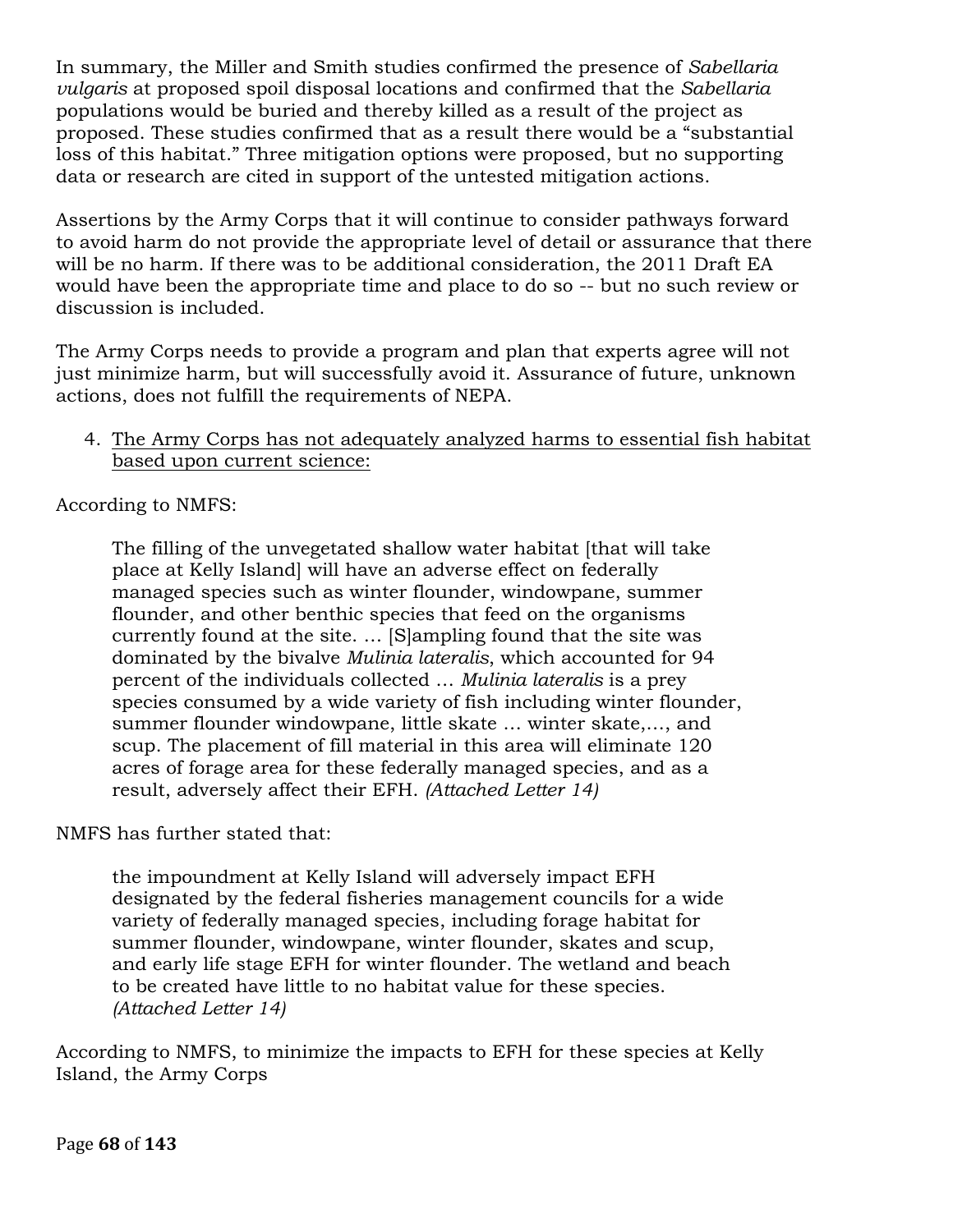In summary, the Miller and Smith studies confirmed the presence of *Sabellaria vulgaris* at proposed spoil disposal locations and confirmed that the *Sabellaria* populations would be buried and thereby killed as a result of the project as proposed. These studies confirmed that as a result there would be a "substantial loss of this habitat." Three mitigation options were proposed, but no supporting data or research are cited in support of the untested mitigation actions.

Assertions by the Army Corps that it will continue to consider pathways forward to avoid harm do not provide the appropriate level of detail or assurance that there will be no harm. If there was to be additional consideration, the 2011 Draft EA would have been the appropriate time and place to do so -- but no such review or discussion is included.

The Army Corps needs to provide a program and plan that experts agree will not just minimize harm, but will successfully avoid it. Assurance of future, unknown actions, does not fulfill the requirements of NEPA.

4. <u>The Army Corps has not adequately analyzed harms to essential fish habitat based upon current science:</u>

According to NMFS:

> The filling of the unvegetated shallow water habitat [that will take place at Kelly Island] will have an adverse effect on federally managed species such as winter flounder, windowpane, summer flounder, and other benthic species that feed on the organisms currently found at the site. … [S]ampling found that the site was dominated by the bivalve *Mulinia lateralis*, which accounted for 94 percent of the individuals collected … *Mulinia lateralis* is a prey species consumed by a wide variety of fish including winter flounder, summer flounder windowpane, little skate … winter skate,…, and scup. The placement of fill material in this area will eliminate 120 acres of forage area for these federally managed species, and as a result, adversely affect their EFH. *(Attached Letter 14)*

NMFS has further stated that:

> the impoundment at Kelly Island will adversely impact EFH designated by the federal fisheries management councils for a wide variety of federally managed species, including forage habitat for summer flounder, windowpane, winter flounder, skates and scup, and early life stage EFH for winter flounder. The wetland and beach to be created have little to no habitat value for these species. *(Attached Letter 14)*

According to NMFS, to minimize the impacts to EFH for these species at Kelly Island, the Army Corps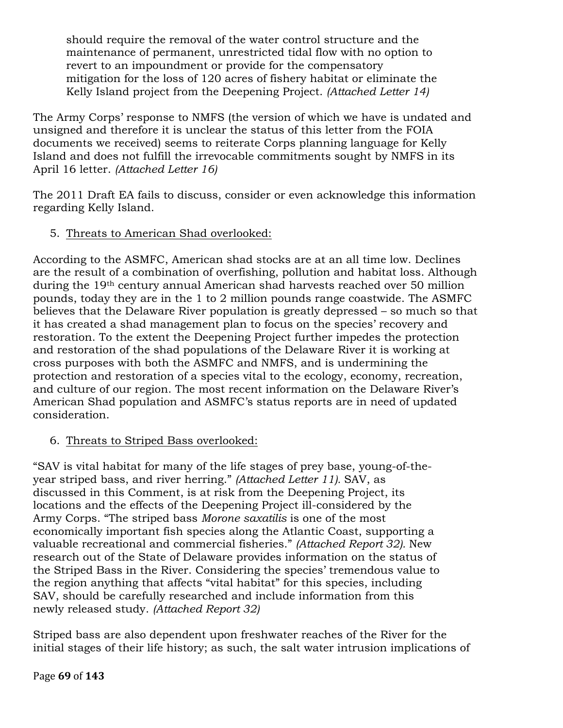should require the removal of the water control structure and the maintenance of permanent, unrestricted tidal flow with no option to revert to an impoundment or provide for the compensatory mitigation for the loss of 120 acres of fishery habitat or eliminate the Kelly Island project from the Deepening Project. *(Attached Letter 14)*

The Army Corps' response to NMFS (the version of which we have is undated and unsigned and therefore it is unclear the status of this letter from the FOIA documents we received) seems to reiterate Corps planning language for Kelly Island and does not fulfill the irrevocable commitments sought by NMFS in its April 16 letter. *(Attached Letter 16)*

The 2011 Draft EA fails to discuss, consider or even acknowledge this information regarding Kelly Island.

5. Threats to American Shad overlooked:

According to the ASMFC, American shad stocks are at an all time low. Declines are the result of a combination of overfishing, pollution and habitat loss. Although during the 19th century annual American shad harvests reached over 50 million pounds, today they are in the 1 to 2 million pounds range coastwide. The ASMFC believes that the Delaware River population is greatly depressed – so much so that it has created a shad management plan to focus on the species' recovery and restoration. To the extent the Deepening Project further impedes the protection and restoration of the shad populations of the Delaware River it is working at cross purposes with both the ASMFC and NMFS, and is undermining the protection and restoration of a species vital to the ecology, economy, recreation, and culture of our region. The most recent information on the Delaware River's American Shad population and ASMFC's status reports are in need of updated consideration.

6. Threats to Striped Bass overlooked:

"SAV is vital habitat for many of the life stages of prey base, young-of-the-year striped bass, and river herring." *(Attached Letter 11)*. SAV, as discussed in this Comment, is at risk from the Deepening Project, its locations and the effects of the Deepening Project ill-considered by the Army Corps. "The striped bass *Morone saxatilis* is one of the most economically important fish species along the Atlantic Coast, supporting a valuable recreational and commercial fisheries." *(Attached Report 32)*. New research out of the State of Delaware provides information on the status of the Striped Bass in the River. Considering the species' tremendous value to the region anything that affects "vital habitat" for this species, including SAV, should be carefully researched and include information from this newly released study. *(Attached Report 32)*

Striped bass are also dependent upon freshwater reaches of the River for the initial stages of their life history; as such, the salt water intrusion implications of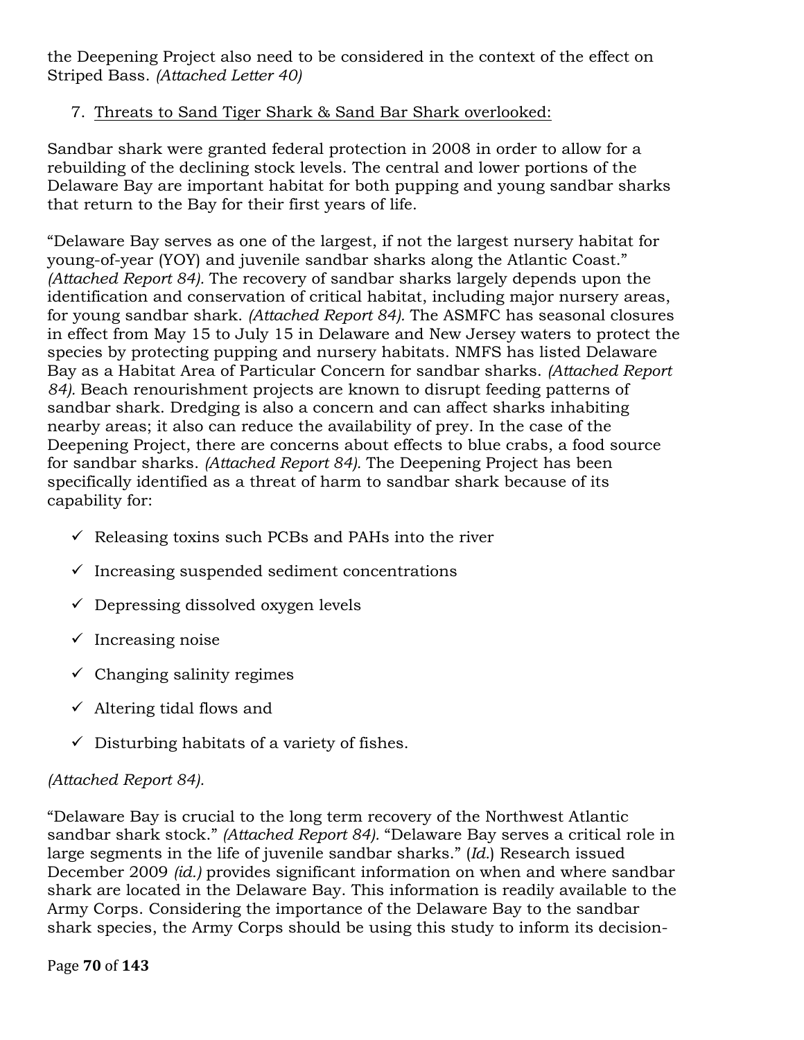the Deepening Project also need to be considered in the context of the effect on Striped Bass. *(Attached Letter 40)*

7. <u>Threats to Sand Tiger Shark & Sand Bar Shark overlooked:</u>

Sandbar shark were granted federal protection in 2008 in order to allow for a rebuilding of the declining stock levels. The central and lower portions of the Delaware Bay are important habitat for both pupping and young sandbar sharks that return to the Bay for their first years of life.

"Delaware Bay serves as one of the largest, if not the largest nursery habitat for young-of-year (YOY) and juvenile sandbar sharks along the Atlantic Coast." *(Attached Report 84).* The recovery of sandbar sharks largely depends upon the identification and conservation of critical habitat, including major nursery areas, for young sandbar shark. *(Attached Report 84).* The ASMFC has seasonal closures in effect from May 15 to July 15 in Delaware and New Jersey waters to protect the species by protecting pupping and nursery habitats. NMFS has listed Delaware Bay as a Habitat Area of Particular Concern for sandbar sharks. *(Attached Report 84).* Beach renourishment projects are known to disrupt feeding patterns of sandbar shark. Dredging is also a concern and can affect sharks inhabiting nearby areas; it also can reduce the availability of prey. In the case of the Deepening Project, there are concerns about effects to blue crabs, a food source for sandbar sharks. *(Attached Report 84).* The Deepening Project has been specifically identified as a threat of harm to sandbar shark because of its capability for:

- ✓ Releasing toxins such PCBs and PAHs into the river
- ✓ Increasing suspended sediment concentrations
- ✓ Depressing dissolved oxygen levels
- ✓ Increasing noise
- ✓ Changing salinity regimes
- ✓ Altering tidal flows and
- ✓ Disturbing habitats of a variety of fishes.

*(Attached Report 84).*

"Delaware Bay is crucial to the long term recovery of the Northwest Atlantic sandbar shark stock." *(Attached Report 84).* "Delaware Bay serves a critical role in large segments in the life of juvenile sandbar sharks." (*Id.*) Research issued December 2009 *(id.)* provides significant information on when and where sandbar shark are located in the Delaware Bay. This information is readily available to the Army Corps. Considering the importance of the Delaware Bay to the sandbar shark species, the Army Corps should be using this study to inform its decision-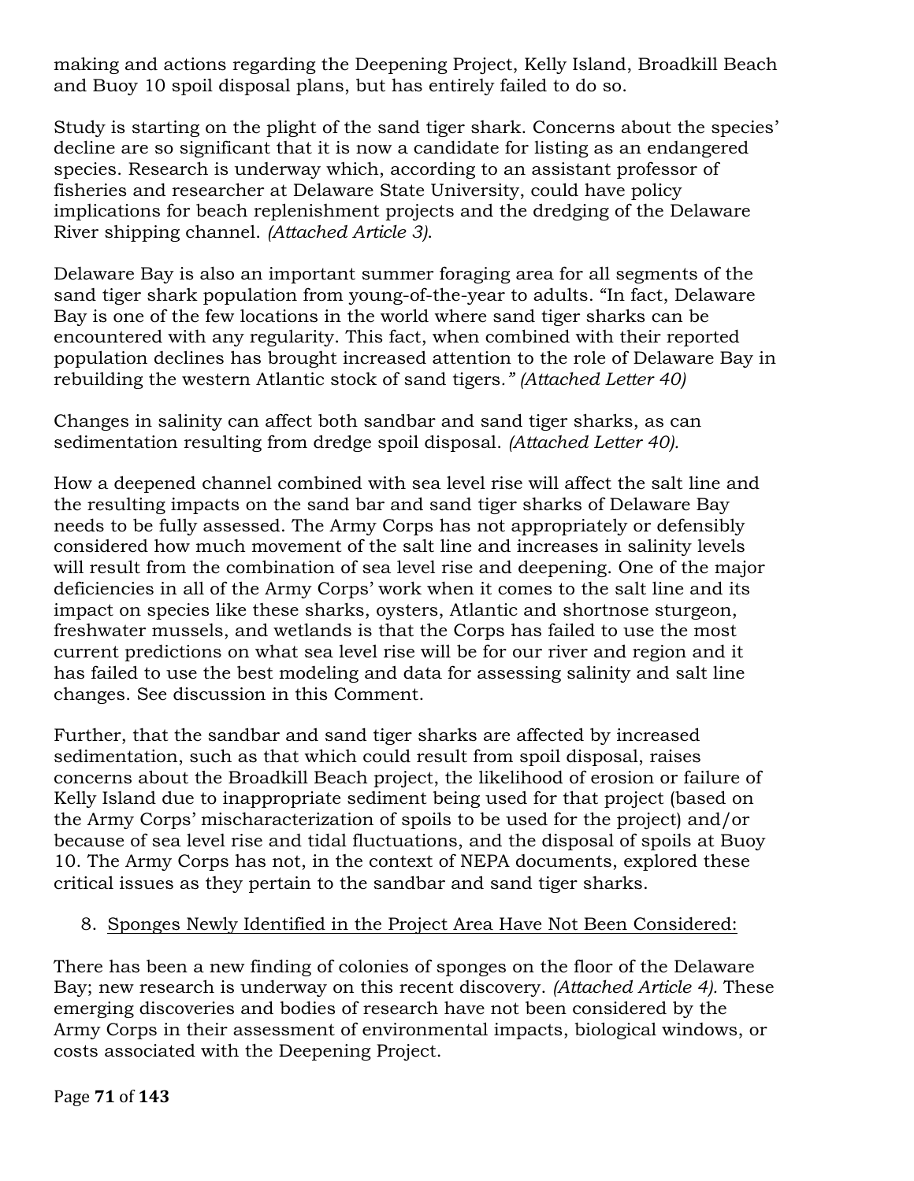making and actions regarding the Deepening Project, Kelly Island, Broadkill Beach and Buoy 10 spoil disposal plans, but has entirely failed to do so.

Study is starting on the plight of the sand tiger shark. Concerns about the species' decline are so significant that it is now a candidate for listing as an endangered species. Research is underway which, according to an assistant professor of fisheries and researcher at Delaware State University, could have policy implications for beach replenishment projects and the dredging of the Delaware River shipping channel. *(Attached Article 3).*

Delaware Bay is also an important summer foraging area for all segments of the sand tiger shark population from young-of-the-year to adults. "In fact, Delaware Bay is one of the few locations in the world where sand tiger sharks can be encountered with any regularity. This fact, when combined with their reported population declines has brought increased attention to the role of Delaware Bay in rebuilding the western Atlantic stock of sand tigers*." (Attached Letter 40)*

Changes in salinity can affect both sandbar and sand tiger sharks, as can sedimentation resulting from dredge spoil disposal. *(Attached Letter 40).*

How a deepened channel combined with sea level rise will affect the salt line and the resulting impacts on the sand bar and sand tiger sharks of Delaware Bay needs to be fully assessed. The Army Corps has not appropriately or defensibly considered how much movement of the salt line and increases in salinity levels will result from the combination of sea level rise and deepening. One of the major deficiencies in all of the Army Corps' work when it comes to the salt line and its impact on species like these sharks, oysters, Atlantic and shortnose sturgeon, freshwater mussels, and wetlands is that the Corps has failed to use the most current predictions on what sea level rise will be for our river and region and it has failed to use the best modeling and data for assessing salinity and salt line changes. See discussion in this Comment.

Further, that the sandbar and sand tiger sharks are affected by increased sedimentation, such as that which could result from spoil disposal, raises concerns about the Broadkill Beach project, the likelihood of erosion or failure of Kelly Island due to inappropriate sediment being used for that project (based on the Army Corps' mischaracterization of spoils to be used for the project) and/or because of sea level rise and tidal fluctuations, and the disposal of spoils at Buoy 10. The Army Corps has not, in the context of NEPA documents, explored these critical issues as they pertain to the sandbar and sand tiger sharks.

8. <u>Sponges Newly Identified in the Project Area Have Not Been Considered:</u>

There has been a new finding of colonies of sponges on the floor of the Delaware Bay; new research is underway on this recent discovery. *(Attached Article 4).* These emerging discoveries and bodies of research have not been considered by the Army Corps in their assessment of environmental impacts, biological windows, or costs associated with the Deepening Project.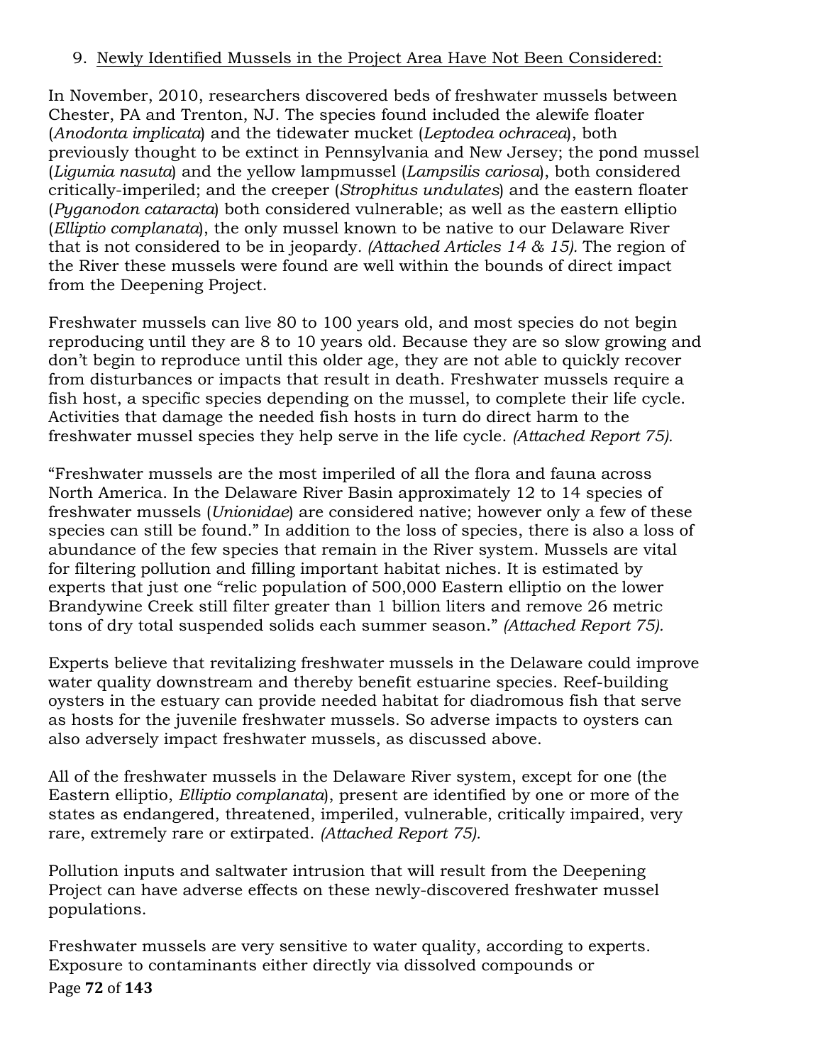9. Newly Identified Mussels in the Project Area Have Not Been Considered:

In November, 2010, researchers discovered beds of freshwater mussels between Chester, PA and Trenton, NJ. The species found included the alewife floater (*Anodonta implicata*) and the tidewater mucket (*Leptodea ochracea*), both previously thought to be extinct in Pennsylvania and New Jersey; the pond mussel (*Ligumia nasuta*) and the yellow lampmussel (*Lampsilis cariosa*), both considered critically-imperiled; and the creeper (*Strophitus undulates*) and the eastern floater (*Pyganodon cataracta*) both considered vulnerable; as well as the eastern elliptio (*Elliptio complanata*), the only mussel known to be native to our Delaware River that is not considered to be in jeopardy. *(Attached Articles 14 & 15).* The region of the River these mussels were found are well within the bounds of direct impact from the Deepening Project.

Freshwater mussels can live 80 to 100 years old, and most species do not begin reproducing until they are 8 to 10 years old. Because they are so slow growing and don't begin to reproduce until this older age, they are not able to quickly recover from disturbances or impacts that result in death. Freshwater mussels require a fish host, a specific species depending on the mussel, to complete their life cycle. Activities that damage the needed fish hosts in turn do direct harm to the freshwater mussel species they help serve in the life cycle. *(Attached Report 75).*

"Freshwater mussels are the most imperiled of all the flora and fauna across North America. In the Delaware River Basin approximately 12 to 14 species of freshwater mussels (*Unionidae*) are considered native; however only a few of these species can still be found." In addition to the loss of species, there is also a loss of abundance of the few species that remain in the River system. Mussels are vital for filtering pollution and filling important habitat niches. It is estimated by experts that just one "relic population of 500,000 Eastern elliptio on the lower Brandywine Creek still filter greater than 1 billion liters and remove 26 metric tons of dry total suspended solids each summer season." *(Attached Report 75).*

Experts believe that revitalizing freshwater mussels in the Delaware could improve water quality downstream and thereby benefit estuarine species. Reef-building oysters in the estuary can provide needed habitat for diadromous fish that serve as hosts for the juvenile freshwater mussels. So adverse impacts to oysters can also adversely impact freshwater mussels, as discussed above.

All of the freshwater mussels in the Delaware River system, except for one (the Eastern elliptio, *Elliptio complanata*), present are identified by one or more of the states as endangered, threatened, imperiled, vulnerable, critically impaired, very rare, extremely rare or extirpated. *(Attached Report 75).*

Pollution inputs and saltwater intrusion that will result from the Deepening Project can have adverse effects on these newly-discovered freshwater mussel populations.

Freshwater mussels are very sensitive to water quality, according to experts. Exposure to contaminants either directly via dissolved compounds or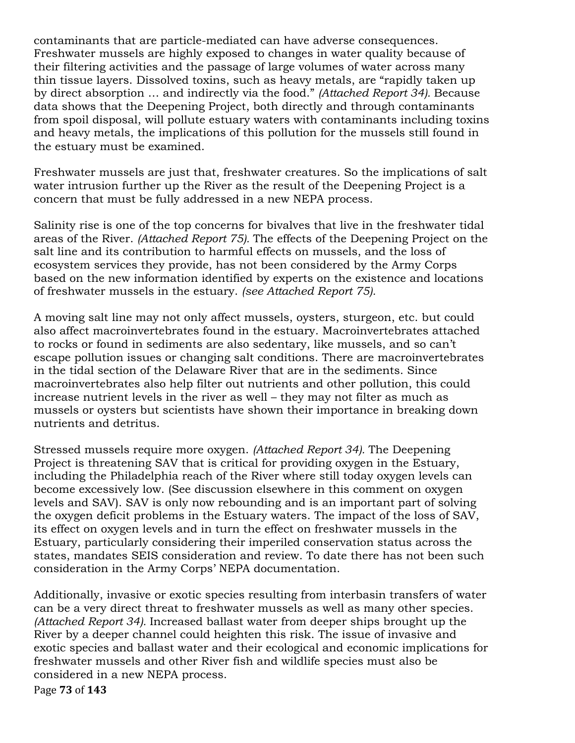contaminants that are particle-mediated can have adverse consequences. Freshwater mussels are highly exposed to changes in water quality because of their filtering activities and the passage of large volumes of water across many thin tissue layers. Dissolved toxins, such as heavy metals, are "rapidly taken up by direct absorption … and indirectly via the food." *(Attached Report 34).* Because data shows that the Deepening Project, both directly and through contaminants from spoil disposal, will pollute estuary waters with contaminants including toxins and heavy metals, the implications of this pollution for the mussels still found in the estuary must be examined.

Freshwater mussels are just that, freshwater creatures. So the implications of salt water intrusion further up the River as the result of the Deepening Project is a concern that must be fully addressed in a new NEPA process.

Salinity rise is one of the top concerns for bivalves that live in the freshwater tidal areas of the River. *(Attached Report 75).* The effects of the Deepening Project on the salt line and its contribution to harmful effects on mussels, and the loss of ecosystem services they provide, has not been considered by the Army Corps based on the new information identified by experts on the existence and locations of freshwater mussels in the estuary. *(see Attached Report 75).*

A moving salt line may not only affect mussels, oysters, sturgeon, etc. but could also affect macroinvertebrates found in the estuary. Macroinvertebrates attached to rocks or found in sediments are also sedentary, like mussels, and so can't escape pollution issues or changing salt conditions. There are macroinvertebrates in the tidal section of the Delaware River that are in the sediments. Since macroinvertebrates also help filter out nutrients and other pollution, this could increase nutrient levels in the river as well – they may not filter as much as mussels or oysters but scientists have shown their importance in breaking down nutrients and detritus.

Stressed mussels require more oxygen. *(Attached Report 34).* The Deepening Project is threatening SAV that is critical for providing oxygen in the Estuary, including the Philadelphia reach of the River where still today oxygen levels can become excessively low. (See discussion elsewhere in this comment on oxygen levels and SAV). SAV is only now rebounding and is an important part of solving the oxygen deficit problems in the Estuary waters. The impact of the loss of SAV, its effect on oxygen levels and in turn the effect on freshwater mussels in the Estuary, particularly considering their imperiled conservation status across the states, mandates SEIS consideration and review. To date there has not been such consideration in the Army Corps' NEPA documentation.

Additionally, invasive or exotic species resulting from interbasin transfers of water can be a very direct threat to freshwater mussels as well as many other species. *(Attached Report 34).* Increased ballast water from deeper ships brought up the River by a deeper channel could heighten this risk. The issue of invasive and exotic species and ballast water and their ecological and economic implications for freshwater mussels and other River fish and wildlife species must also be considered in a new NEPA process.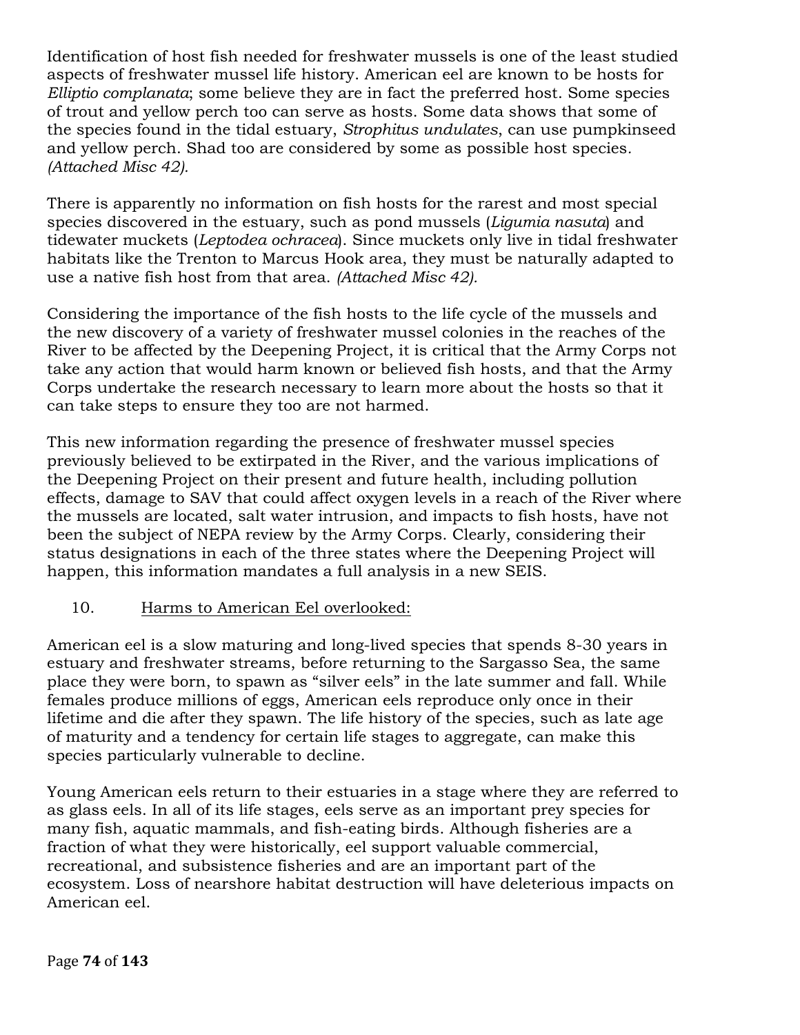Identification of host fish needed for freshwater mussels is one of the least studied aspects of freshwater mussel life history. American eel are known to be hosts for *Elliptio complanata*; some believe they are in fact the preferred host. Some species of trout and yellow perch too can serve as hosts. Some data shows that some of the species found in the tidal estuary, *Strophitus undulates*, can use pumpkinseed and yellow perch. Shad too are considered by some as possible host species. *(Attached Misc 42).*

There is apparently no information on fish hosts for the rarest and most special species discovered in the estuary, such as pond mussels (*Ligumia nasuta*) and tidewater muckets (*Leptodea ochracea*). Since muckets only live in tidal freshwater habitats like the Trenton to Marcus Hook area, they must be naturally adapted to use a native fish host from that area. *(Attached Misc 42).*

Considering the importance of the fish hosts to the life cycle of the mussels and the new discovery of a variety of freshwater mussel colonies in the reaches of the River to be affected by the Deepening Project, it is critical that the Army Corps not take any action that would harm known or believed fish hosts, and that the Army Corps undertake the research necessary to learn more about the hosts so that it can take steps to ensure they too are not harmed.

This new information regarding the presence of freshwater mussel species previously believed to be extirpated in the River, and the various implications of the Deepening Project on their present and future health, including pollution effects, damage to SAV that could affect oxygen levels in a reach of the River where the mussels are located, salt water intrusion, and impacts to fish hosts, have not been the subject of NEPA review by the Army Corps. Clearly, considering their status designations in each of the three states where the Deepening Project will happen, this information mandates a full analysis in a new SEIS.

10. Harms to American Eel overlooked:

American eel is a slow maturing and long-lived species that spends 8-30 years in estuary and freshwater streams, before returning to the Sargasso Sea, the same place they were born, to spawn as "silver eels" in the late summer and fall. While females produce millions of eggs, American eels reproduce only once in their lifetime and die after they spawn. The life history of the species, such as late age of maturity and a tendency for certain life stages to aggregate, can make this species particularly vulnerable to decline.

Young American eels return to their estuaries in a stage where they are referred to as glass eels. In all of its life stages, eels serve as an important prey species for many fish, aquatic mammals, and fish-eating birds. Although fisheries are a fraction of what they were historically, eel support valuable commercial, recreational, and subsistence fisheries and are an important part of the ecosystem. Loss of nearshore habitat destruction will have deleterious impacts on American eel.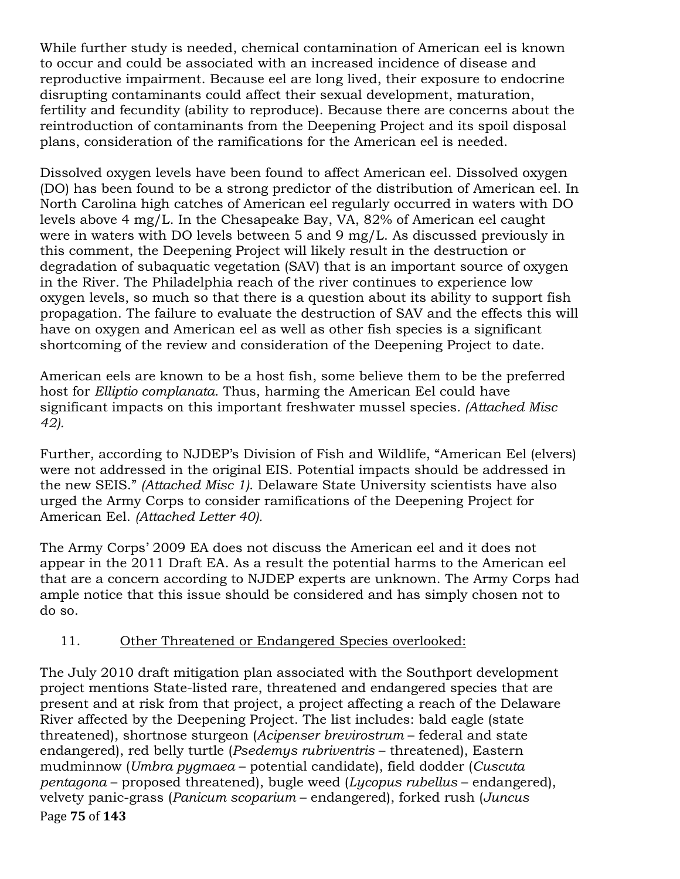While further study is needed, chemical contamination of American eel is known to occur and could be associated with an increased incidence of disease and reproductive impairment. Because eel are long lived, their exposure to endocrine disrupting contaminants could affect their sexual development, maturation, fertility and fecundity (ability to reproduce). Because there are concerns about the reintroduction of contaminants from the Deepening Project and its spoil disposal plans, consideration of the ramifications for the American eel is needed.

Dissolved oxygen levels have been found to affect American eel. Dissolved oxygen (DO) has been found to be a strong predictor of the distribution of American eel. In North Carolina high catches of American eel regularly occurred in waters with DO levels above 4 mg/L. In the Chesapeake Bay, VA, 82% of American eel caught were in waters with DO levels between 5 and 9 mg/L. As discussed previously in this comment, the Deepening Project will likely result in the destruction or degradation of subaquatic vegetation (SAV) that is an important source of oxygen in the River. The Philadelphia reach of the river continues to experience low oxygen levels, so much so that there is a question about its ability to support fish propagation. The failure to evaluate the destruction of SAV and the effects this will have on oxygen and American eel as well as other fish species is a significant shortcoming of the review and consideration of the Deepening Project to date.

American eels are known to be a host fish, some believe them to be the preferred host for *Elliptio complanata*. Thus, harming the American Eel could have significant impacts on this important freshwater mussel species. *(Attached Misc 42).*

Further, according to NJDEP's Division of Fish and Wildlife, "American Eel (elvers) were not addressed in the original EIS. Potential impacts should be addressed in the new SEIS." *(Attached Misc 1)*. Delaware State University scientists have also urged the Army Corps to consider ramifications of the Deepening Project for American Eel. *(Attached Letter 40).*

The Army Corps' 2009 EA does not discuss the American eel and it does not appear in the 2011 Draft EA. As a result the potential harms to the American eel that are a concern according to NJDEP experts are unknown. The Army Corps had ample notice that this issue should be considered and has simply chosen not to do so.

11. Other Threatened or Endangered Species overlooked:

The July 2010 draft mitigation plan associated with the Southport development project mentions State-listed rare, threatened and endangered species that are present and at risk from that project, a project affecting a reach of the Delaware River affected by the Deepening Project. The list includes: bald eagle (state threatened), shortnose sturgeon (*Acipenser brevirostrum* – federal and state endangered), red belly turtle (*Psedemys rubriventris* – threatened), Eastern mudminnow (*Umbra pygmaea* – potential candidate), field dodder (*Cuscuta pentagona* – proposed threatened), bugle weed (*Lycopus rubellus* – endangered), velvety panic-grass (*Panicum scoparium* – endangered), forked rush (*Juncus*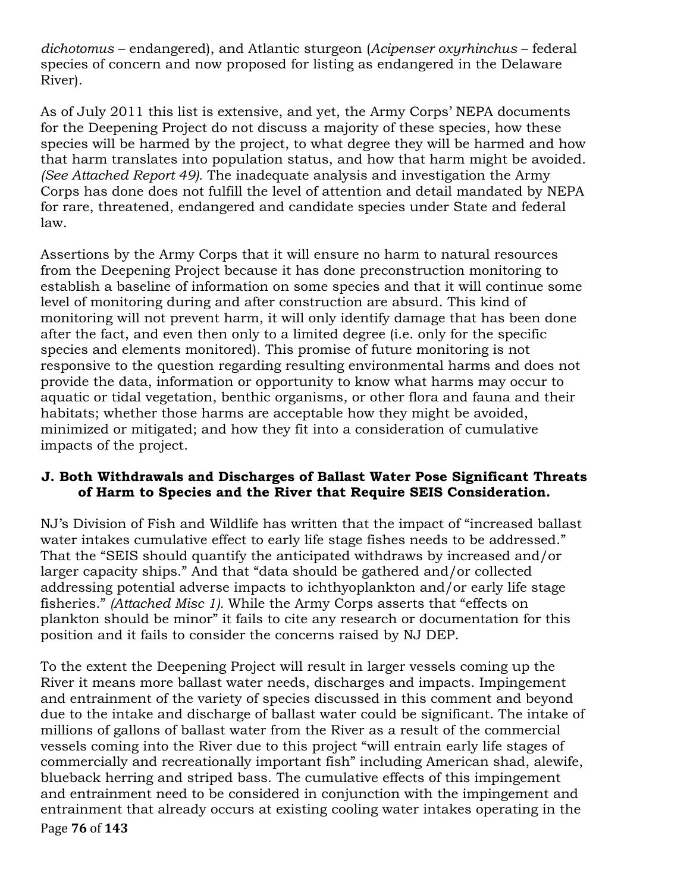*dichotomus* – endangered), and Atlantic sturgeon (*Acipenser oxyrhinchus* – federal species of concern and now proposed for listing as endangered in the Delaware River).

As of July 2011 this list is extensive, and yet, the Army Corps' NEPA documents for the Deepening Project do not discuss a majority of these species, how these species will be harmed by the project, to what degree they will be harmed and how that harm translates into population status, and how that harm might be avoided. *(See Attached Report 49).* The inadequate analysis and investigation the Army Corps has done does not fulfill the level of attention and detail mandated by NEPA for rare, threatened, endangered and candidate species under State and federal law.

Assertions by the Army Corps that it will ensure no harm to natural resources from the Deepening Project because it has done preconstruction monitoring to establish a baseline of information on some species and that it will continue some level of monitoring during and after construction are absurd. This kind of monitoring will not prevent harm, it will only identify damage that has been done after the fact, and even then only to a limited degree (i.e. only for the specific species and elements monitored). This promise of future monitoring is not responsive to the question regarding resulting environmental harms and does not provide the data, information or opportunity to know what harms may occur to aquatic or tidal vegetation, benthic organisms, or other flora and fauna and their habitats; whether those harms are acceptable how they might be avoided, minimized or mitigated; and how they fit into a consideration of cumulative impacts of the project.

### J. Both Withdrawals and Discharges of Ballast Water Pose Significant Threats of Harm to Species and the River that Require SEIS Consideration.

NJ's Division of Fish and Wildlife has written that the impact of "increased ballast water intakes cumulative effect to early life stage fishes needs to be addressed." That the "SEIS should quantify the anticipated withdraws by increased and/or larger capacity ships." And that "data should be gathered and/or collected addressing potential adverse impacts to ichthyoplankton and/or early life stage fisheries." *(Attached Misc 1).* While the Army Corps asserts that "effects on plankton should be minor" it fails to cite any research or documentation for this position and it fails to consider the concerns raised by NJ DEP.

To the extent the Deepening Project will result in larger vessels coming up the River it means more ballast water needs, discharges and impacts. Impingement and entrainment of the variety of species discussed in this comment and beyond due to the intake and discharge of ballast water could be significant. The intake of millions of gallons of ballast water from the River as a result of the commercial vessels coming into the River due to this project "will entrain early life stages of commercially and recreationally important fish" including American shad, alewife, blueback herring and striped bass. The cumulative effects of this impingement and entrainment need to be considered in conjunction with the impingement and entrainment that already occurs at existing cooling water intakes operating in the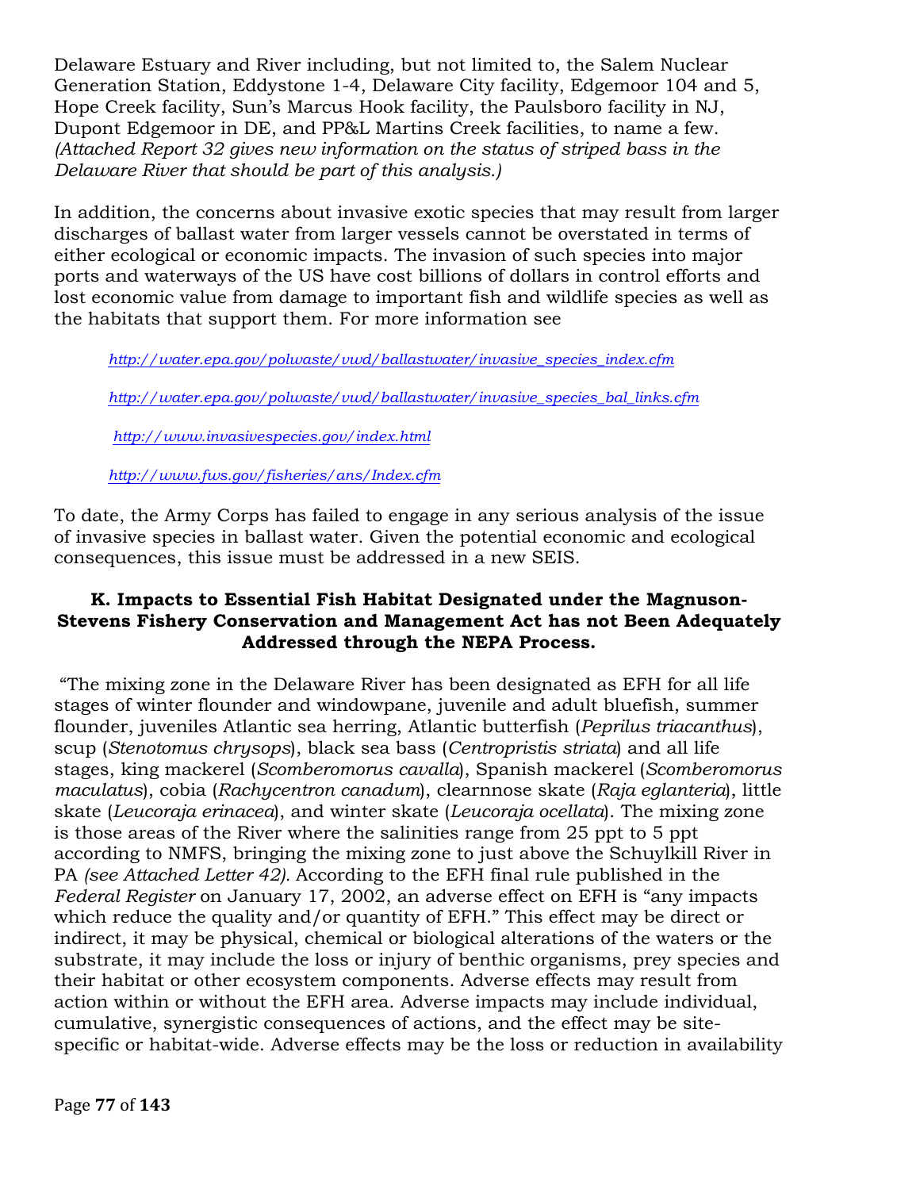Delaware Estuary and River including, but not limited to, the Salem Nuclear Generation Station, Eddystone 1-4, Delaware City facility, Edgemoor 104 and 5, Hope Creek facility, Sun's Marcus Hook facility, the Paulsboro facility in NJ, Dupont Edgemoor in DE, and PP&L Martins Creek facilities, to name a few. *(Attached Report 32 gives new information on the status of striped bass in the Delaware River that should be part of this analysis.)*

In addition, the concerns about invasive exotic species that may result from larger discharges of ballast water from larger vessels cannot be overstated in terms of either ecological or economic impacts. The invasion of such species into major ports and waterways of the US have cost billions of dollars in control efforts and lost economic value from damage to important fish and wildlife species as well as the habitats that support them. For more information see

*http://water.epa.gov/polwaste/vwd/ballastwater/invasive_species_index.cfm*

*http://water.epa.gov/polwaste/vwd/ballastwater/invasive_species_bal_links.cfm*

*http://www.invasivespecies.gov/index.html*

*http://www.fws.gov/fisheries/ans/Index.cfm*

To date, the Army Corps has failed to engage in any serious analysis of the issue of invasive species in ballast water. Given the potential economic and ecological consequences, this issue must be addressed in a new SEIS.

### K. Impacts to Essential Fish Habitat Designated under the Magnuson-Stevens Fishery Conservation and Management Act has not Been Adequately Addressed through the NEPA Process.

"The mixing zone in the Delaware River has been designated as EFH for all life stages of winter flounder and windowpane, juvenile and adult bluefish, summer flounder, juveniles Atlantic sea herring, Atlantic butterfish (*Peprilus triacanthus*), scup (*Stenotomus chrysops*), black sea bass (*Centropristis striata*) and all life stages, king mackerel (*Scomberomorus cavalla*), Spanish mackerel (*Scomberomorus maculatus*), cobia (*Rachycentron canadum*), clearnnose skate (*Raja eglanteria*), little skate (*Leucoraja erinacea*), and winter skate (*Leucoraja ocellata*). The mixing zone is those areas of the River where the salinities range from 25 ppt to 5 ppt according to NMFS, bringing the mixing zone to just above the Schuylkill River in PA *(see Attached Letter 42).* According to the EFH final rule published in the *Federal Register* on January 17, 2002, an adverse effect on EFH is "any impacts which reduce the quality and/or quantity of EFH." This effect may be direct or indirect, it may be physical, chemical or biological alterations of the waters or the substrate, it may include the loss or injury of benthic organisms, prey species and their habitat or other ecosystem components. Adverse effects may result from action within or without the EFH area. Adverse impacts may include individual, cumulative, synergistic consequences of actions, and the effect may be site-specific or habitat-wide. Adverse effects may be the loss or reduction in availability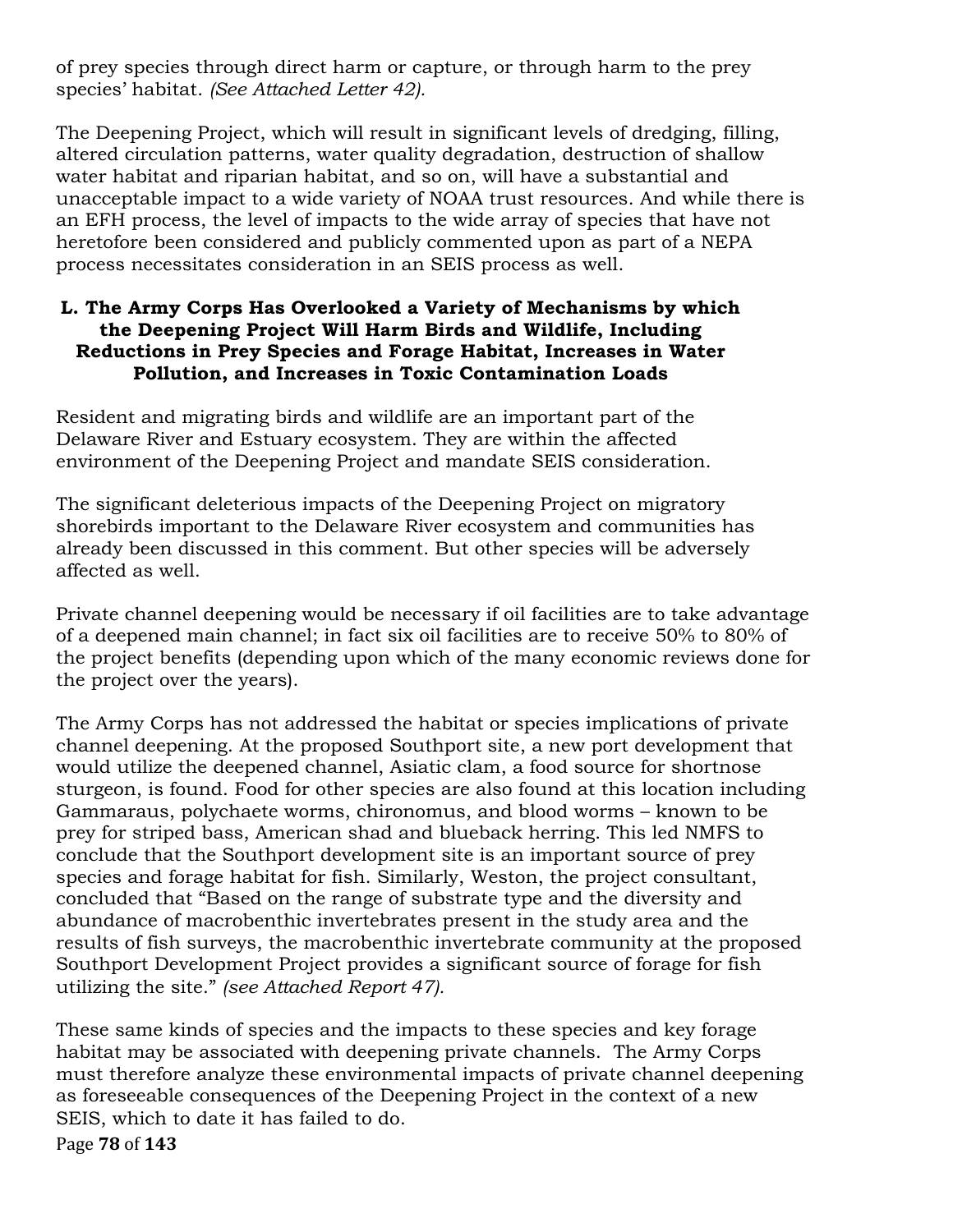of prey species through direct harm or capture, or through harm to the prey species' habitat. *(See Attached Letter 42).*

The Deepening Project, which will result in significant levels of dredging, filling, altered circulation patterns, water quality degradation, destruction of shallow water habitat and riparian habitat, and so on, will have a substantial and unacceptable impact to a wide variety of NOAA trust resources. And while there is an EFH process, the level of impacts to the wide array of species that have not heretofore been considered and publicly commented upon as part of a NEPA process necessitates consideration in an SEIS process as well.

### L. The Army Corps Has Overlooked a Variety of Mechanisms by which the Deepening Project Will Harm Birds and Wildlife, Including Reductions in Prey Species and Forage Habitat, Increases in Water Pollution, and Increases in Toxic Contamination Loads

Resident and migrating birds and wildlife are an important part of the Delaware River and Estuary ecosystem. They are within the affected environment of the Deepening Project and mandate SEIS consideration.

The significant deleterious impacts of the Deepening Project on migratory shorebirds important to the Delaware River ecosystem and communities has already been discussed in this comment. But other species will be adversely affected as well.

Private channel deepening would be necessary if oil facilities are to take advantage of a deepened main channel; in fact six oil facilities are to receive 50% to 80% of the project benefits (depending upon which of the many economic reviews done for the project over the years).

The Army Corps has not addressed the habitat or species implications of private channel deepening. At the proposed Southport site, a new port development that would utilize the deepened channel, Asiatic clam, a food source for shortnose sturgeon, is found. Food for other species are also found at this location including Gammaraus, polychaete worms, chironomus, and blood worms – known to be prey for striped bass, American shad and blueback herring. This led NMFS to conclude that the Southport development site is an important source of prey species and forage habitat for fish. Similarly, Weston, the project consultant, concluded that "Based on the range of substrate type and the diversity and abundance of macrobenthic invertebrates present in the study area and the results of fish surveys, the macrobenthic invertebrate community at the proposed Southport Development Project provides a significant source of forage for fish utilizing the site." *(see Attached Report 47).*

These same kinds of species and the impacts to these species and key forage habitat may be associated with deepening private channels. The Army Corps must therefore analyze these environmental impacts of private channel deepening as foreseeable consequences of the Deepening Project in the context of a new SEIS, which to date it has failed to do.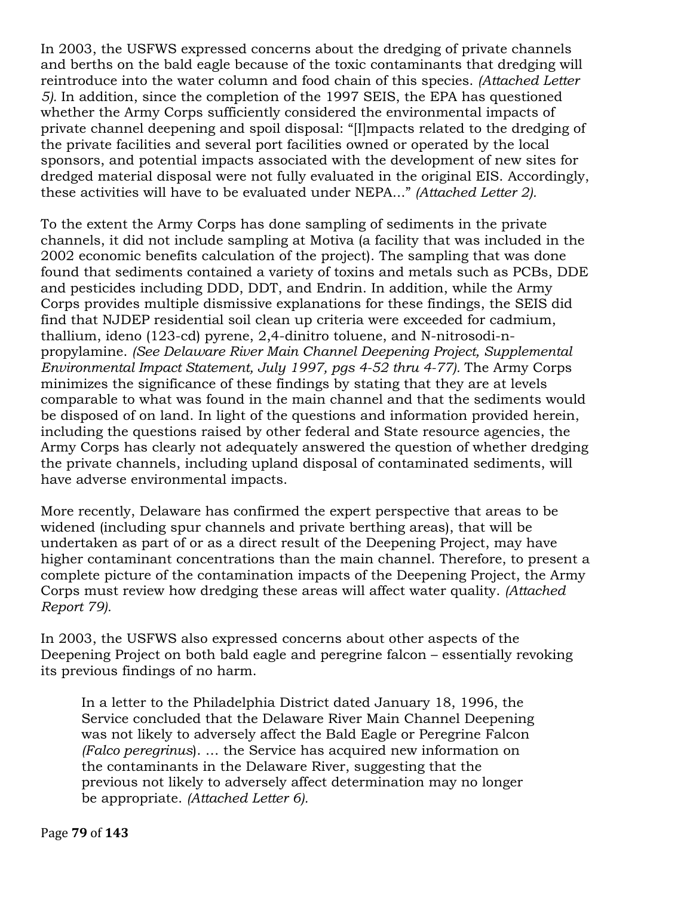In 2003, the USFWS expressed concerns about the dredging of private channels and berths on the bald eagle because of the toxic contaminants that dredging will reintroduce into the water column and food chain of this species. *(Attached Letter 5).* In addition, since the completion of the 1997 SEIS, the EPA has questioned whether the Army Corps sufficiently considered the environmental impacts of private channel deepening and spoil disposal: "[I]mpacts related to the dredging of the private facilities and several port facilities owned or operated by the local sponsors, and potential impacts associated with the development of new sites for dredged material disposal were not fully evaluated in the original EIS. Accordingly, these activities will have to be evaluated under NEPA…" *(Attached Letter 2).*

To the extent the Army Corps has done sampling of sediments in the private channels, it did not include sampling at Motiva (a facility that was included in the 2002 economic benefits calculation of the project). The sampling that was done found that sediments contained a variety of toxins and metals such as PCBs, DDE and pesticides including DDD, DDT, and Endrin. In addition, while the Army Corps provides multiple dismissive explanations for these findings, the SEIS did find that NJDEP residential soil clean up criteria were exceeded for cadmium, thallium, ideno (123-cd) pyrene, 2,4-dinitro toluene, and N-nitrosodi-n-propylamine. *(See Delaware River Main Channel Deepening Project, Supplemental Environmental Impact Statement, July 1997, pgs 4-52 thru 4-77).* The Army Corps minimizes the significance of these findings by stating that they are at levels comparable to what was found in the main channel and that the sediments would be disposed of on land. In light of the questions and information provided herein, including the questions raised by other federal and State resource agencies, the Army Corps has clearly not adequately answered the question of whether dredging the private channels, including upland disposal of contaminated sediments, will have adverse environmental impacts.

More recently, Delaware has confirmed the expert perspective that areas to be widened (including spur channels and private berthing areas), that will be undertaken as part of or as a direct result of the Deepening Project, may have higher contaminant concentrations than the main channel. Therefore, to present a complete picture of the contamination impacts of the Deepening Project, the Army Corps must review how dredging these areas will affect water quality. *(Attached Report 79).*

In 2003, the USFWS also expressed concerns about other aspects of the Deepening Project on both bald eagle and peregrine falcon – essentially revoking its previous findings of no harm.

> In a letter to the Philadelphia District dated January 18, 1996, the Service concluded that the Delaware River Main Channel Deepening was not likely to adversely affect the Bald Eagle or Peregrine Falcon *(Falco peregrinus*). … the Service has acquired new information on the contaminants in the Delaware River, suggesting that the previous not likely to adversely affect determination may no longer be appropriate. *(Attached Letter 6).*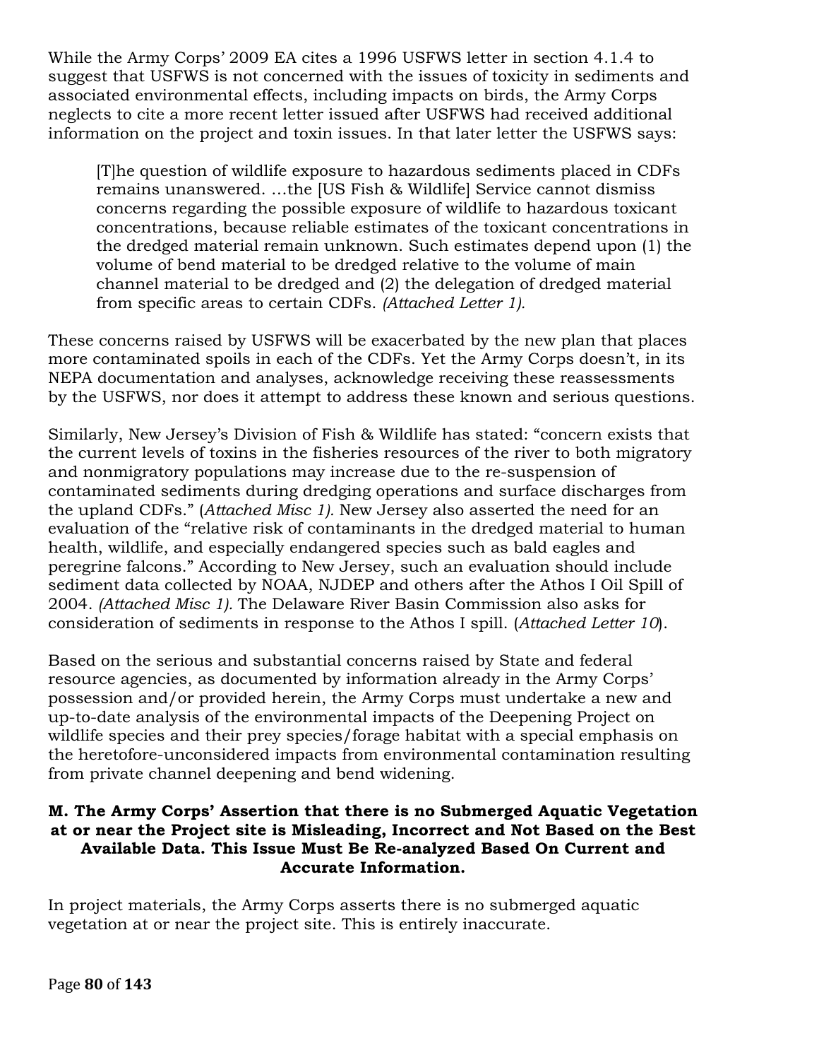While the Army Corps' 2009 EA cites a 1996 USFWS letter in section 4.1.4 to suggest that USFWS is not concerned with the issues of toxicity in sediments and associated environmental effects, including impacts on birds, the Army Corps neglects to cite a more recent letter issued after USFWS had received additional information on the project and toxin issues. In that later letter the USFWS says:

> [T]he question of wildlife exposure to hazardous sediments placed in CDFs remains unanswered. …the [US Fish & Wildlife] Service cannot dismiss concerns regarding the possible exposure of wildlife to hazardous toxicant concentrations, because reliable estimates of the toxicant concentrations in the dredged material remain unknown. Such estimates depend upon (1) the volume of bend material to be dredged relative to the volume of main channel material to be dredged and (2) the delegation of dredged material from specific areas to certain CDFs. *(Attached Letter 1).*

These concerns raised by USFWS will be exacerbated by the new plan that places more contaminated spoils in each of the CDFs. Yet the Army Corps doesn't, in its NEPA documentation and analyses, acknowledge receiving these reassessments by the USFWS, nor does it attempt to address these known and serious questions.

Similarly, New Jersey's Division of Fish & Wildlife has stated: "concern exists that the current levels of toxins in the fisheries resources of the river to both migratory and nonmigratory populations may increase due to the re-suspension of contaminated sediments during dredging operations and surface discharges from the upland CDFs." (*Attached Misc 1).* New Jersey also asserted the need for an evaluation of the "relative risk of contaminants in the dredged material to human health, wildlife, and especially endangered species such as bald eagles and peregrine falcons." According to New Jersey, such an evaluation should include sediment data collected by NOAA, NJDEP and others after the Athos I Oil Spill of 2004. *(Attached Misc 1).* The Delaware River Basin Commission also asks for consideration of sediments in response to the Athos I spill. (*Attached Letter 10*).

Based on the serious and substantial concerns raised by State and federal resource agencies, as documented by information already in the Army Corps' possession and/or provided herein, the Army Corps must undertake a new and up-to-date analysis of the environmental impacts of the Deepening Project on wildlife species and their prey species/forage habitat with a special emphasis on the heretofore-unconsidered impacts from environmental contamination resulting from private channel deepening and bend widening.

### M. The Army Corps' Assertion that there is no Submerged Aquatic Vegetation at or near the Project site is Misleading, Incorrect and Not Based on the Best Available Data. This Issue Must Be Re-analyzed Based On Current and Accurate Information.

In project materials, the Army Corps asserts there is no submerged aquatic vegetation at or near the project site. This is entirely inaccurate.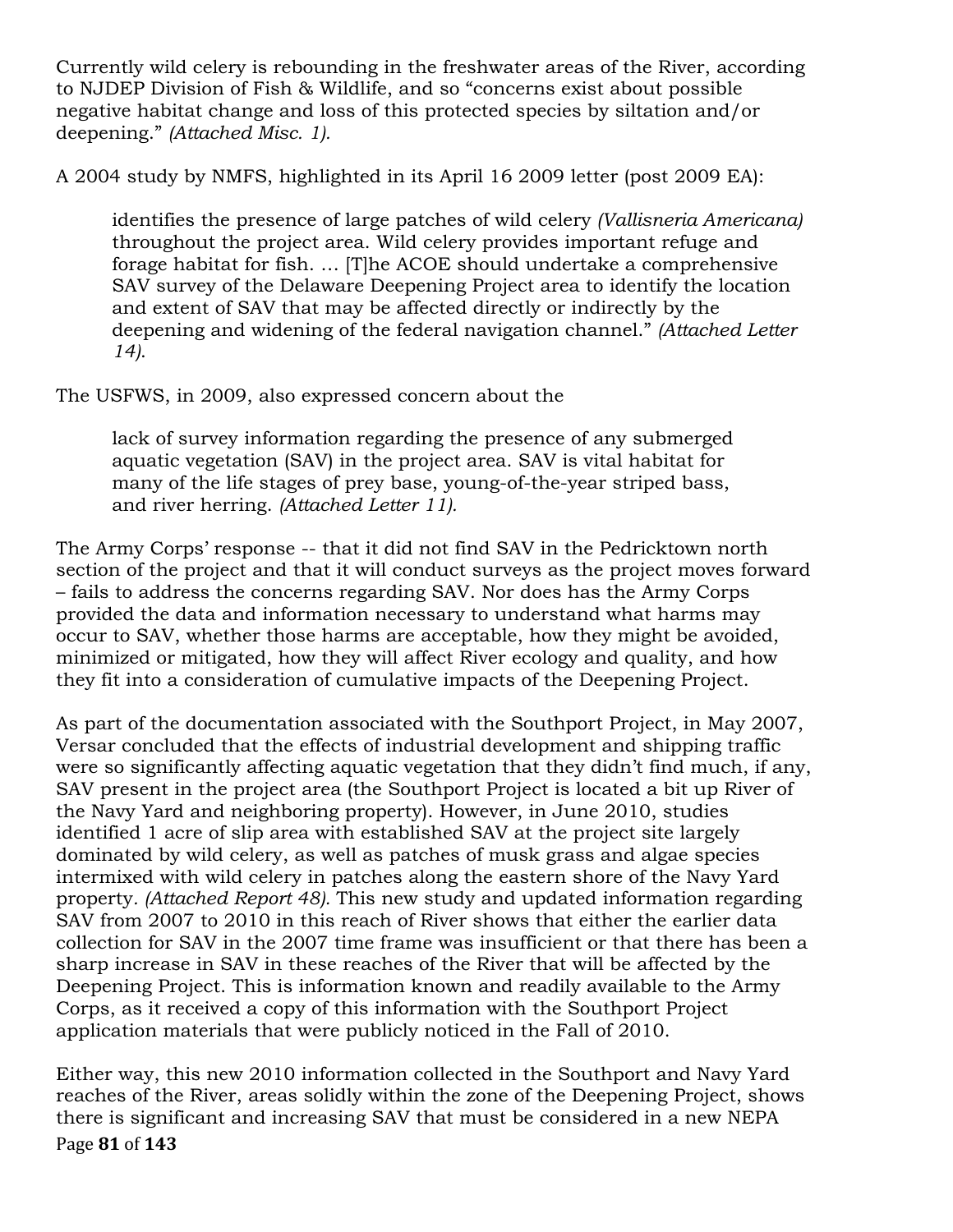Currently wild celery is rebounding in the freshwater areas of the River, according to NJDEP Division of Fish & Wildlife, and so "concerns exist about possible negative habitat change and loss of this protected species by siltation and/or deepening." *(Attached Misc. 1).*

A 2004 study by NMFS, highlighted in its April 16 2009 letter (post 2009 EA):

> identifies the presence of large patches of wild celery *(Vallisneria Americana)* throughout the project area. Wild celery provides important refuge and forage habitat for fish. … [T]he ACOE should undertake a comprehensive SAV survey of the Delaware Deepening Project area to identify the location and extent of SAV that may be affected directly or indirectly by the deepening and widening of the federal navigation channel." *(Attached Letter 14).*

The USFWS, in 2009, also expressed concern about the

> lack of survey information regarding the presence of any submerged aquatic vegetation (SAV) in the project area. SAV is vital habitat for many of the life stages of prey base, young-of-the-year striped bass, and river herring. *(Attached Letter 11).*

The Army Corps' response -- that it did not find SAV in the Pedricktown north section of the project and that it will conduct surveys as the project moves forward – fails to address the concerns regarding SAV. Nor does has the Army Corps provided the data and information necessary to understand what harms may occur to SAV, whether those harms are acceptable, how they might be avoided, minimized or mitigated, how they will affect River ecology and quality, and how they fit into a consideration of cumulative impacts of the Deepening Project.

As part of the documentation associated with the Southport Project, in May 2007, Versar concluded that the effects of industrial development and shipping traffic were so significantly affecting aquatic vegetation that they didn't find much, if any, SAV present in the project area (the Southport Project is located a bit up River of the Navy Yard and neighboring property). However, in June 2010, studies identified 1 acre of slip area with established SAV at the project site largely dominated by wild celery, as well as patches of musk grass and algae species intermixed with wild celery in patches along the eastern shore of the Navy Yard property. *(Attached Report 48).* This new study and updated information regarding SAV from 2007 to 2010 in this reach of River shows that either the earlier data collection for SAV in the 2007 time frame was insufficient or that there has been a sharp increase in SAV in these reaches of the River that will be affected by the Deepening Project. This is information known and readily available to the Army Corps, as it received a copy of this information with the Southport Project application materials that were publicly noticed in the Fall of 2010.

Either way, this new 2010 information collected in the Southport and Navy Yard reaches of the River, areas solidly within the zone of the Deepening Project, shows there is significant and increasing SAV that must be considered in a new NEPA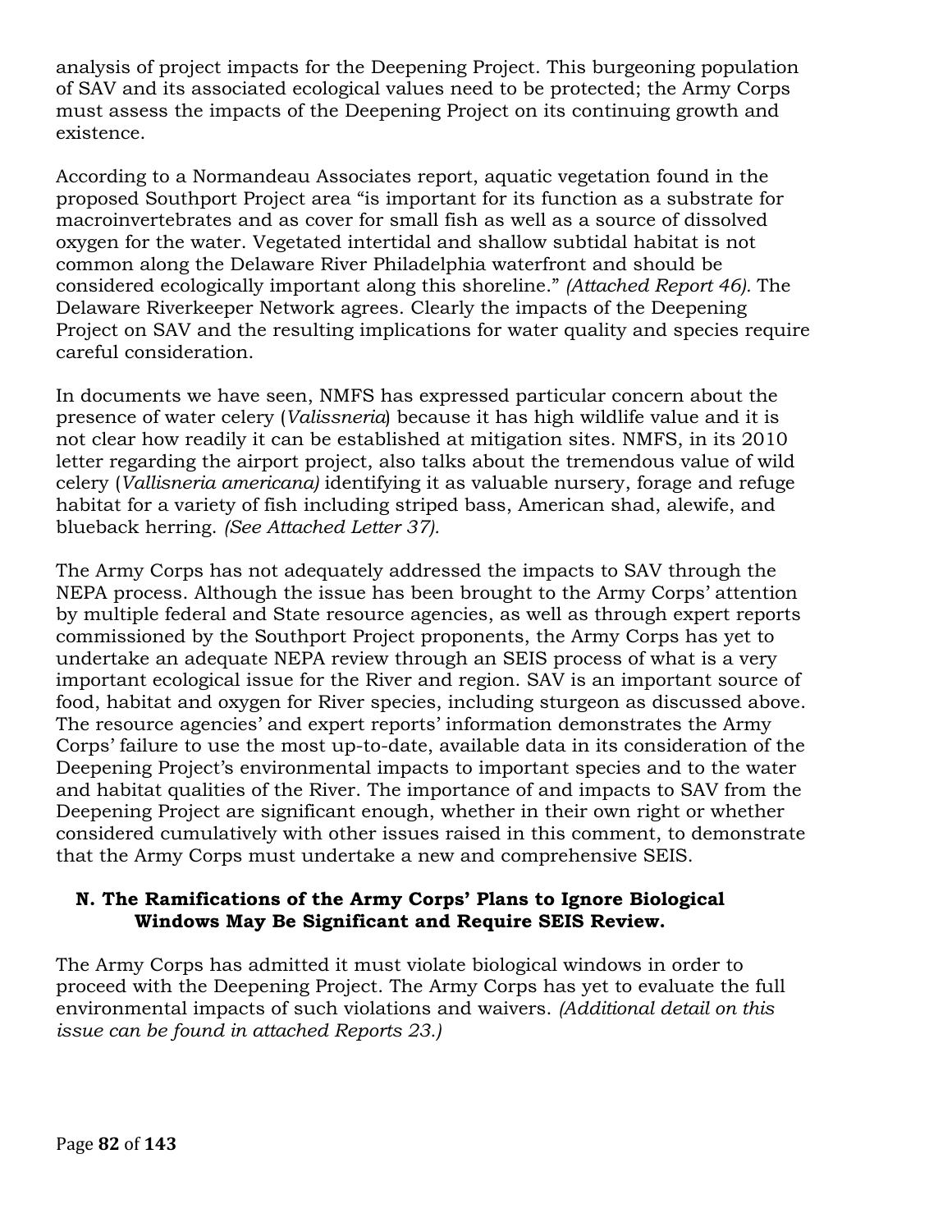analysis of project impacts for the Deepening Project. This burgeoning population of SAV and its associated ecological values need to be protected; the Army Corps must assess the impacts of the Deepening Project on its continuing growth and existence.

According to a Normandeau Associates report, aquatic vegetation found in the proposed Southport Project area "is important for its function as a substrate for macroinvertebrates and as cover for small fish as well as a source of dissolved oxygen for the water. Vegetated intertidal and shallow subtidal habitat is not common along the Delaware River Philadelphia waterfront and should be considered ecologically important along this shoreline." *(Attached Report 46).* The Delaware Riverkeeper Network agrees. Clearly the impacts of the Deepening Project on SAV and the resulting implications for water quality and species require careful consideration.

In documents we have seen, NMFS has expressed particular concern about the presence of water celery (*Valissneria*) because it has high wildlife value and it is not clear how readily it can be established at mitigation sites. NMFS, in its 2010 letter regarding the airport project, also talks about the tremendous value of wild celery (*Vallisneria americana)* identifying it as valuable nursery, forage and refuge habitat for a variety of fish including striped bass, American shad, alewife, and blueback herring. *(See Attached Letter 37).*

The Army Corps has not adequately addressed the impacts to SAV through the NEPA process. Although the issue has been brought to the Army Corps' attention by multiple federal and State resource agencies, as well as through expert reports commissioned by the Southport Project proponents, the Army Corps has yet to undertake an adequate NEPA review through an SEIS process of what is a very important ecological issue for the River and region. SAV is an important source of food, habitat and oxygen for River species, including sturgeon as discussed above. The resource agencies' and expert reports' information demonstrates the Army Corps' failure to use the most up-to-date, available data in its consideration of the Deepening Project's environmental impacts to important species and to the water and habitat qualities of the River. The importance of and impacts to SAV from the Deepening Project are significant enough, whether in their own right or whether considered cumulatively with other issues raised in this comment, to demonstrate that the Army Corps must undertake a new and comprehensive SEIS.

### N. The Ramifications of the Army Corps' Plans to Ignore Biological Windows May Be Significant and Require SEIS Review.

The Army Corps has admitted it must violate biological windows in order to proceed with the Deepening Project. The Army Corps has yet to evaluate the full environmental impacts of such violations and waivers. *(Additional detail on this issue can be found in attached Reports 23.)*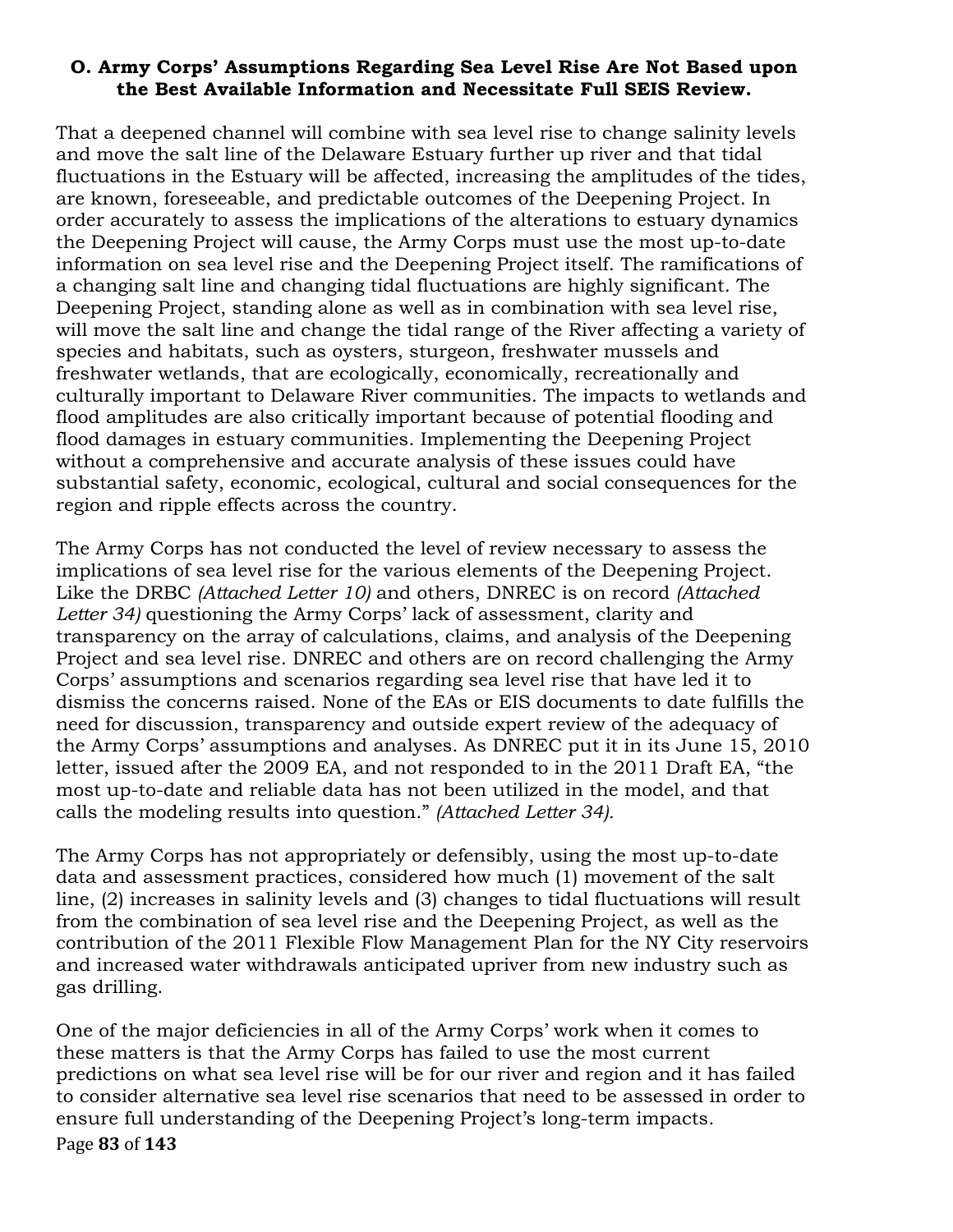**O. Army Corps' Assumptions Regarding Sea Level Rise Are Not Based upon the Best Available Information and Necessitate Full SEIS Review.**

That a deepened channel will combine with sea level rise to change salinity levels and move the salt line of the Delaware Estuary further up river and that tidal fluctuations in the Estuary will be affected, increasing the amplitudes of the tides, are known, foreseeable, and predictable outcomes of the Deepening Project. In order accurately to assess the implications of the alterations to estuary dynamics the Deepening Project will cause, the Army Corps must use the most up-to-date information on sea level rise and the Deepening Project itself. The ramifications of a changing salt line and changing tidal fluctuations are highly significant. The Deepening Project, standing alone as well as in combination with sea level rise, will move the salt line and change the tidal range of the River affecting a variety of species and habitats, such as oysters, sturgeon, freshwater mussels and freshwater wetlands, that are ecologically, economically, recreationally and culturally important to Delaware River communities. The impacts to wetlands and flood amplitudes are also critically important because of potential flooding and flood damages in estuary communities. Implementing the Deepening Project without a comprehensive and accurate analysis of these issues could have substantial safety, economic, ecological, cultural and social consequences for the region and ripple effects across the country.

The Army Corps has not conducted the level of review necessary to assess the implications of sea level rise for the various elements of the Deepening Project. Like the DRBC *(Attached Letter 10)* and others, DNREC is on record *(Attached Letter 34)* questioning the Army Corps' lack of assessment, clarity and transparency on the array of calculations, claims, and analysis of the Deepening Project and sea level rise. DNREC and others are on record challenging the Army Corps' assumptions and scenarios regarding sea level rise that have led it to dismiss the concerns raised. None of the EAs or EIS documents to date fulfills the need for discussion, transparency and outside expert review of the adequacy of the Army Corps' assumptions and analyses. As DNREC put it in its June 15, 2010 letter, issued after the 2009 EA, and not responded to in the 2011 Draft EA, "the most up-to-date and reliable data has not been utilized in the model, and that calls the modeling results into question." *(Attached Letter 34).*

The Army Corps has not appropriately or defensibly, using the most up-to-date data and assessment practices, considered how much (1) movement of the salt line, (2) increases in salinity levels and (3) changes to tidal fluctuations will result from the combination of sea level rise and the Deepening Project, as well as the contribution of the 2011 Flexible Flow Management Plan for the NY City reservoirs and increased water withdrawals anticipated upriver from new industry such as gas drilling.

One of the major deficiencies in all of the Army Corps' work when it comes to these matters is that the Army Corps has failed to use the most current predictions on what sea level rise will be for our river and region and it has failed to consider alternative sea level rise scenarios that need to be assessed in order to ensure full understanding of the Deepening Project's long-term impacts.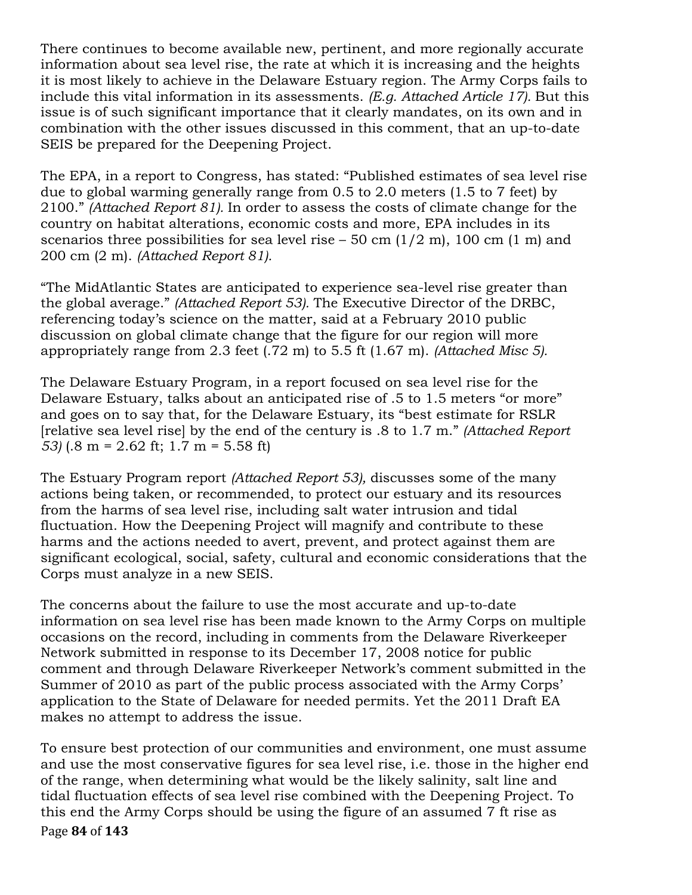There continues to become available new, pertinent, and more regionally accurate information about sea level rise, the rate at which it is increasing and the heights it is most likely to achieve in the Delaware Estuary region. The Army Corps fails to include this vital information in its assessments. *(E.g. Attached Article 17).* But this issue is of such significant importance that it clearly mandates, on its own and in combination with the other issues discussed in this comment, that an up-to-date SEIS be prepared for the Deepening Project.

The EPA, in a report to Congress, has stated: "Published estimates of sea level rise due to global warming generally range from 0.5 to 2.0 meters (1.5 to 7 feet) by 2100." *(Attached Report 81).* In order to assess the costs of climate change for the country on habitat alterations, economic costs and more, EPA includes in its scenarios three possibilities for sea level rise – 50 cm (1/2 m), 100 cm (1 m) and 200 cm (2 m). *(Attached Report 81).*

"The MidAtlantic States are anticipated to experience sea-level rise greater than the global average." *(Attached Report 53).* The Executive Director of the DRBC, referencing today's science on the matter, said at a February 2010 public discussion on global climate change that the figure for our region will more appropriately range from 2.3 feet (.72 m) to 5.5 ft (1.67 m). *(Attached Misc 5).*

The Delaware Estuary Program, in a report focused on sea level rise for the Delaware Estuary, talks about an anticipated rise of .5 to 1.5 meters "or more" and goes on to say that, for the Delaware Estuary, its "best estimate for RSLR [relative sea level rise] by the end of the century is .8 to 1.7 m." *(Attached Report 53)* (.8 m = 2.62 ft; 1.7 m = 5.58 ft)

The Estuary Program report *(Attached Report 53),* discusses some of the many actions being taken, or recommended, to protect our estuary and its resources from the harms of sea level rise, including salt water intrusion and tidal fluctuation. How the Deepening Project will magnify and contribute to these harms and the actions needed to avert, prevent, and protect against them are significant ecological, social, safety, cultural and economic considerations that the Corps must analyze in a new SEIS.

The concerns about the failure to use the most accurate and up-to-date information on sea level rise has been made known to the Army Corps on multiple occasions on the record, including in comments from the Delaware Riverkeeper Network submitted in response to its December 17, 2008 notice for public comment and through Delaware Riverkeeper Network's comment submitted in the Summer of 2010 as part of the public process associated with the Army Corps' application to the State of Delaware for needed permits. Yet the 2011 Draft EA makes no attempt to address the issue.

To ensure best protection of our communities and environment, one must assume and use the most conservative figures for sea level rise, i.e. those in the higher end of the range, when determining what would be the likely salinity, salt line and tidal fluctuation effects of sea level rise combined with the Deepening Project. To this end the Army Corps should be using the figure of an assumed 7 ft rise as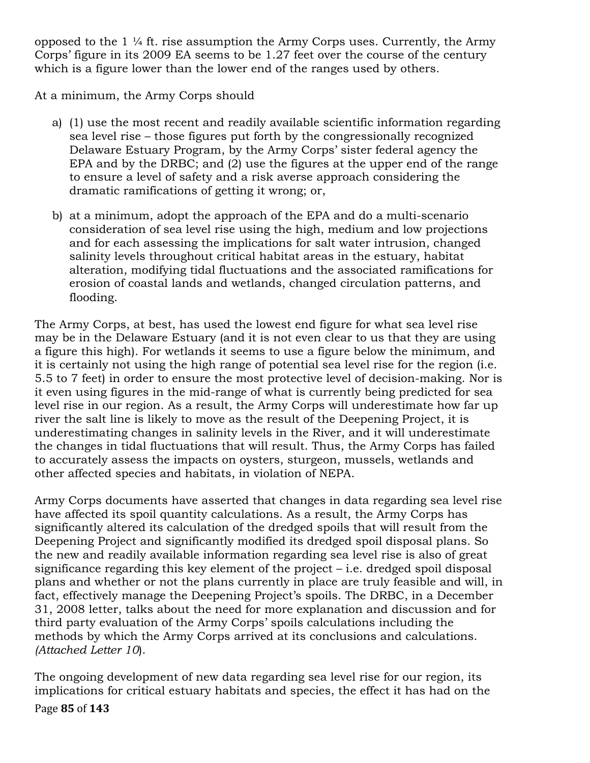opposed to the 1 ¼ ft. rise assumption the Army Corps uses. Currently, the Army Corps' figure in its 2009 EA seems to be 1.27 feet over the course of the century which is a figure lower than the lower end of the ranges used by others.

At a minimum, the Army Corps should

a) (1) use the most recent and readily available scientific information regarding sea level rise – those figures put forth by the congressionally recognized Delaware Estuary Program, by the Army Corps' sister federal agency the EPA and by the DRBC; and (2) use the figures at the upper end of the range to ensure a level of safety and a risk averse approach considering the dramatic ramifications of getting it wrong; or,

b) at a minimum, adopt the approach of the EPA and do a multi-scenario consideration of sea level rise using the high, medium and low projections and for each assessing the implications for salt water intrusion, changed salinity levels throughout critical habitat areas in the estuary, habitat alteration, modifying tidal fluctuations and the associated ramifications for erosion of coastal lands and wetlands, changed circulation patterns, and flooding.

The Army Corps, at best, has used the lowest end figure for what sea level rise may be in the Delaware Estuary (and it is not even clear to us that they are using a figure this high). For wetlands it seems to use a figure below the minimum, and it is certainly not using the high range of potential sea level rise for the region (i.e. 5.5 to 7 feet) in order to ensure the most protective level of decision-making. Nor is it even using figures in the mid-range of what is currently being predicted for sea level rise in our region. As a result, the Army Corps will underestimate how far up river the salt line is likely to move as the result of the Deepening Project, it is underestimating changes in salinity levels in the River, and it will underestimate the changes in tidal fluctuations that will result. Thus, the Army Corps has failed to accurately assess the impacts on oysters, sturgeon, mussels, wetlands and other affected species and habitats, in violation of NEPA.

Army Corps documents have asserted that changes in data regarding sea level rise have affected its spoil quantity calculations. As a result, the Army Corps has significantly altered its calculation of the dredged spoils that will result from the Deepening Project and significantly modified its dredged spoil disposal plans. So the new and readily available information regarding sea level rise is also of great significance regarding this key element of the project – i.e. dredged spoil disposal plans and whether or not the plans currently in place are truly feasible and will, in fact, effectively manage the Deepening Project's spoils. The DRBC, in a December 31, 2008 letter, talks about the need for more explanation and discussion and for third party evaluation of the Army Corps' spoils calculations including the methods by which the Army Corps arrived at its conclusions and calculations. *(Attached Letter 10)*.

The ongoing development of new data regarding sea level rise for our region, its implications for critical estuary habitats and species, the effect it has had on the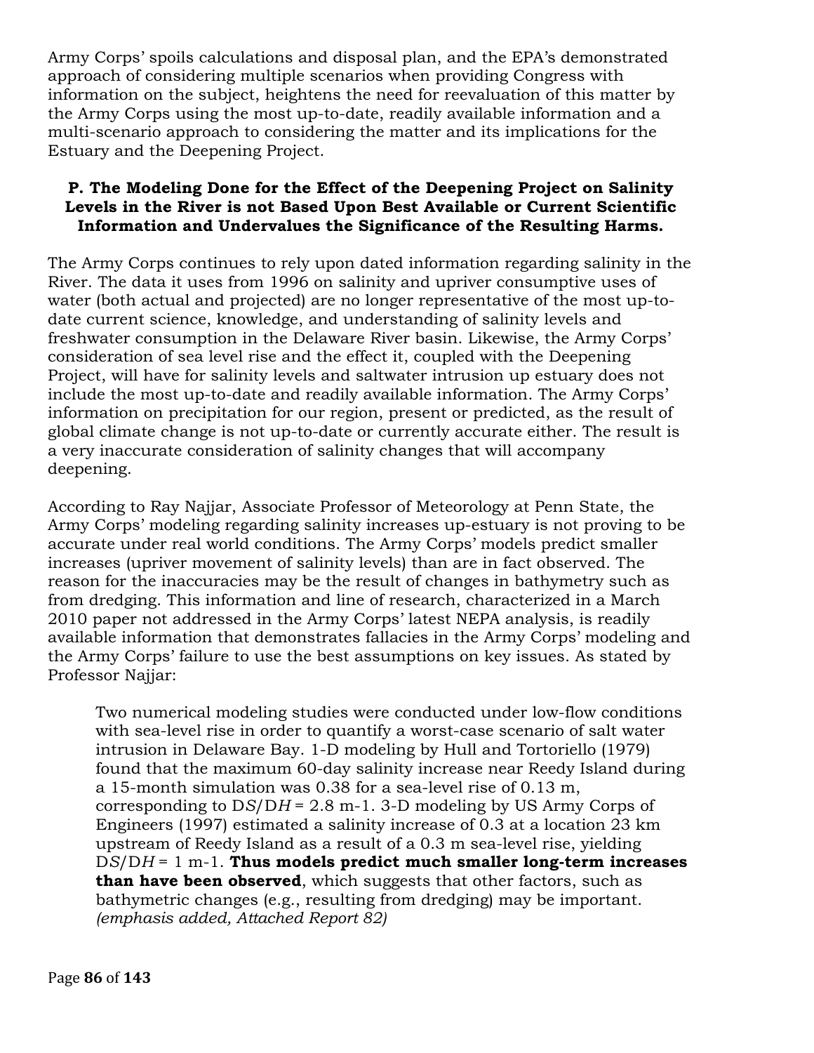Army Corps' spoils calculations and disposal plan, and the EPA's demonstrated approach of considering multiple scenarios when providing Congress with information on the subject, heightens the need for reevaluation of this matter by the Army Corps using the most up-to-date, readily available information and a multi-scenario approach to considering the matter and its implications for the Estuary and the Deepening Project.

### P. The Modeling Done for the Effect of the Deepening Project on Salinity Levels in the River is not Based Upon Best Available or Current Scientific Information and Undervalues the Significance of the Resulting Harms.

The Army Corps continues to rely upon dated information regarding salinity in the River. The data it uses from 1996 on salinity and upriver consumptive uses of water (both actual and projected) are no longer representative of the most up-to-date current science, knowledge, and understanding of salinity levels and freshwater consumption in the Delaware River basin. Likewise, the Army Corps' consideration of sea level rise and the effect it, coupled with the Deepening Project, will have for salinity levels and saltwater intrusion up estuary does not include the most up-to-date and readily available information. The Army Corps' information on precipitation for our region, present or predicted, as the result of global climate change is not up-to-date or currently accurate either. The result is a very inaccurate consideration of salinity changes that will accompany deepening.

According to Ray Najjar, Associate Professor of Meteorology at Penn State, the Army Corps' modeling regarding salinity increases up-estuary is not proving to be accurate under real world conditions. The Army Corps' models predict smaller increases (upriver movement of salinity levels) than are in fact observed. The reason for the inaccuracies may be the result of changes in bathymetry such as from dredging. This information and line of research, characterized in a March 2010 paper not addressed in the Army Corps' latest NEPA analysis, is readily available information that demonstrates fallacies in the Army Corps' modeling and the Army Corps' failure to use the best assumptions on key issues. As stated by Professor Najjar:

> Two numerical modeling studies were conducted under low-flow conditions with sea-level rise in order to quantify a worst-case scenario of salt water intrusion in Delaware Bay. 1-D modeling by Hull and Tortoriello (1979) found that the maximum 60-day salinity increase near Reedy Island during a 15-month simulation was 0.38 for a sea-level rise of 0.13 m, corresponding to $DS/DH = 2.8\ m^{-1}$. 3-D modeling by US Army Corps of Engineers (1997) estimated a salinity increase of 0.3 at a location 23 km upstream of Reedy Island as a result of a 0.3 m sea-level rise, yielding $DS/DH = 1\ m^{-1}$. **Thus models predict much smaller long-term increases than have been observed**, which suggests that other factors, such as bathymetric changes (e.g., resulting from dredging) may be important. *(emphasis added, Attached Report 82)*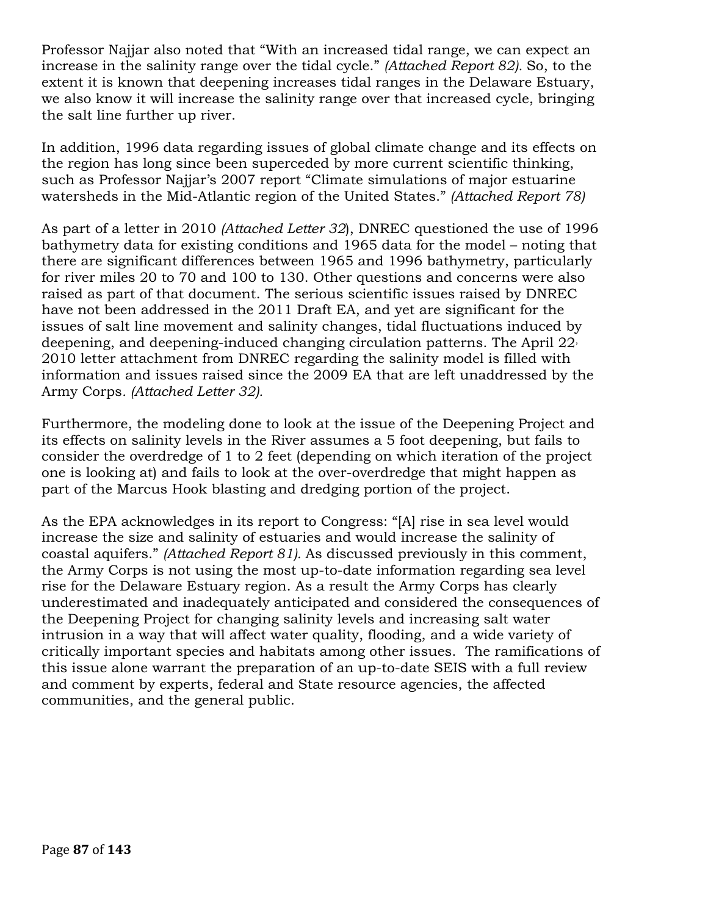Professor Najjar also noted that "With an increased tidal range, we can expect an increase in the salinity range over the tidal cycle." *(Attached Report 82).* So, to the extent it is known that deepening increases tidal ranges in the Delaware Estuary, we also know it will increase the salinity range over that increased cycle, bringing the salt line further up river.

In addition, 1996 data regarding issues of global climate change and its effects on the region has long since been superceded by more current scientific thinking, such as Professor Najjar's 2007 report "Climate simulations of major estuarine watersheds in the Mid-Atlantic region of the United States." *(Attached Report 78)*

As part of a letter in 2010 *(Attached Letter 32*), DNREC questioned the use of 1996 bathymetry data for existing conditions and 1965 data for the model – noting that there are significant differences between 1965 and 1996 bathymetry, particularly for river miles 20 to 70 and 100 to 130. Other questions and concerns were also raised as part of that document. The serious scientific issues raised by DNREC have not been addressed in the 2011 Draft EA, and yet are significant for the issues of salt line movement and salinity changes, tidal fluctuations induced by deepening, and deepening-induced changing circulation patterns. The April 22, 2010 letter attachment from DNREC regarding the salinity model is filled with information and issues raised since the 2009 EA that are left unaddressed by the Army Corps. *(Attached Letter 32).*

Furthermore, the modeling done to look at the issue of the Deepening Project and its effects on salinity levels in the River assumes a 5 foot deepening, but fails to consider the overdredge of 1 to 2 feet (depending on which iteration of the project one is looking at) and fails to look at the over-overdredge that might happen as part of the Marcus Hook blasting and dredging portion of the project.

As the EPA acknowledges in its report to Congress: "[A] rise in sea level would increase the size and salinity of estuaries and would increase the salinity of coastal aquifers." *(Attached Report 81).* As discussed previously in this comment, the Army Corps is not using the most up-to-date information regarding sea level rise for the Delaware Estuary region. As a result the Army Corps has clearly underestimated and inadequately anticipated and considered the consequences of the Deepening Project for changing salinity levels and increasing salt water intrusion in a way that will affect water quality, flooding, and a wide variety of critically important species and habitats among other issues. The ramifications of this issue alone warrant the preparation of an up-to-date SEIS with a full review and comment by experts, federal and State resource agencies, the affected communities, and the general public.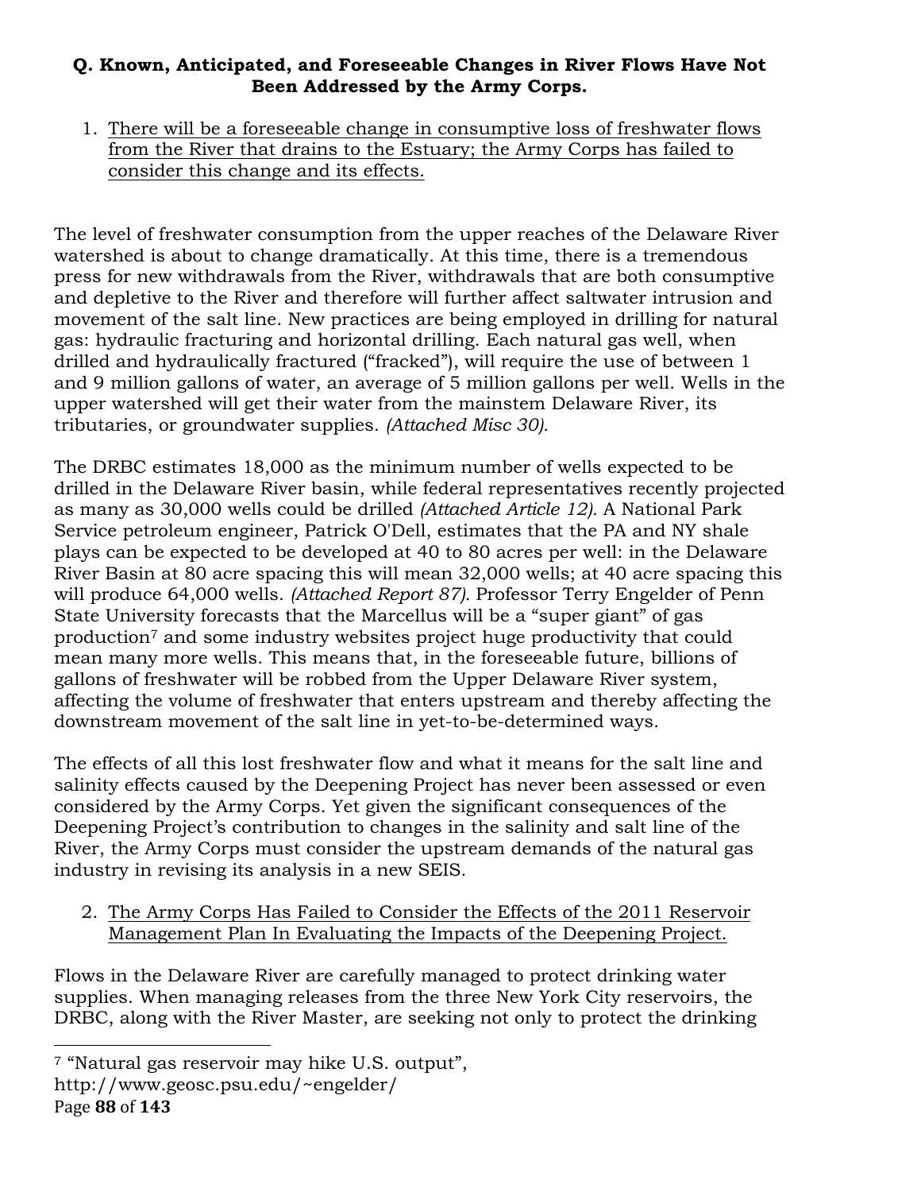## Q. Known, Anticipated, and Foreseeable Changes in River Flows Have Not Been Addressed by the Army Corps.

1. <u>There will be a foreseeable change in consumptive loss of freshwater flows from the River that drains to the Estuary; the Army Corps has failed to consider this change and its effects.</u>

The level of freshwater consumption from the upper reaches of the Delaware River watershed is about to change dramatically. At this time, there is a tremendous press for new withdrawals from the River, withdrawals that are both consumptive and depletive to the River and therefore will further affect saltwater intrusion and movement of the salt line. New practices are being employed in drilling for natural gas: hydraulic fracturing and horizontal drilling. Each natural gas well, when drilled and hydraulically fractured ("fracked"), will require the use of between 1 and 9 million gallons of water, an average of 5 million gallons per well. Wells in the upper watershed will get their water from the mainstem Delaware River, its tributaries, or groundwater supplies. *(Attached Misc 30).*

The DRBC estimates 18,000 as the minimum number of wells expected to be drilled in the Delaware River basin, while federal representatives recently projected as many as 30,000 wells could be drilled *(Attached Article 12).* A National Park Service petroleum engineer, Patrick O'Dell, estimates that the PA and NY shale plays can be expected to be developed at 40 to 80 acres per well: in the Delaware River Basin at 80 acre spacing this will mean 32,000 wells; at 40 acre spacing this will produce 64,000 wells. *(Attached Report 87).* Professor Terry Engelder of Penn State University forecasts that the Marcellus will be a "super giant" of gas production[7] and some industry websites project huge productivity that could mean many more wells. This means that, in the foreseeable future, billions of gallons of freshwater will be robbed from the Upper Delaware River system, affecting the volume of freshwater that enters upstream and thereby affecting the downstream movement of the salt line in yet-to-be-determined ways.

The effects of all this lost freshwater flow and what it means for the salt line and salinity effects caused by the Deepening Project has never been assessed or even considered by the Army Corps. Yet given the significant consequences of the Deepening Project's contribution to changes in the salinity and salt line of the River, the Army Corps must consider the upstream demands of the natural gas industry in revising its analysis in a new SEIS.

2. <u>The Army Corps Has Failed to Consider the Effects of the 2011 Reservoir Management Plan In Evaluating the Impacts of the Deepening Project.</u>

Flows in the Delaware River are carefully managed to protect drinking water supplies. When managing releases from the three New York City reservoirs, the DRBC, along with the River Master, are seeking not only to protect the drinking

---

[7] "Natural gas reservoir may hike U.S. output", http://www.geosc.psu.edu/~engelder/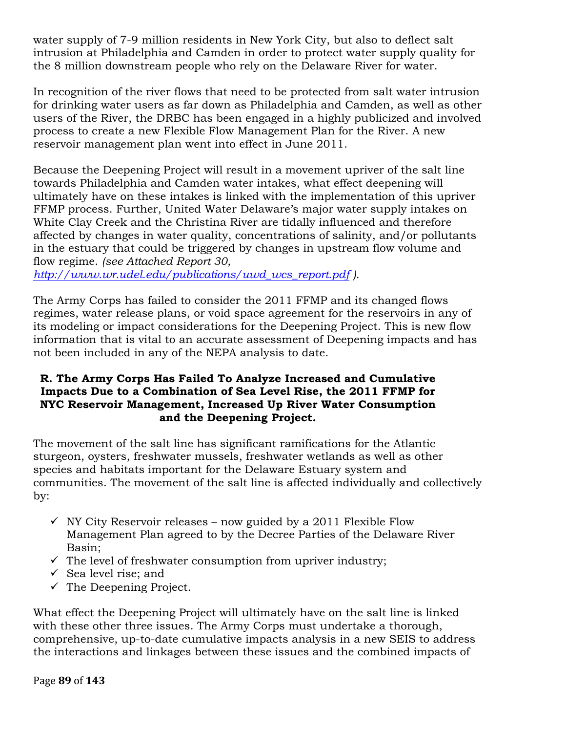water supply of 7-9 million residents in New York City, but also to deflect salt intrusion at Philadelphia and Camden in order to protect water supply quality for the 8 million downstream people who rely on the Delaware River for water.

In recognition of the river flows that need to be protected from salt water intrusion for drinking water users as far down as Philadelphia and Camden, as well as other users of the River, the DRBC has been engaged in a highly publicized and involved process to create a new Flexible Flow Management Plan for the River. A new reservoir management plan went into effect in June 2011.

Because the Deepening Project will result in a movement upriver of the salt line towards Philadelphia and Camden water intakes, what effect deepening will ultimately have on these intakes is linked with the implementation of this upriver FFMP process. Further, United Water Delaware's major water supply intakes on White Clay Creek and the Christina River are tidally influenced and therefore affected by changes in water quality, concentrations of salinity, and/or pollutants in the estuary that could be triggered by changes in upstream flow volume and flow regime. *(see Attached Report 30, http://www.wr.udel.edu/publications/uwd_wcs_report.pdf ).*

The Army Corps has failed to consider the 2011 FFMP and its changed flows regimes, water release plans, or void space agreement for the reservoirs in any of its modeling or impact considerations for the Deepening Project. This is new flow information that is vital to an accurate assessment of Deepening impacts and has not been included in any of the NEPA analysis to date.

### R. The Army Corps Has Failed To Analyze Increased and Cumulative Impacts Due to a Combination of Sea Level Rise, the 2011 FFMP for NYC Reservoir Management, Increased Up River Water Consumption and the Deepening Project.

The movement of the salt line has significant ramifications for the Atlantic sturgeon, oysters, freshwater mussels, freshwater wetlands as well as other species and habitats important for the Delaware Estuary system and communities. The movement of the salt line is affected individually and collectively by:

- ✓ NY City Reservoir releases – now guided by a 2011 Flexible Flow Management Plan agreed to by the Decree Parties of the Delaware River Basin;
- ✓ The level of freshwater consumption from upriver industry;
- ✓ Sea level rise; and
- ✓ The Deepening Project.

What effect the Deepening Project will ultimately have on the salt line is linked with these other three issues. The Army Corps must undertake a thorough, comprehensive, up-to-date cumulative impacts analysis in a new SEIS to address the interactions and linkages between these issues and the combined impacts of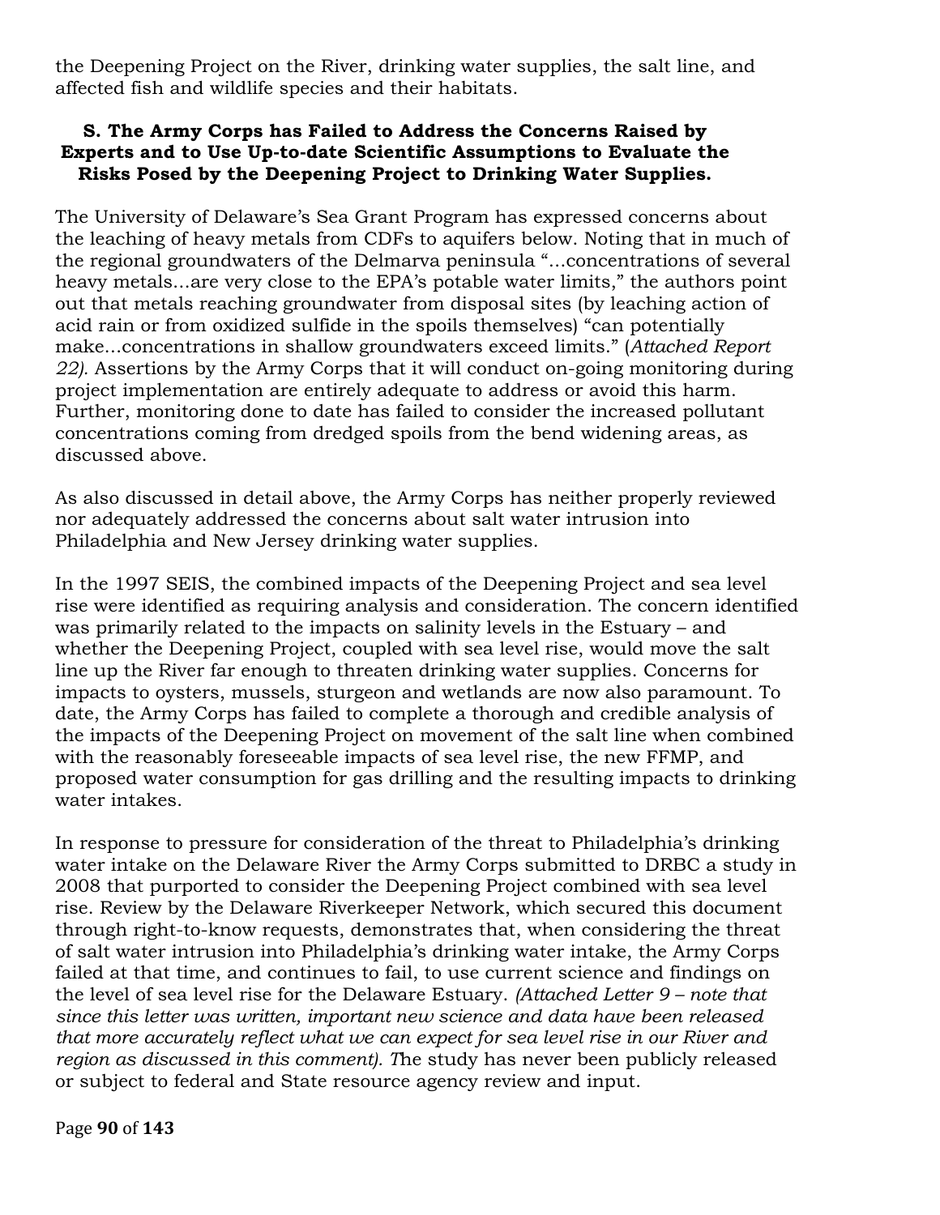the Deepening Project on the River, drinking water supplies, the salt line, and affected fish and wildlife species and their habitats.

### S. The Army Corps has Failed to Address the Concerns Raised by Experts and to Use Up-to-date Scientific Assumptions to Evaluate the Risks Posed by the Deepening Project to Drinking Water Supplies.

The University of Delaware's Sea Grant Program has expressed concerns about the leaching of heavy metals from CDFs to aquifers below. Noting that in much of the regional groundwaters of the Delmarva peninsula "...concentrations of several heavy metals...are very close to the EPA's potable water limits," the authors point out that metals reaching groundwater from disposal sites (by leaching action of acid rain or from oxidized sulfide in the spoils themselves) "can potentially make...concentrations in shallow groundwaters exceed limits." (*Attached Report 22).* Assertions by the Army Corps that it will conduct on-going monitoring during project implementation are entirely adequate to address or avoid this harm. Further, monitoring done to date has failed to consider the increased pollutant concentrations coming from dredged spoils from the bend widening areas, as discussed above.

As also discussed in detail above, the Army Corps has neither properly reviewed nor adequately addressed the concerns about salt water intrusion into Philadelphia and New Jersey drinking water supplies.

In the 1997 SEIS, the combined impacts of the Deepening Project and sea level rise were identified as requiring analysis and consideration. The concern identified was primarily related to the impacts on salinity levels in the Estuary – and whether the Deepening Project, coupled with sea level rise, would move the salt line up the River far enough to threaten drinking water supplies. Concerns for impacts to oysters, mussels, sturgeon and wetlands are now also paramount. To date, the Army Corps has failed to complete a thorough and credible analysis of the impacts of the Deepening Project on movement of the salt line when combined with the reasonably foreseeable impacts of sea level rise, the new FFMP, and proposed water consumption for gas drilling and the resulting impacts to drinking water intakes.

In response to pressure for consideration of the threat to Philadelphia's drinking water intake on the Delaware River the Army Corps submitted to DRBC a study in 2008 that purported to consider the Deepening Project combined with sea level rise. Review by the Delaware Riverkeeper Network, which secured this document through right-to-know requests, demonstrates that, when considering the threat of salt water intrusion into Philadelphia's drinking water intake, the Army Corps failed at that time, and continues to fail, to use current science and findings on the level of sea level rise for the Delaware Estuary. *(Attached Letter 9 – note that since this letter was written, important new science and data have been released that more accurately reflect what we can expect for sea level rise in our River and region as discussed in this comment). T*he study has never been publicly released or subject to federal and State resource agency review and input.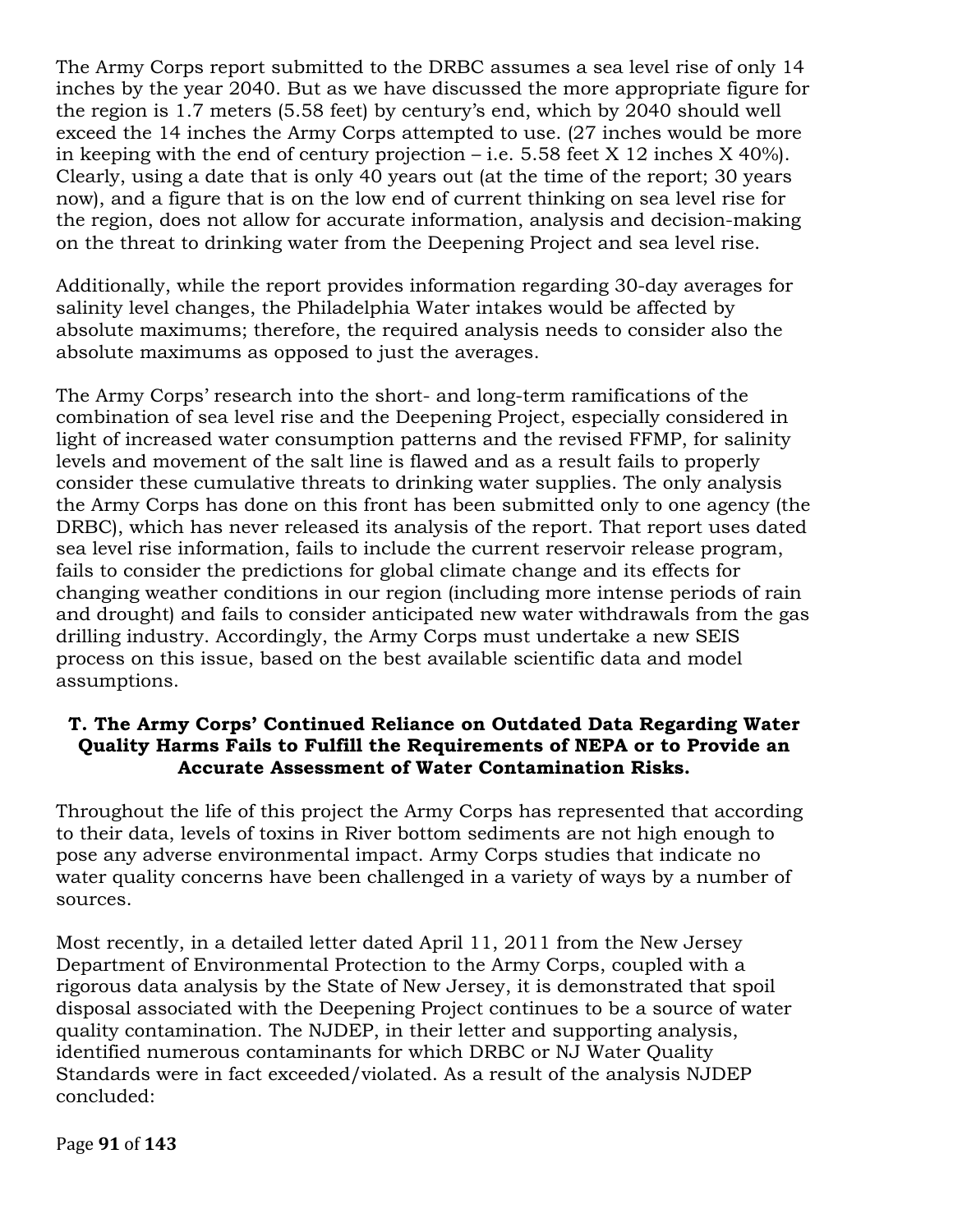The Army Corps report submitted to the DRBC assumes a sea level rise of only 14 inches by the year 2040. But as we have discussed the more appropriate figure for the region is 1.7 meters (5.58 feet) by century's end, which by 2040 should well exceed the 14 inches the Army Corps attempted to use. (27 inches would be more in keeping with the end of century projection – i.e. 5.58 feet X 12 inches X 40%). Clearly, using a date that is only 40 years out (at the time of the report; 30 years now), and a figure that is on the low end of current thinking on sea level rise for the region, does not allow for accurate information, analysis and decision-making on the threat to drinking water from the Deepening Project and sea level rise.

Additionally, while the report provides information regarding 30-day averages for salinity level changes, the Philadelphia Water intakes would be affected by absolute maximums; therefore, the required analysis needs to consider also the absolute maximums as opposed to just the averages.

The Army Corps' research into the short- and long-term ramifications of the combination of sea level rise and the Deepening Project, especially considered in light of increased water consumption patterns and the revised FFMP, for salinity levels and movement of the salt line is flawed and as a result fails to properly consider these cumulative threats to drinking water supplies. The only analysis the Army Corps has done on this front has been submitted only to one agency (the DRBC), which has never released its analysis of the report. That report uses dated sea level rise information, fails to include the current reservoir release program, fails to consider the predictions for global climate change and its effects for changing weather conditions in our region (including more intense periods of rain and drought) and fails to consider anticipated new water withdrawals from the gas drilling industry. Accordingly, the Army Corps must undertake a new SEIS process on this issue, based on the best available scientific data and model assumptions.

**T. The Army Corps' Continued Reliance on Outdated Data Regarding Water Quality Harms Fails to Fulfill the Requirements of NEPA or to Provide an Accurate Assessment of Water Contamination Risks.**

Throughout the life of this project the Army Corps has represented that according to their data, levels of toxins in River bottom sediments are not high enough to pose any adverse environmental impact. Army Corps studies that indicate no water quality concerns have been challenged in a variety of ways by a number of sources.

Most recently, in a detailed letter dated April 11, 2011 from the New Jersey Department of Environmental Protection to the Army Corps, coupled with a rigorous data analysis by the State of New Jersey, it is demonstrated that spoil disposal associated with the Deepening Project continues to be a source of water quality contamination. The NJDEP, in their letter and supporting analysis, identified numerous contaminants for which DRBC or NJ Water Quality Standards were in fact exceeded/violated. As a result of the analysis NJDEP concluded: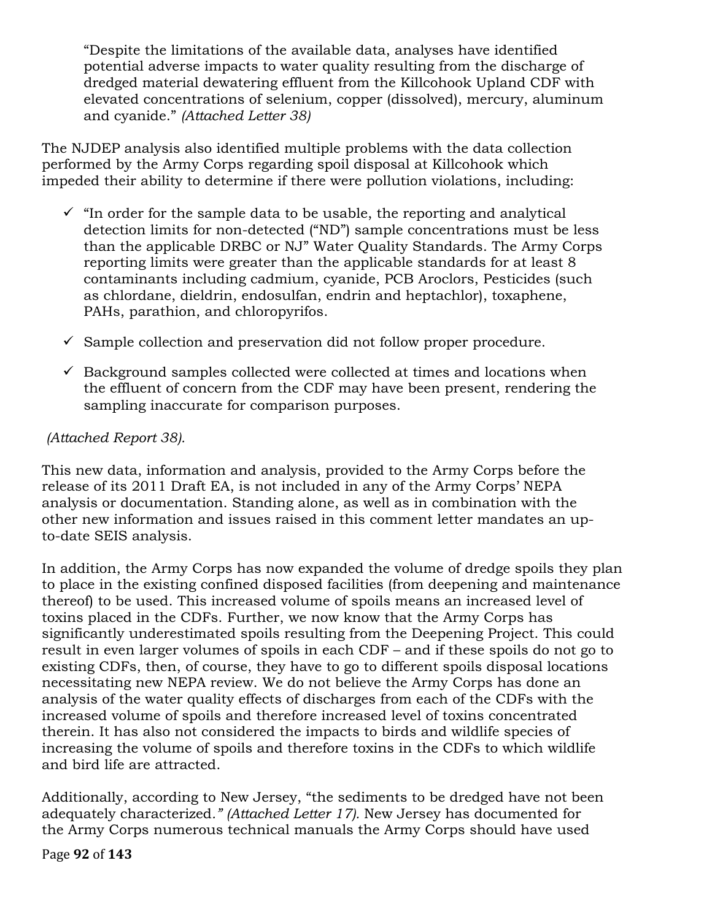> "Despite the limitations of the available data, analyses have identified potential adverse impacts to water quality resulting from the discharge of dredged material dewatering effluent from the Killcohook Upland CDF with elevated concentrations of selenium, copper (dissolved), mercury, aluminum and cyanide." *(Attached Letter 38)*

The NJDEP analysis also identified multiple problems with the data collection performed by the Army Corps regarding spoil disposal at Killcohook which impeded their ability to determine if there were pollution violations, including:

- ✓ "In order for the sample data to be usable, the reporting and analytical detection limits for non-detected ("ND") sample concentrations must be less than the applicable DRBC or NJ" Water Quality Standards. The Army Corps reporting limits were greater than the applicable standards for at least 8 contaminants including cadmium, cyanide, PCB Aroclors, Pesticides (such as chlordane, dieldrin, endosulfan, endrin and heptachlor), toxaphene, PAHs, parathion, and chloropyrifos.
- ✓ Sample collection and preservation did not follow proper procedure.
- ✓ Background samples collected were collected at times and locations when the effluent of concern from the CDF may have been present, rendering the sampling inaccurate for comparison purposes.

*(Attached Report 38).*

This new data, information and analysis, provided to the Army Corps before the release of its 2011 Draft EA, is not included in any of the Army Corps' NEPA analysis or documentation. Standing alone, as well as in combination with the other new information and issues raised in this comment letter mandates an up-to-date SEIS analysis.

In addition, the Army Corps has now expanded the volume of dredge spoils they plan to place in the existing confined disposed facilities (from deepening and maintenance thereof) to be used. This increased volume of spoils means an increased level of toxins placed in the CDFs. Further, we now know that the Army Corps has significantly underestimated spoils resulting from the Deepening Project. This could result in even larger volumes of spoils in each CDF – and if these spoils do not go to existing CDFs, then, of course, they have to go to different spoils disposal locations necessitating new NEPA review. We do not believe the Army Corps has done an analysis of the water quality effects of discharges from each of the CDFs with the increased volume of spoils and therefore increased level of toxins concentrated therein. It has also not considered the impacts to birds and wildlife species of increasing the volume of spoils and therefore toxins in the CDFs to which wildlife and bird life are attracted.

Additionally, according to New Jersey, "the sediments to be dredged have not been adequately characterized.*" (Attached Letter 17).* New Jersey has documented for the Army Corps numerous technical manuals the Army Corps should have used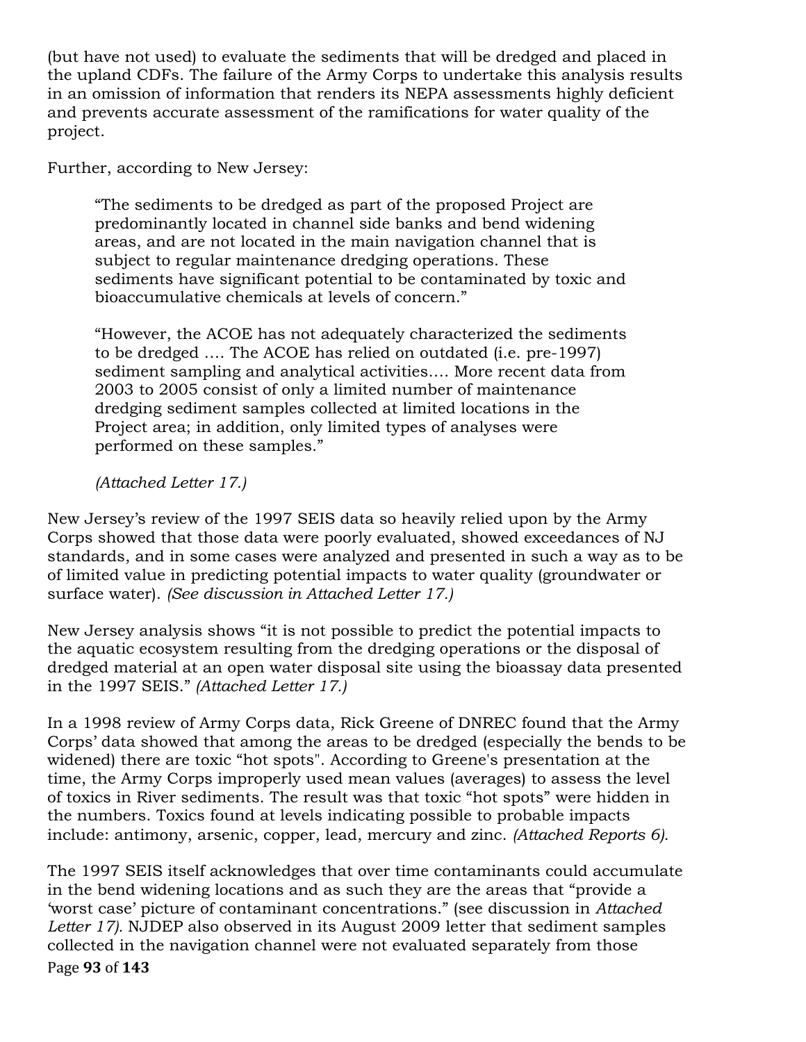(but have not used) to evaluate the sediments that will be dredged and placed in the upland CDFs. The failure of the Army Corps to undertake this analysis results in an omission of information that renders its NEPA assessments highly deficient and prevents accurate assessment of the ramifications for water quality of the project.

Further, according to New Jersey:

> "The sediments to be dredged as part of the proposed Project are predominantly located in channel side banks and bend widening areas, and are not located in the main navigation channel that is subject to regular maintenance dredging operations. These sediments have significant potential to be contaminated by toxic and bioaccumulative chemicals at levels of concern."
>
> "However, the ACOE has not adequately characterized the sediments to be dredged …. The ACOE has relied on outdated (i.e. pre-1997) sediment sampling and analytical activities…. More recent data from 2003 to 2005 consist of only a limited number of maintenance dredging sediment samples collected at limited locations in the Project area; in addition, only limited types of analyses were performed on these samples."
>
> *(Attached Letter 17.)*

New Jersey's review of the 1997 SEIS data so heavily relied upon by the Army Corps showed that those data were poorly evaluated, showed exceedances of NJ standards, and in some cases were analyzed and presented in such a way as to be of limited value in predicting potential impacts to water quality (groundwater or surface water). *(See discussion in Attached Letter 17.)*

New Jersey analysis shows "it is not possible to predict the potential impacts to the aquatic ecosystem resulting from the dredging operations or the disposal of dredged material at an open water disposal site using the bioassay data presented in the 1997 SEIS." *(Attached Letter 17.)*

In a 1998 review of Army Corps data, Rick Greene of DNREC found that the Army Corps' data showed that among the areas to be dredged (especially the bends to be widened) there are toxic "hot spots". According to Greene's presentation at the time, the Army Corps improperly used mean values (averages) to assess the level of toxics in River sediments. The result was that toxic "hot spots" were hidden in the numbers. Toxics found at levels indicating possible to probable impacts include: antimony, arsenic, copper, lead, mercury and zinc. *(Attached Reports 6).*

The 1997 SEIS itself acknowledges that over time contaminants could accumulate in the bend widening locations and as such they are the areas that "provide a 'worst case' picture of contaminant concentrations." (see discussion in *Attached Letter 17).* NJDEP also observed in its August 2009 letter that sediment samples collected in the navigation channel were not evaluated separately from those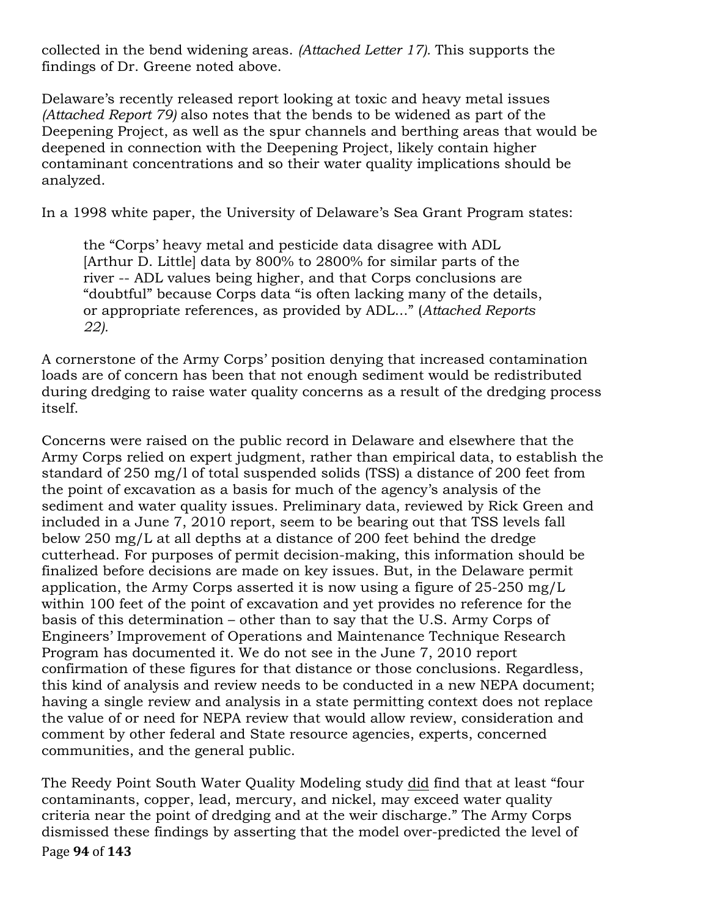collected in the bend widening areas. *(Attached Letter 17).* This supports the findings of Dr. Greene noted above.

Delaware's recently released report looking at toxic and heavy metal issues *(Attached Report 79)* also notes that the bends to be widened as part of the Deepening Project, as well as the spur channels and berthing areas that would be deepened in connection with the Deepening Project, likely contain higher contaminant concentrations and so their water quality implications should be analyzed.

In a 1998 white paper, the University of Delaware's Sea Grant Program states:

> the "Corps' heavy metal and pesticide data disagree with ADL [Arthur D. Little] data by 800% to 2800% for similar parts of the river -- ADL values being higher, and that Corps conclusions are "doubtful" because Corps data "is often lacking many of the details, or appropriate references, as provided by ADL…" (*Attached Reports 22).*

A cornerstone of the Army Corps' position denying that increased contamination loads are of concern has been that not enough sediment would be redistributed during dredging to raise water quality concerns as a result of the dredging process itself.

Concerns were raised on the public record in Delaware and elsewhere that the Army Corps relied on expert judgment, rather than empirical data, to establish the standard of 250 mg/l of total suspended solids (TSS) a distance of 200 feet from the point of excavation as a basis for much of the agency's analysis of the sediment and water quality issues. Preliminary data, reviewed by Rick Green and included in a June 7, 2010 report, seem to be bearing out that TSS levels fall below 250 mg/L at all depths at a distance of 200 feet behind the dredge cutterhead. For purposes of permit decision-making, this information should be finalized before decisions are made on key issues. But, in the Delaware permit application, the Army Corps asserted it is now using a figure of 25-250 mg/L within 100 feet of the point of excavation and yet provides no reference for the basis of this determination – other than to say that the U.S. Army Corps of Engineers' Improvement of Operations and Maintenance Technique Research Program has documented it. We do not see in the June 7, 2010 report confirmation of these figures for that distance or those conclusions. Regardless, this kind of analysis and review needs to be conducted in a new NEPA document; having a single review and analysis in a state permitting context does not replace the value of or need for NEPA review that would allow review, consideration and comment by other federal and State resource agencies, experts, concerned communities, and the general public.

The Reedy Point South Water Quality Modeling study <u>did</u> find that at least "four contaminants, copper, lead, mercury, and nickel, may exceed water quality criteria near the point of dredging and at the weir discharge." The Army Corps dismissed these findings by asserting that the model over-predicted the level of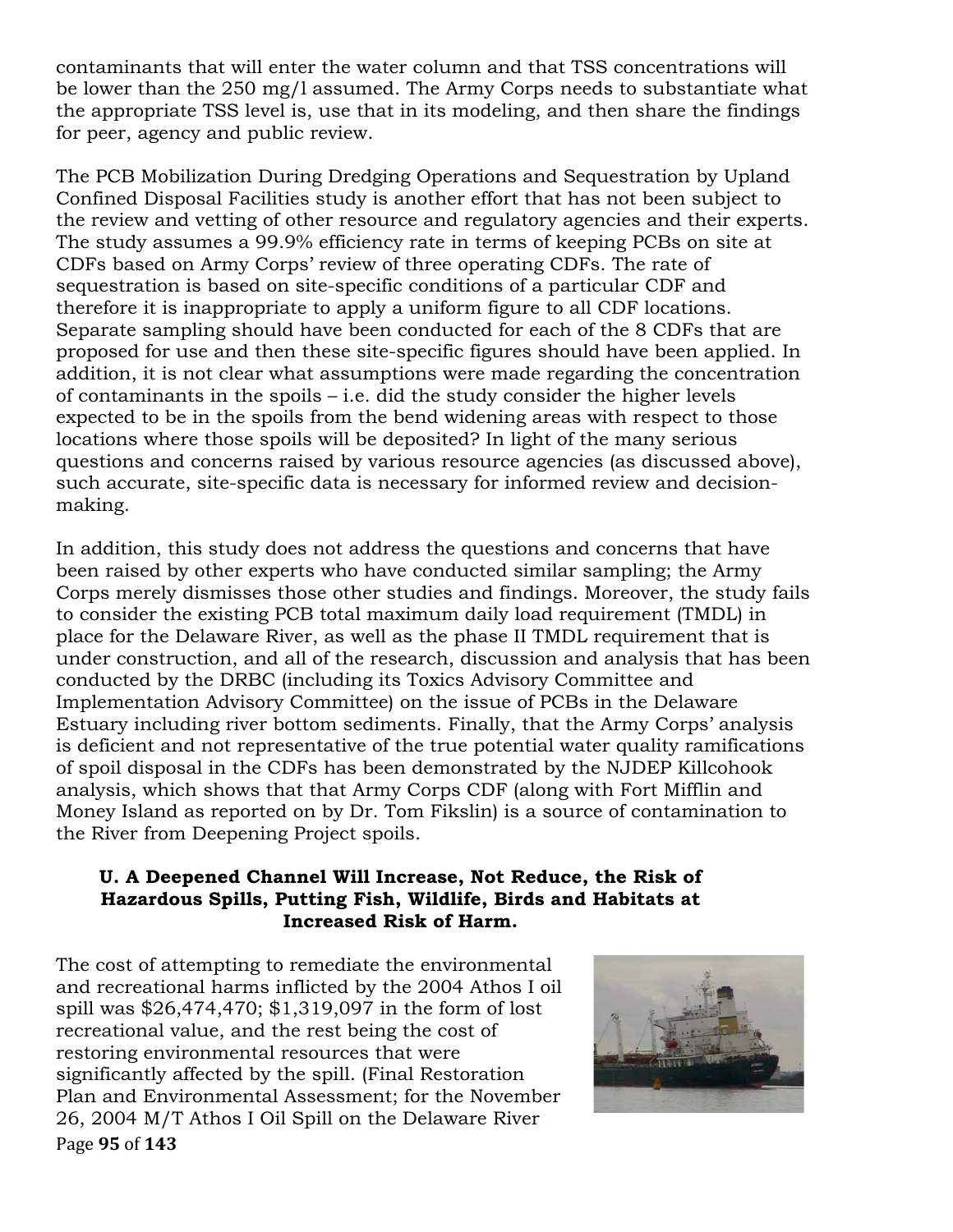contaminants that will enter the water column and that TSS concentrations will be lower than the 250 mg/l assumed. The Army Corps needs to substantiate what the appropriate TSS level is, use that in its modeling, and then share the findings for peer, agency and public review.

The PCB Mobilization During Dredging Operations and Sequestration by Upland Confined Disposal Facilities study is another effort that has not been subject to the review and vetting of other resource and regulatory agencies and their experts. The study assumes a 99.9% efficiency rate in terms of keeping PCBs on site at CDFs based on Army Corps' review of three operating CDFs. The rate of sequestration is based on site-specific conditions of a particular CDF and therefore it is inappropriate to apply a uniform figure to all CDF locations. Separate sampling should have been conducted for each of the 8 CDFs that are proposed for use and then these site-specific figures should have been applied. In addition, it is not clear what assumptions were made regarding the concentration of contaminants in the spoils – i.e. did the study consider the higher levels expected to be in the spoils from the bend widening areas with respect to those locations where those spoils will be deposited? In light of the many serious questions and concerns raised by various resource agencies (as discussed above), such accurate, site-specific data is necessary for informed review and decision-making.

In addition, this study does not address the questions and concerns that have been raised by other experts who have conducted similar sampling; the Army Corps merely dismisses those other studies and findings. Moreover, the study fails to consider the existing PCB total maximum daily load requirement (TMDL) in place for the Delaware River, as well as the phase II TMDL requirement that is under construction, and all of the research, discussion and analysis that has been conducted by the DRBC (including its Toxics Advisory Committee and Implementation Advisory Committee) on the issue of PCBs in the Delaware Estuary including river bottom sediments. Finally, that the Army Corps' analysis is deficient and not representative of the true potential water quality ramifications of spoil disposal in the CDFs has been demonstrated by the NJDEP Killcohook analysis, which shows that that Army Corps CDF (along with Fort Mifflin and Money Island as reported on by Dr. Tom Fikslin) is a source of contamination to the River from Deepening Project spoils.

### U. A Deepened Channel Will Increase, Not Reduce, the Risk of Hazardous Spills, Putting Fish, Wildlife, Birds and Habitats at Increased Risk of Harm.

The cost of attempting to remediate the environmental and recreational harms inflicted by the 2004 Athos I oil spill was $26,474,470; $1,319,097 in the form of lost recreational value, and the rest being the cost of restoring environmental resources that were significantly affected by the spill. (Final Restoration Plan and Environmental Assessment; for the November 26, 2004 M/T Athos I Oil Spill on the Delaware River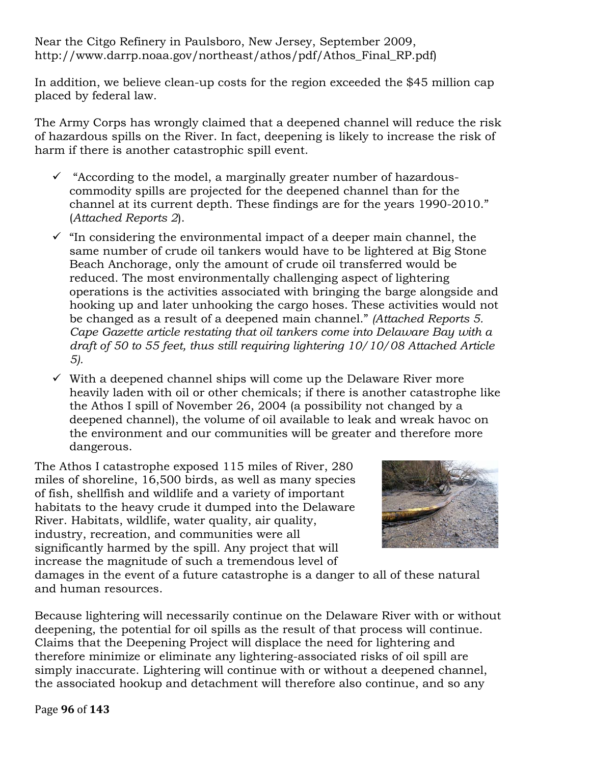Near the Citgo Refinery in Paulsboro, New Jersey, September 2009, http://www.darrp.noaa.gov/northeast/athos/pdf/Athos_Final_RP.pdf)

In addition, we believe clean-up costs for the region exceeded the $45 million cap placed by federal law.

The Army Corps has wrongly claimed that a deepened channel will reduce the risk of hazardous spills on the River. In fact, deepening is likely to increase the risk of harm if there is another catastrophic spill event.

- ✓ "According to the model, a marginally greater number of hazardous-commodity spills are projected for the deepened channel than for the channel at its current depth. These findings are for the years 1990-2010." (*Attached Reports 2*).
- ✓ "In considering the environmental impact of a deeper main channel, the same number of crude oil tankers would have to be lightered at Big Stone Beach Anchorage, only the amount of crude oil transferred would be reduced. The most environmentally challenging aspect of lightering operations is the activities associated with bringing the barge alongside and hooking up and later unhooking the cargo hoses. These activities would not be changed as a result of a deepened main channel." *(Attached Reports 5. Cape Gazette article restating that oil tankers come into Delaware Bay with a draft of 50 to 55 feet, thus still requiring lightering 10/10/08 Attached Article 5).*
- ✓ With a deepened channel ships will come up the Delaware River more heavily laden with oil or other chemicals; if there is another catastrophe like the Athos I spill of November 26, 2004 (a possibility not changed by a deepened channel), the volume of oil available to leak and wreak havoc on the environment and our communities will be greater and therefore more dangerous.

The Athos I catastrophe exposed 115 miles of River, 280 miles of shoreline, 16,500 birds, as well as many species of fish, shellfish and wildlife and a variety of important habitats to the heavy crude it dumped into the Delaware River. Habitats, wildlife, water quality, air quality, industry, recreation, and communities were all significantly harmed by the spill. Any project that will increase the magnitude of such a tremendous level of damages in the event of a future catastrophe is a danger to all of these natural and human resources.

Because lightering will necessarily continue on the Delaware River with or without deepening, the potential for oil spills as the result of that process will continue. Claims that the Deepening Project will displace the need for lightering and therefore minimize or eliminate any lightering-associated risks of oil spill are simply inaccurate. Lightering will continue with or without a deepened channel, the associated hookup and detachment will therefore also continue, and so any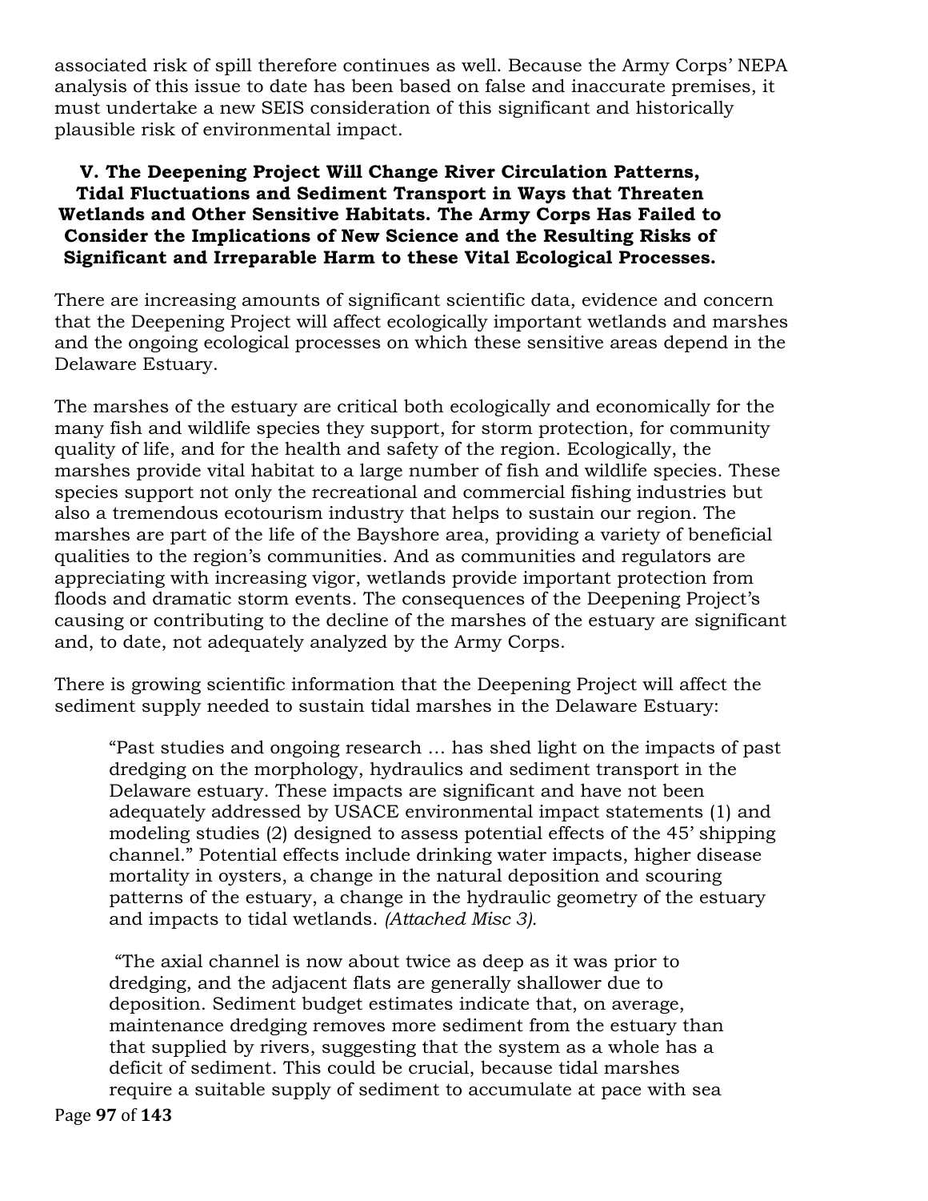associated risk of spill therefore continues as well. Because the Army Corps' NEPA analysis of this issue to date has been based on false and inaccurate premises, it must undertake a new SEIS consideration of this significant and historically plausible risk of environmental impact.

## V. The Deepening Project Will Change River Circulation Patterns, Tidal Fluctuations and Sediment Transport in Ways that Threaten Wetlands and Other Sensitive Habitats. The Army Corps Has Failed to Consider the Implications of New Science and the Resulting Risks of Significant and Irreparable Harm to these Vital Ecological Processes.

There are increasing amounts of significant scientific data, evidence and concern that the Deepening Project will affect ecologically important wetlands and marshes and the ongoing ecological processes on which these sensitive areas depend in the Delaware Estuary.

The marshes of the estuary are critical both ecologically and economically for the many fish and wildlife species they support, for storm protection, for community quality of life, and for the health and safety of the region. Ecologically, the marshes provide vital habitat to a large number of fish and wildlife species. These species support not only the recreational and commercial fishing industries but also a tremendous ecotourism industry that helps to sustain our region. The marshes are part of the life of the Bayshore area, providing a variety of beneficial qualities to the region's communities. And as communities and regulators are appreciating with increasing vigor, wetlands provide important protection from floods and dramatic storm events. The consequences of the Deepening Project's causing or contributing to the decline of the marshes of the estuary are significant and, to date, not adequately analyzed by the Army Corps.

There is growing scientific information that the Deepening Project will affect the sediment supply needed to sustain tidal marshes in the Delaware Estuary:

> "Past studies and ongoing research … has shed light on the impacts of past dredging on the morphology, hydraulics and sediment transport in the Delaware estuary. These impacts are significant and have not been adequately addressed by USACE environmental impact statements (1) and modeling studies (2) designed to assess potential effects of the 45' shipping channel." Potential effects include drinking water impacts, higher disease mortality in oysters, a change in the natural deposition and scouring patterns of the estuary, a change in the hydraulic geometry of the estuary and impacts to tidal wetlands. *(Attached Misc 3).*

> "The axial channel is now about twice as deep as it was prior to dredging, and the adjacent flats are generally shallower due to deposition. Sediment budget estimates indicate that, on average, maintenance dredging removes more sediment from the estuary than that supplied by rivers, suggesting that the system as a whole has a deficit of sediment. This could be crucial, because tidal marshes require a suitable supply of sediment to accumulate at pace with sea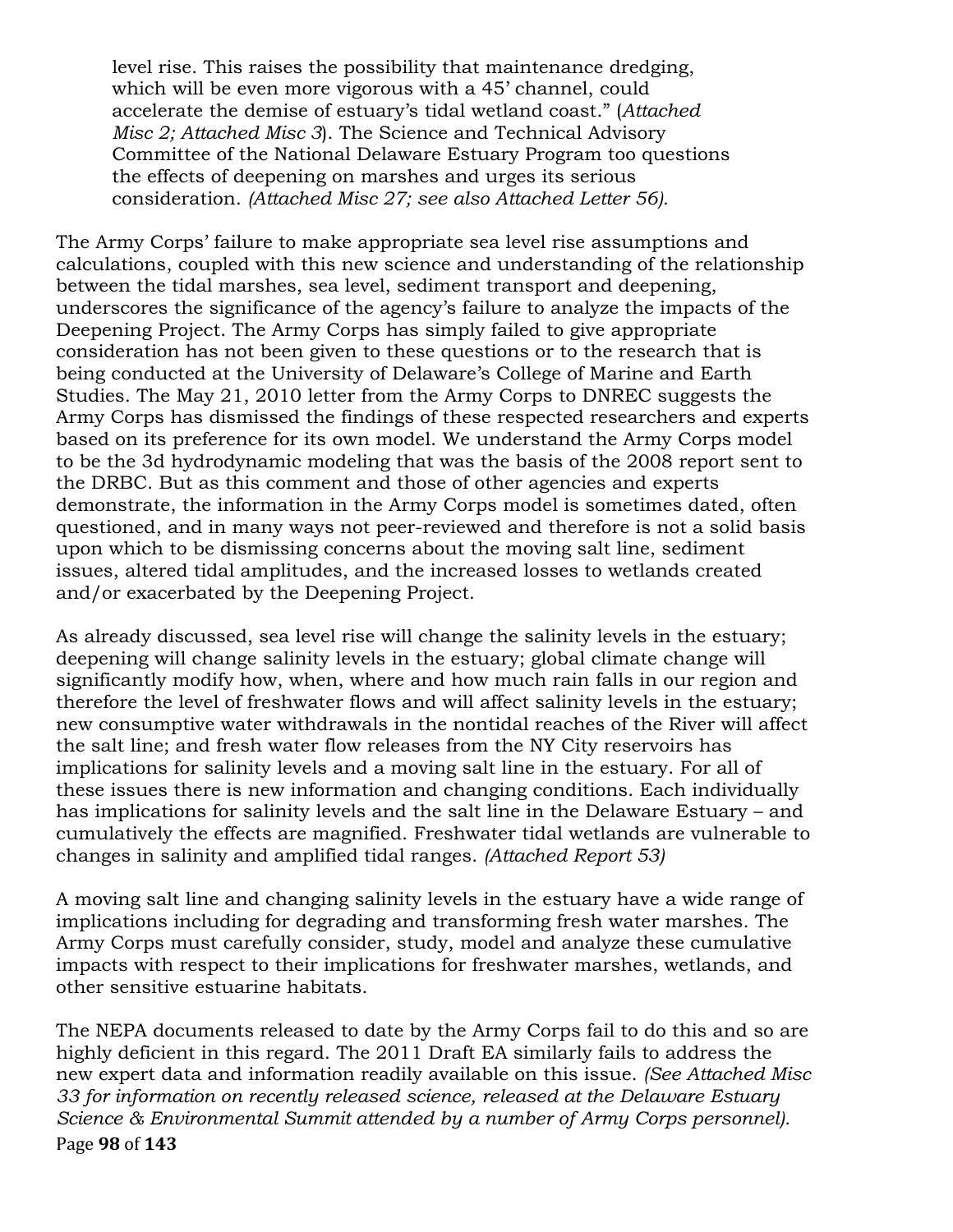> level rise. This raises the possibility that maintenance dredging, which will be even more vigorous with a 45' channel, could accelerate the demise of estuary's tidal wetland coast." (*Attached Misc 2; Attached Misc 3*). The Science and Technical Advisory Committee of the National Delaware Estuary Program too questions the effects of deepening on marshes and urges its serious consideration. *(Attached Misc 27; see also Attached Letter 56).*

The Army Corps' failure to make appropriate sea level rise assumptions and calculations, coupled with this new science and understanding of the relationship between the tidal marshes, sea level, sediment transport and deepening, underscores the significance of the agency's failure to analyze the impacts of the Deepening Project. The Army Corps has simply failed to give appropriate consideration has not been given to these questions or to the research that is being conducted at the University of Delaware's College of Marine and Earth Studies. The May 21, 2010 letter from the Army Corps to DNREC suggests the Army Corps has dismissed the findings of these respected researchers and experts based on its preference for its own model. We understand the Army Corps model to be the 3d hydrodynamic modeling that was the basis of the 2008 report sent to the DRBC. But as this comment and those of other agencies and experts demonstrate, the information in the Army Corps model is sometimes dated, often questioned, and in many ways not peer-reviewed and therefore is not a solid basis upon which to be dismissing concerns about the moving salt line, sediment issues, altered tidal amplitudes, and the increased losses to wetlands created and/or exacerbated by the Deepening Project.

As already discussed, sea level rise will change the salinity levels in the estuary; deepening will change salinity levels in the estuary; global climate change will significantly modify how, when, where and how much rain falls in our region and therefore the level of freshwater flows and will affect salinity levels in the estuary; new consumptive water withdrawals in the nontidal reaches of the River will affect the salt line; and fresh water flow releases from the NY City reservoirs has implications for salinity levels and a moving salt line in the estuary. For all of these issues there is new information and changing conditions. Each individually has implications for salinity levels and the salt line in the Delaware Estuary – and cumulatively the effects are magnified. Freshwater tidal wetlands are vulnerable to changes in salinity and amplified tidal ranges. *(Attached Report 53)*

A moving salt line and changing salinity levels in the estuary have a wide range of implications including for degrading and transforming fresh water marshes. The Army Corps must carefully consider, study, model and analyze these cumulative impacts with respect to their implications for freshwater marshes, wetlands, and other sensitive estuarine habitats.

The NEPA documents released to date by the Army Corps fail to do this and so are highly deficient in this regard. The 2011 Draft EA similarly fails to address the new expert data and information readily available on this issue. *(See Attached Misc 33 for information on recently released science, released at the Delaware Estuary Science & Environmental Summit attended by a number of Army Corps personnel).*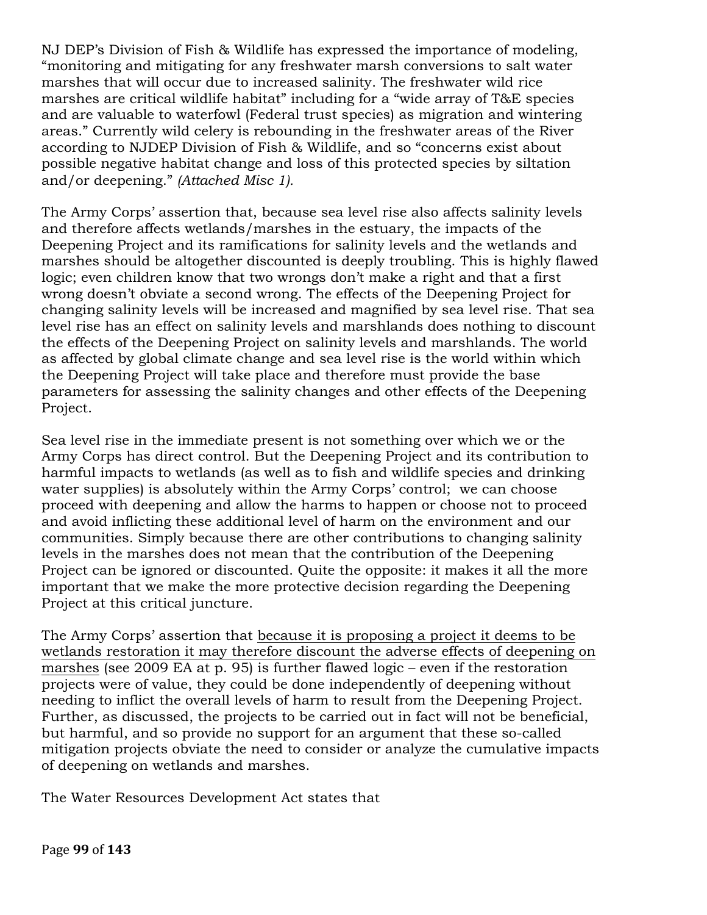NJ DEP's Division of Fish & Wildlife has expressed the importance of modeling, "monitoring and mitigating for any freshwater marsh conversions to salt water marshes that will occur due to increased salinity. The freshwater wild rice marshes are critical wildlife habitat" including for a "wide array of T&E species and are valuable to waterfowl (Federal trust species) as migration and wintering areas." Currently wild celery is rebounding in the freshwater areas of the River according to NJDEP Division of Fish & Wildlife, and so "concerns exist about possible negative habitat change and loss of this protected species by siltation and/or deepening." *(Attached Misc 1).*

The Army Corps' assertion that, because sea level rise also affects salinity levels and therefore affects wetlands/marshes in the estuary, the impacts of the Deepening Project and its ramifications for salinity levels and the wetlands and marshes should be altogether discounted is deeply troubling. This is highly flawed logic; even children know that two wrongs don't make a right and that a first wrong doesn't obviate a second wrong. The effects of the Deepening Project for changing salinity levels will be increased and magnified by sea level rise. That sea level rise has an effect on salinity levels and marshlands does nothing to discount the effects of the Deepening Project on salinity levels and marshlands. The world as affected by global climate change and sea level rise is the world within which the Deepening Project will take place and therefore must provide the base parameters for assessing the salinity changes and other effects of the Deepening Project.

Sea level rise in the immediate present is not something over which we or the Army Corps has direct control. But the Deepening Project and its contribution to harmful impacts to wetlands (as well as to fish and wildlife species and drinking water supplies) is absolutely within the Army Corps' control; we can choose proceed with deepening and allow the harms to happen or choose not to proceed and avoid inflicting these additional level of harm on the environment and our communities. Simply because there are other contributions to changing salinity levels in the marshes does not mean that the contribution of the Deepening Project can be ignored or discounted. Quite the opposite: it makes it all the more important that we make the more protective decision regarding the Deepening Project at this critical juncture.

The Army Corps' assertion that <u>because it is proposing a project it deems to be wetlands restoration it may therefore discount the adverse effects of deepening on marshes</u> (see 2009 EA at p. 95) is further flawed logic – even if the restoration projects were of value, they could be done independently of deepening without needing to inflict the overall levels of harm to result from the Deepening Project. Further, as discussed, the projects to be carried out in fact will not be beneficial, but harmful, and so provide no support for an argument that these so-called mitigation projects obviate the need to consider or analyze the cumulative impacts of deepening on wetlands and marshes.

The Water Resources Development Act states that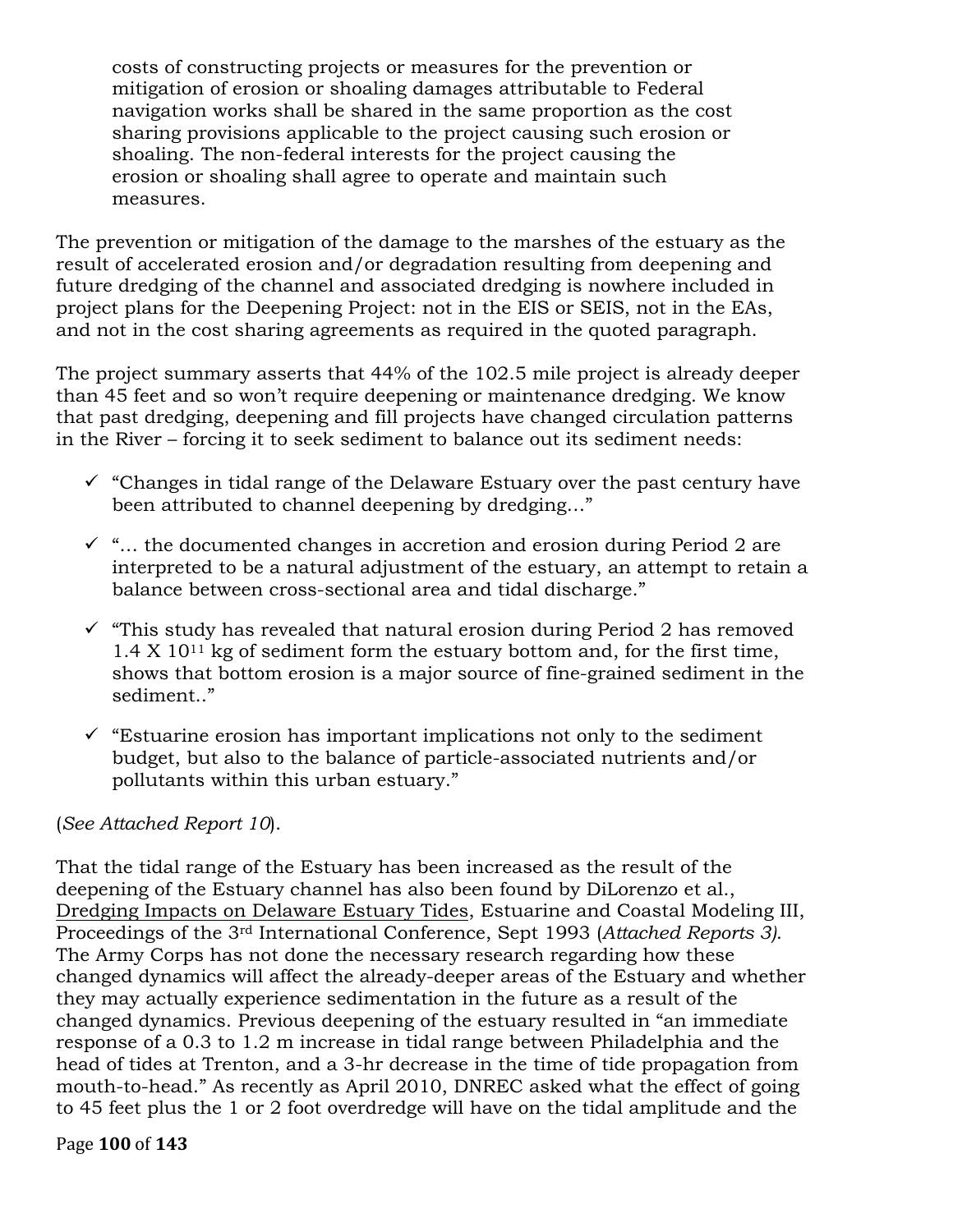> costs of constructing projects or measures for the prevention or mitigation of erosion or shoaling damages attributable to Federal navigation works shall be shared in the same proportion as the cost sharing provisions applicable to the project causing such erosion or shoaling. The non-federal interests for the project causing the erosion or shoaling shall agree to operate and maintain such measures.

The prevention or mitigation of the damage to the marshes of the estuary as the result of accelerated erosion and/or degradation resulting from deepening and future dredging of the channel and associated dredging is nowhere included in project plans for the Deepening Project: not in the EIS or SEIS, not in the EAs, and not in the cost sharing agreements as required in the quoted paragraph.

The project summary asserts that 44% of the 102.5 mile project is already deeper than 45 feet and so won't require deepening or maintenance dredging. We know that past dredging, deepening and fill projects have changed circulation patterns in the River – forcing it to seek sediment to balance out its sediment needs:

- ✓ "Changes in tidal range of the Delaware Estuary over the past century have been attributed to channel deepening by dredging…"
- ✓ "… the documented changes in accretion and erosion during Period 2 are interpreted to be a natural adjustment of the estuary, an attempt to retain a balance between cross-sectional area and tidal discharge."
- ✓ "This study has revealed that natural erosion during Period 2 has removed $1.4 \times 10^{11}$ kg of sediment form the estuary bottom and, for the first time, shows that bottom erosion is a major source of fine-grained sediment in the sediment.."
- ✓ "Estuarine erosion has important implications not only to the sediment budget, but also to the balance of particle-associated nutrients and/or pollutants within this urban estuary."

(*See Attached Report 10*).

That the tidal range of the Estuary has been increased as the result of the deepening of the Estuary channel has also been found by DiLorenzo et al., Dredging Impacts on Delaware Estuary Tides, Estuarine and Coastal Modeling III, Proceedings of the 3rd International Conference, Sept 1993 (*Attached Reports 3)*. The Army Corps has not done the necessary research regarding how these changed dynamics will affect the already-deeper areas of the Estuary and whether they may actually experience sedimentation in the future as a result of the changed dynamics. Previous deepening of the estuary resulted in "an immediate response of a 0.3 to 1.2 m increase in tidal range between Philadelphia and the head of tides at Trenton, and a 3-hr decrease in the time of tide propagation from mouth-to-head." As recently as April 2010, DNREC asked what the effect of going to 45 feet plus the 1 or 2 foot overdredge will have on the tidal amplitude and the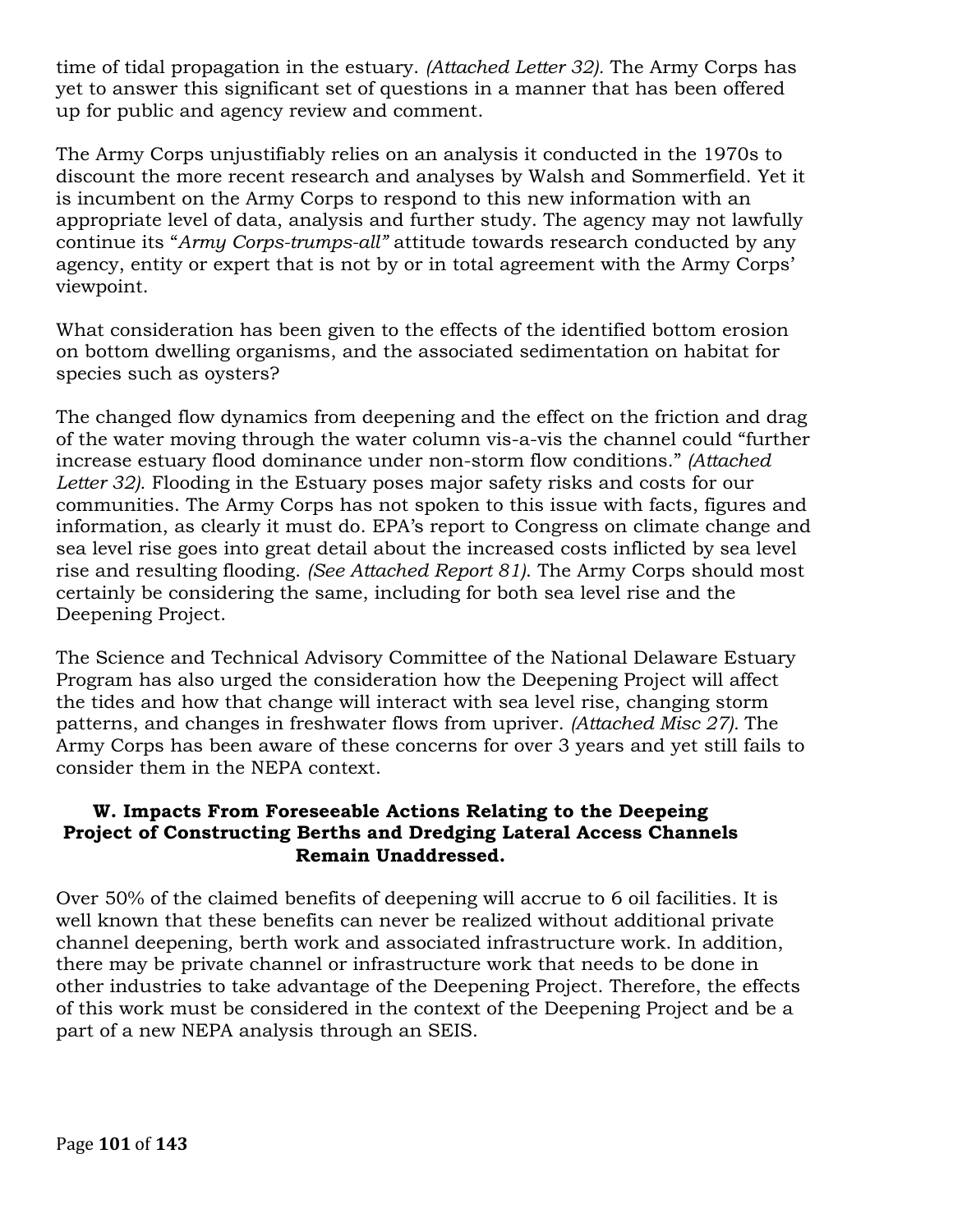time of tidal propagation in the estuary. *(Attached Letter 32).* The Army Corps has yet to answer this significant set of questions in a manner that has been offered up for public and agency review and comment.

The Army Corps unjustifiably relies on an analysis it conducted in the 1970s to discount the more recent research and analyses by Walsh and Sommerfield. Yet it is incumbent on the Army Corps to respond to this new information with an appropriate level of data, analysis and further study. The agency may not lawfully continue its "*Army Corps-trumps-all"* attitude towards research conducted by any agency, entity or expert that is not by or in total agreement with the Army Corps' viewpoint.

What consideration has been given to the effects of the identified bottom erosion on bottom dwelling organisms, and the associated sedimentation on habitat for species such as oysters?

The changed flow dynamics from deepening and the effect on the friction and drag of the water moving through the water column vis-a-vis the channel could "further increase estuary flood dominance under non-storm flow conditions." *(Attached Letter 32).* Flooding in the Estuary poses major safety risks and costs for our communities. The Army Corps has not spoken to this issue with facts, figures and information, as clearly it must do. EPA's report to Congress on climate change and sea level rise goes into great detail about the increased costs inflicted by sea level rise and resulting flooding. *(See Attached Report 81).* The Army Corps should most certainly be considering the same, including for both sea level rise and the Deepening Project.

The Science and Technical Advisory Committee of the National Delaware Estuary Program has also urged the consideration how the Deepening Project will affect the tides and how that change will interact with sea level rise, changing storm patterns, and changes in freshwater flows from upriver. *(Attached Misc 27).* The Army Corps has been aware of these concerns for over 3 years and yet still fails to consider them in the NEPA context.

### W. Impacts From Foreseeable Actions Relating to the Deepeing Project of Constructing Berths and Dredging Lateral Access Channels Remain Unaddressed.

Over 50% of the claimed benefits of deepening will accrue to 6 oil facilities. It is well known that these benefits can never be realized without additional private channel deepening, berth work and associated infrastructure work. In addition, there may be private channel or infrastructure work that needs to be done in other industries to take advantage of the Deepening Project. Therefore, the effects of this work must be considered in the context of the Deepening Project and be a part of a new NEPA analysis through an SEIS.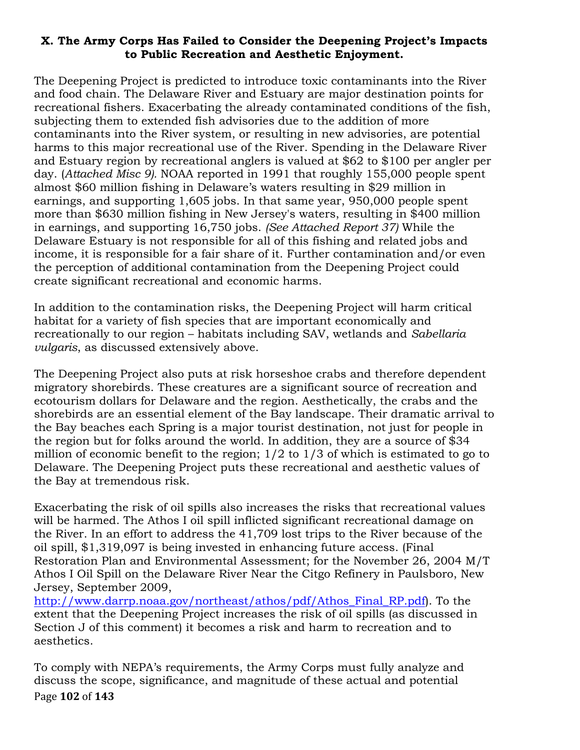**X. The Army Corps Has Failed to Consider the Deepening Project's Impacts to Public Recreation and Aesthetic Enjoyment.**

The Deepening Project is predicted to introduce toxic contaminants into the River and food chain. The Delaware River and Estuary are major destination points for recreational fishers. Exacerbating the already contaminated conditions of the fish, subjecting them to extended fish advisories due to the addition of more contaminants into the River system, or resulting in new advisories, are potential harms to this major recreational use of the River. Spending in the Delaware River and Estuary region by recreational anglers is valued at $62 to $100 per angler per day. (*Attached Misc 9).* NOAA reported in 1991 that roughly 155,000 people spent almost $60 million fishing in Delaware's waters resulting in $29 million in earnings, and supporting 1,605 jobs. In that same year, 950,000 people spent more than $630 million fishing in New Jersey's waters, resulting in $400 million in earnings, and supporting 16,750 jobs. *(See Attached Report 37)* While the Delaware Estuary is not responsible for all of this fishing and related jobs and income, it is responsible for a fair share of it. Further contamination and/or even the perception of additional contamination from the Deepening Project could create significant recreational and economic harms.

In addition to the contamination risks, the Deepening Project will harm critical habitat for a variety of fish species that are important economically and recreationally to our region – habitats including SAV, wetlands and *Sabellaria vulgaris*, as discussed extensively above.

The Deepening Project also puts at risk horseshoe crabs and therefore dependent migratory shorebirds. These creatures are a significant source of recreation and ecotourism dollars for Delaware and the region. Aesthetically, the crabs and the shorebirds are an essential element of the Bay landscape. Their dramatic arrival to the Bay beaches each Spring is a major tourist destination, not just for people in the region but for folks around the world. In addition, they are a source of $34 million of economic benefit to the region; 1/2 to 1/3 of which is estimated to go to Delaware. The Deepening Project puts these recreational and aesthetic values of the Bay at tremendous risk.

Exacerbating the risk of oil spills also increases the risks that recreational values will be harmed. The Athos I oil spill inflicted significant recreational damage on the River. In an effort to address the 41,709 lost trips to the River because of the oil spill, $1,319,097 is being invested in enhancing future access. (Final Restoration Plan and Environmental Assessment; for the November 26, 2004 M/T Athos I Oil Spill on the Delaware River Near the Citgo Refinery in Paulsboro, New Jersey, September 2009, http://www.darrp.noaa.gov/northeast/athos/pdf/Athos_Final_RP.pdf). To the extent that the Deepening Project increases the risk of oil spills (as discussed in Section J of this comment) it becomes a risk and harm to recreation and to aesthetics.

To comply with NEPA's requirements, the Army Corps must fully analyze and discuss the scope, significance, and magnitude of these actual and potential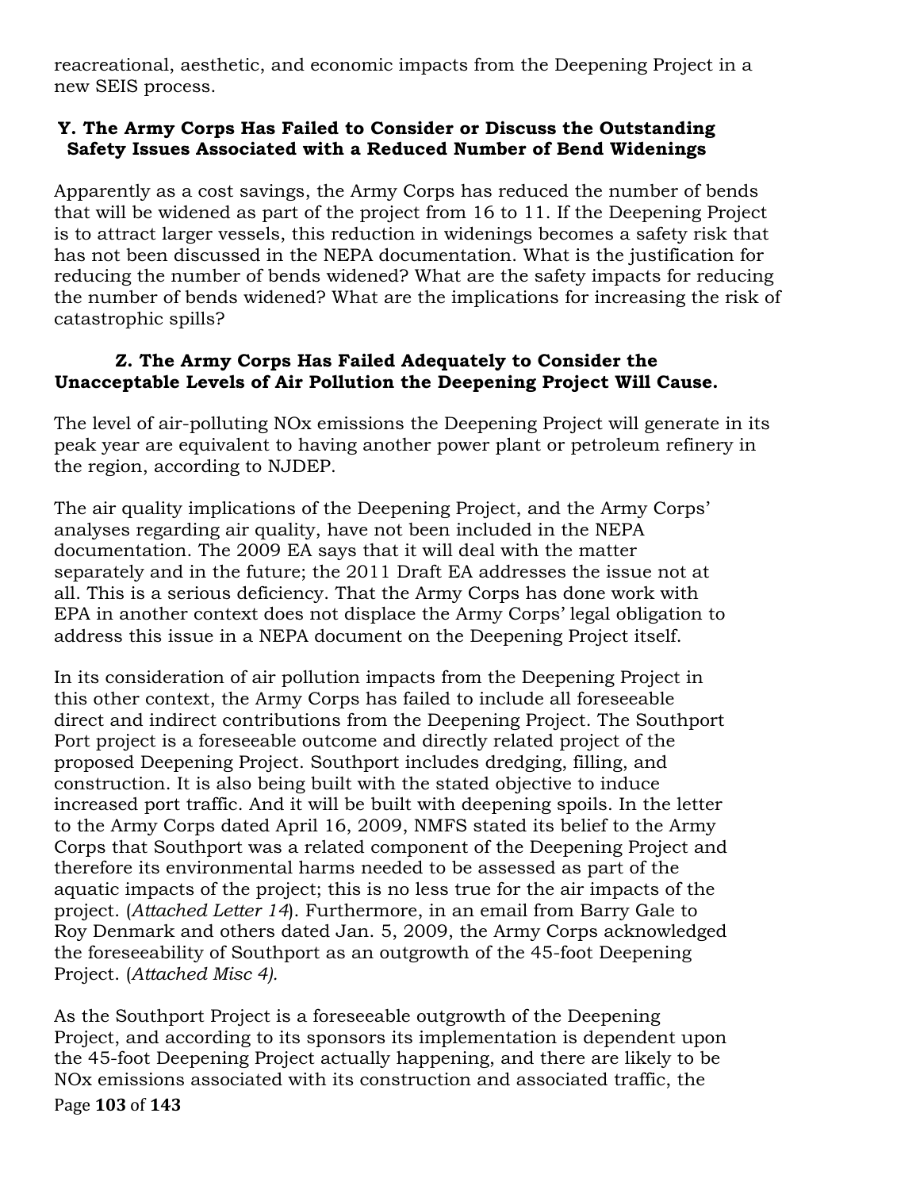reacreational, aesthetic, and economic impacts from the Deepening Project in a new SEIS process.

### Y. The Army Corps Has Failed to Consider or Discuss the Outstanding Safety Issues Associated with a Reduced Number of Bend Widenings

Apparently as a cost savings, the Army Corps has reduced the number of bends that will be widened as part of the project from 16 to 11. If the Deepening Project is to attract larger vessels, this reduction in widenings becomes a safety risk that has not been discussed in the NEPA documentation. What is the justification for reducing the number of bends widened? What are the safety impacts for reducing the number of bends widened? What are the implications for increasing the risk of catastrophic spills?

### Z. The Army Corps Has Failed Adequately to Consider the Unacceptable Levels of Air Pollution the Deepening Project Will Cause.

The level of air-polluting NOx emissions the Deepening Project will generate in its peak year are equivalent to having another power plant or petroleum refinery in the region, according to NJDEP.

The air quality implications of the Deepening Project, and the Army Corps' analyses regarding air quality, have not been included in the NEPA documentation. The 2009 EA says that it will deal with the matter separately and in the future; the 2011 Draft EA addresses the issue not at all. This is a serious deficiency. That the Army Corps has done work with EPA in another context does not displace the Army Corps' legal obligation to address this issue in a NEPA document on the Deepening Project itself.

In its consideration of air pollution impacts from the Deepening Project in this other context, the Army Corps has failed to include all foreseeable direct and indirect contributions from the Deepening Project. The Southport Port project is a foreseeable outcome and directly related project of the proposed Deepening Project. Southport includes dredging, filling, and construction. It is also being built with the stated objective to induce increased port traffic. And it will be built with deepening spoils. In the letter to the Army Corps dated April 16, 2009, NMFS stated its belief to the Army Corps that Southport was a related component of the Deepening Project and therefore its environmental harms needed to be assessed as part of the aquatic impacts of the project; this is no less true for the air impacts of the project. (*Attached Letter 14*). Furthermore, in an email from Barry Gale to Roy Denmark and others dated Jan. 5, 2009, the Army Corps acknowledged the foreseeability of Southport as an outgrowth of the 45-foot Deepening Project. (*Attached Misc 4).*

As the Southport Project is a foreseeable outgrowth of the Deepening Project, and according to its sponsors its implementation is dependent upon the 45-foot Deepening Project actually happening, and there are likely to be NOx emissions associated with its construction and associated traffic, the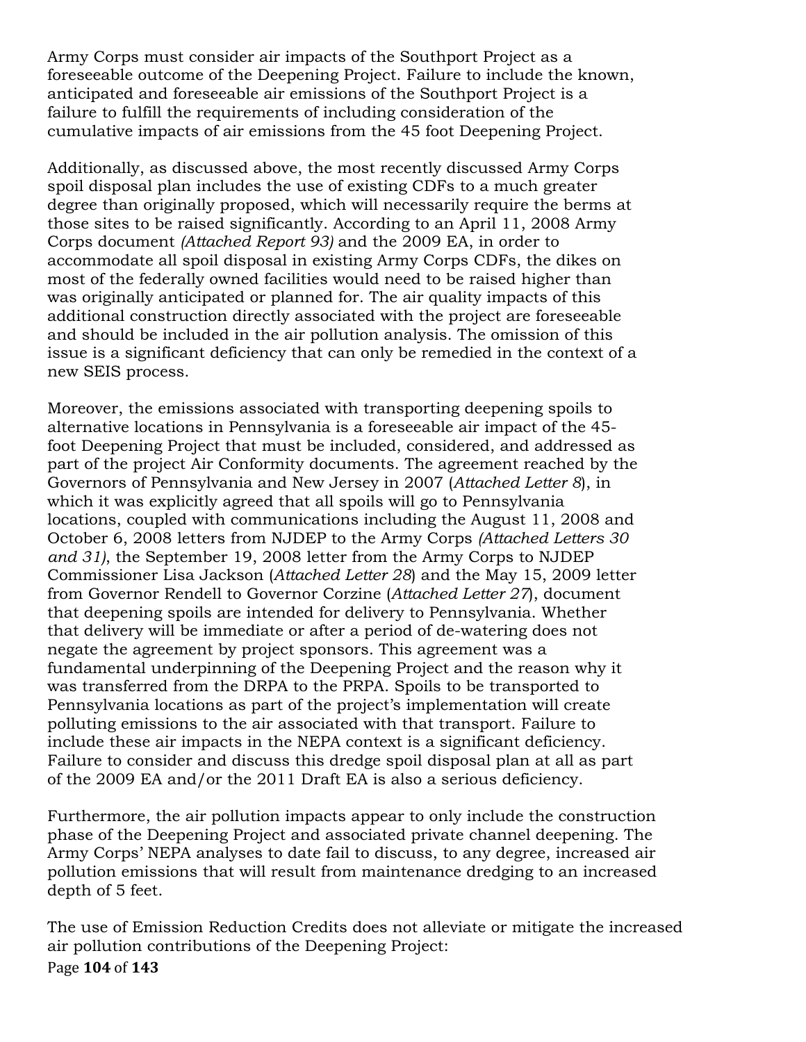Army Corps must consider air impacts of the Southport Project as a foreseeable outcome of the Deepening Project. Failure to include the known, anticipated and foreseeable air emissions of the Southport Project is a failure to fulfill the requirements of including consideration of the cumulative impacts of air emissions from the 45 foot Deepening Project.

Additionally, as discussed above, the most recently discussed Army Corps spoil disposal plan includes the use of existing CDFs to a much greater degree than originally proposed, which will necessarily require the berms at those sites to be raised significantly. According to an April 11, 2008 Army Corps document *(Attached Report 93)* and the 2009 EA, in order to accommodate all spoil disposal in existing Army Corps CDFs, the dikes on most of the federally owned facilities would need to be raised higher than was originally anticipated or planned for. The air quality impacts of this additional construction directly associated with the project are foreseeable and should be included in the air pollution analysis. The omission of this issue is a significant deficiency that can only be remedied in the context of a new SEIS process.

Moreover, the emissions associated with transporting deepening spoils to alternative locations in Pennsylvania is a foreseeable air impact of the 45-foot Deepening Project that must be included, considered, and addressed as part of the project Air Conformity documents. The agreement reached by the Governors of Pennsylvania and New Jersey in 2007 (*Attached Letter 8*), in which it was explicitly agreed that all spoils will go to Pennsylvania locations, coupled with communications including the August 11, 2008 and October 6, 2008 letters from NJDEP to the Army Corps *(Attached Letters 30 and 31)*, the September 19, 2008 letter from the Army Corps to NJDEP Commissioner Lisa Jackson (*Attached Letter 28*) and the May 15, 2009 letter from Governor Rendell to Governor Corzine (*Attached Letter 27*), document that deepening spoils are intended for delivery to Pennsylvania. Whether that delivery will be immediate or after a period of de-watering does not negate the agreement by project sponsors. This agreement was a fundamental underpinning of the Deepening Project and the reason why it was transferred from the DRPA to the PRPA. Spoils to be transported to Pennsylvania locations as part of the project's implementation will create polluting emissions to the air associated with that transport. Failure to include these air impacts in the NEPA context is a significant deficiency. Failure to consider and discuss this dredge spoil disposal plan at all as part of the 2009 EA and/or the 2011 Draft EA is also a serious deficiency.

Furthermore, the air pollution impacts appear to only include the construction phase of the Deepening Project and associated private channel deepening. The Army Corps' NEPA analyses to date fail to discuss, to any degree, increased air pollution emissions that will result from maintenance dredging to an increased depth of 5 feet.

The use of Emission Reduction Credits does not alleviate or mitigate the increased air pollution contributions of the Deepening Project: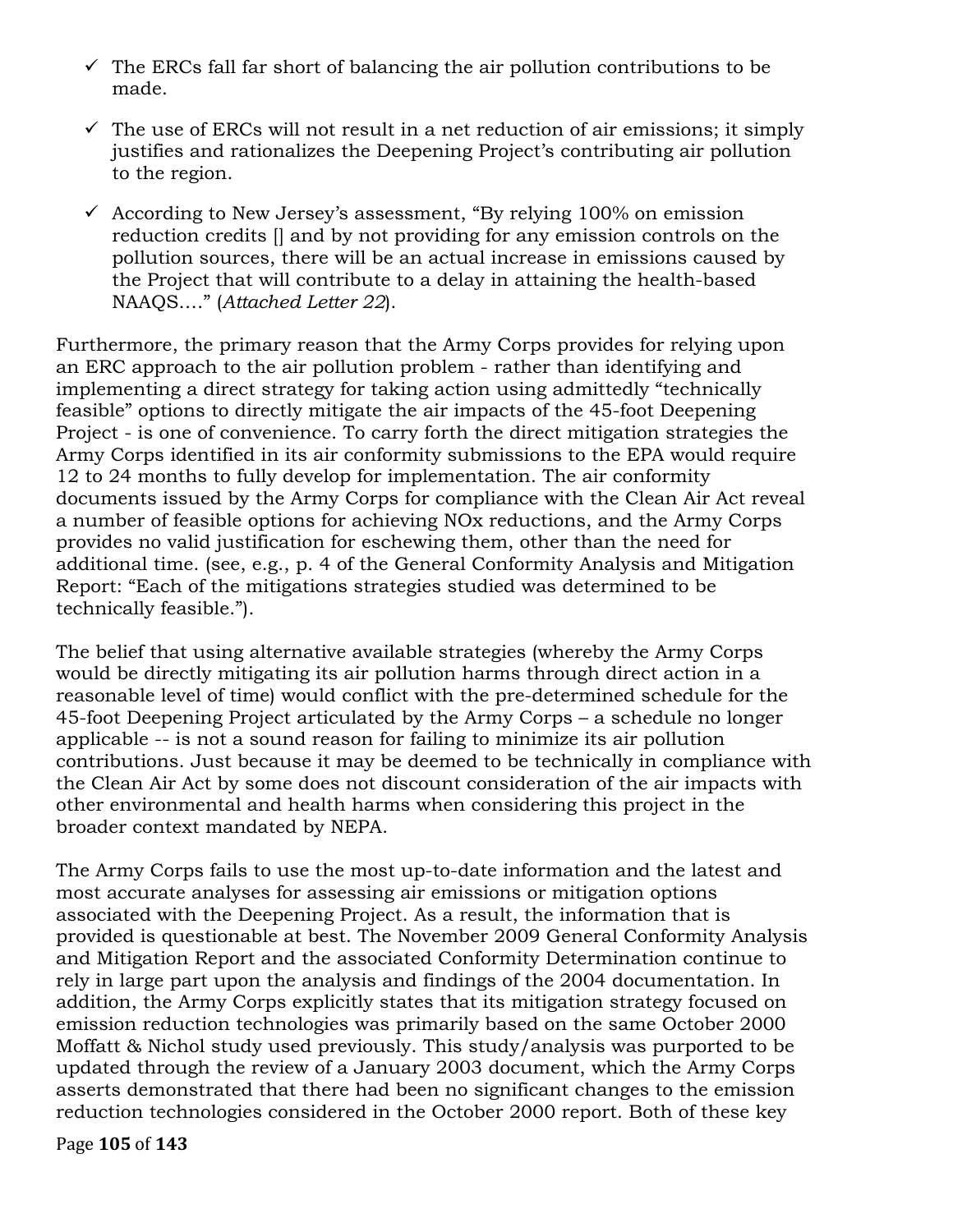- ✓ The ERCs fall far short of balancing the air pollution contributions to be made.
- ✓ The use of ERCs will not result in a net reduction of air emissions; it simply justifies and rationalizes the Deepening Project's contributing air pollution to the region.
- ✓ According to New Jersey's assessment, "By relying 100% on emission reduction credits [] and by not providing for any emission controls on the pollution sources, there will be an actual increase in emissions caused by the Project that will contribute to a delay in attaining the health-based NAAQS…." (*Attached Letter 22*).

Furthermore, the primary reason that the Army Corps provides for relying upon an ERC approach to the air pollution problem - rather than identifying and implementing a direct strategy for taking action using admittedly "technically feasible" options to directly mitigate the air impacts of the 45-foot Deepening Project - is one of convenience. To carry forth the direct mitigation strategies the Army Corps identified in its air conformity submissions to the EPA would require 12 to 24 months to fully develop for implementation. The air conformity documents issued by the Army Corps for compliance with the Clean Air Act reveal a number of feasible options for achieving NOx reductions, and the Army Corps provides no valid justification for eschewing them, other than the need for additional time. (see, e.g., p. 4 of the General Conformity Analysis and Mitigation Report: "Each of the mitigations strategies studied was determined to be technically feasible.").

The belief that using alternative available strategies (whereby the Army Corps would be directly mitigating its air pollution harms through direct action in a reasonable level of time) would conflict with the pre-determined schedule for the 45-foot Deepening Project articulated by the Army Corps – a schedule no longer applicable -- is not a sound reason for failing to minimize its air pollution contributions. Just because it may be deemed to be technically in compliance with the Clean Air Act by some does not discount consideration of the air impacts with other environmental and health harms when considering this project in the broader context mandated by NEPA.

The Army Corps fails to use the most up-to-date information and the latest and most accurate analyses for assessing air emissions or mitigation options associated with the Deepening Project. As a result, the information that is provided is questionable at best. The November 2009 General Conformity Analysis and Mitigation Report and the associated Conformity Determination continue to rely in large part upon the analysis and findings of the 2004 documentation. In addition, the Army Corps explicitly states that its mitigation strategy focused on emission reduction technologies was primarily based on the same October 2000 Moffatt & Nichol study used previously. This study/analysis was purported to be updated through the review of a January 2003 document, which the Army Corps asserts demonstrated that there had been no significant changes to the emission reduction technologies considered in the October 2000 report. Both of these key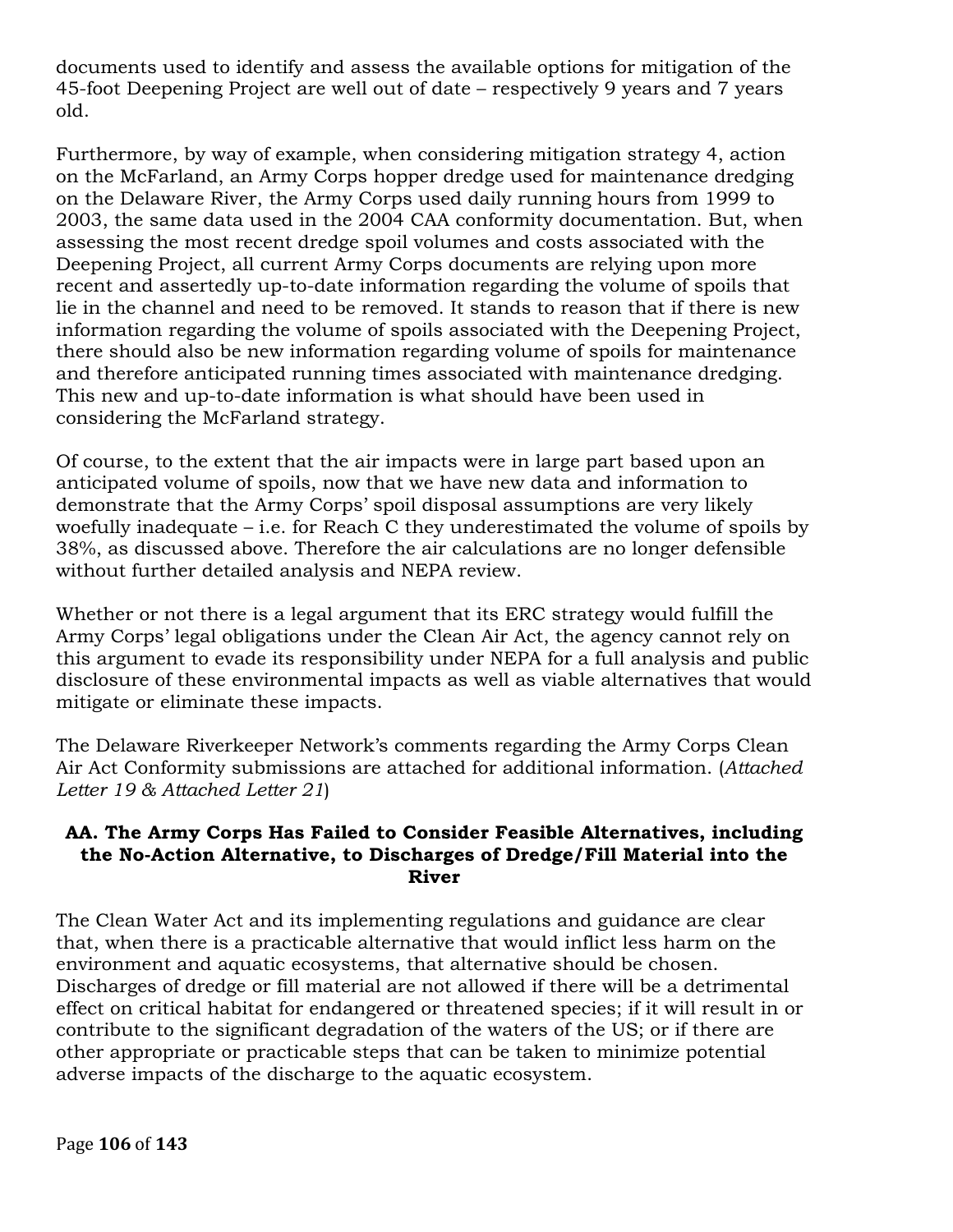documents used to identify and assess the available options for mitigation of the 45-foot Deepening Project are well out of date – respectively 9 years and 7 years old.

Furthermore, by way of example, when considering mitigation strategy 4, action on the McFarland, an Army Corps hopper dredge used for maintenance dredging on the Delaware River, the Army Corps used daily running hours from 1999 to 2003, the same data used in the 2004 CAA conformity documentation. But, when assessing the most recent dredge spoil volumes and costs associated with the Deepening Project, all current Army Corps documents are relying upon more recent and assertedly up-to-date information regarding the volume of spoils that lie in the channel and need to be removed. It stands to reason that if there is new information regarding the volume of spoils associated with the Deepening Project, there should also be new information regarding volume of spoils for maintenance and therefore anticipated running times associated with maintenance dredging. This new and up-to-date information is what should have been used in considering the McFarland strategy.

Of course, to the extent that the air impacts were in large part based upon an anticipated volume of spoils, now that we have new data and information to demonstrate that the Army Corps' spoil disposal assumptions are very likely woefully inadequate – i.e. for Reach C they underestimated the volume of spoils by 38%, as discussed above. Therefore the air calculations are no longer defensible without further detailed analysis and NEPA review.

Whether or not there is a legal argument that its ERC strategy would fulfill the Army Corps' legal obligations under the Clean Air Act, the agency cannot rely on this argument to evade its responsibility under NEPA for a full analysis and public disclosure of these environmental impacts as well as viable alternatives that would mitigate or eliminate these impacts.

The Delaware Riverkeeper Network's comments regarding the Army Corps Clean Air Act Conformity submissions are attached for additional information. (*Attached Letter 19 & Attached Letter 21*)

### AA. The Army Corps Has Failed to Consider Feasible Alternatives, including the No-Action Alternative, to Discharges of Dredge/Fill Material into the River

The Clean Water Act and its implementing regulations and guidance are clear that, when there is a practicable alternative that would inflict less harm on the environment and aquatic ecosystems, that alternative should be chosen. Discharges of dredge or fill material are not allowed if there will be a detrimental effect on critical habitat for endangered or threatened species; if it will result in or contribute to the significant degradation of the waters of the US; or if there are other appropriate or practicable steps that can be taken to minimize potential adverse impacts of the discharge to the aquatic ecosystem.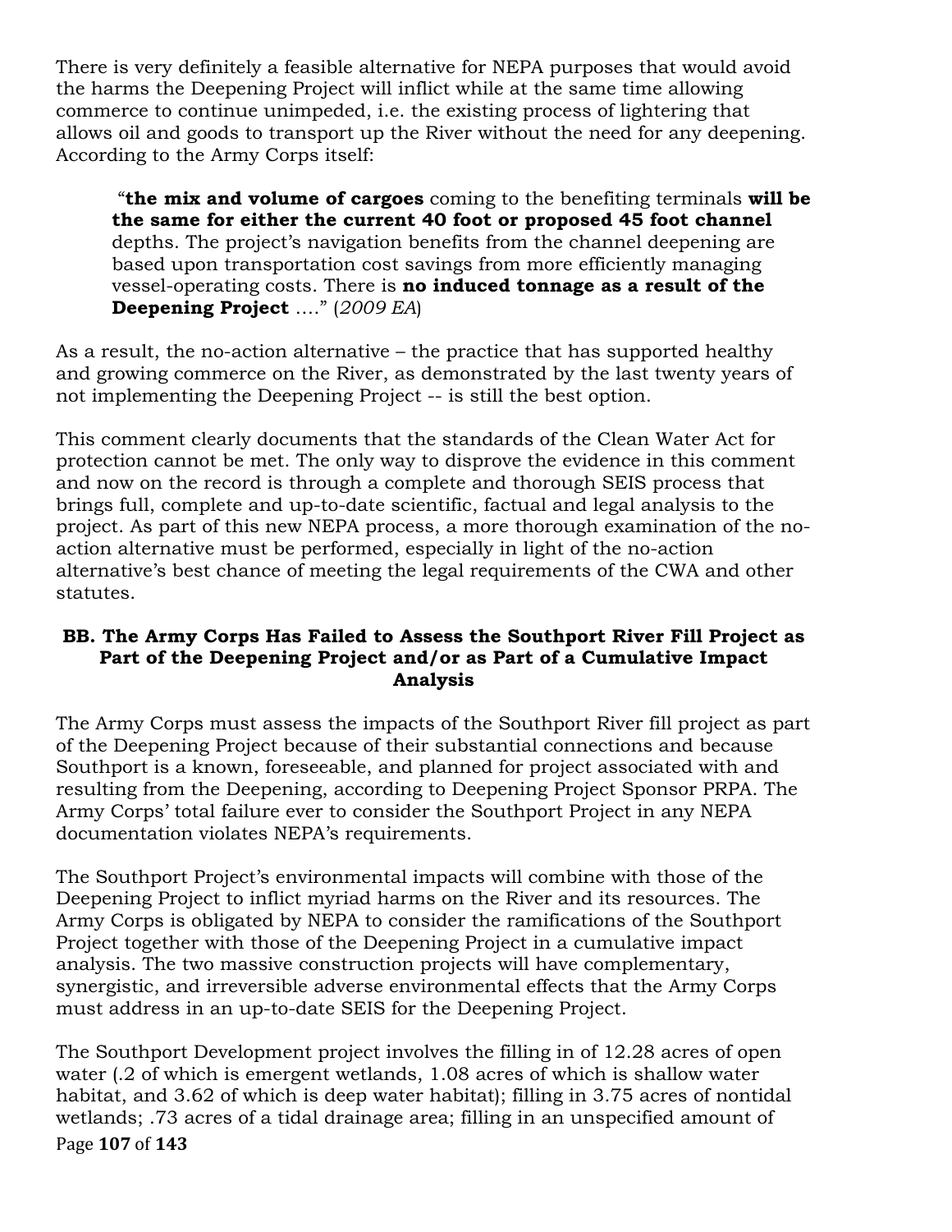There is very definitely a feasible alternative for NEPA purposes that would avoid the harms the Deepening Project will inflict while at the same time allowing commerce to continue unimpeded, i.e. the existing process of lightering that allows oil and goods to transport up the River without the need for any deepening. According to the Army Corps itself:

> "**the mix and volume of cargoes** coming to the benefiting terminals **will be the same for either the current 40 foot or proposed 45 foot channel** depths. The project's navigation benefits from the channel deepening are based upon transportation cost savings from more efficiently managing vessel-operating costs. There is **no induced tonnage as a result of the Deepening Project** …." (*2009 EA*)

As a result, the no-action alternative – the practice that has supported healthy and growing commerce on the River, as demonstrated by the last twenty years of not implementing the Deepening Project -- is still the best option.

This comment clearly documents that the standards of the Clean Water Act for protection cannot be met. The only way to disprove the evidence in this comment and now on the record is through a complete and thorough SEIS process that brings full, complete and up-to-date scientific, factual and legal analysis to the project. As part of this new NEPA process, a more thorough examination of the no-action alternative must be performed, especially in light of the no-action alternative's best chance of meeting the legal requirements of the CWA and other statutes.

### BB. The Army Corps Has Failed to Assess the Southport River Fill Project as Part of the Deepening Project and/or as Part of a Cumulative Impact Analysis

The Army Corps must assess the impacts of the Southport River fill project as part of the Deepening Project because of their substantial connections and because Southport is a known, foreseeable, and planned for project associated with and resulting from the Deepening, according to Deepening Project Sponsor PRPA. The Army Corps' total failure ever to consider the Southport Project in any NEPA documentation violates NEPA's requirements.

The Southport Project's environmental impacts will combine with those of the Deepening Project to inflict myriad harms on the River and its resources. The Army Corps is obligated by NEPA to consider the ramifications of the Southport Project together with those of the Deepening Project in a cumulative impact analysis. The two massive construction projects will have complementary, synergistic, and irreversible adverse environmental effects that the Army Corps must address in an up-to-date SEIS for the Deepening Project.

The Southport Development project involves the filling in of 12.28 acres of open water (.2 of which is emergent wetlands, 1.08 acres of which is shallow water habitat, and 3.62 of which is deep water habitat); filling in 3.75 acres of nontidal wetlands; .73 acres of a tidal drainage area; filling in an unspecified amount of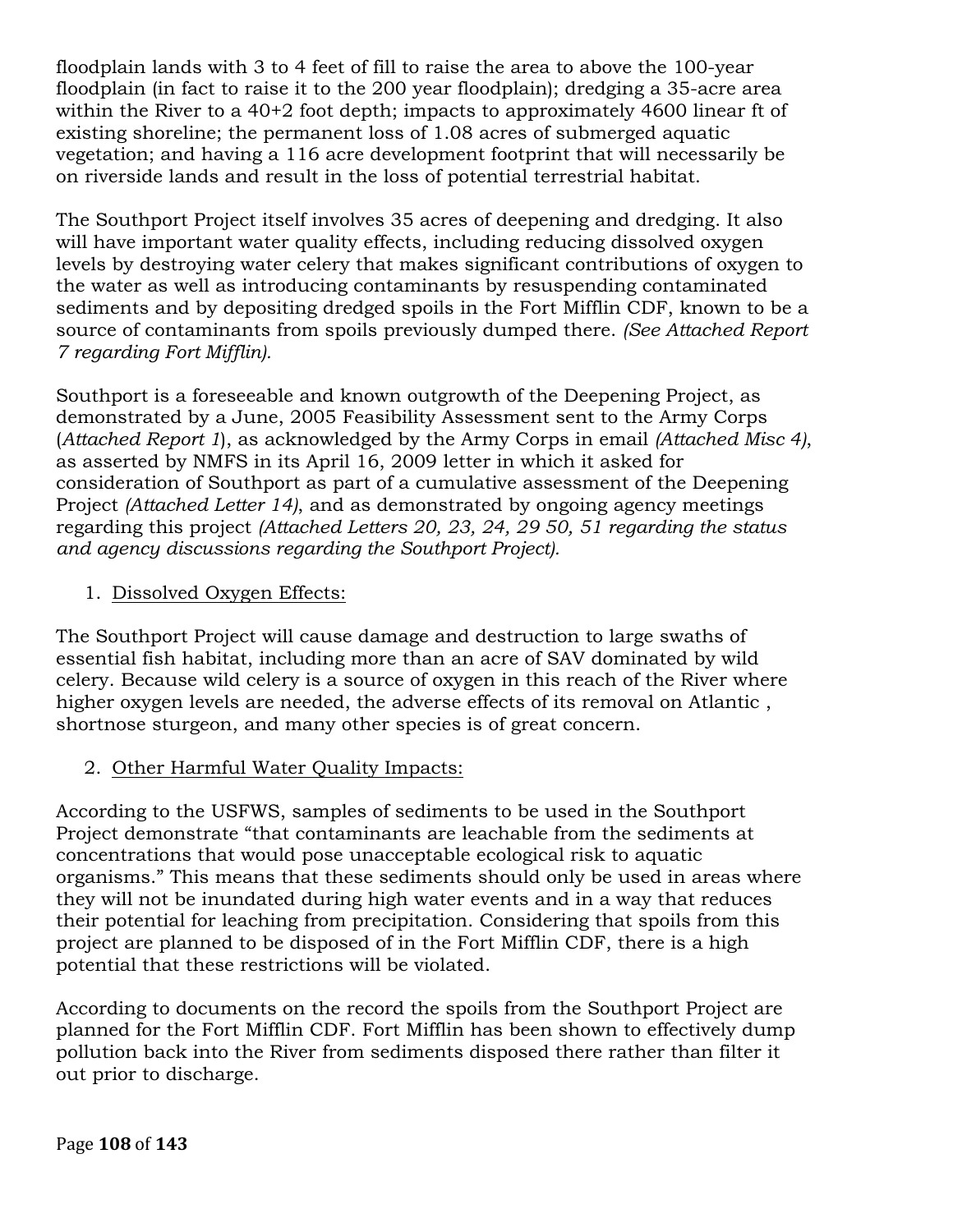floodplain lands with 3 to 4 feet of fill to raise the area to above the 100-year floodplain (in fact to raise it to the 200 year floodplain); dredging a 35-acre area within the River to a 40+2 foot depth; impacts to approximately 4600 linear ft of existing shoreline; the permanent loss of 1.08 acres of submerged aquatic vegetation; and having a 116 acre development footprint that will necessarily be on riverside lands and result in the loss of potential terrestrial habitat.

The Southport Project itself involves 35 acres of deepening and dredging. It also will have important water quality effects, including reducing dissolved oxygen levels by destroying water celery that makes significant contributions of oxygen to the water as well as introducing contaminants by resuspending contaminated sediments and by depositing dredged spoils in the Fort Mifflin CDF, known to be a source of contaminants from spoils previously dumped there. *(See Attached Report 7 regarding Fort Mifflin).*

Southport is a foreseeable and known outgrowth of the Deepening Project, as demonstrated by a June, 2005 Feasibility Assessment sent to the Army Corps (*Attached Report 1*), as acknowledged by the Army Corps in email *(Attached Misc 4)*, as asserted by NMFS in its April 16, 2009 letter in which it asked for consideration of Southport as part of a cumulative assessment of the Deepening Project *(Attached Letter 14)*, and as demonstrated by ongoing agency meetings regarding this project *(Attached Letters 20, 23, 24, 29 50, 51 regarding the status and agency discussions regarding the Southport Project).*

1. <u>Dissolved Oxygen Effects:</u>

The Southport Project will cause damage and destruction to large swaths of essential fish habitat, including more than an acre of SAV dominated by wild celery. Because wild celery is a source of oxygen in this reach of the River where higher oxygen levels are needed, the adverse effects of its removal on Atlantic , shortnose sturgeon, and many other species is of great concern.

2. <u>Other Harmful Water Quality Impacts:</u>

According to the USFWS, samples of sediments to be used in the Southport Project demonstrate "that contaminants are leachable from the sediments at concentrations that would pose unacceptable ecological risk to aquatic organisms." This means that these sediments should only be used in areas where they will not be inundated during high water events and in a way that reduces their potential for leaching from precipitation. Considering that spoils from this project are planned to be disposed of in the Fort Mifflin CDF, there is a high potential that these restrictions will be violated.

According to documents on the record the spoils from the Southport Project are planned for the Fort Mifflin CDF. Fort Mifflin has been shown to effectively dump pollution back into the River from sediments disposed there rather than filter it out prior to discharge.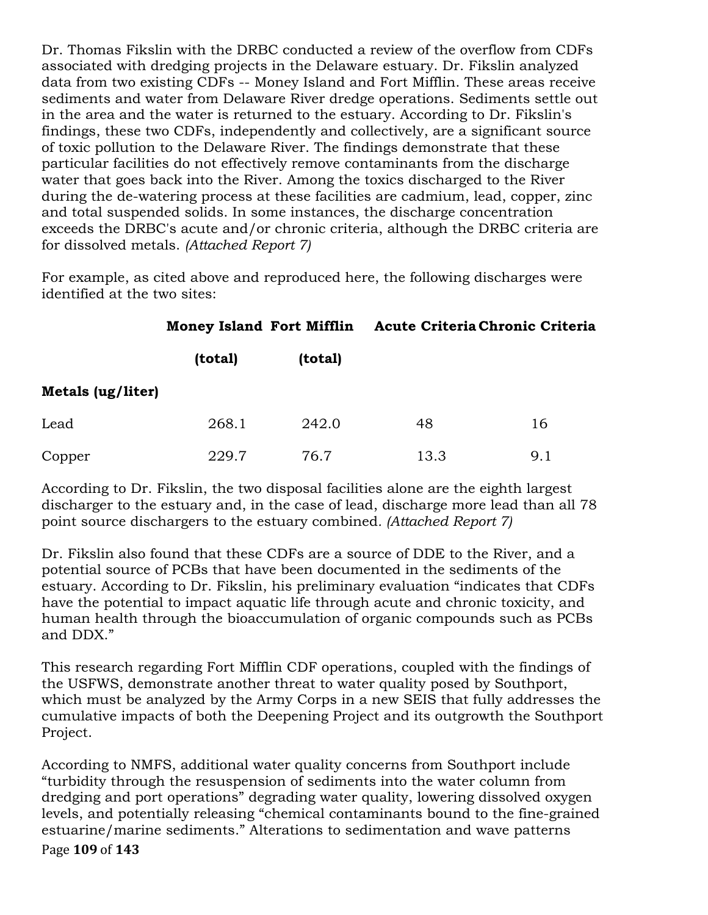Dr. Thomas Fikslin with the DRBC conducted a review of the overflow from CDFs associated with dredging projects in the Delaware estuary. Dr. Fikslin analyzed data from two existing CDFs -- Money Island and Fort Mifflin. These areas receive sediments and water from Delaware River dredge operations. Sediments settle out in the area and the water is returned to the estuary. According to Dr. Fikslin's findings, these two CDFs, independently and collectively, are a significant source of toxic pollution to the Delaware River. The findings demonstrate that these particular facilities do not effectively remove contaminants from the discharge water that goes back into the River. Among the toxics discharged to the River during the de-watering process at these facilities are cadmium, lead, copper, zinc and total suspended solids. In some instances, the discharge concentration exceeds the DRBC's acute and/or chronic criteria, although the DRBC criteria are for dissolved metals. *(Attached Report 7)*

For example, as cited above and reproduced here, the following discharges were identified at the two sites:

| | **Money Island** | **Fort Mifflin** | **Acute Criteria** | **Chronic Criteria** |
|---|---|---|---|---|
| | **(total)** | **(total)** | | |
| **Metals (ug/liter)** | | | | |
| Lead | 268.1 | 242.0 | 48 | 16 |
| Copper | 229.7 | 76.7 | 13.3 | 9.1 |

According to Dr. Fikslin, the two disposal facilities alone are the eighth largest discharger to the estuary and, in the case of lead, discharge more lead than all 78 point source dischargers to the estuary combined. *(Attached Report 7)*

Dr. Fikslin also found that these CDFs are a source of DDE to the River, and a potential source of PCBs that have been documented in the sediments of the estuary. According to Dr. Fikslin, his preliminary evaluation "indicates that CDFs have the potential to impact aquatic life through acute and chronic toxicity, and human health through the bioaccumulation of organic compounds such as PCBs and DDX."

This research regarding Fort Mifflin CDF operations, coupled with the findings of the USFWS, demonstrate another threat to water quality posed by Southport, which must be analyzed by the Army Corps in a new SEIS that fully addresses the cumulative impacts of both the Deepening Project and its outgrowth the Southport Project.

According to NMFS, additional water quality concerns from Southport include "turbidity through the resuspension of sediments into the water column from dredging and port operations" degrading water quality, lowering dissolved oxygen levels, and potentially releasing "chemical contaminants bound to the fine-grained estuarine/marine sediments." Alterations to sedimentation and wave patterns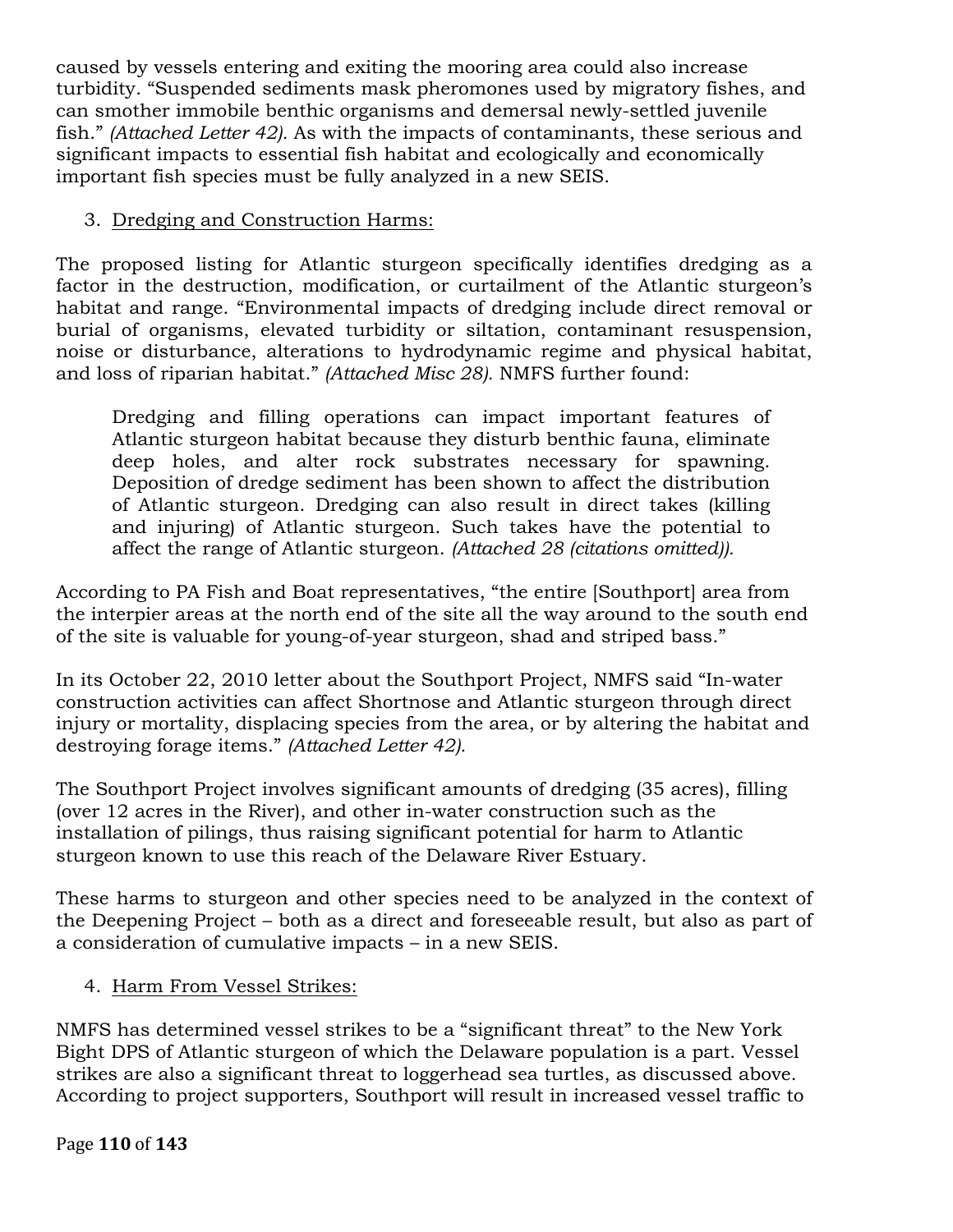caused by vessels entering and exiting the mooring area could also increase turbidity. "Suspended sediments mask pheromones used by migratory fishes, and can smother immobile benthic organisms and demersal newly-settled juvenile fish." *(Attached Letter 42).* As with the impacts of contaminants, these serious and significant impacts to essential fish habitat and ecologically and economically important fish species must be fully analyzed in a new SEIS.

3. Dredging and Construction Harms:

The proposed listing for Atlantic sturgeon specifically identifies dredging as a factor in the destruction, modification, or curtailment of the Atlantic sturgeon's habitat and range. "Environmental impacts of dredging include direct removal or burial of organisms, elevated turbidity or siltation, contaminant resuspension, noise or disturbance, alterations to hydrodynamic regime and physical habitat, and loss of riparian habitat." *(Attached Misc 28).* NMFS further found:

> Dredging and filling operations can impact important features of Atlantic sturgeon habitat because they disturb benthic fauna, eliminate deep holes, and alter rock substrates necessary for spawning. Deposition of dredge sediment has been shown to affect the distribution of Atlantic sturgeon. Dredging can also result in direct takes (killing and injuring) of Atlantic sturgeon. Such takes have the potential to affect the range of Atlantic sturgeon. *(Attached 28 (citations omitted)).*

According to PA Fish and Boat representatives, "the entire [Southport] area from the interpier areas at the north end of the site all the way around to the south end of the site is valuable for young-of-year sturgeon, shad and striped bass."

In its October 22, 2010 letter about the Southport Project, NMFS said "In-water construction activities can affect Shortnose and Atlantic sturgeon through direct injury or mortality, displacing species from the area, or by altering the habitat and destroying forage items." *(Attached Letter 42).*

The Southport Project involves significant amounts of dredging (35 acres), filling (over 12 acres in the River), and other in-water construction such as the installation of pilings, thus raising significant potential for harm to Atlantic sturgeon known to use this reach of the Delaware River Estuary.

These harms to sturgeon and other species need to be analyzed in the context of the Deepening Project – both as a direct and foreseeable result, but also as part of a consideration of cumulative impacts – in a new SEIS.

4. Harm From Vessel Strikes:

NMFS has determined vessel strikes to be a "significant threat" to the New York Bight DPS of Atlantic sturgeon of which the Delaware population is a part. Vessel strikes are also a significant threat to loggerhead sea turtles, as discussed above. According to project supporters, Southport will result in increased vessel traffic to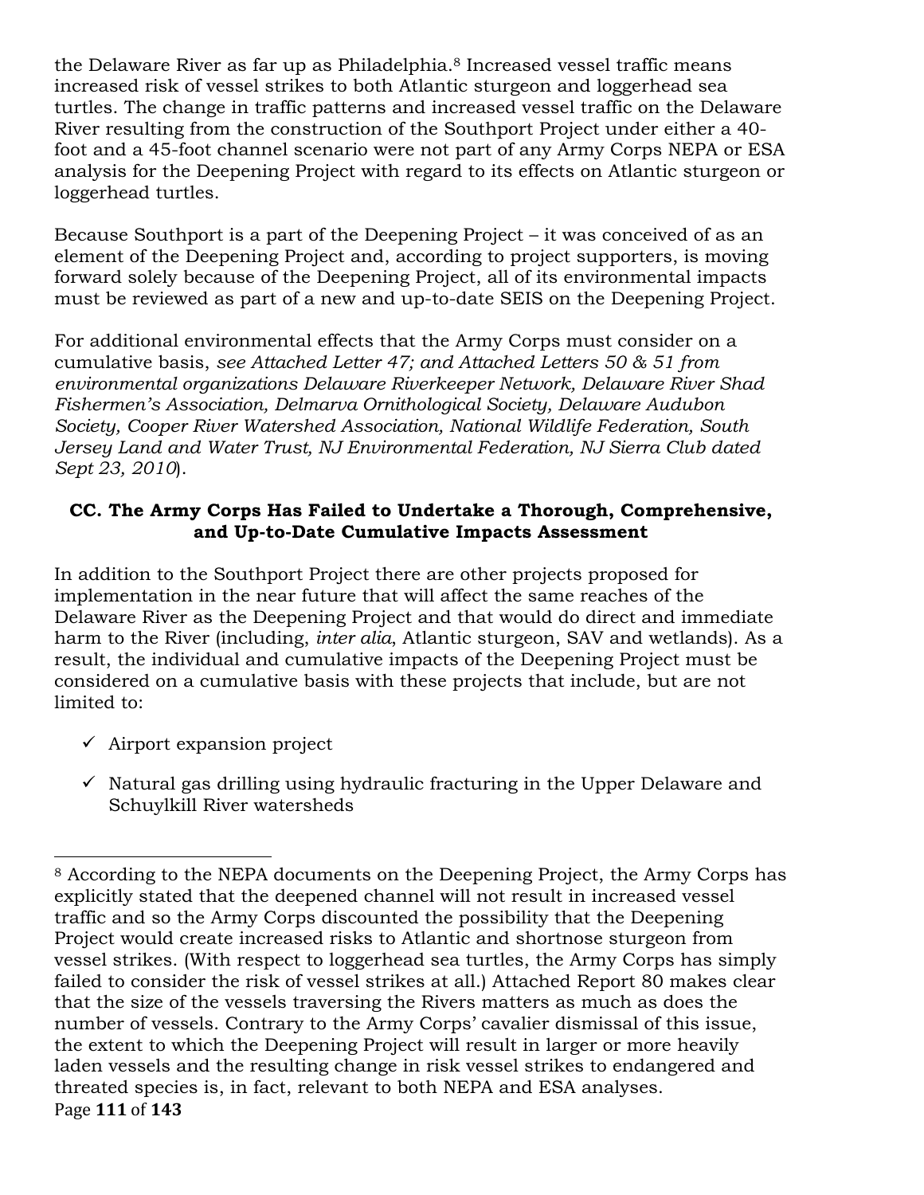the Delaware River as far up as Philadelphia.[8] Increased vessel traffic means increased risk of vessel strikes to both Atlantic sturgeon and loggerhead sea turtles. The change in traffic patterns and increased vessel traffic on the Delaware River resulting from the construction of the Southport Project under either a 40-foot and a 45-foot channel scenario were not part of any Army Corps NEPA or ESA analysis for the Deepening Project with regard to its effects on Atlantic sturgeon or loggerhead turtles.

Because Southport is a part of the Deepening Project – it was conceived of as an element of the Deepening Project and, according to project supporters, is moving forward solely because of the Deepening Project, all of its environmental impacts must be reviewed as part of a new and up-to-date SEIS on the Deepening Project.

For additional environmental effects that the Army Corps must consider on a cumulative basis, *see Attached Letter 47; and Attached Letters 50 & 51 from environmental organizations Delaware Riverkeeper Network, Delaware River Shad Fishermen's Association, Delmarva Ornithological Society, Delaware Audubon Society, Cooper River Watershed Association, National Wildlife Federation, South Jersey Land and Water Trust, NJ Environmental Federation, NJ Sierra Club dated Sept 23, 2010*).

## CC. The Army Corps Has Failed to Undertake a Thorough, Comprehensive, and Up-to-Date Cumulative Impacts Assessment

In addition to the Southport Project there are other projects proposed for implementation in the near future that will affect the same reaches of the Delaware River as the Deepening Project and that would do direct and immediate harm to the River (including, *inter alia*, Atlantic sturgeon, SAV and wetlands). As a result, the individual and cumulative impacts of the Deepening Project must be considered on a cumulative basis with these projects that include, but are not limited to:

- ✓ Airport expansion project
- ✓ Natural gas drilling using hydraulic fracturing in the Upper Delaware and Schuylkill River watersheds

---

[8] According to the NEPA documents on the Deepening Project, the Army Corps has explicitly stated that the deepened channel will not result in increased vessel traffic and so the Army Corps discounted the possibility that the Deepening Project would create increased risks to Atlantic and shortnose sturgeon from vessel strikes. (With respect to loggerhead sea turtles, the Army Corps has simply failed to consider the risk of vessel strikes at all.) Attached Report 80 makes clear that the size of the vessels traversing the Rivers matters as much as does the number of vessels. Contrary to the Army Corps' cavalier dismissal of this issue, the extent to which the Deepening Project will result in larger or more heavily laden vessels and the resulting change in risk vessel strikes to endangered and threated species is, in fact, relevant to both NEPA and ESA analyses.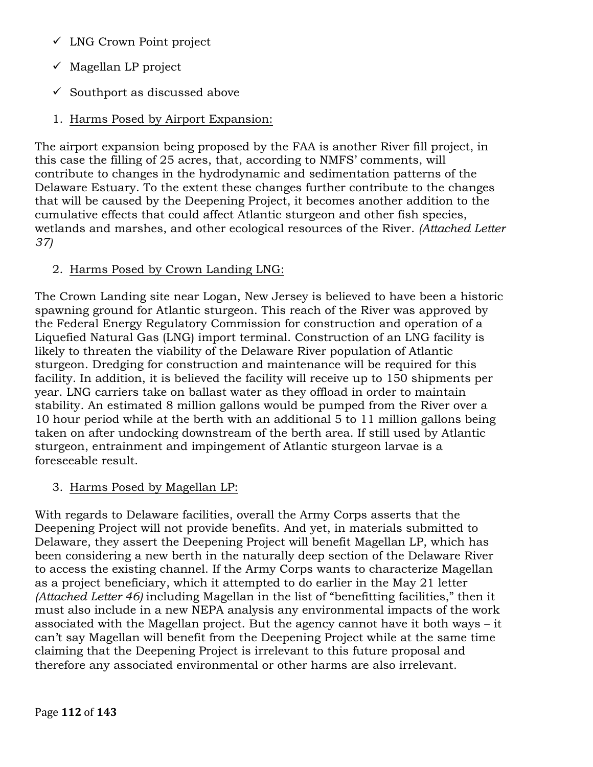- ✓ LNG Crown Point project
- ✓ Magellan LP project
- ✓ Southport as discussed above

1. <u>Harms Posed by Airport Expansion:</u>

The airport expansion being proposed by the FAA is another River fill project, in this case the filling of 25 acres, that, according to NMFS' comments, will contribute to changes in the hydrodynamic and sedimentation patterns of the Delaware Estuary. To the extent these changes further contribute to the changes that will be caused by the Deepening Project, it becomes another addition to the cumulative effects that could affect Atlantic sturgeon and other fish species, wetlands and marshes, and other ecological resources of the River. *(Attached Letter 37)*

2. <u>Harms Posed by Crown Landing LNG:</u>

The Crown Landing site near Logan, New Jersey is believed to have been a historic spawning ground for Atlantic sturgeon. This reach of the River was approved by the Federal Energy Regulatory Commission for construction and operation of a Liquefied Natural Gas (LNG) import terminal. Construction of an LNG facility is likely to threaten the viability of the Delaware River population of Atlantic sturgeon. Dredging for construction and maintenance will be required for this facility. In addition, it is believed the facility will receive up to 150 shipments per year. LNG carriers take on ballast water as they offload in order to maintain stability. An estimated 8 million gallons would be pumped from the River over a 10 hour period while at the berth with an additional 5 to 11 million gallons being taken on after undocking downstream of the berth area. If still used by Atlantic sturgeon, entrainment and impingement of Atlantic sturgeon larvae is a foreseeable result.

3. <u>Harms Posed by Magellan LP:</u>

With regards to Delaware facilities, overall the Army Corps asserts that the Deepening Project will not provide benefits. And yet, in materials submitted to Delaware, they assert the Deepening Project will benefit Magellan LP, which has been considering a new berth in the naturally deep section of the Delaware River to access the existing channel. If the Army Corps wants to characterize Magellan as a project beneficiary, which it attempted to do earlier in the May 21 letter *(Attached Letter 46)* including Magellan in the list of "benefitting facilities," then it must also include in a new NEPA analysis any environmental impacts of the work associated with the Magellan project. But the agency cannot have it both ways – it can't say Magellan will benefit from the Deepening Project while at the same time claiming that the Deepening Project is irrelevant to this future proposal and therefore any associated environmental or other harms are also irrelevant.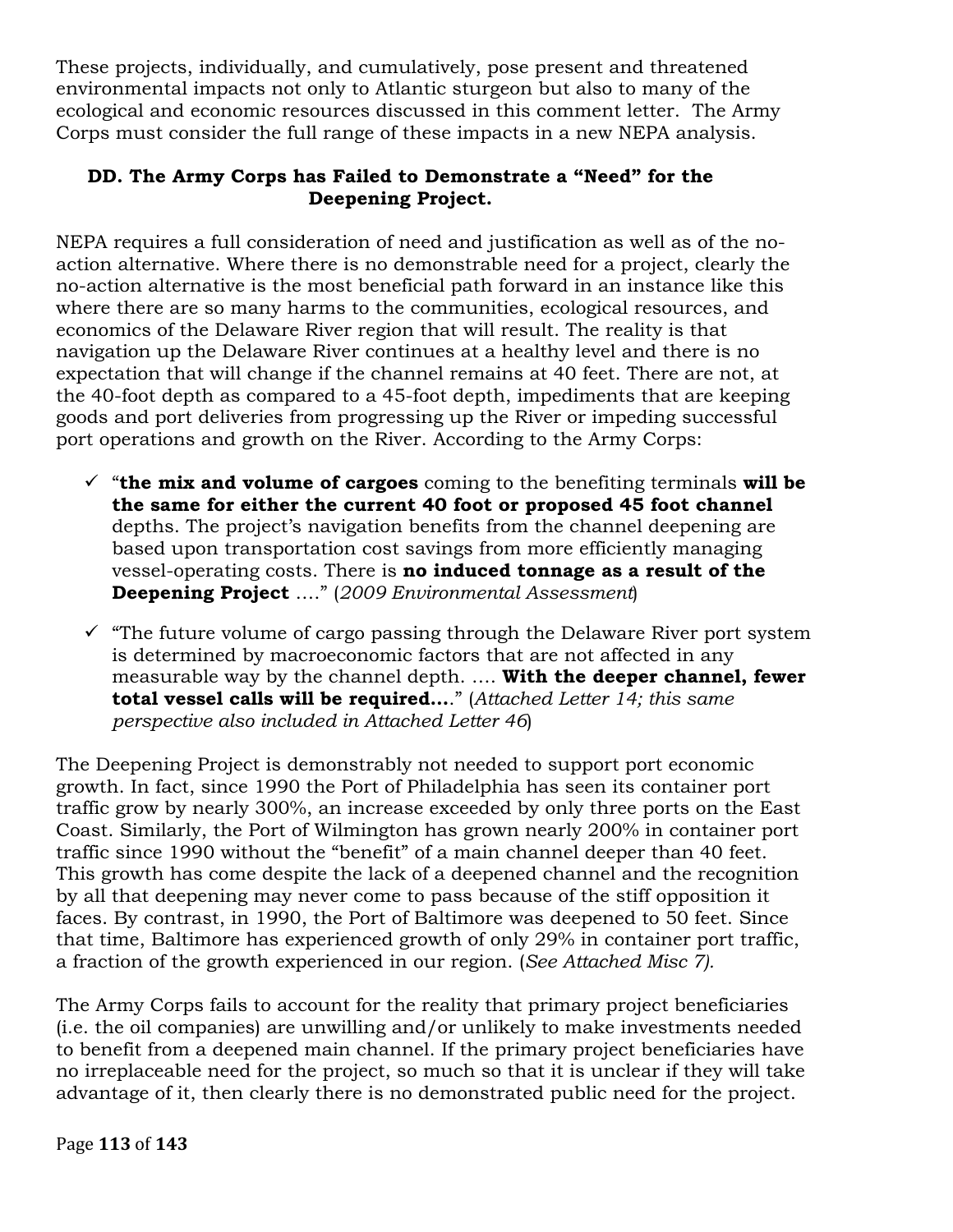These projects, individually, and cumulatively, pose present and threatened environmental impacts not only to Atlantic sturgeon but also to many of the ecological and economic resources discussed in this comment letter. The Army Corps must consider the full range of these impacts in a new NEPA analysis.

### DD. The Army Corps has Failed to Demonstrate a "Need" for the Deepening Project.

NEPA requires a full consideration of need and justification as well as of the no-action alternative. Where there is no demonstrable need for a project, clearly the no-action alternative is the most beneficial path forward in an instance like this where there are so many harms to the communities, ecological resources, and economics of the Delaware River region that will result. The reality is that navigation up the Delaware River continues at a healthy level and there is no expectation that will change if the channel remains at 40 feet. There are not, at the 40-foot depth as compared to a 45-foot depth, impediments that are keeping goods and port deliveries from progressing up the River or impeding successful port operations and growth on the River. According to the Army Corps:

- ✓ "**the mix and volume of cargoes** coming to the benefiting terminals **will be the same for either the current 40 foot or proposed 45 foot channel** depths. The project's navigation benefits from the channel deepening are based upon transportation cost savings from more efficiently managing vessel-operating costs. There is **no induced tonnage as a result of the Deepening Project** …." (*2009 Environmental Assessment*)
- ✓ "The future volume of cargo passing through the Delaware River port system is determined by macroeconomic factors that are not affected in any measurable way by the channel depth. …. **With the deeper channel, fewer total vessel calls will be required….**" (*Attached Letter 14; this same perspective also included in Attached Letter 46*)

The Deepening Project is demonstrably not needed to support port economic growth. In fact, since 1990 the Port of Philadelphia has seen its container port traffic grow by nearly 300%, an increase exceeded by only three ports on the East Coast. Similarly, the Port of Wilmington has grown nearly 200% in container port traffic since 1990 without the "benefit" of a main channel deeper than 40 feet. This growth has come despite the lack of a deepened channel and the recognition by all that deepening may never come to pass because of the stiff opposition it faces. By contrast, in 1990, the Port of Baltimore was deepened to 50 feet. Since that time, Baltimore has experienced growth of only 29% in container port traffic, a fraction of the growth experienced in our region. (*See Attached Misc 7).*

The Army Corps fails to account for the reality that primary project beneficiaries (i.e. the oil companies) are unwilling and/or unlikely to make investments needed to benefit from a deepened main channel. If the primary project beneficiaries have no irreplaceable need for the project, so much so that it is unclear if they will take advantage of it, then clearly there is no demonstrated public need for the project.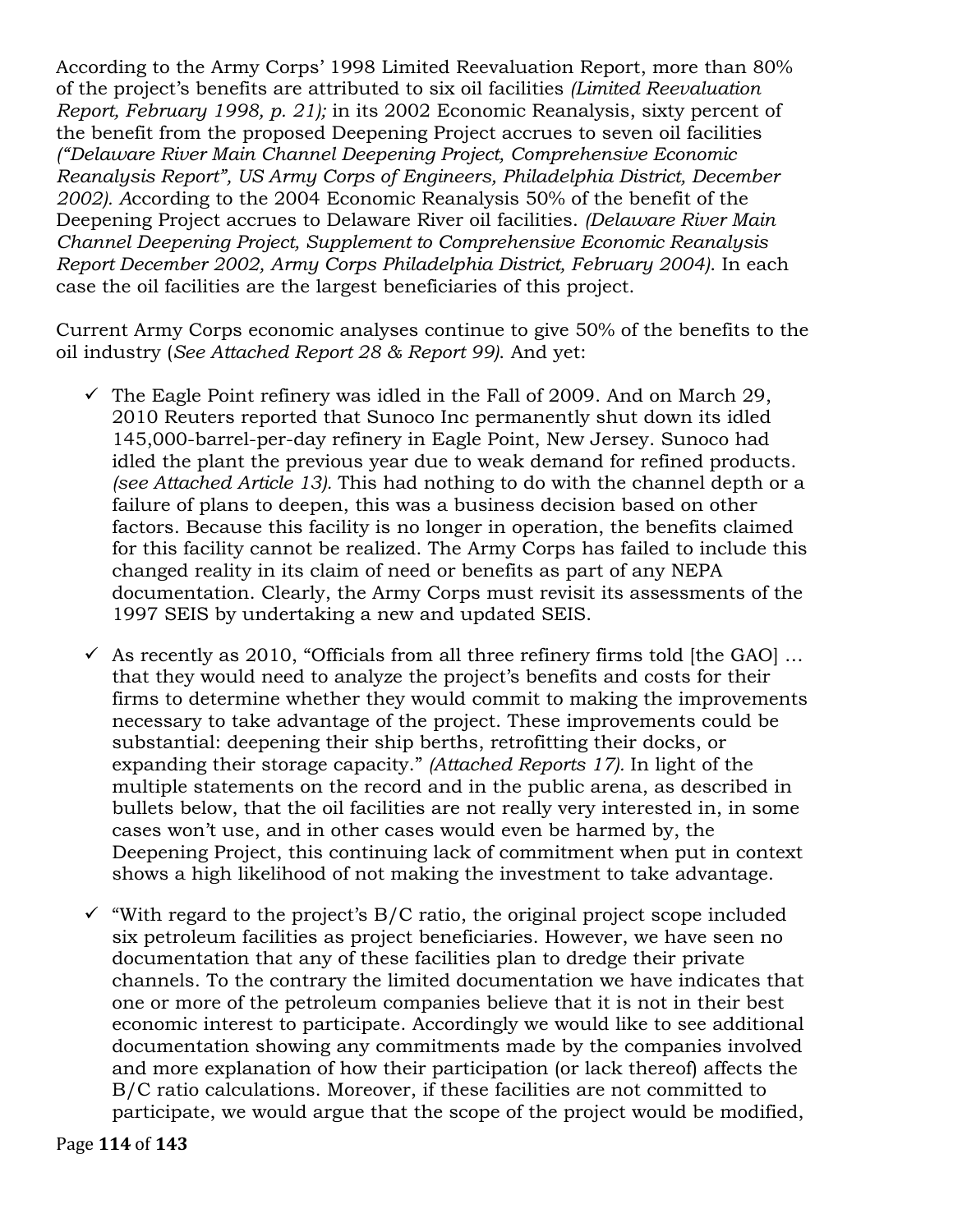According to the Army Corps' 1998 Limited Reevaluation Report, more than 80% of the project's benefits are attributed to six oil facilities *(Limited Reevaluation Report, February 1998, p. 21);* in its 2002 Economic Reanalysis, sixty percent of the benefit from the proposed Deepening Project accrues to seven oil facilities *("Delaware River Main Channel Deepening Project, Comprehensive Economic Reanalysis Report", US Army Corps of Engineers, Philadelphia District, December 2002).* According to the 2004 Economic Reanalysis 50% of the benefit of the Deepening Project accrues to Delaware River oil facilities. *(Delaware River Main Channel Deepening Project, Supplement to Comprehensive Economic Reanalysis Report December 2002, Army Corps Philadelphia District, February 2004).* In each case the oil facilities are the largest beneficiaries of this project.

Current Army Corps economic analyses continue to give 50% of the benefits to the oil industry (*See Attached Report 28 & Report 99).* And yet:

- ✓ The Eagle Point refinery was idled in the Fall of 2009. And on March 29, 2010 Reuters reported that Sunoco Inc permanently shut down its idled 145,000-barrel-per-day refinery in Eagle Point, New Jersey. Sunoco had idled the plant the previous year due to weak demand for refined products. *(see Attached Article 13).* This had nothing to do with the channel depth or a failure of plans to deepen, this was a business decision based on other factors. Because this facility is no longer in operation, the benefits claimed for this facility cannot be realized. The Army Corps has failed to include this changed reality in its claim of need or benefits as part of any NEPA documentation. Clearly, the Army Corps must revisit its assessments of the 1997 SEIS by undertaking a new and updated SEIS.

- ✓ As recently as 2010, "Officials from all three refinery firms told [the GAO] … that they would need to analyze the project's benefits and costs for their firms to determine whether they would commit to making the improvements necessary to take advantage of the project. These improvements could be substantial: deepening their ship berths, retrofitting their docks, or expanding their storage capacity." *(Attached Reports 17).* In light of the multiple statements on the record and in the public arena, as described in bullets below, that the oil facilities are not really very interested in, in some cases won't use, and in other cases would even be harmed by, the Deepening Project, this continuing lack of commitment when put in context shows a high likelihood of not making the investment to take advantage.

- ✓ "With regard to the project's B/C ratio, the original project scope included six petroleum facilities as project beneficiaries. However, we have seen no documentation that any of these facilities plan to dredge their private channels. To the contrary the limited documentation we have indicates that one or more of the petroleum companies believe that it is not in their best economic interest to participate. Accordingly we would like to see additional documentation showing any commitments made by the companies involved and more explanation of how their participation (or lack thereof) affects the B/C ratio calculations. Moreover, if these facilities are not committed to participate, we would argue that the scope of the project would be modified,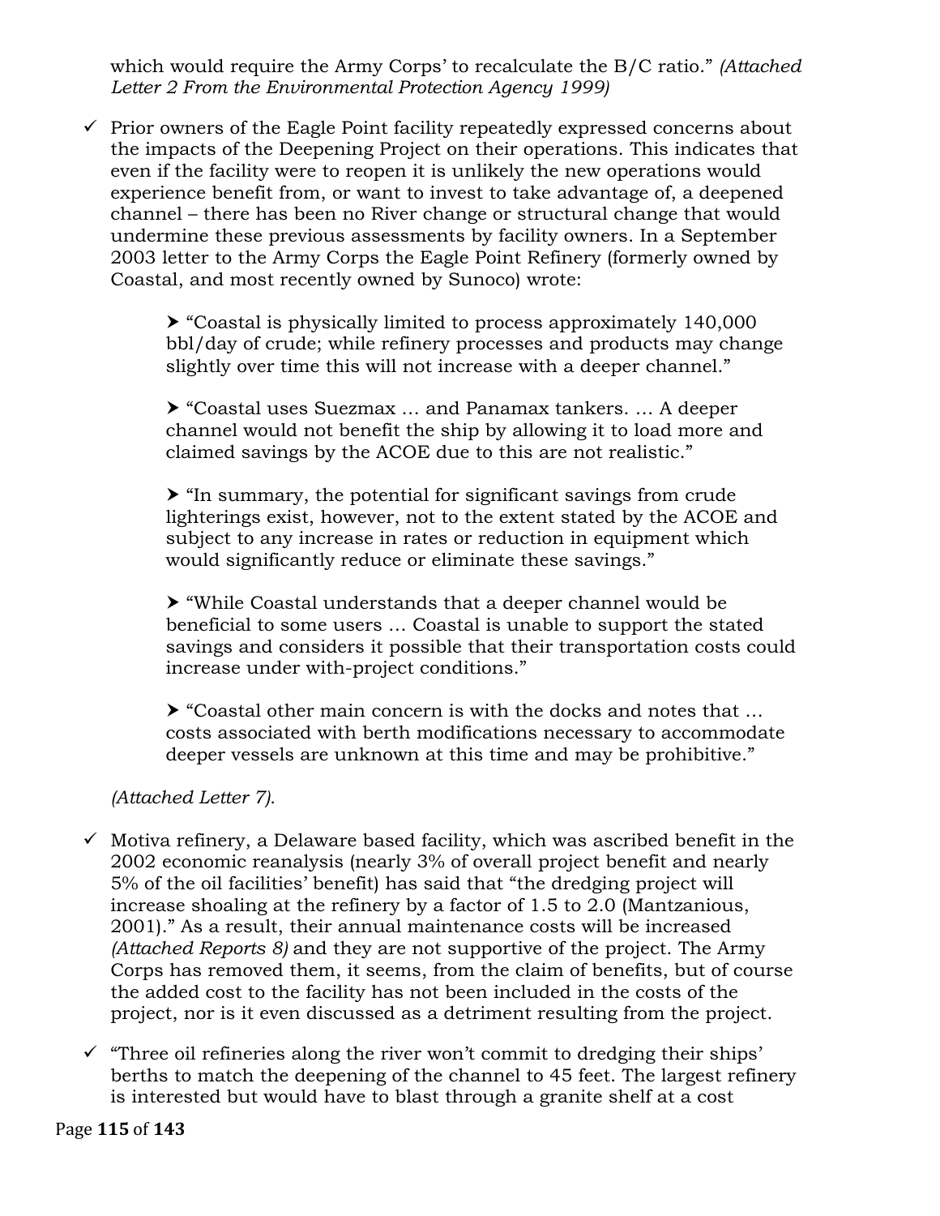which would require the Army Corps' to recalculate the B/C ratio." *(Attached Letter 2 From the Environmental Protection Agency 1999)*

- ✓ Prior owners of the Eagle Point facility repeatedly expressed concerns about the impacts of the Deepening Project on their operations. This indicates that even if the facility were to reopen it is unlikely the new operations would experience benefit from, or want to invest to take advantage of, a deepened channel – there has been no River change or structural change that would undermine these previous assessments by facility owners. In a September 2003 letter to the Army Corps the Eagle Point Refinery (formerly owned by Coastal, and most recently owned by Sunoco) wrote:

  - ➤ "Coastal is physically limited to process approximately 140,000 bbl/day of crude; while refinery processes and products may change slightly over time this will not increase with a deeper channel."

  - ➤ "Coastal uses Suezmax … and Panamax tankers. … A deeper channel would not benefit the ship by allowing it to load more and claimed savings by the ACOE due to this are not realistic."

  - ➤ "In summary, the potential for significant savings from crude lighterings exist, however, not to the extent stated by the ACOE and subject to any increase in rates or reduction in equipment which would significantly reduce or eliminate these savings."

  - ➤ "While Coastal understands that a deeper channel would be beneficial to some users … Coastal is unable to support the stated savings and considers it possible that their transportation costs could increase under with-project conditions."

  - ➤ "Coastal other main concern is with the docks and notes that … costs associated with berth modifications necessary to accommodate deeper vessels are unknown at this time and may be prohibitive."

  *(Attached Letter 7).*

- ✓ Motiva refinery, a Delaware based facility, which was ascribed benefit in the 2002 economic reanalysis (nearly 3% of overall project benefit and nearly 5% of the oil facilities' benefit) has said that "the dredging project will increase shoaling at the refinery by a factor of 1.5 to 2.0 (Mantzanious, 2001)." As a result, their annual maintenance costs will be increased *(Attached Reports 8)* and they are not supportive of the project. The Army Corps has removed them, it seems, from the claim of benefits, but of course the added cost to the facility has not been included in the costs of the project, nor is it even discussed as a detriment resulting from the project.

- ✓ "Three oil refineries along the river won't commit to dredging their ships' berths to match the deepening of the channel to 45 feet. The largest refinery is interested but would have to blast through a granite shelf at a cost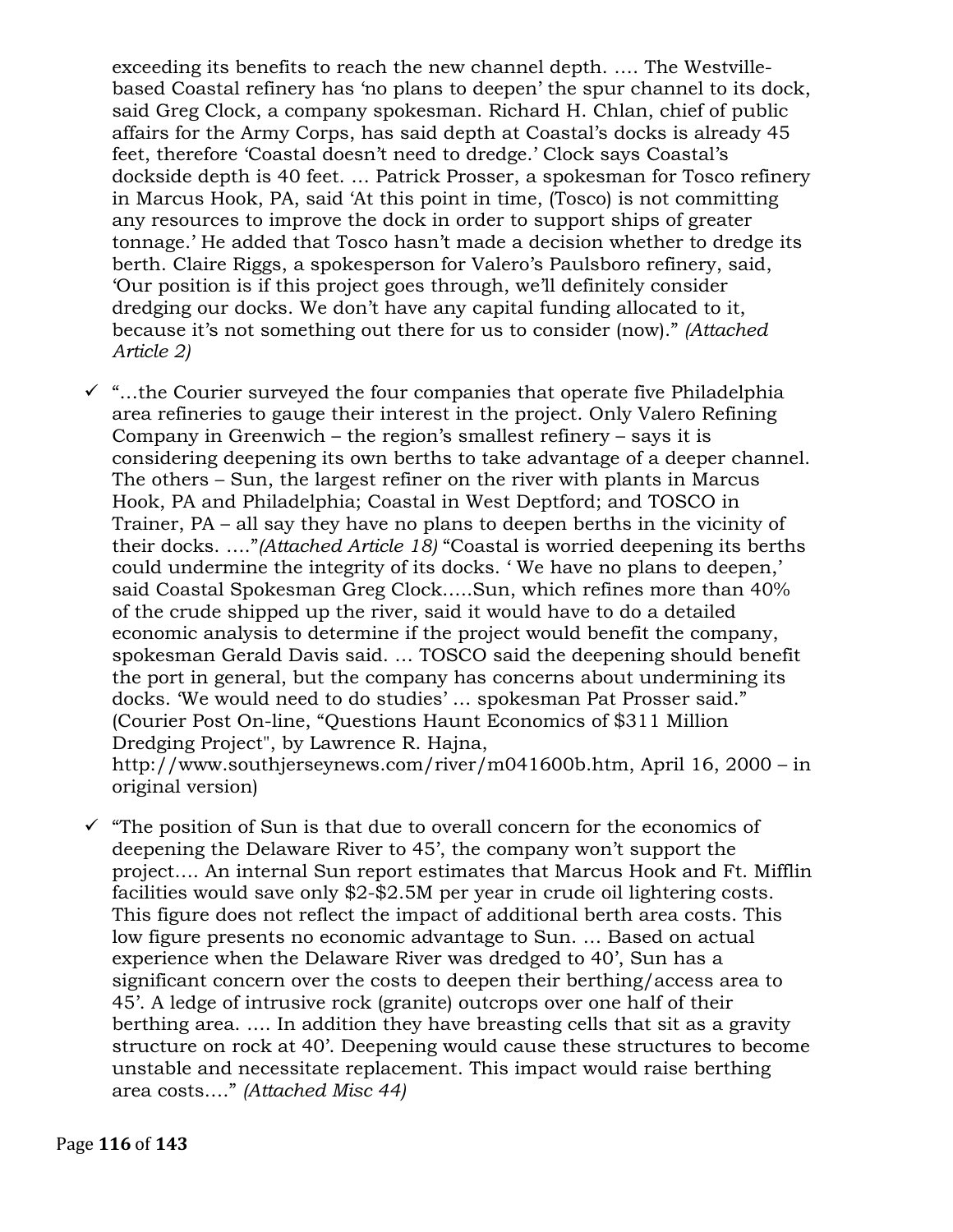exceeding its benefits to reach the new channel depth. …. The Westville-based Coastal refinery has 'no plans to deepen' the spur channel to its dock, said Greg Clock, a company spokesman. Richard H. Chlan, chief of public affairs for the Army Corps, has said depth at Coastal's docks is already 45 feet, therefore 'Coastal doesn't need to dredge.' Clock says Coastal's dockside depth is 40 feet. … Patrick Prosser, a spokesman for Tosco refinery in Marcus Hook, PA, said 'At this point in time, (Tosco) is not committing any resources to improve the dock in order to support ships of greater tonnage.' He added that Tosco hasn't made a decision whether to dredge its berth. Claire Riggs, a spokesperson for Valero's Paulsboro refinery, said, 'Our position is if this project goes through, we'll definitely consider dredging our docks. We don't have any capital funding allocated to it, because it's not something out there for us to consider (now)." *(Attached Article 2)*

- ✓ "…the Courier surveyed the four companies that operate five Philadelphia area refineries to gauge their interest in the project. Only Valero Refining Company in Greenwich – the region's smallest refinery – says it is considering deepening its own berths to take advantage of a deeper channel. The others – Sun, the largest refiner on the river with plants in Marcus Hook, PA and Philadelphia; Coastal in West Deptford; and TOSCO in Trainer, PA – all say they have no plans to deepen berths in the vicinity of their docks. …."*(Attached Article 18)* "Coastal is worried deepening its berths could undermine the integrity of its docks. ' We have no plans to deepen,' said Coastal Spokesman Greg Clock…..Sun, which refines more than 40% of the crude shipped up the river, said it would have to do a detailed economic analysis to determine if the project would benefit the company, spokesman Gerald Davis said. … TOSCO said the deepening should benefit the port in general, but the company has concerns about undermining its docks. 'We would need to do studies' … spokesman Pat Prosser said." (Courier Post On-line, "Questions Haunt Economics of $311 Million Dredging Project", by Lawrence R. Hajna, http://www.southjerseynews.com/river/m041600b.htm, April 16, 2000 – in original version)

- ✓ "The position of Sun is that due to overall concern for the economics of deepening the Delaware River to 45', the company won't support the project…. An internal Sun report estimates that Marcus Hook and Ft. Mifflin facilities would save only $2-$2.5M per year in crude oil lightering costs. This figure does not reflect the impact of additional berth area costs. This low figure presents no economic advantage to Sun. … Based on actual experience when the Delaware River was dredged to 40', Sun has a significant concern over the costs to deepen their berthing/access area to 45'. A ledge of intrusive rock (granite) outcrops over one half of their berthing area. …. In addition they have breasting cells that sit as a gravity structure on rock at 40'. Deepening would cause these structures to become unstable and necessitate replacement. This impact would raise berthing area costs…." *(Attached Misc 44)*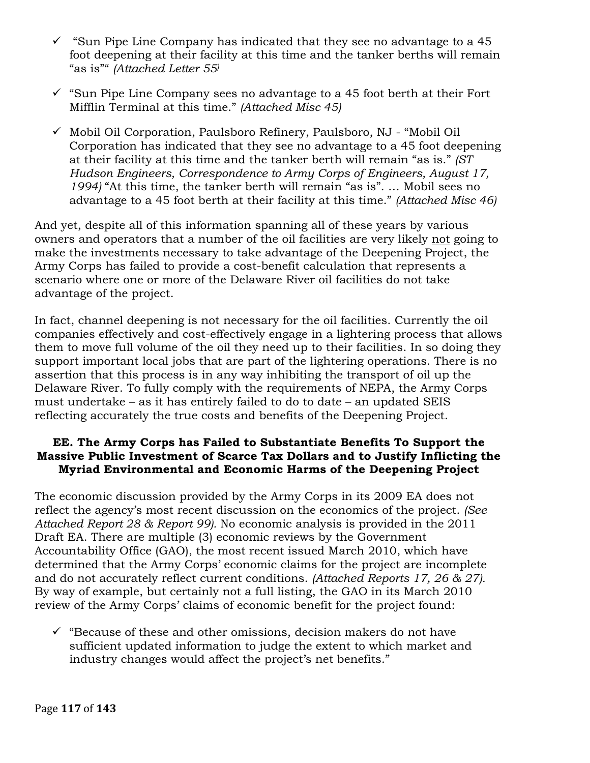- ✓ "Sun Pipe Line Company has indicated that they see no advantage to a 45 foot deepening at their facility at this time and the tanker berths will remain "as is"" *(Attached Letter 55)*

- ✓ "Sun Pipe Line Company sees no advantage to a 45 foot berth at their Fort Mifflin Terminal at this time." *(Attached Misc 45)*

- ✓ Mobil Oil Corporation, Paulsboro Refinery, Paulsboro, NJ - "Mobil Oil Corporation has indicated that they see no advantage to a 45 foot deepening at their facility at this time and the tanker berth will remain "as is." *(ST Hudson Engineers, Correspondence to Army Corps of Engineers, August 17, 1994)* "At this time, the tanker berth will remain "as is". … Mobil sees no advantage to a 45 foot berth at their facility at this time." *(Attached Misc 46)*

And yet, despite all of this information spanning all of these years by various owners and operators that a number of the oil facilities are very likely not going to make the investments necessary to take advantage of the Deepening Project, the Army Corps has failed to provide a cost-benefit calculation that represents a scenario where one or more of the Delaware River oil facilities do not take advantage of the project.

In fact, channel deepening is not necessary for the oil facilities. Currently the oil companies effectively and cost-effectively engage in a lightering process that allows them to move full volume of the oil they need up to their facilities. In so doing they support important local jobs that are part of the lightering operations. There is no assertion that this process is in any way inhibiting the transport of oil up the Delaware River. To fully comply with the requirements of NEPA, the Army Corps must undertake – as it has entirely failed to do to date – an updated SEIS reflecting accurately the true costs and benefits of the Deepening Project.

### EE. The Army Corps has Failed to Substantiate Benefits To Support the Massive Public Investment of Scarce Tax Dollars and to Justify Inflicting the Myriad Environmental and Economic Harms of the Deepening Project

The economic discussion provided by the Army Corps in its 2009 EA does not reflect the agency's most recent discussion on the economics of the project. *(See Attached Report 28 & Report 99).* No economic analysis is provided in the 2011 Draft EA. There are multiple (3) economic reviews by the Government Accountability Office (GAO), the most recent issued March 2010, which have determined that the Army Corps' economic claims for the project are incomplete and do not accurately reflect current conditions. *(Attached Reports 17, 26 & 27).* By way of example, but certainly not a full listing, the GAO in its March 2010 review of the Army Corps' claims of economic benefit for the project found:

- ✓ "Because of these and other omissions, decision makers do not have sufficient updated information to judge the extent to which market and industry changes would affect the project's net benefits."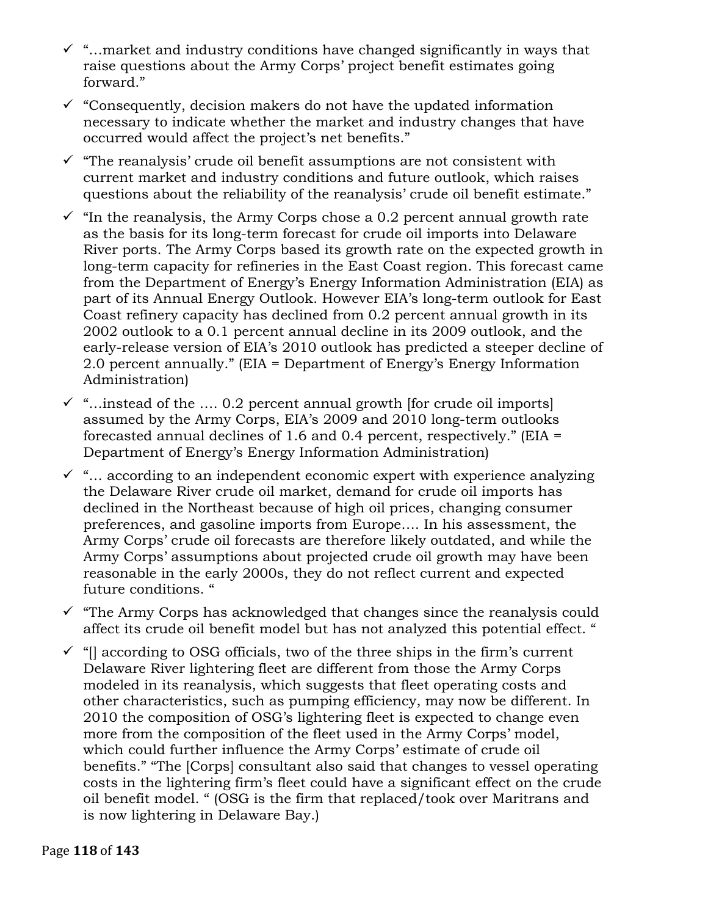- ✓ "…market and industry conditions have changed significantly in ways that raise questions about the Army Corps' project benefit estimates going forward."
- ✓ "Consequently, decision makers do not have the updated information necessary to indicate whether the market and industry changes that have occurred would affect the project's net benefits."
- ✓ "The reanalysis' crude oil benefit assumptions are not consistent with current market and industry conditions and future outlook, which raises questions about the reliability of the reanalysis' crude oil benefit estimate."
- ✓ "In the reanalysis, the Army Corps chose a 0.2 percent annual growth rate as the basis for its long-term forecast for crude oil imports into Delaware River ports. The Army Corps based its growth rate on the expected growth in long-term capacity for refineries in the East Coast region. This forecast came from the Department of Energy's Energy Information Administration (EIA) as part of its Annual Energy Outlook. However EIA's long-term outlook for East Coast refinery capacity has declined from 0.2 percent annual growth in its 2002 outlook to a 0.1 percent annual decline in its 2009 outlook, and the early-release version of EIA's 2010 outlook has predicted a steeper decline of 2.0 percent annually." (EIA = Department of Energy's Energy Information Administration)
- ✓ "…instead of the …. 0.2 percent annual growth [for crude oil imports] assumed by the Army Corps, EIA's 2009 and 2010 long-term outlooks forecasted annual declines of 1.6 and 0.4 percent, respectively." (EIA = Department of Energy's Energy Information Administration)
- ✓ "… according to an independent economic expert with experience analyzing the Delaware River crude oil market, demand for crude oil imports has declined in the Northeast because of high oil prices, changing consumer preferences, and gasoline imports from Europe…. In his assessment, the Army Corps' crude oil forecasts are therefore likely outdated, and while the Army Corps' assumptions about projected crude oil growth may have been reasonable in the early 2000s, they do not reflect current and expected future conditions. "
- ✓ "The Army Corps has acknowledged that changes since the reanalysis could affect its crude oil benefit model but has not analyzed this potential effect. "
- ✓ "[] according to OSG officials, two of the three ships in the firm's current Delaware River lightering fleet are different from those the Army Corps modeled in its reanalysis, which suggests that fleet operating costs and other characteristics, such as pumping efficiency, may now be different. In 2010 the composition of OSG's lightering fleet is expected to change even more from the composition of the fleet used in the Army Corps' model, which could further influence the Army Corps' estimate of crude oil benefits." "The [Corps] consultant also said that changes to vessel operating costs in the lightering firm's fleet could have a significant effect on the crude oil benefit model. " (OSG is the firm that replaced/took over Maritrans and is now lightering in Delaware Bay.)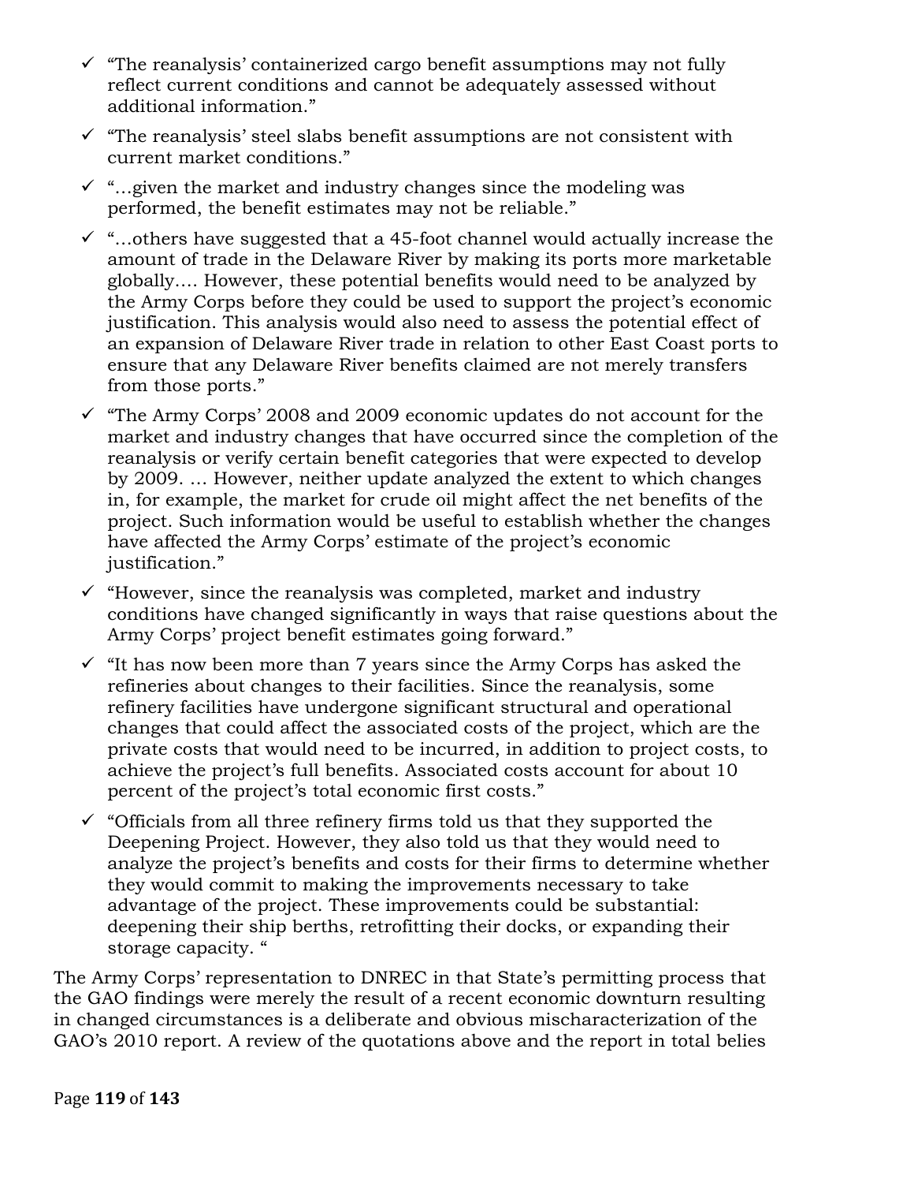- ✓ "The reanalysis' containerized cargo benefit assumptions may not fully reflect current conditions and cannot be adequately assessed without additional information."
- ✓ "The reanalysis' steel slabs benefit assumptions are not consistent with current market conditions."
- ✓ "…given the market and industry changes since the modeling was performed, the benefit estimates may not be reliable."
- ✓ "…others have suggested that a 45-foot channel would actually increase the amount of trade in the Delaware River by making its ports more marketable globally…. However, these potential benefits would need to be analyzed by the Army Corps before they could be used to support the project's economic justification. This analysis would also need to assess the potential effect of an expansion of Delaware River trade in relation to other East Coast ports to ensure that any Delaware River benefits claimed are not merely transfers from those ports."
- ✓ "The Army Corps' 2008 and 2009 economic updates do not account for the market and industry changes that have occurred since the completion of the reanalysis or verify certain benefit categories that were expected to develop by 2009. … However, neither update analyzed the extent to which changes in, for example, the market for crude oil might affect the net benefits of the project. Such information would be useful to establish whether the changes have affected the Army Corps' estimate of the project's economic justification."
- ✓ "However, since the reanalysis was completed, market and industry conditions have changed significantly in ways that raise questions about the Army Corps' project benefit estimates going forward."
- ✓ "It has now been more than 7 years since the Army Corps has asked the refineries about changes to their facilities. Since the reanalysis, some refinery facilities have undergone significant structural and operational changes that could affect the associated costs of the project, which are the private costs that would need to be incurred, in addition to project costs, to achieve the project's full benefits. Associated costs account for about 10 percent of the project's total economic first costs."
- ✓ "Officials from all three refinery firms told us that they supported the Deepening Project. However, they also told us that they would need to analyze the project's benefits and costs for their firms to determine whether they would commit to making the improvements necessary to take advantage of the project. These improvements could be substantial: deepening their ship berths, retrofitting their docks, or expanding their storage capacity. "

The Army Corps' representation to DNREC in that State's permitting process that the GAO findings were merely the result of a recent economic downturn resulting in changed circumstances is a deliberate and obvious mischaracterization of the GAO's 2010 report. A review of the quotations above and the report in total belies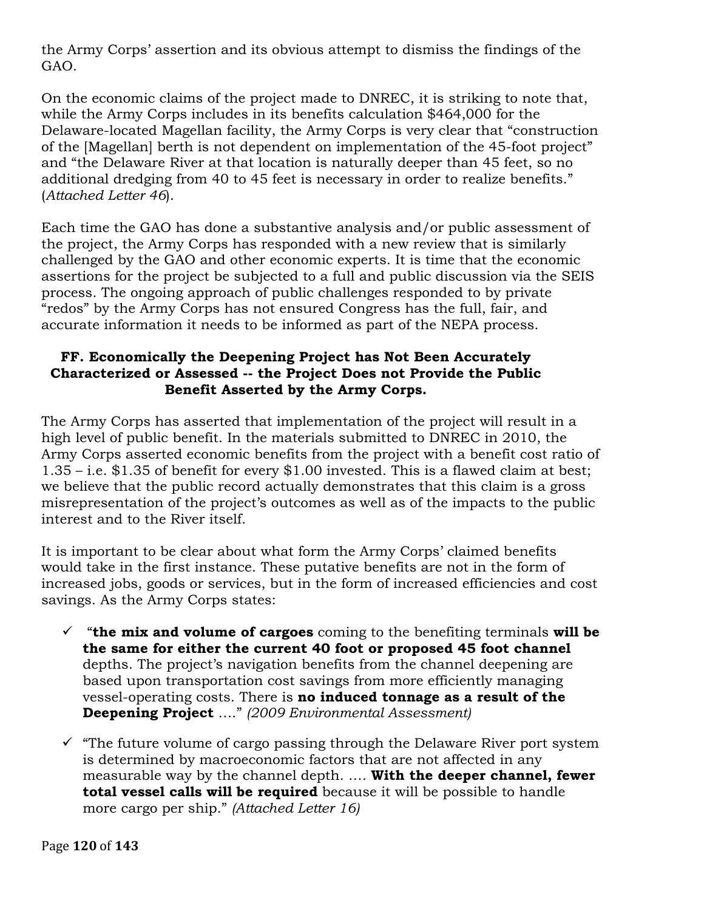the Army Corps' assertion and its obvious attempt to dismiss the findings of the GAO.

On the economic claims of the project made to DNREC, it is striking to note that, while the Army Corps includes in its benefits calculation $464,000 for the Delaware-located Magellan facility, the Army Corps is very clear that "construction of the [Magellan] berth is not dependent on implementation of the 45-foot project" and "the Delaware River at that location is naturally deeper than 45 feet, so no additional dredging from 40 to 45 feet is necessary in order to realize benefits." (*Attached Letter 46*).

Each time the GAO has done a substantive analysis and/or public assessment of the project, the Army Corps has responded with a new review that is similarly challenged by the GAO and other economic experts. It is time that the economic assertions for the project be subjected to a full and public discussion via the SEIS process. The ongoing approach of public challenges responded to by private "redos" by the Army Corps has not ensured Congress has the full, fair, and accurate information it needs to be informed as part of the NEPA process.

### FF. Economically the Deepening Project has Not Been Accurately Characterized or Assessed -- the Project Does not Provide the Public Benefit Asserted by the Army Corps.

The Army Corps has asserted that implementation of the project will result in a high level of public benefit. In the materials submitted to DNREC in 2010, the Army Corps asserted economic benefits from the project with a benefit cost ratio of 1.35 – i.e. $1.35 of benefit for every $1.00 invested. This is a flawed claim at best; we believe that the public record actually demonstrates that this claim is a gross misrepresentation of the project's outcomes as well as of the impacts to the public interest and to the River itself.

It is important to be clear about what form the Army Corps' claimed benefits would take in the first instance. These putative benefits are not in the form of increased jobs, goods or services, but in the form of increased efficiencies and cost savings. As the Army Corps states:

- ✓ "**the mix and volume of cargoes** coming to the benefiting terminals **will be the same for either the current 40 foot or proposed 45 foot channel** depths. The project's navigation benefits from the channel deepening are based upon transportation cost savings from more efficiently managing vessel-operating costs. There is **no induced tonnage as a result of the Deepening Project** …." *(2009 Environmental Assessment)*
- ✓ "The future volume of cargo passing through the Delaware River port system is determined by macroeconomic factors that are not affected in any measurable way by the channel depth. …. **With the deeper channel, fewer total vessel calls will be required** because it will be possible to handle more cargo per ship." *(Attached Letter 16)*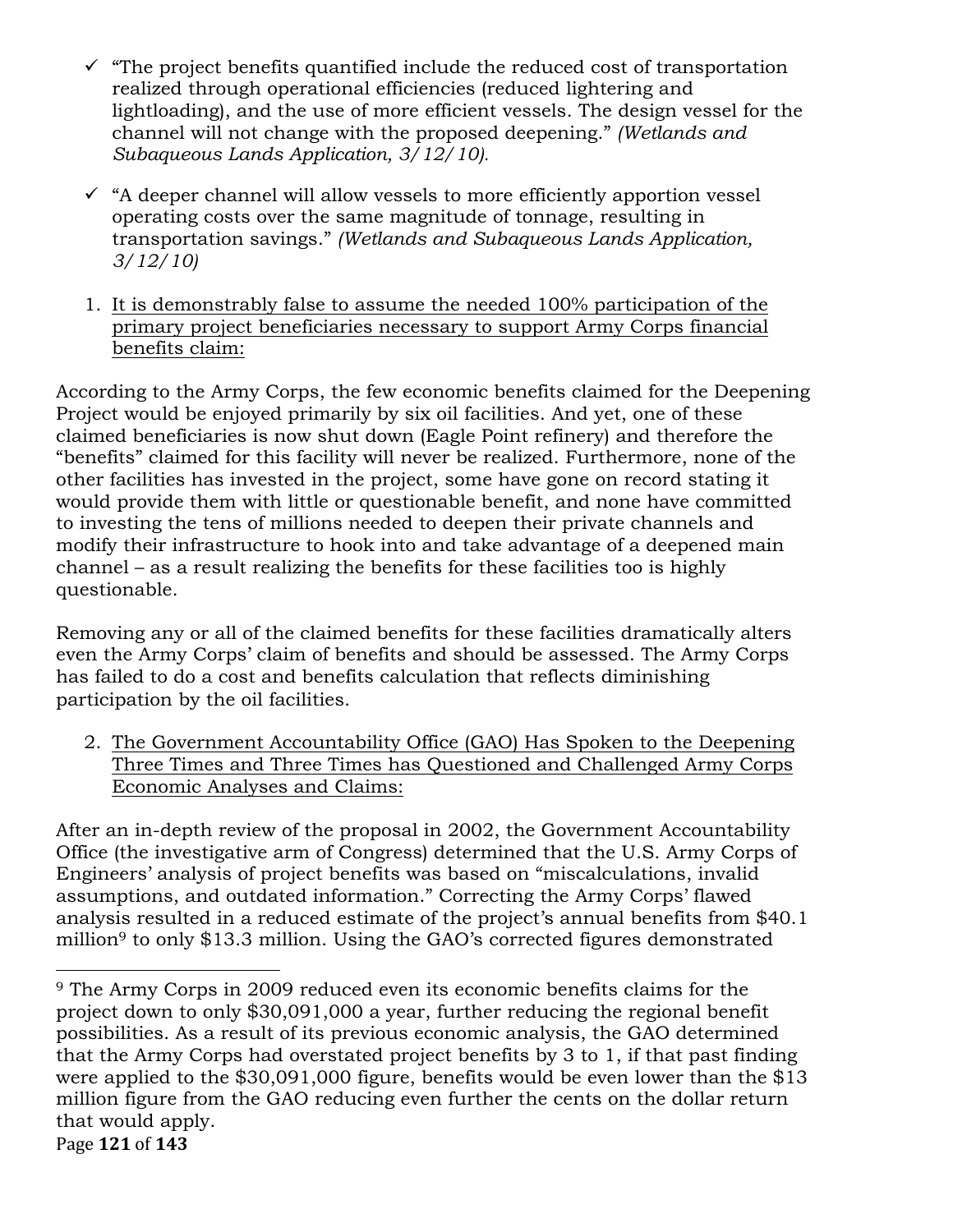- ✓ "The project benefits quantified include the reduced cost of transportation realized through operational efficiencies (reduced lightering and lightloading), and the use of more efficient vessels. The design vessel for the channel will not change with the proposed deepening." *(Wetlands and Subaqueous Lands Application, 3/12/10).*

- ✓ "A deeper channel will allow vessels to more efficiently apportion vessel operating costs over the same magnitude of tonnage, resulting in transportation savings." *(Wetlands and Subaqueous Lands Application, 3/12/10)*

1. <u>It is demonstrably false to assume the needed 100% participation of the primary project beneficiaries necessary to support Army Corps financial benefits claim:</u>

According to the Army Corps, the few economic benefits claimed for the Deepening Project would be enjoyed primarily by six oil facilities. And yet, one of these claimed beneficiaries is now shut down (Eagle Point refinery) and therefore the "benefits" claimed for this facility will never be realized. Furthermore, none of the other facilities has invested in the project, some have gone on record stating it would provide them with little or questionable benefit, and none have committed to investing the tens of millions needed to deepen their private channels and modify their infrastructure to hook into and take advantage of a deepened main channel – as a result realizing the benefits for these facilities too is highly questionable.

Removing any or all of the claimed benefits for these facilities dramatically alters even the Army Corps' claim of benefits and should be assessed. The Army Corps has failed to do a cost and benefits calculation that reflects diminishing participation by the oil facilities.

2. <u>The Government Accountability Office (GAO) Has Spoken to the Deepening Three Times and Three Times has Questioned and Challenged Army Corps Economic Analyses and Claims:</u>

After an in-depth review of the proposal in 2002, the Government Accountability Office (the investigative arm of Congress) determined that the U.S. Army Corps of Engineers' analysis of project benefits was based on "miscalculations, invalid assumptions, and outdated information." Correcting the Army Corps' flawed analysis resulted in a reduced estimate of the project's annual benefits from $40.1 million[9] to only $13.3 million. Using the GAO's corrected figures demonstrated

---

[9] The Army Corps in 2009 reduced even its economic benefits claims for the project down to only $30,091,000 a year, further reducing the regional benefit possibilities. As a result of its previous economic analysis, the GAO determined that the Army Corps had overstated project benefits by 3 to 1, if that past finding were applied to the $30,091,000 figure, benefits would be even lower than the $13 million figure from the GAO reducing even further the cents on the dollar return that would apply.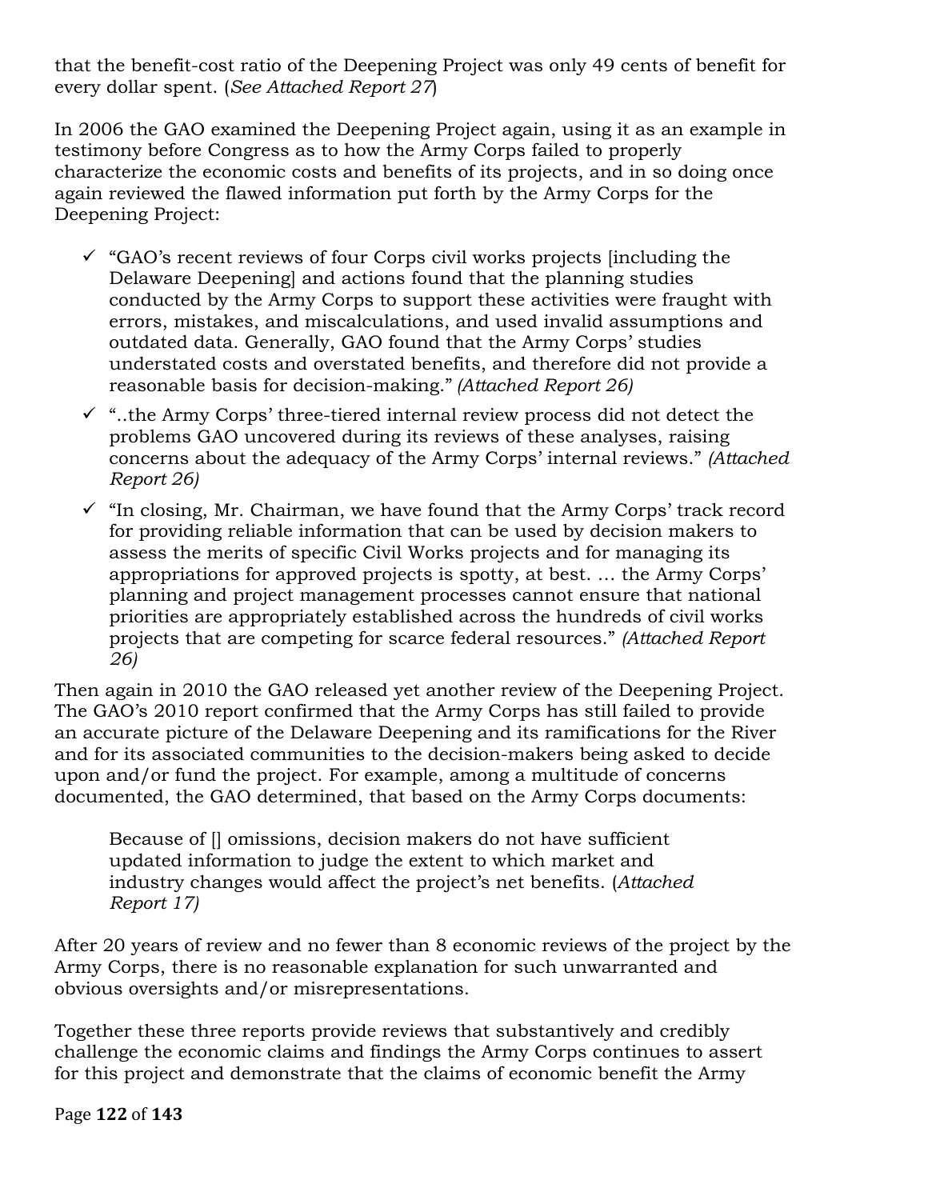that the benefit-cost ratio of the Deepening Project was only 49 cents of benefit for every dollar spent. (*See Attached Report 27*)

In 2006 the GAO examined the Deepening Project again, using it as an example in testimony before Congress as to how the Army Corps failed to properly characterize the economic costs and benefits of its projects, and in so doing once again reviewed the flawed information put forth by the Army Corps for the Deepening Project:

- ✓ "GAO's recent reviews of four Corps civil works projects [including the Delaware Deepening] and actions found that the planning studies conducted by the Army Corps to support these activities were fraught with errors, mistakes, and miscalculations, and used invalid assumptions and outdated data. Generally, GAO found that the Army Corps' studies understated costs and overstated benefits, and therefore did not provide a reasonable basis for decision-making." *(Attached Report 26)*
- ✓ "..the Army Corps' three-tiered internal review process did not detect the problems GAO uncovered during its reviews of these analyses, raising concerns about the adequacy of the Army Corps' internal reviews." *(Attached Report 26)*
- ✓ "In closing, Mr. Chairman, we have found that the Army Corps' track record for providing reliable information that can be used by decision makers to assess the merits of specific Civil Works projects and for managing its appropriations for approved projects is spotty, at best. … the Army Corps' planning and project management processes cannot ensure that national priorities are appropriately established across the hundreds of civil works projects that are competing for scarce federal resources." *(Attached Report 26)*

Then again in 2010 the GAO released yet another review of the Deepening Project. The GAO's 2010 report confirmed that the Army Corps has still failed to provide an accurate picture of the Delaware Deepening and its ramifications for the River and for its associated communities to the decision-makers being asked to decide upon and/or fund the project. For example, among a multitude of concerns documented, the GAO determined, that based on the Army Corps documents:

> Because of [] omissions, decision makers do not have sufficient updated information to judge the extent to which market and industry changes would affect the project's net benefits. (*Attached Report 17)*

After 20 years of review and no fewer than 8 economic reviews of the project by the Army Corps, there is no reasonable explanation for such unwarranted and obvious oversights and/or misrepresentations.

Together these three reports provide reviews that substantively and credibly challenge the economic claims and findings the Army Corps continues to assert for this project and demonstrate that the claims of economic benefit the Army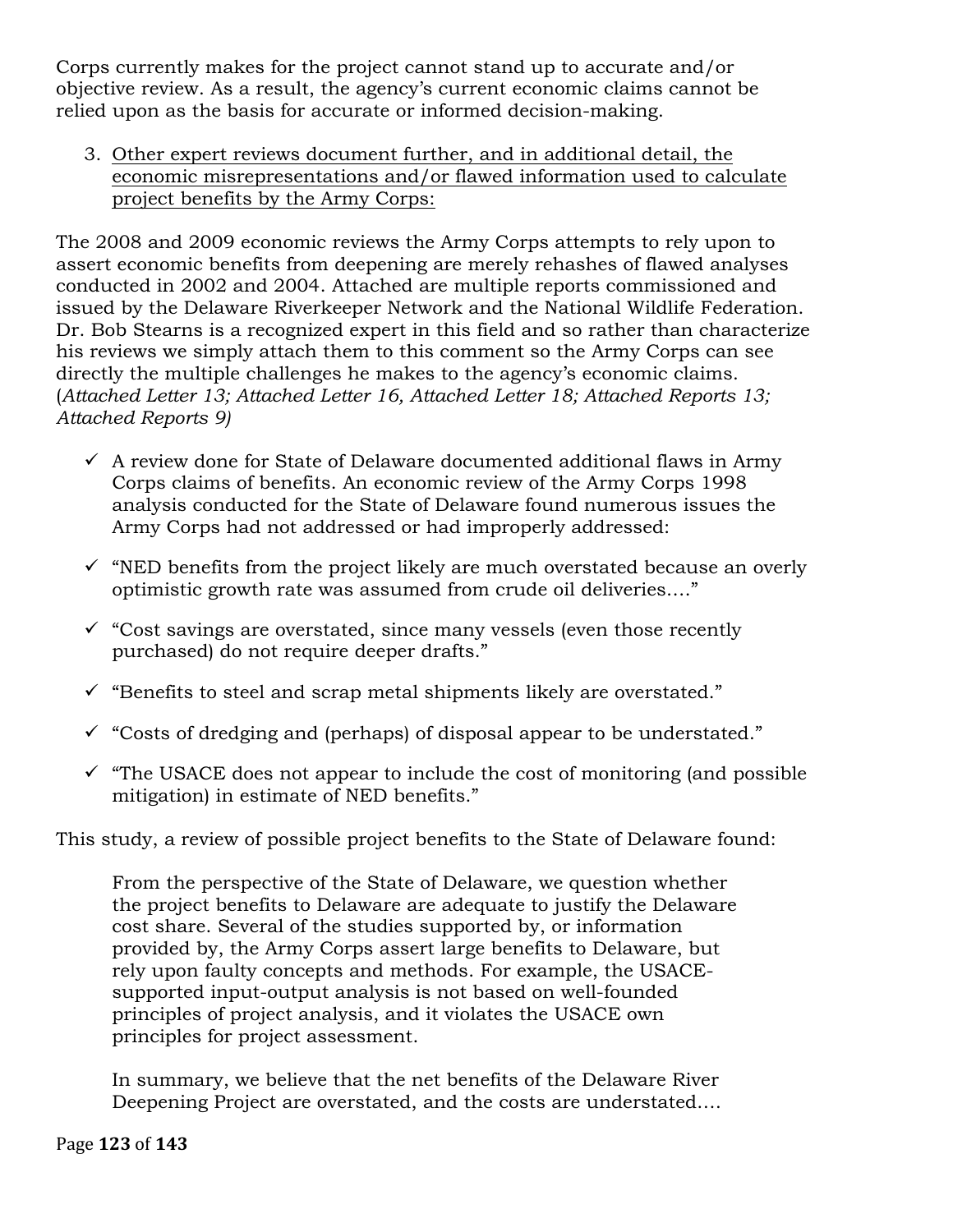Corps currently makes for the project cannot stand up to accurate and/or objective review. As a result, the agency's current economic claims cannot be relied upon as the basis for accurate or informed decision-making.

3. <u>Other expert reviews document further, and in additional detail, the economic misrepresentations and/or flawed information used to calculate project benefits by the Army Corps:</u>

The 2008 and 2009 economic reviews the Army Corps attempts to rely upon to assert economic benefits from deepening are merely rehashes of flawed analyses conducted in 2002 and 2004. Attached are multiple reports commissioned and issued by the Delaware Riverkeeper Network and the National Wildlife Federation. Dr. Bob Stearns is a recognized expert in this field and so rather than characterize his reviews we simply attach them to this comment so the Army Corps can see directly the multiple challenges he makes to the agency's economic claims. (*Attached Letter 13; Attached Letter 16, Attached Letter 18; Attached Reports 13; Attached Reports 9)*

- ✓ A review done for State of Delaware documented additional flaws in Army Corps claims of benefits. An economic review of the Army Corps 1998 analysis conducted for the State of Delaware found numerous issues the Army Corps had not addressed or had improperly addressed:
- ✓ "NED benefits from the project likely are much overstated because an overly optimistic growth rate was assumed from crude oil deliveries…."
- ✓ "Cost savings are overstated, since many vessels (even those recently purchased) do not require deeper drafts."
- ✓ "Benefits to steel and scrap metal shipments likely are overstated."
- ✓ "Costs of dredging and (perhaps) of disposal appear to be understated."
- ✓ "The USACE does not appear to include the cost of monitoring (and possible mitigation) in estimate of NED benefits."

This study, a review of possible project benefits to the State of Delaware found:

> From the perspective of the State of Delaware, we question whether the project benefits to Delaware are adequate to justify the Delaware cost share. Several of the studies supported by, or information provided by, the Army Corps assert large benefits to Delaware, but rely upon faulty concepts and methods. For example, the USACE-supported input-output analysis is not based on well-founded principles of project analysis, and it violates the USACE own principles for project assessment.
>
> In summary, we believe that the net benefits of the Delaware River Deepening Project are overstated, and the costs are understated….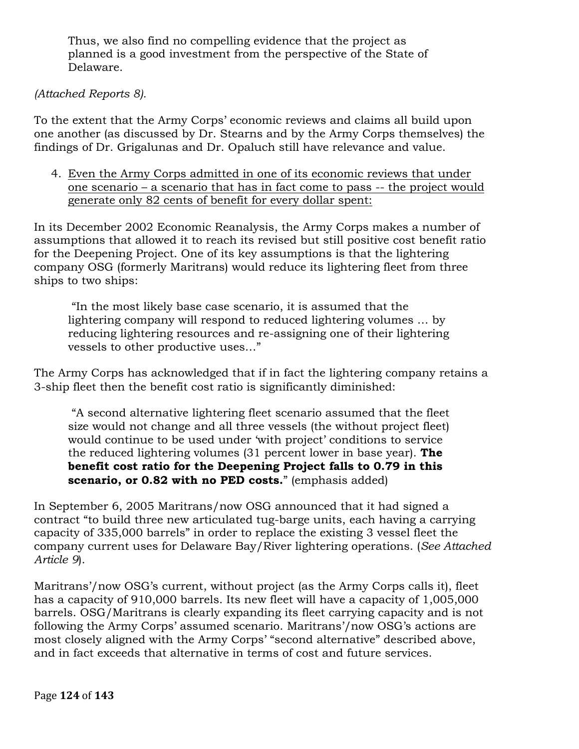> Thus, we also find no compelling evidence that the project as planned is a good investment from the perspective of the State of Delaware.

*(Attached Reports 8).*

To the extent that the Army Corps' economic reviews and claims all build upon one another (as discussed by Dr. Stearns and by the Army Corps themselves) the findings of Dr. Grigalunas and Dr. Opaluch still have relevance and value.

4. <u>Even the Army Corps admitted in one of its economic reviews that under one scenario – a scenario that has in fact come to pass -- the project would generate only 82 cents of benefit for every dollar spent:</u>

In its December 2002 Economic Reanalysis, the Army Corps makes a number of assumptions that allowed it to reach its revised but still positive cost benefit ratio for the Deepening Project. One of its key assumptions is that the lightering company OSG (formerly Maritrans) would reduce its lightering fleet from three ships to two ships:

> "In the most likely base case scenario, it is assumed that the lightering company will respond to reduced lightering volumes … by reducing lightering resources and re-assigning one of their lightering vessels to other productive uses…"

The Army Corps has acknowledged that if in fact the lightering company retains a 3-ship fleet then the benefit cost ratio is significantly diminished:

> "A second alternative lightering fleet scenario assumed that the fleet size would not change and all three vessels (the without project fleet) would continue to be used under 'with project' conditions to service the reduced lightering volumes (31 percent lower in base year). **The benefit cost ratio for the Deepening Project falls to 0.79 in this scenario, or 0.82 with no PED costs.**" (emphasis added)

In September 6, 2005 Maritrans/now OSG announced that it had signed a contract "to build three new articulated tug-barge units, each having a carrying capacity of 335,000 barrels" in order to replace the existing 3 vessel fleet the company current uses for Delaware Bay/River lightering operations. (*See Attached Article 9*).

Maritrans'/now OSG's current, without project (as the Army Corps calls it), fleet has a capacity of 910,000 barrels. Its new fleet will have a capacity of 1,005,000 barrels. OSG/Maritrans is clearly expanding its fleet carrying capacity and is not following the Army Corps' assumed scenario. Maritrans'/now OSG's actions are most closely aligned with the Army Corps' "second alternative" described above, and in fact exceeds that alternative in terms of cost and future services.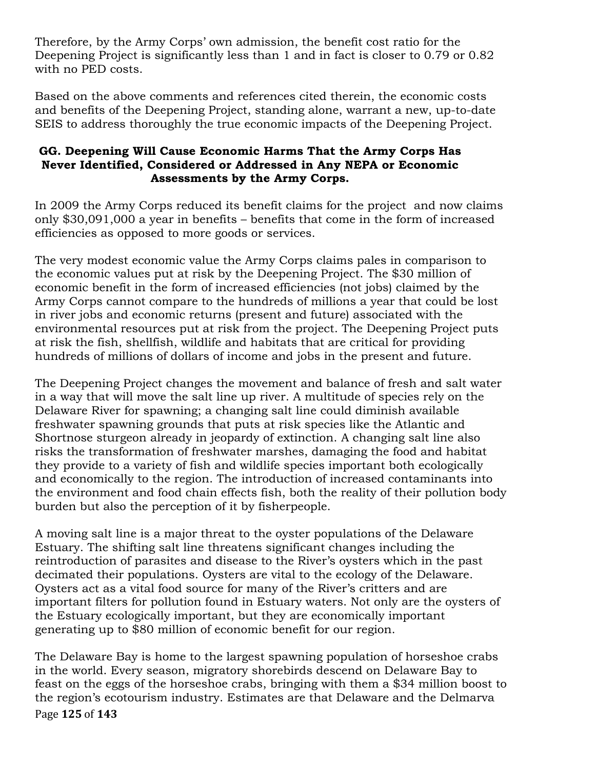Therefore, by the Army Corps' own admission, the benefit cost ratio for the Deepening Project is significantly less than 1 and in fact is closer to 0.79 or 0.82 with no PED costs.

Based on the above comments and references cited therein, the economic costs and benefits of the Deepening Project, standing alone, warrant a new, up-to-date SEIS to address thoroughly the true economic impacts of the Deepening Project.

### GG. Deepening Will Cause Economic Harms That the Army Corps Has Never Identified, Considered or Addressed in Any NEPA or Economic Assessments by the Army Corps.

In 2009 the Army Corps reduced its benefit claims for the project and now claims only $30,091,000 a year in benefits – benefits that come in the form of increased efficiencies as opposed to more goods or services.

The very modest economic value the Army Corps claims pales in comparison to the economic values put at risk by the Deepening Project. The $30 million of economic benefit in the form of increased efficiencies (not jobs) claimed by the Army Corps cannot compare to the hundreds of millions a year that could be lost in river jobs and economic returns (present and future) associated with the environmental resources put at risk from the project. The Deepening Project puts at risk the fish, shellfish, wildlife and habitats that are critical for providing hundreds of millions of dollars of income and jobs in the present and future.

The Deepening Project changes the movement and balance of fresh and salt water in a way that will move the salt line up river. A multitude of species rely on the Delaware River for spawning; a changing salt line could diminish available freshwater spawning grounds that puts at risk species like the Atlantic and Shortnose sturgeon already in jeopardy of extinction. A changing salt line also risks the transformation of freshwater marshes, damaging the food and habitat they provide to a variety of fish and wildlife species important both ecologically and economically to the region. The introduction of increased contaminants into the environment and food chain effects fish, both the reality of their pollution body burden but also the perception of it by fisherpeople.

A moving salt line is a major threat to the oyster populations of the Delaware Estuary. The shifting salt line threatens significant changes including the reintroduction of parasites and disease to the River's oysters which in the past decimated their populations. Oysters are vital to the ecology of the Delaware. Oysters act as a vital food source for many of the River's critters and are important filters for pollution found in Estuary waters. Not only are the oysters of the Estuary ecologically important, but they are economically important generating up to $80 million of economic benefit for our region.

The Delaware Bay is home to the largest spawning population of horseshoe crabs in the world. Every season, migratory shorebirds descend on Delaware Bay to feast on the eggs of the horseshoe crabs, bringing with them a $34 million boost to the region's ecotourism industry. Estimates are that Delaware and the Delmarva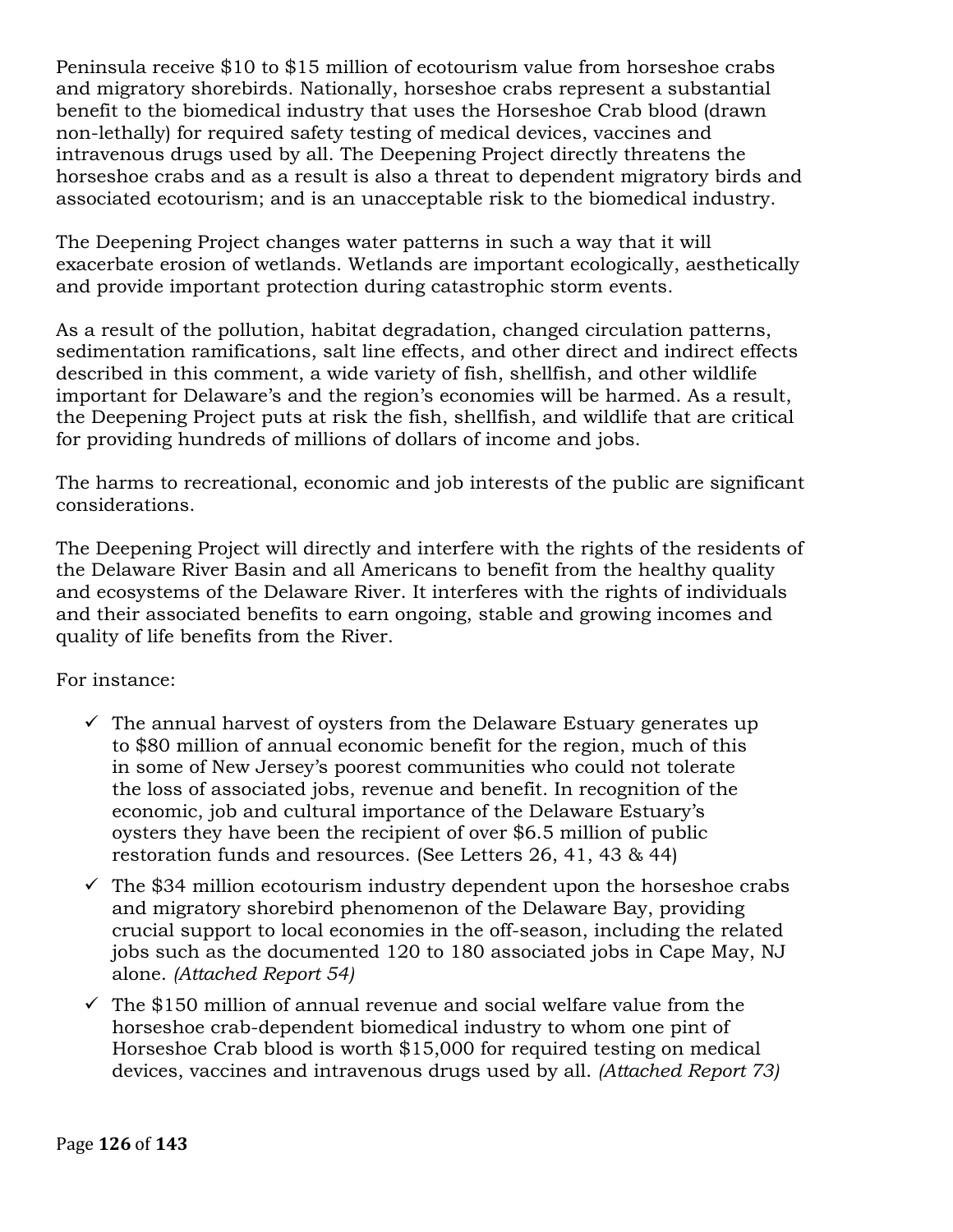Peninsula receive $10 to $15 million of ecotourism value from horseshoe crabs and migratory shorebirds. Nationally, horseshoe crabs represent a substantial benefit to the biomedical industry that uses the Horseshoe Crab blood (drawn non-lethally) for required safety testing of medical devices, vaccines and intravenous drugs used by all. The Deepening Project directly threatens the horseshoe crabs and as a result is also a threat to dependent migratory birds and associated ecotourism; and is an unacceptable risk to the biomedical industry.

The Deepening Project changes water patterns in such a way that it will exacerbate erosion of wetlands. Wetlands are important ecologically, aesthetically and provide important protection during catastrophic storm events.

As a result of the pollution, habitat degradation, changed circulation patterns, sedimentation ramifications, salt line effects, and other direct and indirect effects described in this comment, a wide variety of fish, shellfish, and other wildlife important for Delaware's and the region's economies will be harmed. As a result, the Deepening Project puts at risk the fish, shellfish, and wildlife that are critical for providing hundreds of millions of dollars of income and jobs.

The harms to recreational, economic and job interests of the public are significant considerations.

The Deepening Project will directly and interfere with the rights of the residents of the Delaware River Basin and all Americans to benefit from the healthy quality and ecosystems of the Delaware River. It interferes with the rights of individuals and their associated benefits to earn ongoing, stable and growing incomes and quality of life benefits from the River.

For instance:

- ✓ The annual harvest of oysters from the Delaware Estuary generates up to $80 million of annual economic benefit for the region, much of this in some of New Jersey's poorest communities who could not tolerate the loss of associated jobs, revenue and benefit. In recognition of the economic, job and cultural importance of the Delaware Estuary's oysters they have been the recipient of over $6.5 million of public restoration funds and resources. (See Letters 26, 41, 43 & 44)
- ✓ The $34 million ecotourism industry dependent upon the horseshoe crabs and migratory shorebird phenomenon of the Delaware Bay, providing crucial support to local economies in the off-season, including the related jobs such as the documented 120 to 180 associated jobs in Cape May, NJ alone. *(Attached Report 54)*
- ✓ The $150 million of annual revenue and social welfare value from the horseshoe crab-dependent biomedical industry to whom one pint of Horseshoe Crab blood is worth $15,000 for required testing on medical devices, vaccines and intravenous drugs used by all. *(Attached Report 73)*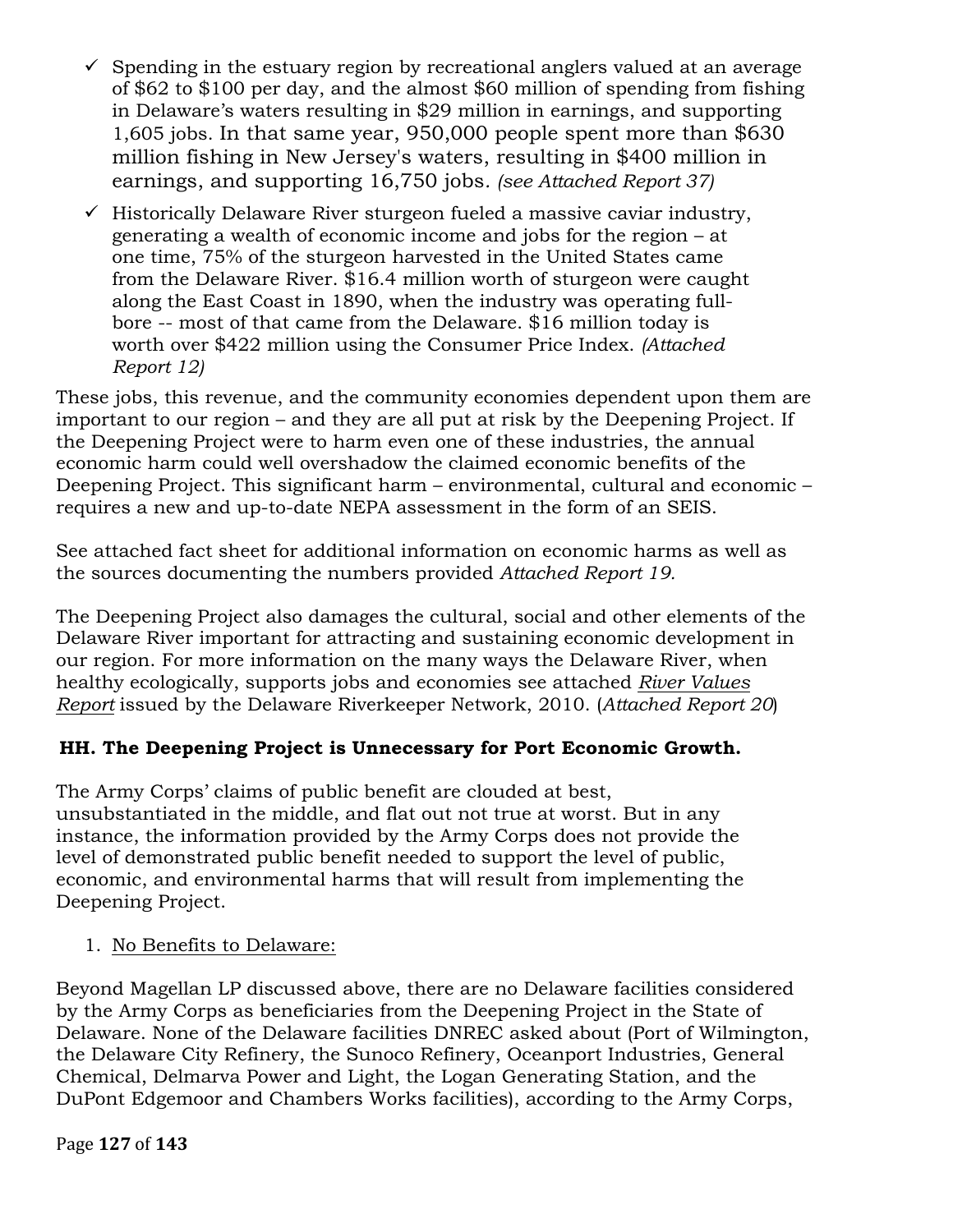- ✓ Spending in the estuary region by recreational anglers valued at an average of $62 to $100 per day, and the almost $60 million of spending from fishing in Delaware's waters resulting in $29 million in earnings, and supporting 1,605 jobs. In that same year, 950,000 people spent more than $630 million fishing in New Jersey's waters, resulting in $400 million in earnings, and supporting 16,750 jobs. *(see Attached Report 37)*
- ✓ Historically Delaware River sturgeon fueled a massive caviar industry, generating a wealth of economic income and jobs for the region – at one time, 75% of the sturgeon harvested in the United States came from the Delaware River. $16.4 million worth of sturgeon were caught along the East Coast in 1890, when the industry was operating full-bore -- most of that came from the Delaware. $16 million today is worth over $422 million using the Consumer Price Index. *(Attached Report 12)*

These jobs, this revenue, and the community economies dependent upon them are important to our region – and they are all put at risk by the Deepening Project. If the Deepening Project were to harm even one of these industries, the annual economic harm could well overshadow the claimed economic benefits of the Deepening Project. This significant harm – environmental, cultural and economic – requires a new and up-to-date NEPA assessment in the form of an SEIS.

See attached fact sheet for additional information on economic harms as well as the sources documenting the numbers provided *Attached Report 19.*

The Deepening Project also damages the cultural, social and other elements of the Delaware River important for attracting and sustaining economic development in our region. For more information on the many ways the Delaware River, when healthy ecologically, supports jobs and economies see attached *River Values Report* issued by the Delaware Riverkeeper Network, 2010. (*Attached Report 20*)

### HH. The Deepening Project is Unnecessary for Port Economic Growth.

The Army Corps' claims of public benefit are clouded at best, unsubstantiated in the middle, and flat out not true at worst. But in any instance, the information provided by the Army Corps does not provide the level of demonstrated public benefit needed to support the level of public, economic, and environmental harms that will result from implementing the Deepening Project.

1. No Benefits to Delaware:

Beyond Magellan LP discussed above, there are no Delaware facilities considered by the Army Corps as beneficiaries from the Deepening Project in the State of Delaware. None of the Delaware facilities DNREC asked about (Port of Wilmington, the Delaware City Refinery, the Sunoco Refinery, Oceanport Industries, General Chemical, Delmarva Power and Light, the Logan Generating Station, and the DuPont Edgemoor and Chambers Works facilities), according to the Army Corps,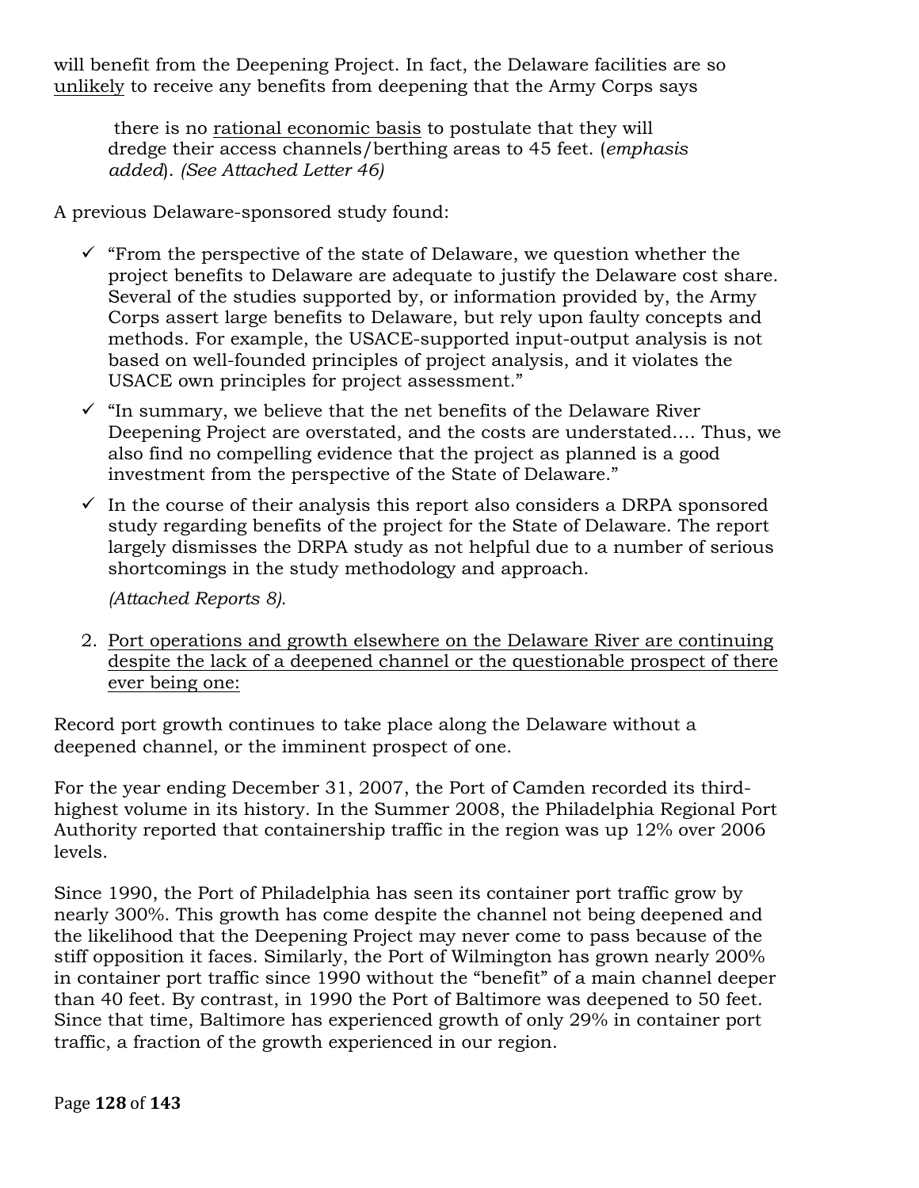will benefit from the Deepening Project. In fact, the Delaware facilities are so <u>unlikely</u> to receive any benefits from deepening that the Army Corps says

> there is no <u>rational economic basis</u> to postulate that they will dredge their access channels/berthing areas to 45 feet. (*emphasis added*). *(See Attached Letter 46)*

A previous Delaware-sponsored study found:

- ✓ "From the perspective of the state of Delaware, we question whether the project benefits to Delaware are adequate to justify the Delaware cost share. Several of the studies supported by, or information provided by, the Army Corps assert large benefits to Delaware, but rely upon faulty concepts and methods. For example, the USACE-supported input-output analysis is not based on well-founded principles of project analysis, and it violates the USACE own principles for project assessment."
- ✓ "In summary, we believe that the net benefits of the Delaware River Deepening Project are overstated, and the costs are understated.... Thus, we also find no compelling evidence that the project as planned is a good investment from the perspective of the State of Delaware."
- ✓ In the course of their analysis this report also considers a DRPA sponsored study regarding benefits of the project for the State of Delaware. The report largely dismisses the DRPA study as not helpful due to a number of serious shortcomings in the study methodology and approach.

  *(Attached Reports 8).*

2. <u>Port operations and growth elsewhere on the Delaware River are continuing despite the lack of a deepened channel or the questionable prospect of there ever being one:</u>

Record port growth continues to take place along the Delaware without a deepened channel, or the imminent prospect of one.

For the year ending December 31, 2007, the Port of Camden recorded its third-highest volume in its history. In the Summer 2008, the Philadelphia Regional Port Authority reported that containership traffic in the region was up 12% over 2006 levels.

Since 1990, the Port of Philadelphia has seen its container port traffic grow by nearly 300%. This growth has come despite the channel not being deepened and the likelihood that the Deepening Project may never come to pass because of the stiff opposition it faces. Similarly, the Port of Wilmington has grown nearly 200% in container port traffic since 1990 without the "benefit" of a main channel deeper than 40 feet. By contrast, in 1990 the Port of Baltimore was deepened to 50 feet. Since that time, Baltimore has experienced growth of only 29% in container port traffic, a fraction of the growth experienced in our region.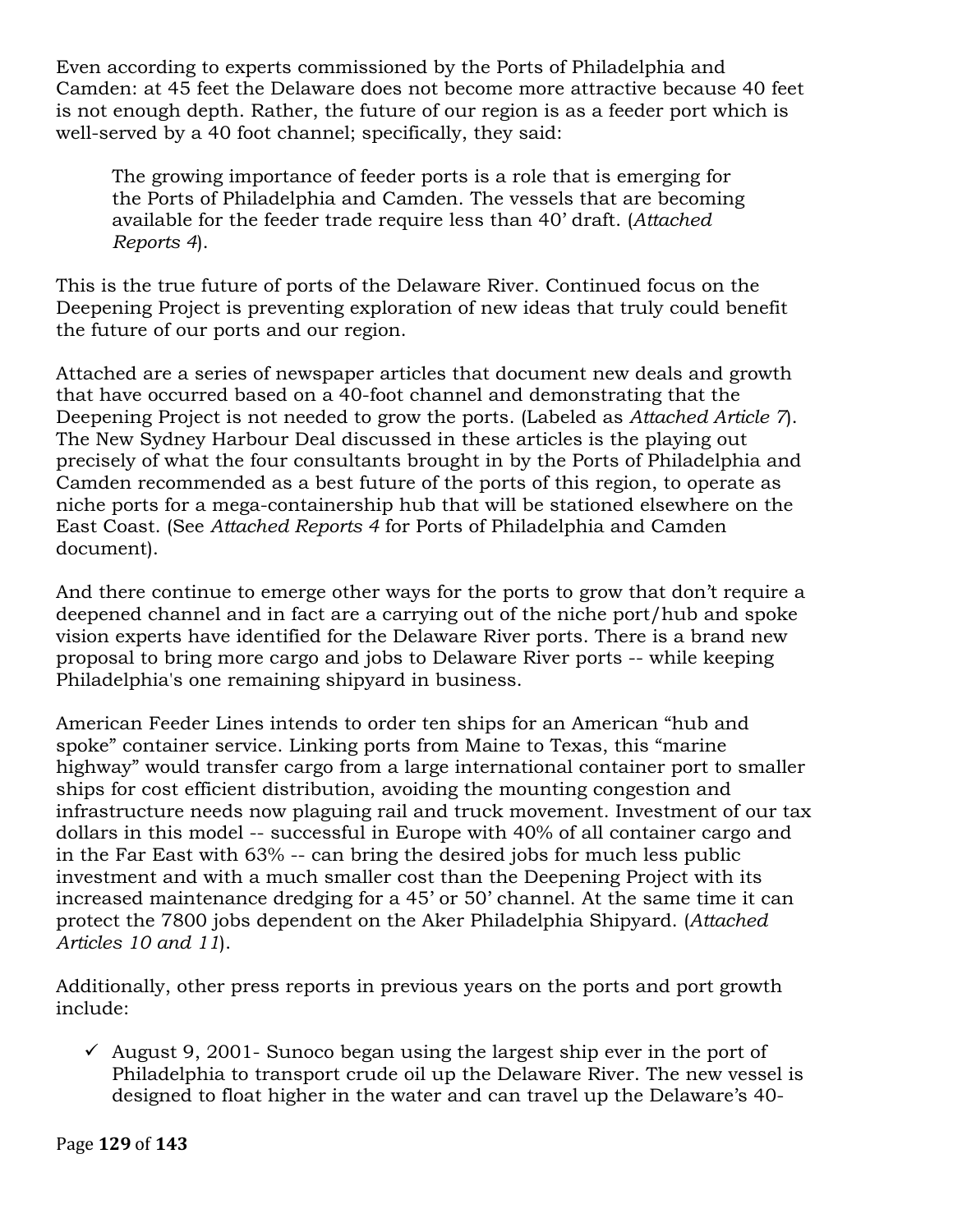Even according to experts commissioned by the Ports of Philadelphia and Camden: at 45 feet the Delaware does not become more attractive because 40 feet is not enough depth. Rather, the future of our region is as a feeder port which is well-served by a 40 foot channel; specifically, they said:

> The growing importance of feeder ports is a role that is emerging for the Ports of Philadelphia and Camden. The vessels that are becoming available for the feeder trade require less than 40' draft. (*Attached Reports 4*).

This is the true future of ports of the Delaware River. Continued focus on the Deepening Project is preventing exploration of new ideas that truly could benefit the future of our ports and our region.

Attached are a series of newspaper articles that document new deals and growth that have occurred based on a 40-foot channel and demonstrating that the Deepening Project is not needed to grow the ports. (Labeled as *Attached Article 7*). The New Sydney Harbour Deal discussed in these articles is the playing out precisely of what the four consultants brought in by the Ports of Philadelphia and Camden recommended as a best future of the ports of this region, to operate as niche ports for a mega-containership hub that will be stationed elsewhere on the East Coast. (See *Attached Reports 4* for Ports of Philadelphia and Camden document).

And there continue to emerge other ways for the ports to grow that don't require a deepened channel and in fact are a carrying out of the niche port/hub and spoke vision experts have identified for the Delaware River ports. There is a brand new proposal to bring more cargo and jobs to Delaware River ports -- while keeping Philadelphia's one remaining shipyard in business.

American Feeder Lines intends to order ten ships for an American "hub and spoke" container service. Linking ports from Maine to Texas, this "marine highway" would transfer cargo from a large international container port to smaller ships for cost efficient distribution, avoiding the mounting congestion and infrastructure needs now plaguing rail and truck movement. Investment of our tax dollars in this model -- successful in Europe with 40% of all container cargo and in the Far East with 63% -- can bring the desired jobs for much less public investment and with a much smaller cost than the Deepening Project with its increased maintenance dredging for a 45' or 50' channel. At the same time it can protect the 7800 jobs dependent on the Aker Philadelphia Shipyard. (*Attached Articles 10 and 11*).

Additionally, other press reports in previous years on the ports and port growth include:

- ✓ August 9, 2001- Sunoco began using the largest ship ever in the port of Philadelphia to transport crude oil up the Delaware River. The new vessel is designed to float higher in the water and can travel up the Delaware's 40-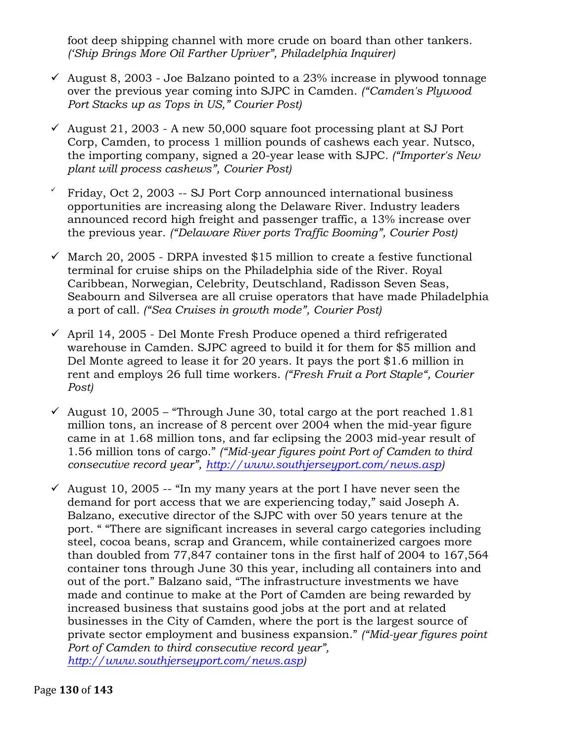foot deep shipping channel with more crude on board than other tankers. *('Ship Brings More Oil Farther Upriver", Philadelphia Inquirer)*

- ✓ August 8, 2003 - Joe Balzano pointed to a 23% increase in plywood tonnage over the previous year coming into SJPC in Camden. *("Camden's Plywood Port Stacks up as Tops in US," Courier Post)*

- ✓ August 21, 2003 - A new 50,000 square foot processing plant at SJ Port Corp, Camden, to process 1 million pounds of cashews each year. Nutsco, the importing company, signed a 20-year lease with SJPC. *("Importer's New plant will process cashews", Courier Post)*

- ✓ Friday, Oct 2, 2003 -- SJ Port Corp announced international business opportunities are increasing along the Delaware River. Industry leaders announced record high freight and passenger traffic, a 13% increase over the previous year. *("Delaware River ports Traffic Booming", Courier Post)*

- ✓ March 20, 2005 - DRPA invested $15 million to create a festive functional terminal for cruise ships on the Philadelphia side of the River. Royal Caribbean, Norwegian, Celebrity, Deutschland, Radisson Seven Seas, Seabourn and Silversea are all cruise operators that have made Philadelphia a port of call. *("Sea Cruises in growth mode", Courier Post)*

- ✓ April 14, 2005 - Del Monte Fresh Produce opened a third refrigerated warehouse in Camden. SJPC agreed to build it for them for $5 million and Del Monte agreed to lease it for 20 years. It pays the port $1.6 million in rent and employs 26 full time workers. *("Fresh Fruit a Port Staple", Courier Post)*

- ✓ August 10, 2005 – "Through June 30, total cargo at the port reached 1.81 million tons, an increase of 8 percent over 2004 when the mid-year figure came in at 1.68 million tons, and far eclipsing the 2003 mid-year result of 1.56 million tons of cargo." *("Mid-year figures point Port of Camden to third consecutive record year", http://www.southjerseyport.com/news.asp)*

- ✓ August 10, 2005 -- "In my many years at the port I have never seen the demand for port access that we are experiencing today," said Joseph A. Balzano, executive director of the SJPC with over 50 years tenure at the port. " "There are significant increases in several cargo categories including steel, cocoa beans, scrap and Grancem, while containerized cargoes more than doubled from 77,847 container tons in the first half of 2004 to 167,564 container tons through June 30 this year, including all containers into and out of the port." Balzano said, "The infrastructure investments we have made and continue to make at the Port of Camden are being rewarded by increased business that sustains good jobs at the port and at related businesses in the City of Camden, where the port is the largest source of private sector employment and business expansion." *("Mid-year figures point Port of Camden to third consecutive record year", http://www.southjerseyport.com/news.asp)*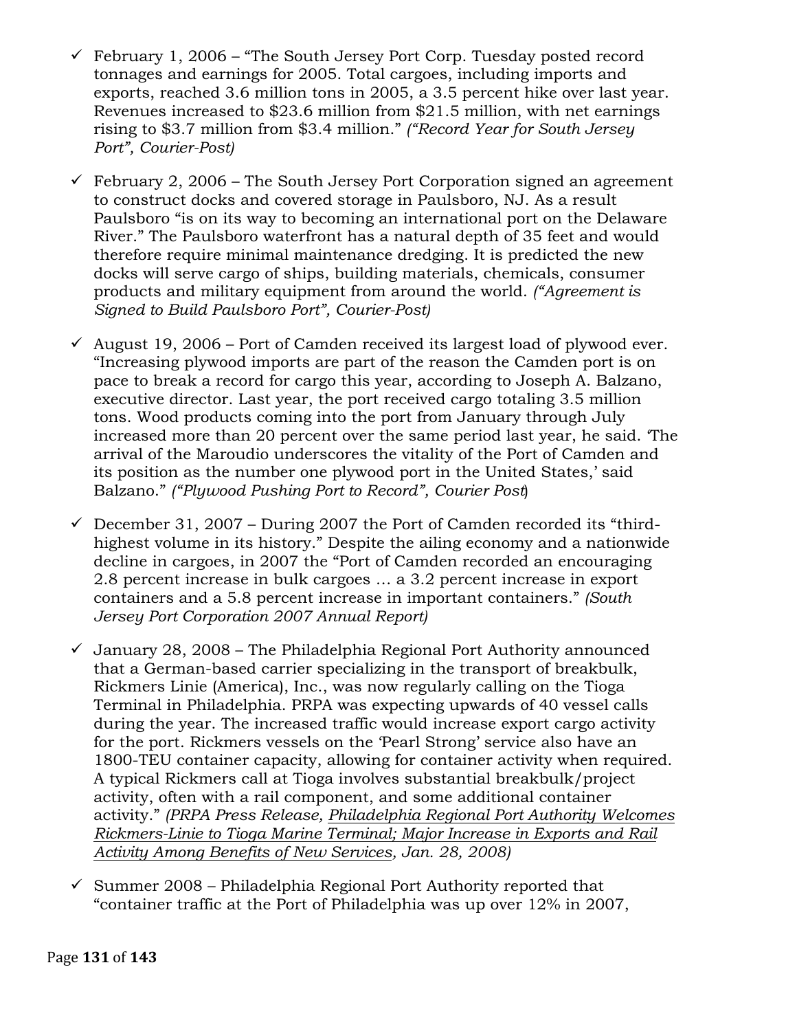- ✓ February 1, 2006 – "The South Jersey Port Corp. Tuesday posted record tonnages and earnings for 2005. Total cargoes, including imports and exports, reached 3.6 million tons in 2005, a 3.5 percent hike over last year. Revenues increased to $23.6 million from $21.5 million, with net earnings rising to $3.7 million from $3.4 million." *("Record Year for South Jersey Port", Courier-Post)*

- ✓ February 2, 2006 – The South Jersey Port Corporation signed an agreement to construct docks and covered storage in Paulsboro, NJ. As a result Paulsboro "is on its way to becoming an international port on the Delaware River." The Paulsboro waterfront has a natural depth of 35 feet and would therefore require minimal maintenance dredging. It is predicted the new docks will serve cargo of ships, building materials, chemicals, consumer products and military equipment from around the world. *("Agreement is Signed to Build Paulsboro Port", Courier-Post)*

- ✓ August 19, 2006 – Port of Camden received its largest load of plywood ever. "Increasing plywood imports are part of the reason the Camden port is on pace to break a record for cargo this year, according to Joseph A. Balzano, executive director. Last year, the port received cargo totaling 3.5 million tons. Wood products coming into the port from January through July increased more than 20 percent over the same period last year, he said. 'The arrival of the Maroudio underscores the vitality of the Port of Camden and its position as the number one plywood port in the United States,' said Balzano." *("Plywood Pushing Port to Record", Courier Post*)

- ✓ December 31, 2007 – During 2007 the Port of Camden recorded its "third-highest volume in its history." Despite the ailing economy and a nationwide decline in cargoes, in 2007 the "Port of Camden recorded an encouraging 2.8 percent increase in bulk cargoes … a 3.2 percent increase in export containers and a 5.8 percent increase in important containers." *(South Jersey Port Corporation 2007 Annual Report)*

- ✓ January 28, 2008 – The Philadelphia Regional Port Authority announced that a German-based carrier specializing in the transport of breakbulk, Rickmers Linie (America), Inc., was now regularly calling on the Tioga Terminal in Philadelphia. PRPA was expecting upwards of 40 vessel calls during the year. The increased traffic would increase export cargo activity for the port. Rickmers vessels on the 'Pearl Strong' service also have an 1800-TEU container capacity, allowing for container activity when required. A typical Rickmers call at Tioga involves substantial breakbulk/project activity, often with a rail component, and some additional container activity." *(PRPA Press Release, Philadelphia Regional Port Authority Welcomes Rickmers-Linie to Tioga Marine Terminal; Major Increase in Exports and Rail Activity Among Benefits of New Services, Jan. 28, 2008)*

- ✓ Summer 2008 – Philadelphia Regional Port Authority reported that "container traffic at the Port of Philadelphia was up over 12% in 2007,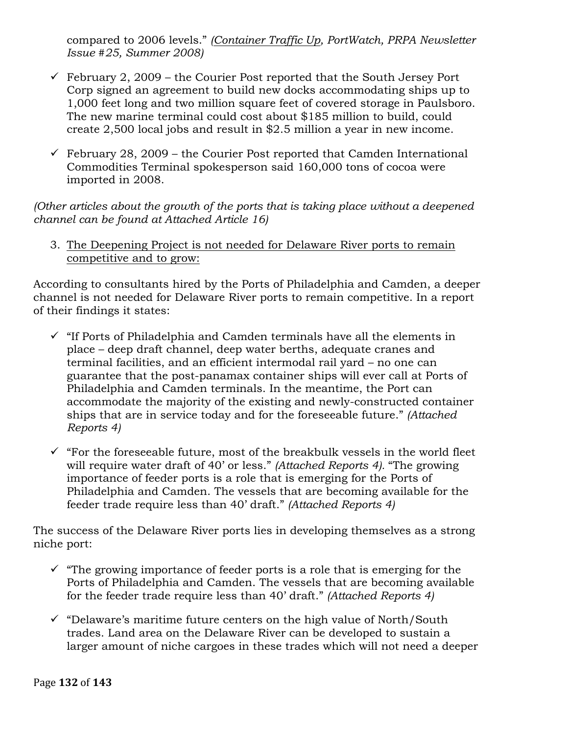compared to 2006 levels." *(Container Traffic Up, PortWatch, PRPA Newsletter Issue #25, Summer 2008)*

- ✓ February 2, 2009 – the Courier Post reported that the South Jersey Port Corp signed an agreement to build new docks accommodating ships up to 1,000 feet long and two million square feet of covered storage in Paulsboro. The new marine terminal could cost about $185 million to build, could create 2,500 local jobs and result in $2.5 million a year in new income.

- ✓ February 28, 2009 – the Courier Post reported that Camden International Commodities Terminal spokesperson said 160,000 tons of cocoa were imported in 2008.

*(Other articles about the growth of the ports that is taking place without a deepened channel can be found at Attached Article 16)*

3. <u>The Deepening Project is not needed for Delaware River ports to remain competitive and to grow:</u>

According to consultants hired by the Ports of Philadelphia and Camden, a deeper channel is not needed for Delaware River ports to remain competitive. In a report of their findings it states:

- ✓ "If Ports of Philadelphia and Camden terminals have all the elements in place – deep draft channel, deep water berths, adequate cranes and terminal facilities, and an efficient intermodal rail yard – no one can guarantee that the post-panamax container ships will ever call at Ports of Philadelphia and Camden terminals. In the meantime, the Port can accommodate the majority of the existing and newly-constructed container ships that are in service today and for the foreseeable future." *(Attached Reports 4)*

- ✓ "For the foreseeable future, most of the breakbulk vessels in the world fleet will require water draft of 40' or less." *(Attached Reports 4).* "The growing importance of feeder ports is a role that is emerging for the Ports of Philadelphia and Camden. The vessels that are becoming available for the feeder trade require less than 40' draft." *(Attached Reports 4)*

The success of the Delaware River ports lies in developing themselves as a strong niche port:

- ✓ "The growing importance of feeder ports is a role that is emerging for the Ports of Philadelphia and Camden. The vessels that are becoming available for the feeder trade require less than 40' draft." *(Attached Reports 4)*

- ✓ "Delaware's maritime future centers on the high value of North/South trades. Land area on the Delaware River can be developed to sustain a larger amount of niche cargoes in these trades which will not need a deeper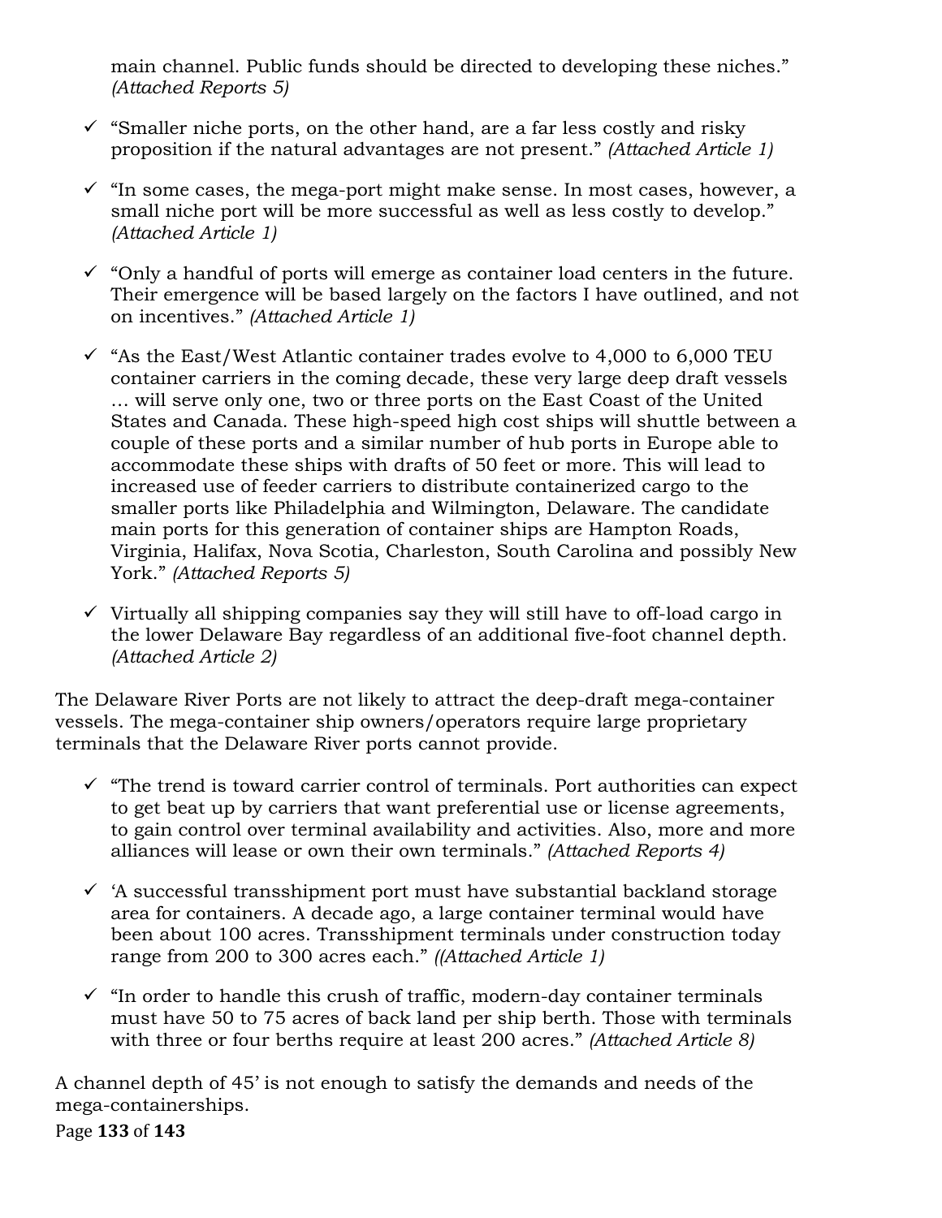main channel. Public funds should be directed to developing these niches." *(Attached Reports 5)*

- ✓ "Smaller niche ports, on the other hand, are a far less costly and risky proposition if the natural advantages are not present." *(Attached Article 1)*

- ✓ "In some cases, the mega-port might make sense. In most cases, however, a small niche port will be more successful as well as less costly to develop." *(Attached Article 1)*

- ✓ "Only a handful of ports will emerge as container load centers in the future. Their emergence will be based largely on the factors I have outlined, and not on incentives." *(Attached Article 1)*

- ✓ "As the East/West Atlantic container trades evolve to 4,000 to 6,000 TEU container carriers in the coming decade, these very large deep draft vessels … will serve only one, two or three ports on the East Coast of the United States and Canada. These high-speed high cost ships will shuttle between a couple of these ports and a similar number of hub ports in Europe able to accommodate these ships with drafts of 50 feet or more. This will lead to increased use of feeder carriers to distribute containerized cargo to the smaller ports like Philadelphia and Wilmington, Delaware. The candidate main ports for this generation of container ships are Hampton Roads, Virginia, Halifax, Nova Scotia, Charleston, South Carolina and possibly New York." *(Attached Reports 5)*

- ✓ Virtually all shipping companies say they will still have to off-load cargo in the lower Delaware Bay regardless of an additional five-foot channel depth. *(Attached Article 2)*

The Delaware River Ports are not likely to attract the deep-draft mega-container vessels. The mega-container ship owners/operators require large proprietary terminals that the Delaware River ports cannot provide.

- ✓ "The trend is toward carrier control of terminals. Port authorities can expect to get beat up by carriers that want preferential use or license agreements, to gain control over terminal availability and activities. Also, more and more alliances will lease or own their own terminals." *(Attached Reports 4)*

- ✓ 'A successful transshipment port must have substantial backland storage area for containers. A decade ago, a large container terminal would have been about 100 acres. Transshipment terminals under construction today range from 200 to 300 acres each." *((Attached Article 1)*

- ✓ "In order to handle this crush of traffic, modern-day container terminals must have 50 to 75 acres of back land per ship berth. Those with terminals with three or four berths require at least 200 acres." *(Attached Article 8)*

A channel depth of 45' is not enough to satisfy the demands and needs of the mega-containerships.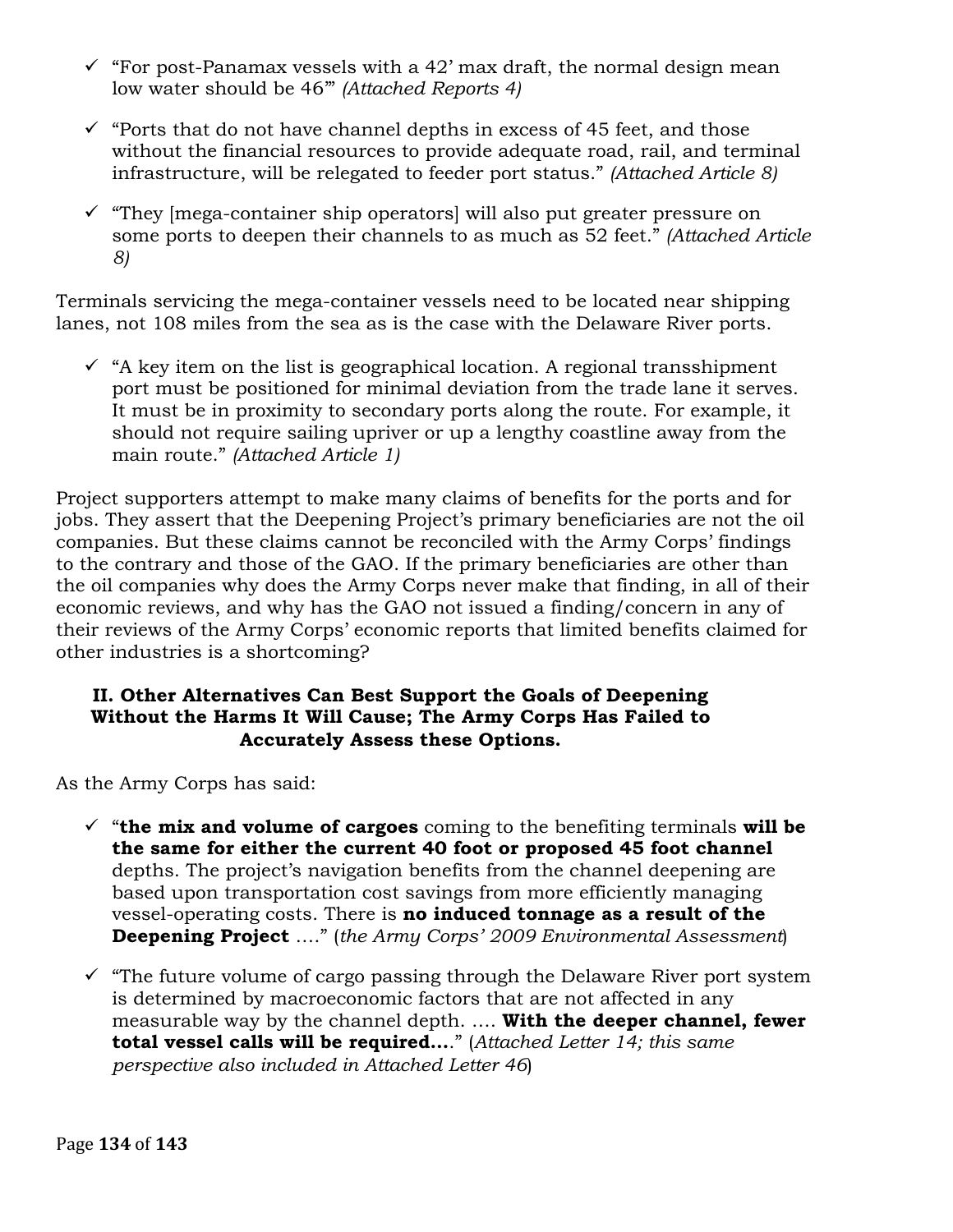- ✓ "For post-Panamax vessels with a 42' max draft, the normal design mean low water should be 46'" *(Attached Reports 4)*

- ✓ "Ports that do not have channel depths in excess of 45 feet, and those without the financial resources to provide adequate road, rail, and terminal infrastructure, will be relegated to feeder port status." *(Attached Article 8)*

- ✓ "They [mega-container ship operators] will also put greater pressure on some ports to deepen their channels to as much as 52 feet." *(Attached Article 8)*

Terminals servicing the mega-container vessels need to be located near shipping lanes, not 108 miles from the sea as is the case with the Delaware River ports.

- ✓ "A key item on the list is geographical location. A regional transshipment port must be positioned for minimal deviation from the trade lane it serves. It must be in proximity to secondary ports along the route. For example, it should not require sailing upriver or up a lengthy coastline away from the main route." *(Attached Article 1)*

Project supporters attempt to make many claims of benefits for the ports and for jobs. They assert that the Deepening Project's primary beneficiaries are not the oil companies. But these claims cannot be reconciled with the Army Corps' findings to the contrary and those of the GAO. If the primary beneficiaries are other than the oil companies why does the Army Corps never make that finding, in all of their economic reviews, and why has the GAO not issued a finding/concern in any of their reviews of the Army Corps' economic reports that limited benefits claimed for other industries is a shortcoming?

## II. Other Alternatives Can Best Support the Goals of Deepening Without the Harms It Will Cause; The Army Corps Has Failed to Accurately Assess these Options.

As the Army Corps has said:

- ✓ "**the mix and volume of cargoes** coming to the benefiting terminals **will be the same for either the current 40 foot or proposed 45 foot channel** depths. The project's navigation benefits from the channel deepening are based upon transportation cost savings from more efficiently managing vessel-operating costs. There is **no induced tonnage as a result of the Deepening Project** …." (*the Army Corps' 2009 Environmental Assessment*)

- ✓ "The future volume of cargo passing through the Delaware River port system is determined by macroeconomic factors that are not affected in any measurable way by the channel depth. …. **With the deeper channel, fewer total vessel calls will be required….**" (*Attached Letter 14; this same perspective also included in Attached Letter 46*)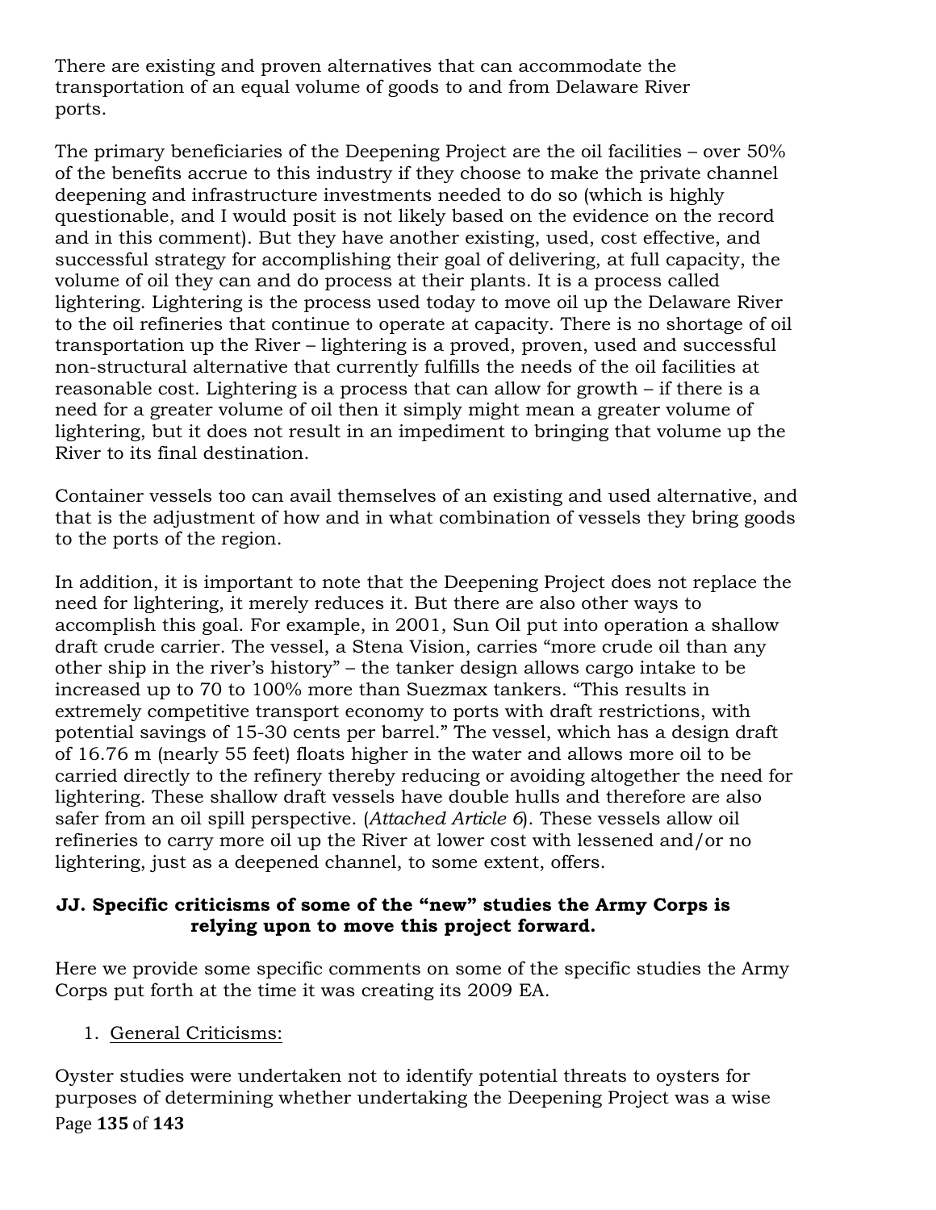There are existing and proven alternatives that can accommodate the transportation of an equal volume of goods to and from Delaware River ports.

The primary beneficiaries of the Deepening Project are the oil facilities – over 50% of the benefits accrue to this industry if they choose to make the private channel deepening and infrastructure investments needed to do so (which is highly questionable, and I would posit is not likely based on the evidence on the record and in this comment). But they have another existing, used, cost effective, and successful strategy for accomplishing their goal of delivering, at full capacity, the volume of oil they can and do process at their plants. It is a process called lightering. Lightering is the process used today to move oil up the Delaware River to the oil refineries that continue to operate at capacity. There is no shortage of oil transportation up the River – lightering is a proved, proven, used and successful non-structural alternative that currently fulfills the needs of the oil facilities at reasonable cost. Lightering is a process that can allow for growth – if there is a need for a greater volume of oil then it simply might mean a greater volume of lightering, but it does not result in an impediment to bringing that volume up the River to its final destination.

Container vessels too can avail themselves of an existing and used alternative, and that is the adjustment of how and in what combination of vessels they bring goods to the ports of the region.

In addition, it is important to note that the Deepening Project does not replace the need for lightering, it merely reduces it. But there are also other ways to accomplish this goal. For example, in 2001, Sun Oil put into operation a shallow draft crude carrier. The vessel, a Stena Vision, carries "more crude oil than any other ship in the river's history" – the tanker design allows cargo intake to be increased up to 70 to 100% more than Suezmax tankers. "This results in extremely competitive transport economy to ports with draft restrictions, with potential savings of 15-30 cents per barrel." The vessel, which has a design draft of 16.76 m (nearly 55 feet) floats higher in the water and allows more oil to be carried directly to the refinery thereby reducing or avoiding altogether the need for lightering. These shallow draft vessels have double hulls and therefore are also safer from an oil spill perspective. (*Attached Article 6*). These vessels allow oil refineries to carry more oil up the River at lower cost with lessened and/or no lightering, just as a deepened channel, to some extent, offers.

### JJ. Specific criticisms of some of the "new" studies the Army Corps is relying upon to move this project forward.

Here we provide some specific comments on some of the specific studies the Army Corps put forth at the time it was creating its 2009 EA.

1. General Criticisms:

Oyster studies were undertaken not to identify potential threats to oysters for purposes of determining whether undertaking the Deepening Project was a wise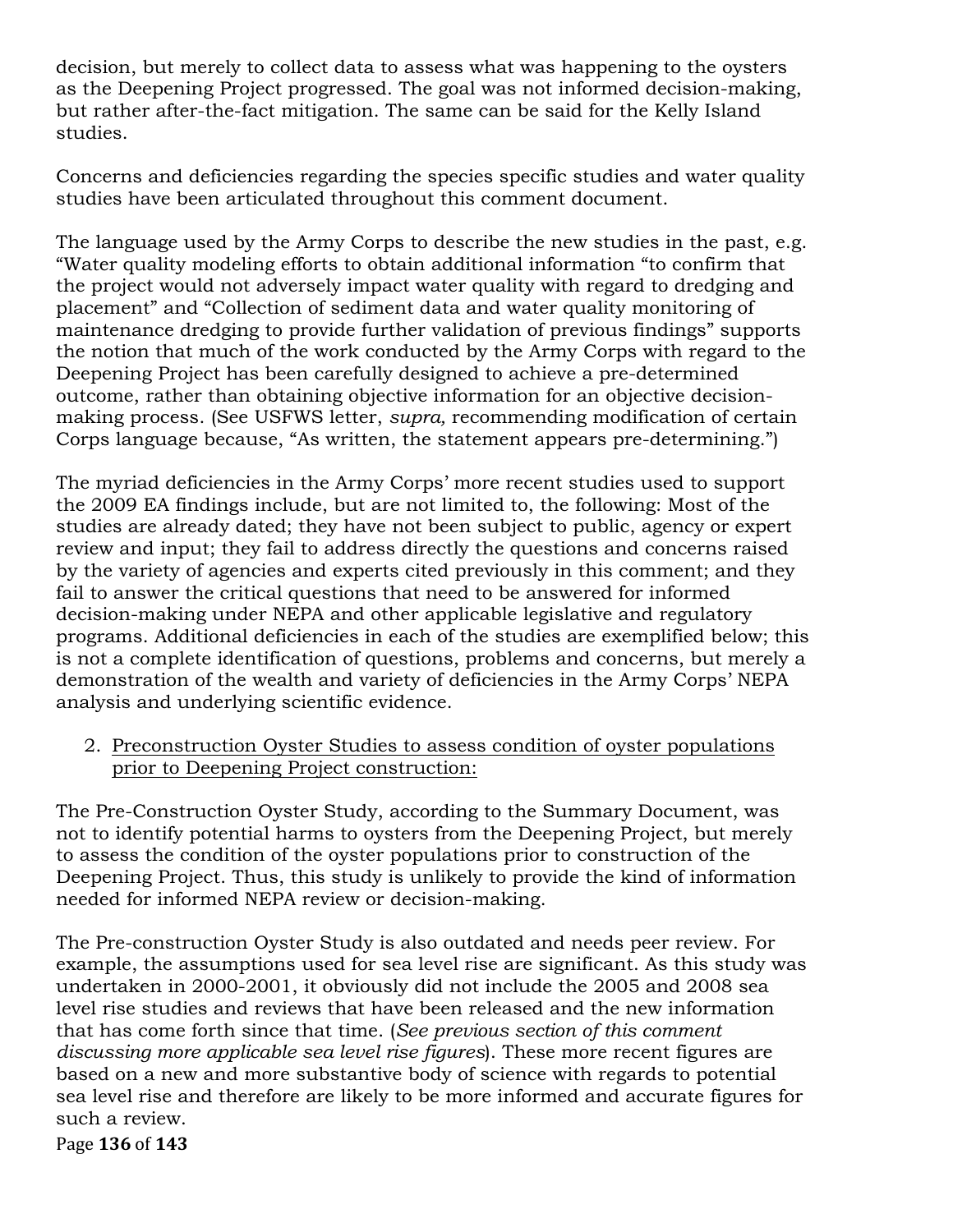decision, but merely to collect data to assess what was happening to the oysters as the Deepening Project progressed. The goal was not informed decision-making, but rather after-the-fact mitigation. The same can be said for the Kelly Island studies.

Concerns and deficiencies regarding the species specific studies and water quality studies have been articulated throughout this comment document.

The language used by the Army Corps to describe the new studies in the past, e.g. "Water quality modeling efforts to obtain additional information "to confirm that the project would not adversely impact water quality with regard to dredging and placement" and "Collection of sediment data and water quality monitoring of maintenance dredging to provide further validation of previous findings" supports the notion that much of the work conducted by the Army Corps with regard to the Deepening Project has been carefully designed to achieve a pre-determined outcome, rather than obtaining objective information for an objective decision-making process. (See USFWS letter, *supra,* recommending modification of certain Corps language because, "As written, the statement appears pre-determining.")

The myriad deficiencies in the Army Corps' more recent studies used to support the 2009 EA findings include, but are not limited to, the following: Most of the studies are already dated; they have not been subject to public, agency or expert review and input; they fail to address directly the questions and concerns raised by the variety of agencies and experts cited previously in this comment; and they fail to answer the critical questions that need to be answered for informed decision-making under NEPA and other applicable legislative and regulatory programs. Additional deficiencies in each of the studies are exemplified below; this is not a complete identification of questions, problems and concerns, but merely a demonstration of the wealth and variety of deficiencies in the Army Corps' NEPA analysis and underlying scientific evidence.

2. <u>Preconstruction Oyster Studies to assess condition of oyster populations prior to Deepening Project construction:</u>

The Pre-Construction Oyster Study, according to the Summary Document, was not to identify potential harms to oysters from the Deepening Project, but merely to assess the condition of the oyster populations prior to construction of the Deepening Project. Thus, this study is unlikely to provide the kind of information needed for informed NEPA review or decision-making.

The Pre-construction Oyster Study is also outdated and needs peer review. For example, the assumptions used for sea level rise are significant. As this study was undertaken in 2000-2001, it obviously did not include the 2005 and 2008 sea level rise studies and reviews that have been released and the new information that has come forth since that time. (*See previous section of this comment discussing more applicable sea level rise figures*). These more recent figures are based on a new and more substantive body of science with regards to potential sea level rise and therefore are likely to be more informed and accurate figures for such a review.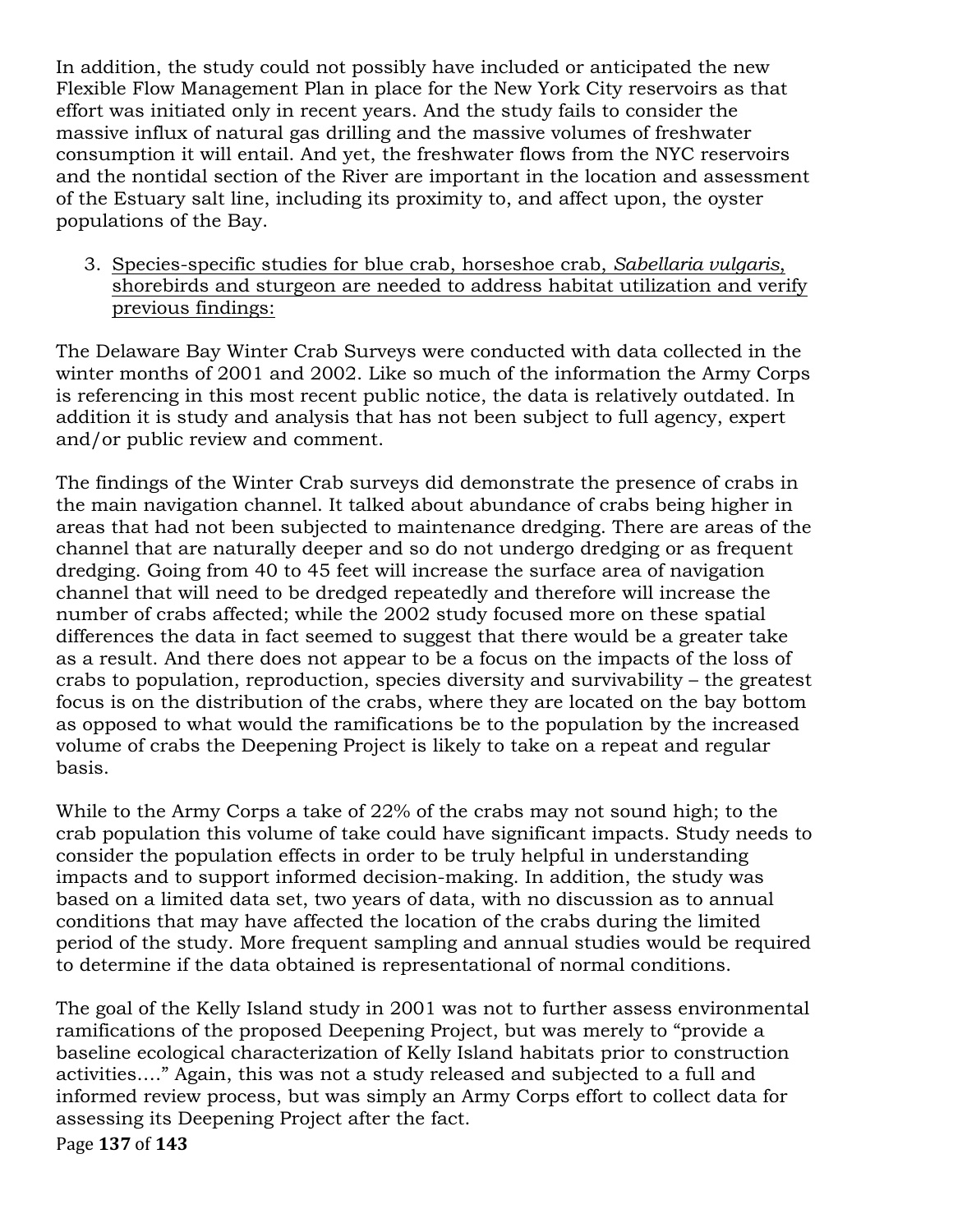In addition, the study could not possibly have included or anticipated the new Flexible Flow Management Plan in place for the New York City reservoirs as that effort was initiated only in recent years. And the study fails to consider the massive influx of natural gas drilling and the massive volumes of freshwater consumption it will entail. And yet, the freshwater flows from the NYC reservoirs and the nontidal section of the River are important in the location and assessment of the Estuary salt line, including its proximity to, and affect upon, the oyster populations of the Bay.

3. <u>Species-specific studies for blue crab, horseshoe crab, *Sabellaria vulgaris*, shorebirds and sturgeon are needed to address habitat utilization and verify previous findings:</u>

The Delaware Bay Winter Crab Surveys were conducted with data collected in the winter months of 2001 and 2002. Like so much of the information the Army Corps is referencing in this most recent public notice, the data is relatively outdated. In addition it is study and analysis that has not been subject to full agency, expert and/or public review and comment.

The findings of the Winter Crab surveys did demonstrate the presence of crabs in the main navigation channel. It talked about abundance of crabs being higher in areas that had not been subjected to maintenance dredging. There are areas of the channel that are naturally deeper and so do not undergo dredging or as frequent dredging. Going from 40 to 45 feet will increase the surface area of navigation channel that will need to be dredged repeatedly and therefore will increase the number of crabs affected; while the 2002 study focused more on these spatial differences the data in fact seemed to suggest that there would be a greater take as a result. And there does not appear to be a focus on the impacts of the loss of crabs to population, reproduction, species diversity and survivability – the greatest focus is on the distribution of the crabs, where they are located on the bay bottom as opposed to what would the ramifications be to the population by the increased volume of crabs the Deepening Project is likely to take on a repeat and regular basis.

While to the Army Corps a take of 22% of the crabs may not sound high; to the crab population this volume of take could have significant impacts. Study needs to consider the population effects in order to be truly helpful in understanding impacts and to support informed decision-making. In addition, the study was based on a limited data set, two years of data, with no discussion as to annual conditions that may have affected the location of the crabs during the limited period of the study. More frequent sampling and annual studies would be required to determine if the data obtained is representational of normal conditions.

The goal of the Kelly Island study in 2001 was not to further assess environmental ramifications of the proposed Deepening Project, but was merely to "provide a baseline ecological characterization of Kelly Island habitats prior to construction activities…." Again, this was not a study released and subjected to a full and informed review process, but was simply an Army Corps effort to collect data for assessing its Deepening Project after the fact.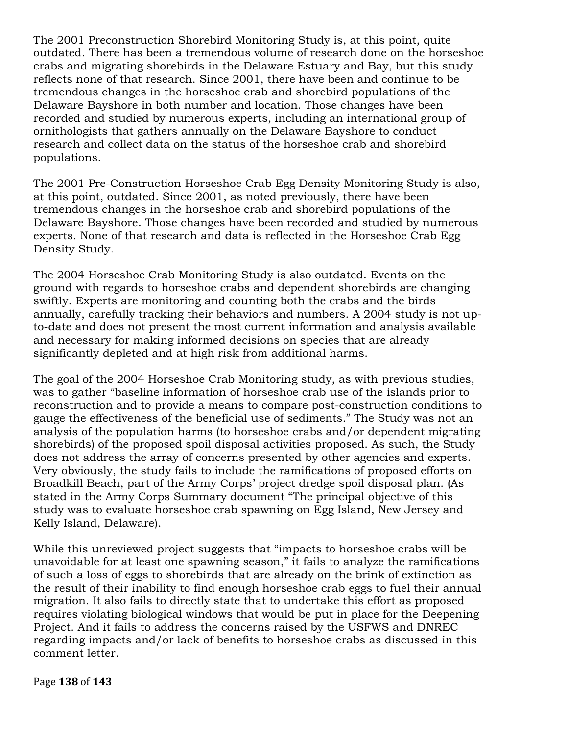The 2001 Preconstruction Shorebird Monitoring Study is, at this point, quite outdated. There has been a tremendous volume of research done on the horseshoe crabs and migrating shorebirds in the Delaware Estuary and Bay, but this study reflects none of that research. Since 2001, there have been and continue to be tremendous changes in the horseshoe crab and shorebird populations of the Delaware Bayshore in both number and location. Those changes have been recorded and studied by numerous experts, including an international group of ornithologists that gathers annually on the Delaware Bayshore to conduct research and collect data on the status of the horseshoe crab and shorebird populations.

The 2001 Pre-Construction Horseshoe Crab Egg Density Monitoring Study is also, at this point, outdated. Since 2001, as noted previously, there have been tremendous changes in the horseshoe crab and shorebird populations of the Delaware Bayshore. Those changes have been recorded and studied by numerous experts. None of that research and data is reflected in the Horseshoe Crab Egg Density Study.

The 2004 Horseshoe Crab Monitoring Study is also outdated. Events on the ground with regards to horseshoe crabs and dependent shorebirds are changing swiftly. Experts are monitoring and counting both the crabs and the birds annually, carefully tracking their behaviors and numbers. A 2004 study is not up-to-date and does not present the most current information and analysis available and necessary for making informed decisions on species that are already significantly depleted and at high risk from additional harms.

The goal of the 2004 Horseshoe Crab Monitoring study, as with previous studies, was to gather "baseline information of horseshoe crab use of the islands prior to reconstruction and to provide a means to compare post-construction conditions to gauge the effectiveness of the beneficial use of sediments." The Study was not an analysis of the population harms (to horseshoe crabs and/or dependent migrating shorebirds) of the proposed spoil disposal activities proposed. As such, the Study does not address the array of concerns presented by other agencies and experts. Very obviously, the study fails to include the ramifications of proposed efforts on Broadkill Beach, part of the Army Corps' project dredge spoil disposal plan. (As stated in the Army Corps Summary document "The principal objective of this study was to evaluate horseshoe crab spawning on Egg Island, New Jersey and Kelly Island, Delaware).

While this unreviewed project suggests that "impacts to horseshoe crabs will be unavoidable for at least one spawning season," it fails to analyze the ramifications of such a loss of eggs to shorebirds that are already on the brink of extinction as the result of their inability to find enough horseshoe crab eggs to fuel their annual migration. It also fails to directly state that to undertake this effort as proposed requires violating biological windows that would be put in place for the Deepening Project. And it fails to address the concerns raised by the USFWS and DNREC regarding impacts and/or lack of benefits to horseshoe crabs as discussed in this comment letter.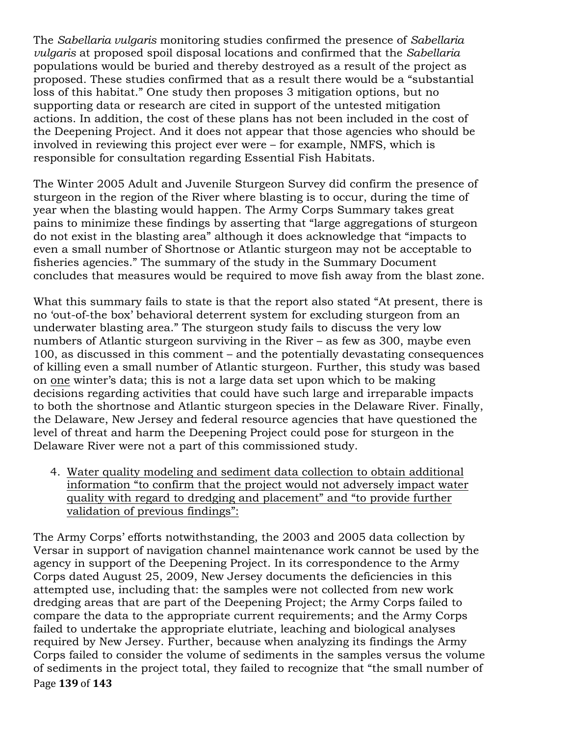The *Sabellaria vulgaris* monitoring studies confirmed the presence of *Sabellaria vulgaris* at proposed spoil disposal locations and confirmed that the *Sabellaria* populations would be buried and thereby destroyed as a result of the project as proposed. These studies confirmed that as a result there would be a "substantial loss of this habitat." One study then proposes 3 mitigation options, but no supporting data or research are cited in support of the untested mitigation actions. In addition, the cost of these plans has not been included in the cost of the Deepening Project. And it does not appear that those agencies who should be involved in reviewing this project ever were – for example, NMFS, which is responsible for consultation regarding Essential Fish Habitats.

The Winter 2005 Adult and Juvenile Sturgeon Survey did confirm the presence of sturgeon in the region of the River where blasting is to occur, during the time of year when the blasting would happen. The Army Corps Summary takes great pains to minimize these findings by asserting that "large aggregations of sturgeon do not exist in the blasting area" although it does acknowledge that "impacts to even a small number of Shortnose or Atlantic sturgeon may not be acceptable to fisheries agencies." The summary of the study in the Summary Document concludes that measures would be required to move fish away from the blast zone.

What this summary fails to state is that the report also stated "At present, there is no 'out-of-the box' behavioral deterrent system for excluding sturgeon from an underwater blasting area." The sturgeon study fails to discuss the very low numbers of Atlantic sturgeon surviving in the River – as few as 300, maybe even 100, as discussed in this comment – and the potentially devastating consequences of killing even a small number of Atlantic sturgeon. Further, this study was based on <u>one</u> winter's data; this is not a large data set upon which to be making decisions regarding activities that could have such large and irreparable impacts to both the shortnose and Atlantic sturgeon species in the Delaware River. Finally, the Delaware, New Jersey and federal resource agencies that have questioned the level of threat and harm the Deepening Project could pose for sturgeon in the Delaware River were not a part of this commissioned study.

4. <u>Water quality modeling and sediment data collection to obtain additional information "to confirm that the project would not adversely impact water quality with regard to dredging and placement" and "to provide further validation of previous findings":</u>

The Army Corps' efforts notwithstanding, the 2003 and 2005 data collection by Versar in support of navigation channel maintenance work cannot be used by the agency in support of the Deepening Project. In its correspondence to the Army Corps dated August 25, 2009, New Jersey documents the deficiencies in this attempted use, including that: the samples were not collected from new work dredging areas that are part of the Deepening Project; the Army Corps failed to compare the data to the appropriate current requirements; and the Army Corps failed to undertake the appropriate elutriate, leaching and biological analyses required by New Jersey. Further, because when analyzing its findings the Army Corps failed to consider the volume of sediments in the samples versus the volume of sediments in the project total, they failed to recognize that "the small number of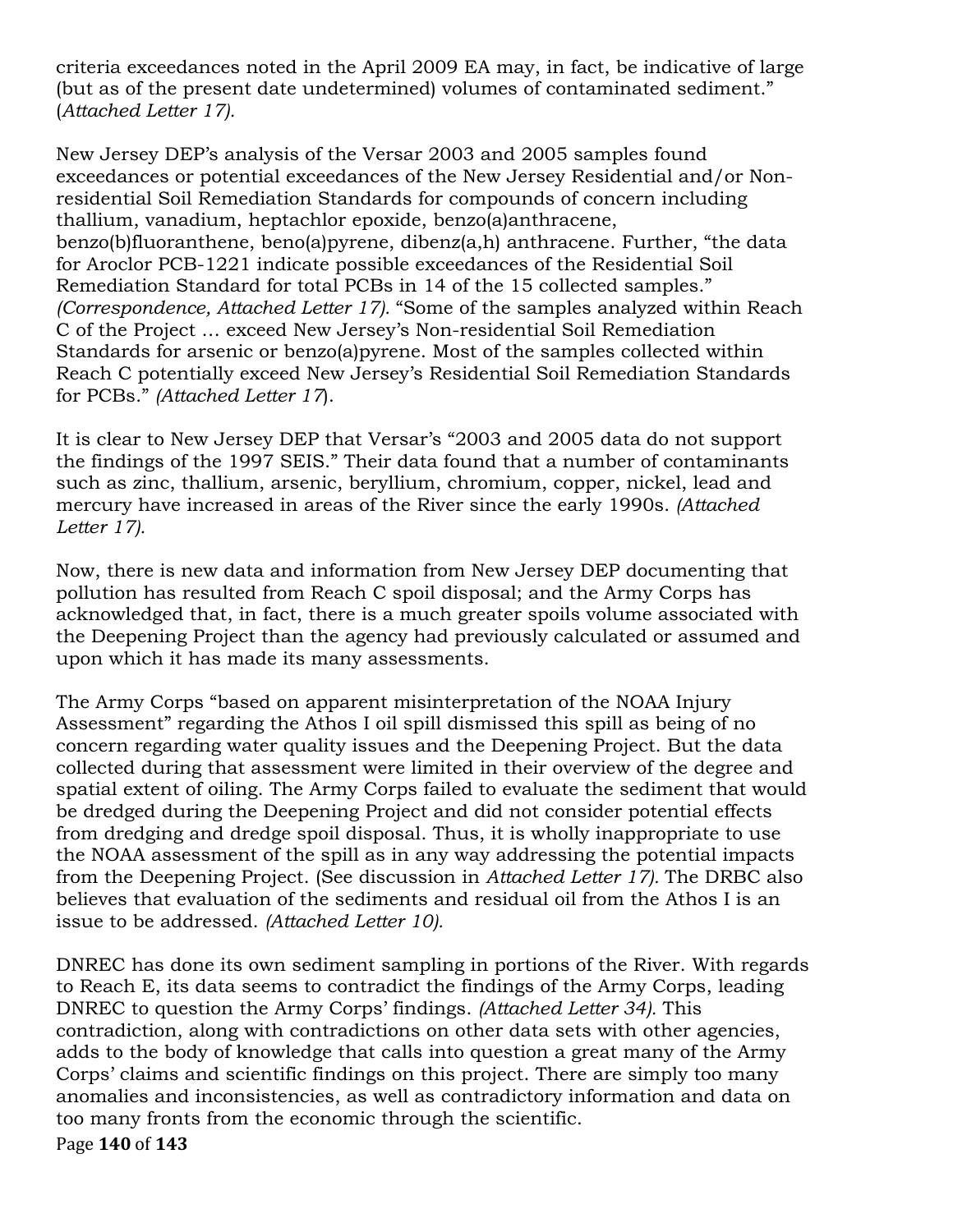criteria exceedances noted in the April 2009 EA may, in fact, be indicative of large (but as of the present date undetermined) volumes of contaminated sediment." (*Attached Letter 17).*

New Jersey DEP's analysis of the Versar 2003 and 2005 samples found exceedances or potential exceedances of the New Jersey Residential and/or Non-residential Soil Remediation Standards for compounds of concern including thallium, vanadium, heptachlor epoxide, benzo(a)anthracene, benzo(b)fluoranthene, beno(a)pyrene, dibenz(a,h) anthracene. Further, "the data for Aroclor PCB-1221 indicate possible exceedances of the Residential Soil Remediation Standard for total PCBs in 14 of the 15 collected samples." *(Correspondence, Attached Letter 17).* "Some of the samples analyzed within Reach C of the Project … exceed New Jersey's Non-residential Soil Remediation Standards for arsenic or benzo(a)pyrene. Most of the samples collected within Reach C potentially exceed New Jersey's Residential Soil Remediation Standards for PCBs." *(Attached Letter 17*).

It is clear to New Jersey DEP that Versar's "2003 and 2005 data do not support the findings of the 1997 SEIS." Their data found that a number of contaminants such as zinc, thallium, arsenic, beryllium, chromium, copper, nickel, lead and mercury have increased in areas of the River since the early 1990s. *(Attached Letter 17).*

Now, there is new data and information from New Jersey DEP documenting that pollution has resulted from Reach C spoil disposal; and the Army Corps has acknowledged that, in fact, there is a much greater spoils volume associated with the Deepening Project than the agency had previously calculated or assumed and upon which it has made its many assessments.

The Army Corps "based on apparent misinterpretation of the NOAA Injury Assessment" regarding the Athos I oil spill dismissed this spill as being of no concern regarding water quality issues and the Deepening Project. But the data collected during that assessment were limited in their overview of the degree and spatial extent of oiling. The Army Corps failed to evaluate the sediment that would be dredged during the Deepening Project and did not consider potential effects from dredging and dredge spoil disposal. Thus, it is wholly inappropriate to use the NOAA assessment of the spill as in any way addressing the potential impacts from the Deepening Project. (See discussion in *Attached Letter 17).* The DRBC also believes that evaluation of the sediments and residual oil from the Athos I is an issue to be addressed. *(Attached Letter 10).*

DNREC has done its own sediment sampling in portions of the River. With regards to Reach E, its data seems to contradict the findings of the Army Corps, leading DNREC to question the Army Corps' findings. *(Attached Letter 34).* This contradiction, along with contradictions on other data sets with other agencies, adds to the body of knowledge that calls into question a great many of the Army Corps' claims and scientific findings on this project. There are simply too many anomalies and inconsistencies, as well as contradictory information and data on too many fronts from the economic through the scientific.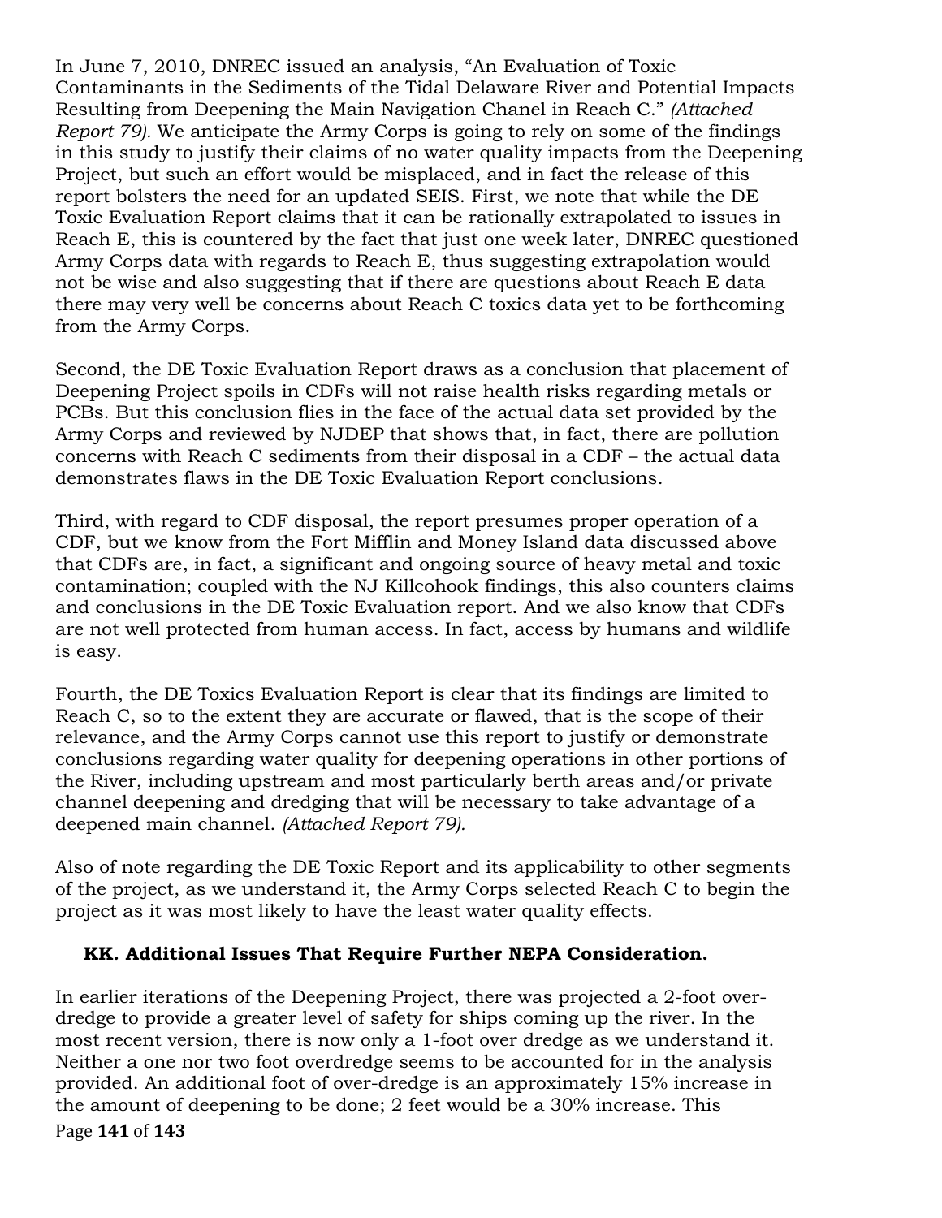In June 7, 2010, DNREC issued an analysis, "An Evaluation of Toxic Contaminants in the Sediments of the Tidal Delaware River and Potential Impacts Resulting from Deepening the Main Navigation Chanel in Reach C." *(Attached Report 79).* We anticipate the Army Corps is going to rely on some of the findings in this study to justify their claims of no water quality impacts from the Deepening Project, but such an effort would be misplaced, and in fact the release of this report bolsters the need for an updated SEIS. First, we note that while the DE Toxic Evaluation Report claims that it can be rationally extrapolated to issues in Reach E, this is countered by the fact that just one week later, DNREC questioned Army Corps data with regards to Reach E, thus suggesting extrapolation would not be wise and also suggesting that if there are questions about Reach E data there may very well be concerns about Reach C toxics data yet to be forthcoming from the Army Corps.

Second, the DE Toxic Evaluation Report draws as a conclusion that placement of Deepening Project spoils in CDFs will not raise health risks regarding metals or PCBs. But this conclusion flies in the face of the actual data set provided by the Army Corps and reviewed by NJDEP that shows that, in fact, there are pollution concerns with Reach C sediments from their disposal in a CDF – the actual data demonstrates flaws in the DE Toxic Evaluation Report conclusions.

Third, with regard to CDF disposal, the report presumes proper operation of a CDF, but we know from the Fort Mifflin and Money Island data discussed above that CDFs are, in fact, a significant and ongoing source of heavy metal and toxic contamination; coupled with the NJ Killcohook findings, this also counters claims and conclusions in the DE Toxic Evaluation report. And we also know that CDFs are not well protected from human access. In fact, access by humans and wildlife is easy.

Fourth, the DE Toxics Evaluation Report is clear that its findings are limited to Reach C, so to the extent they are accurate or flawed, that is the scope of their relevance, and the Army Corps cannot use this report to justify or demonstrate conclusions regarding water quality for deepening operations in other portions of the River, including upstream and most particularly berth areas and/or private channel deepening and dredging that will be necessary to take advantage of a deepened main channel. *(Attached Report 79).*

Also of note regarding the DE Toxic Report and its applicability to other segments of the project, as we understand it, the Army Corps selected Reach C to begin the project as it was most likely to have the least water quality effects.

### KK. Additional Issues That Require Further NEPA Consideration.

In earlier iterations of the Deepening Project, there was projected a 2-foot over-dredge to provide a greater level of safety for ships coming up the river. In the most recent version, there is now only a 1-foot over dredge as we understand it. Neither a one nor two foot overdredge seems to be accounted for in the analysis provided. An additional foot of over-dredge is an approximately 15% increase in the amount of deepening to be done; 2 feet would be a 30% increase. This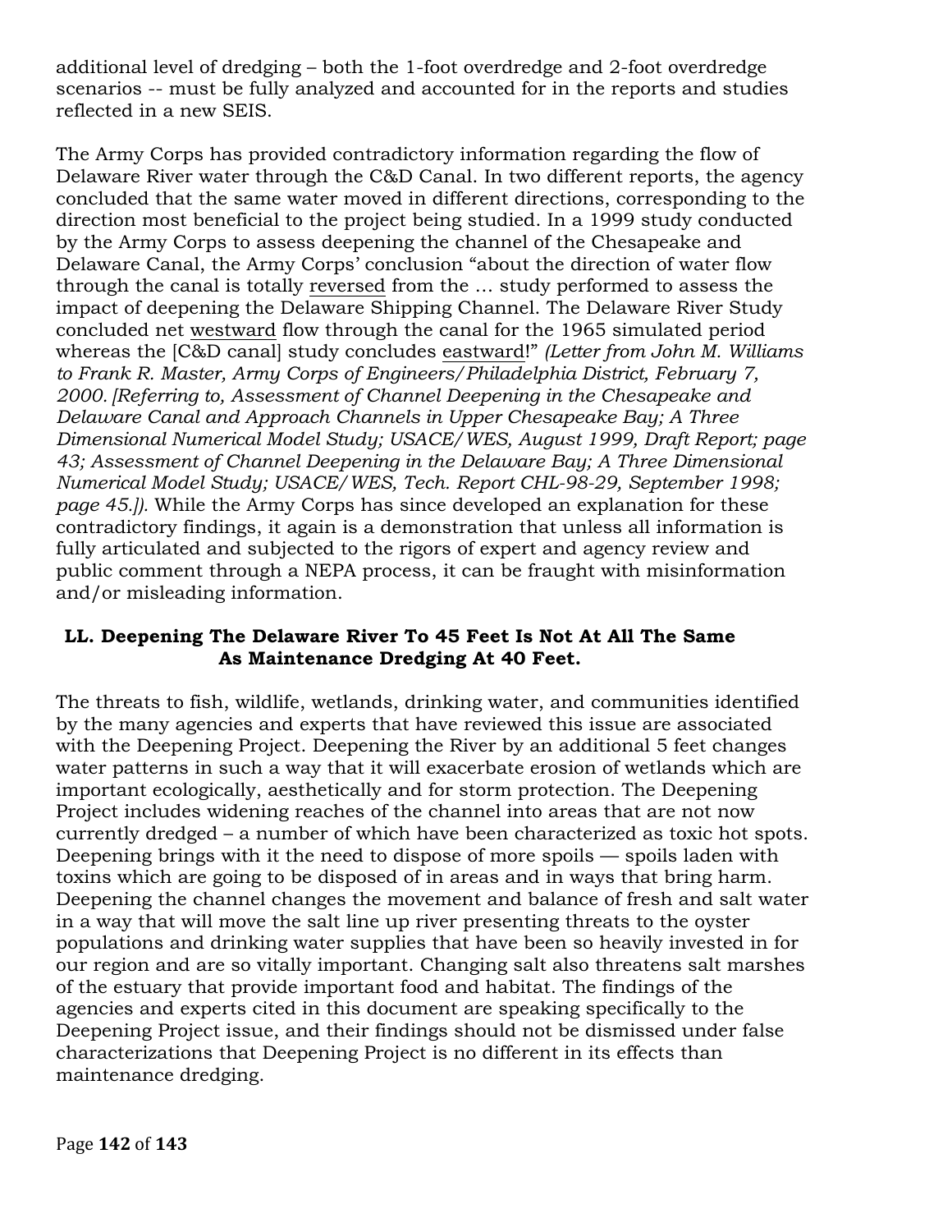additional level of dredging – both the 1-foot overdredge and 2-foot overdredge scenarios -- must be fully analyzed and accounted for in the reports and studies reflected in a new SEIS.

The Army Corps has provided contradictory information regarding the flow of Delaware River water through the C&D Canal. In two different reports, the agency concluded that the same water moved in different directions, corresponding to the direction most beneficial to the project being studied. In a 1999 study conducted by the Army Corps to assess deepening the channel of the Chesapeake and Delaware Canal, the Army Corps' conclusion "about the direction of water flow through the canal is totally <u>reversed</u> from the … study performed to assess the impact of deepening the Delaware Shipping Channel. The Delaware River Study concluded net <u>westward</u> flow through the canal for the 1965 simulated period whereas the [C&D canal] study concludes <u>eastward</u>!" *(Letter from John M. Williams to Frank R. Master, Army Corps of Engineers/Philadelphia District, February 7, 2000. [Referring to, Assessment of Channel Deepening in the Chesapeake and Delaware Canal and Approach Channels in Upper Chesapeake Bay; A Three Dimensional Numerical Model Study; USACE/WES, August 1999, Draft Report; page 43; Assessment of Channel Deepening in the Delaware Bay; A Three Dimensional Numerical Model Study; USACE/WES, Tech. Report CHL-98-29, September 1998; page 45.]).* While the Army Corps has since developed an explanation for these contradictory findings, it again is a demonstration that unless all information is fully articulated and subjected to the rigors of expert and agency review and public comment through a NEPA process, it can be fraught with misinformation and/or misleading information.

## LL. Deepening The Delaware River To 45 Feet Is Not At All The Same As Maintenance Dredging At 40 Feet.

The threats to fish, wildlife, wetlands, drinking water, and communities identified by the many agencies and experts that have reviewed this issue are associated with the Deepening Project. Deepening the River by an additional 5 feet changes water patterns in such a way that it will exacerbate erosion of wetlands which are important ecologically, aesthetically and for storm protection. The Deepening Project includes widening reaches of the channel into areas that are not now currently dredged – a number of which have been characterized as toxic hot spots. Deepening brings with it the need to dispose of more spoils — spoils laden with toxins which are going to be disposed of in areas and in ways that bring harm. Deepening the channel changes the movement and balance of fresh and salt water in a way that will move the salt line up river presenting threats to the oyster populations and drinking water supplies that have been so heavily invested in for our region and are so vitally important. Changing salt also threatens salt marshes of the estuary that provide important food and habitat. The findings of the agencies and experts cited in this document are speaking specifically to the Deepening Project issue, and their findings should not be dismissed under false characterizations that Deepening Project is no different in its effects than maintenance dredging.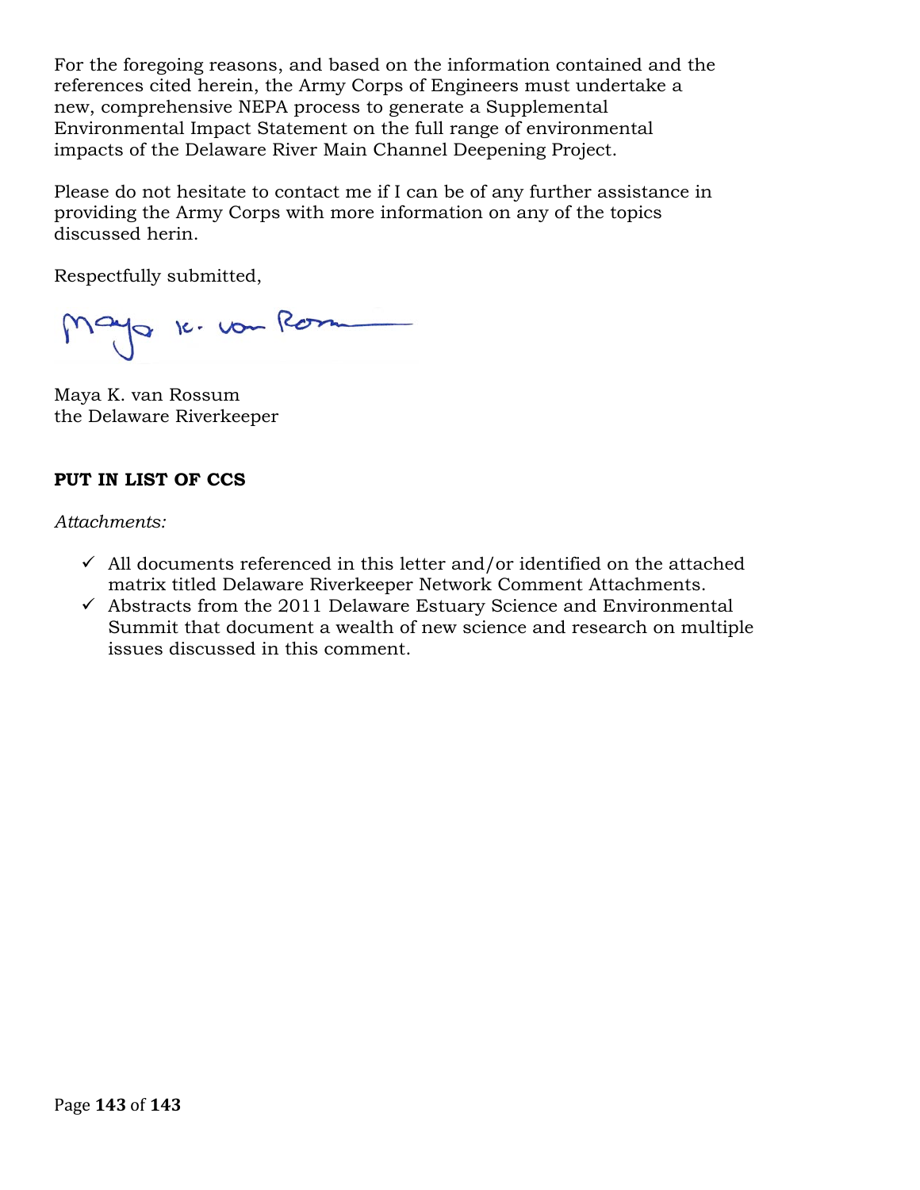For the foregoing reasons, and based on the information contained and the references cited herein, the Army Corps of Engineers must undertake a new, comprehensive NEPA process to generate a Supplemental Environmental Impact Statement on the full range of environmental impacts of the Delaware River Main Channel Deepening Project.

Please do not hesitate to contact me if I can be of any further assistance in providing the Army Corps with more information on any of the topics discussed herin.

Respectfully submitted,

Maya K. van Rossum
the Delaware Riverkeeper

**PUT IN LIST OF CCS**

*Attachments:*

- ✓ All documents referenced in this letter and/or identified on the attached matrix titled Delaware Riverkeeper Network Comment Attachments.
- ✓ Abstracts from the 2011 Delaware Estuary Science and Environmental Summit that document a wealth of new science and research on multiple issues discussed in this comment.